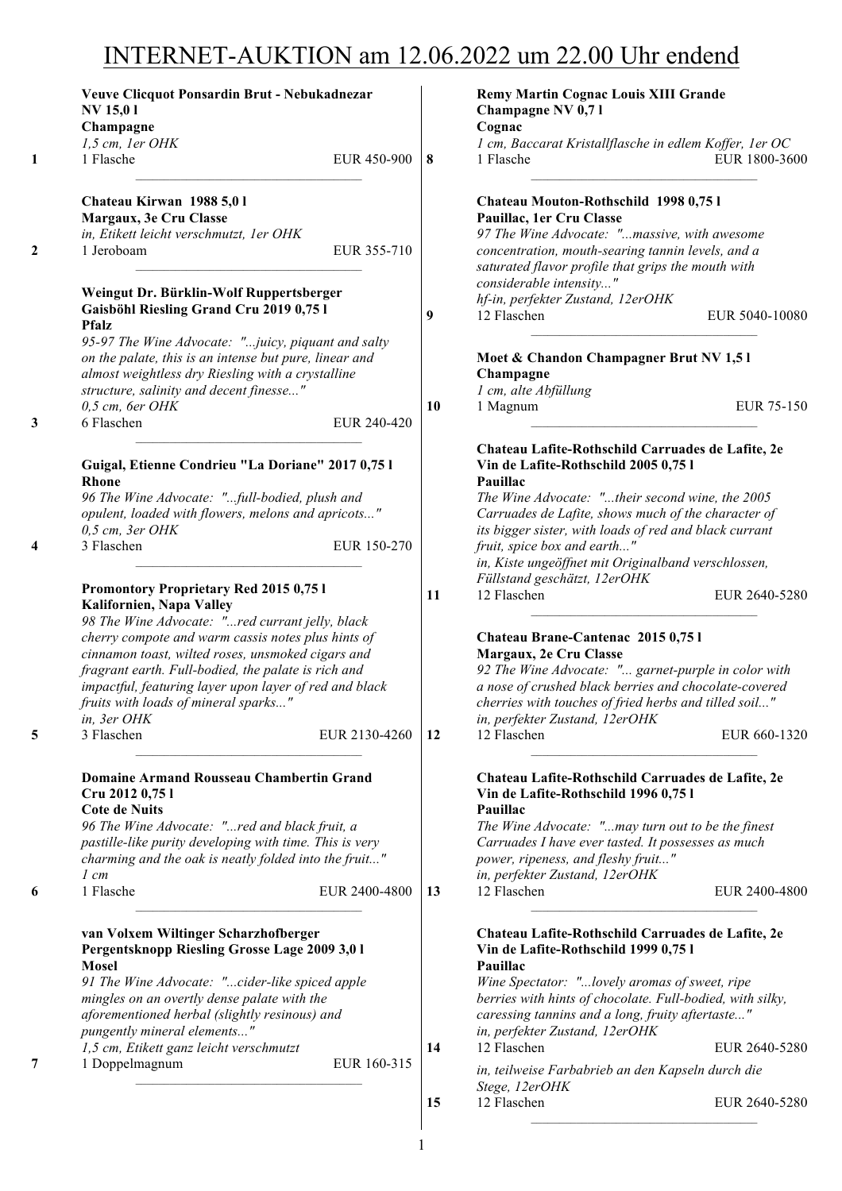# INTERNET-AUKTION am 12.06.2022 um 22.00 Uhr endend

**1**

**Veuve Clicquot Ponsardin Brut - Nebukadnezar NV 15,0 l**
**Champagne**
*1,5 cm, 1er OHK*
1 Flasche — EUR 450-900

---

**2**

**Chateau Kirwan 1988 5,0 l**
**Margaux, 3e Cru Classe**
*in, Etikett leicht verschmutzt, 1er OHK*
1 Jeroboam — EUR 355-710

---

**3**

**Weingut Dr. Bürklin-Wolf Ruppertsberger Gaisböhl Riesling Grand Cru 2019 0,75 l**
**Pfalz**
*95-97 The Wine Advocate: "...juicy, piquant and salty on the palate, this is an intense but pure, linear and almost weightless dry Riesling with a crystalline structure, salinity and decent finesse..."*
*0,5 cm, 6er OHK*
6 Flaschen — EUR 240-420

---

**4**

**Guigal, Etienne Condrieu "La Doriane" 2017 0,75 l**
**Rhone**
*96 The Wine Advocate: "...full-bodied, plush and opulent, loaded with flowers, melons and apricots..."*
*0,5 cm, 3er OHK*
3 Flaschen — EUR 150-270

---

**5**

**Promontory Proprietary Red 2015 0,75 l**
**Kalifornien, Napa Valley**
*98 The Wine Advocate: "...red currant jelly, black cherry compote and warm cassis notes plus hints of cinnamon toast, wilted roses, unsmoked cigars and fragrant earth. Full-bodied, the palate is rich and impactful, featuring layer upon layer of red and black fruits with loads of mineral sparks..."*
*in, 3er OHK*
3 Flaschen — EUR 2130-4260

---

**6**

**Domaine Armand Rousseau Chambertin Grand Cru 2012 0,75 l**
**Cote de Nuits**
*96 The Wine Advocate: "...red and black fruit, a pastille-like purity developing with time. This is very charming and the oak is neatly folded into the fruit..."*
*1 cm*
1 Flasche — EUR 2400-4800

---

**7**

**van Volxem Wiltinger Scharzhofberger Pergentsknopp Riesling Grosse Lage 2009 3,0 l**
**Mosel**
*91 The Wine Advocate: "...cider-like spiced apple mingles on an overtly dense palate with the aforementioned herbal (slightly resinous) and pungently mineral elements..."*
*1,5 cm, Etikett ganz leicht verschmutzt*
1 Doppelmagnum — EUR 160-315

---

**8**

**Remy Martin Cognac Louis XIII Grande Champagne NV 0,7 l**
**Cognac**
*1 cm, Baccarat Kristallflasche in edlem Koffer, 1er OC*
1 Flasche — EUR 1800-3600

---

**9**

**Chateau Mouton-Rothschild 1998 0,75 l**
**Pauillac, 1er Cru Classe**
*97 The Wine Advocate: "...massive, with awesome concentration, mouth-searing tannin levels, and a saturated flavor profile that grips the mouth with considerable intensity..."*
*hf-in, perfekter Zustand, 12erOHK*
12 Flaschen — EUR 5040-10080

---

**10**

**Moet & Chandon Champagner Brut NV 1,5 l**
**Champagne**
*1 cm, alte Abfüllung*
1 Magnum — EUR 75-150

---

**11**

**Chateau Lafite-Rothschild Carruades de Lafite, 2e Vin de Lafite-Rothschild 2005 0,75 l**
**Pauillac**
*The Wine Advocate: "...their second wine, the 2005 Carruades de Lafite, shows much of the character of its bigger sister, with loads of red and black currant fruit, spice box and earth..."*
*in, Kiste ungeöffnet mit Originalband verschlossen, Füllstand geschätzt, 12erOHK*
12 Flaschen — EUR 2640-5280

---

**12**

**Chateau Brane-Cantenac 2015 0,75 l**
**Margaux, 2e Cru Classe**
*92 The Wine Advocate: "... garnet-purple in color with a nose of crushed black berries and chocolate-covered cherries with touches of fried herbs and tilled soil..."*
*in, perfekter Zustand, 12erOHK*
12 Flaschen — EUR 660-1320

---

**13**

**Chateau Lafite-Rothschild Carruades de Lafite, 2e Vin de Lafite-Rothschild 1996 0,75 l**
**Pauillac**
*The Wine Advocate: "...may turn out to be the finest Carruades I have ever tasted. It possesses as much power, ripeness, and fleshy fruit..."*
*in, perfekter Zustand, 12erOHK*
12 Flaschen — EUR 2400-4800

---

**Chateau Lafite-Rothschild Carruades de Lafite, 2e Vin de Lafite-Rothschild 1999 0,75 l**
**Pauillac**
*Wine Spectator: "...lovely aromas of sweet, ripe berries with hints of chocolate. Full-bodied, with silky, caressing tannins and a long, fruity aftertaste..."*

**14**

*in, perfekter Zustand, 12erOHK*
12 Flaschen — EUR 2640-5280

**15**

*in, teilweise Farbabrieb an den Kapseln durch die Stege, 12erOHK*
12 Flaschen — EUR 2640-5280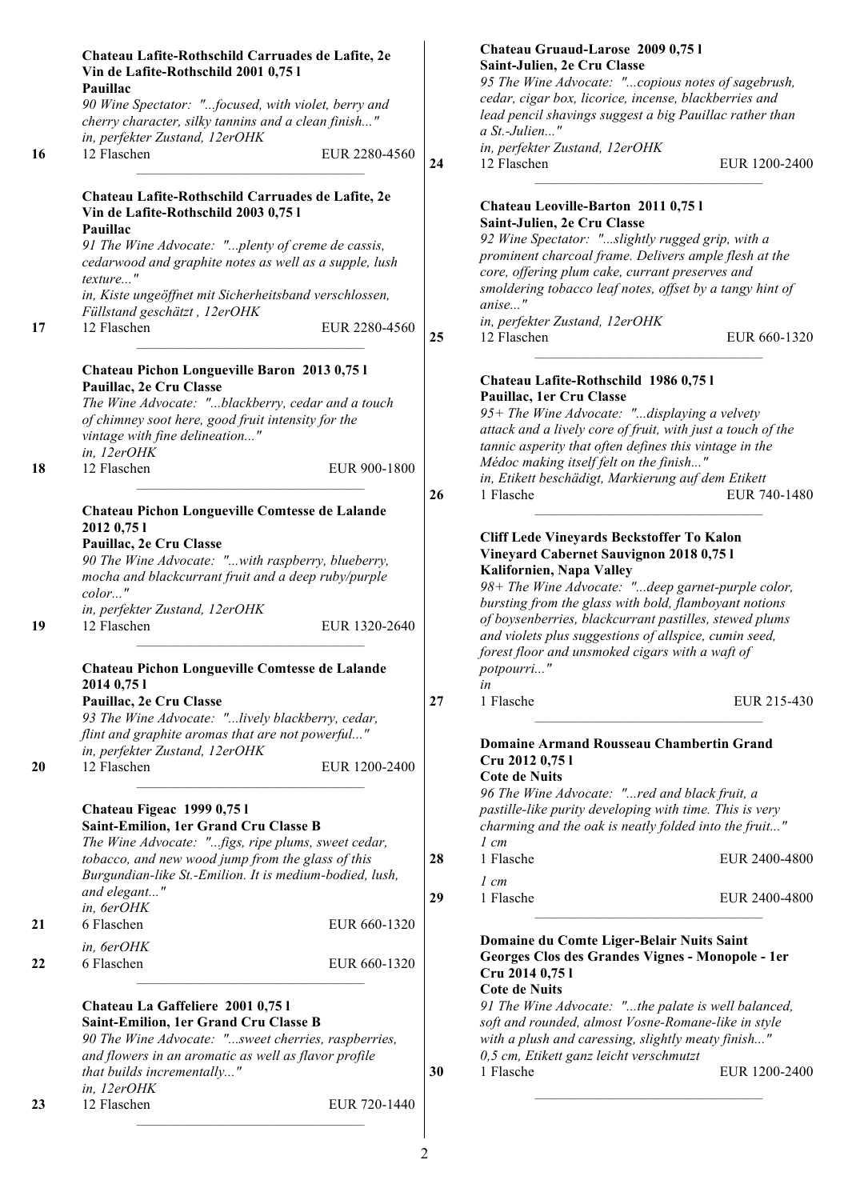**Chateau Lafite-Rothschild Carruades de Lafite, 2e Vin de Lafite-Rothschild 2001 0,75 l**
**Pauillac**
*90 Wine Spectator: "...focused, with violet, berry and cherry character, silky tannins and a clean finish..."*
*in, perfekter Zustand, 12erOHK*

16 — 12 Flaschen — EUR 2280-4560

---

**Chateau Lafite-Rothschild Carruades de Lafite, 2e Vin de Lafite-Rothschild 2003 0,75 l**
**Pauillac**
*91 The Wine Advocate: "...plenty of creme de cassis, cedarwood and graphite notes as well as a supple, lush texture..."*
*in, Kiste ungeöffnet mit Sicherheitsband verschlossen, Füllstand geschätzt , 12erOHK*

17 — 12 Flaschen — EUR 2280-4560

---

**Chateau Pichon Longueville Baron 2013 0,75 l**
**Pauillac, 2e Cru Classe**
*The Wine Advocate: "...blackberry, cedar and a touch of chimney soot here, good fruit intensity for the vintage with fine delineation..."*
*in, 12erOHK*

18 — 12 Flaschen — EUR 900-1800

---

**Chateau Pichon Longueville Comtesse de Lalande 2012 0,75 l**
**Pauillac, 2e Cru Classe**
*90 The Wine Advocate: "...with raspberry, blueberry, mocha and blackcurrant fruit and a deep ruby/purple color..."*
*in, perfekter Zustand, 12erOHK*

19 — 12 Flaschen — EUR 1320-2640

---

**Chateau Pichon Longueville Comtesse de Lalande 2014 0,75 l**
**Pauillac, 2e Cru Classe**
*93 The Wine Advocate: "...lively blackberry, cedar, flint and graphite aromas that are not powerful..."*
*in, perfekter Zustand, 12erOHK*

20 — 12 Flaschen — EUR 1200-2400

---

**Chateau Figeac 1999 0,75 l**
**Saint-Emilion, 1er Grand Cru Classe B**
*The Wine Advocate: "...figs, ripe plums, sweet cedar, tobacco, and new wood jump from the glass of this Burgundian-like St.-Emilion. It is medium-bodied, lush, and elegant..."*

*in, 6erOHK*
21 — 6 Flaschen — EUR 660-1320

*in, 6erOHK*
22 — 6 Flaschen — EUR 660-1320

---

**Chateau La Gaffeliere 2001 0,75 l**
**Saint-Emilion, 1er Grand Cru Classe B**
*90 The Wine Advocate: "...sweet cherries, raspberries, and flowers in an aromatic as well as flavor profile that builds incrementally..."*
*in, 12erOHK*

23 — 12 Flaschen — EUR 720-1440

---

**Chateau Gruaud-Larose 2009 0,75 l**
**Saint-Julien, 2e Cru Classe**
*95 The Wine Advocate: "...copious notes of sagebrush, cedar, cigar box, licorice, incense, blackberries and lead pencil shavings suggest a big Pauillac rather than a St.-Julien..."*
*in, perfekter Zustand, 12erOHK*

24 — 12 Flaschen — EUR 1200-2400

---

**Chateau Leoville-Barton 2011 0,75 l**
**Saint-Julien, 2e Cru Classe**
*92 Wine Spectator: "...slightly rugged grip, with a prominent charcoal frame. Delivers ample flesh at the core, offering plum cake, currant preserves and smoldering tobacco leaf notes, offset by a tangy hint of anise..."*
*in, perfekter Zustand, 12erOHK*

25 — 12 Flaschen — EUR 660-1320

---

**Chateau Lafite-Rothschild 1986 0,75 l**
**Pauillac, 1er Cru Classe**
*95+ The Wine Advocate: "...displaying a velvety attack and a lively core of fruit, with just a touch of the tannic asperity that often defines this vintage in the Médoc making itself felt on the finish..."*
*in, Etikett beschädigt, Markierung auf dem Etikett*

26 — 1 Flasche — EUR 740-1480

---

**Cliff Lede Vineyards Beckstoffer To Kalon Vineyard Cabernet Sauvignon 2018 0,75 l**
**Kalifornien, Napa Valley**
*98+ The Wine Advocate: "...deep garnet-purple color, bursting from the glass with bold, flamboyant notions of boysenberries, blackcurrant pastilles, stewed plums and violets plus suggestions of allspice, cumin seed, forest floor and unsmoked cigars with a waft of potpourri..."*
*in*

27 — 1 Flasche — EUR 215-430

---

**Domaine Armand Rousseau Chambertin Grand Cru 2012 0,75 l**
**Cote de Nuits**
*96 The Wine Advocate: "...red and black fruit, a pastille-like purity developing with time. This is very charming and the oak is neatly folded into the fruit..."*

*1 cm*
28 — 1 Flasche — EUR 2400-4800

*1 cm*
29 — 1 Flasche — EUR 2400-4800

---

**Domaine du Comte Liger-Belair Nuits Saint Georges Clos des Grandes Vignes - Monopole - 1er Cru 2014 0,75 l**
**Cote de Nuits**
*91 The Wine Advocate: "...the palate is well balanced, soft and rounded, almost Vosne-Romane-like in style with a plush and caressing, slightly meaty finish..."*
*0,5 cm, Etikett ganz leicht verschmutzt*

30 — 1 Flasche — EUR 1200-2400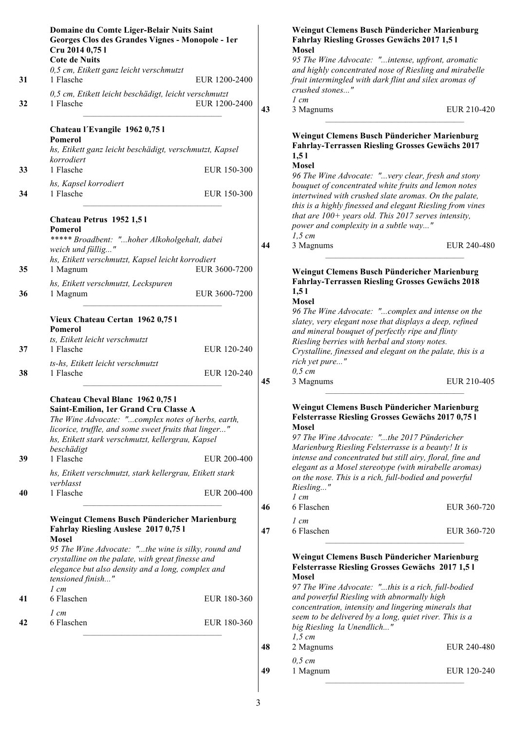**Domaine du Comte Liger-Belair Nuits Saint Georges Clos des Grandes Vignes - Monopole - 1er Cru 2014 0,75 l**
**Cote de Nuits**

*0,5 cm, Etikett ganz leicht verschmutzt*
**31** 1 Flasche EUR 1200-2400

*0,5 cm, Etikett leicht beschädigt, leicht verschmutzt*
**32** 1 Flasche EUR 1200-2400

---

**Chateau l´Evangile 1962 0,75 l**
**Pomerol**

*hs, Etikett ganz leicht beschädigt, verschmutzt, Kapsel korrodiert*
**33** 1 Flasche EUR 150-300

*hs, Kapsel korrodiert*
**34** 1 Flasche EUR 150-300

---

**Chateau Petrus 1952 1,5 l**
**Pomerol**
*\*\*\*\*\* Broadbent: "...hoher Alkoholgehalt, dabei weich und füllig..."*

*hs, Etikett verschmutzt, Kapsel leicht korrodiert*
**35** 1 Magnum EUR 3600-7200

*hs, Etikett verschmutzt, Leckspuren*
**36** 1 Magnum EUR 3600-7200

---

**Vieux Chateau Certan 1962 0,75 l**
**Pomerol**

*ts, Etikett leicht verschmutzt*
**37** 1 Flasche EUR 120-240

*ts-hs, Etikett leicht verschmutzt*
**38** 1 Flasche EUR 120-240

---

**Chateau Cheval Blanc 1962 0,75 l**
**Saint-Emilion, 1er Grand Cru Classe A**
*The Wine Advocate: "...complex notes of herbs, earth, licorice, truffle, and some sweet fruits that linger..."*

*hs, Etikett stark verschmutzt, kellergrau, Kapsel beschädigt*
**39** 1 Flasche EUR 200-400

*hs, Etikett verschmutzt, stark kellergrau, Etikett stark verblasst*
**40** 1 Flasche EUR 200-400

---

**Weingut Clemens Busch Pündericher Marienburg Fahrlay Riesling Auslese 2017 0,75 l**
**Mosel**
*95 The Wine Advocate: "...the wine is silky, round and crystalline on the palate, with great finesse and elegance but also density and a long, complex and tensioned finish..."*

*1 cm*
**41** 6 Flaschen EUR 180-360

*1 cm*
**42** 6 Flaschen EUR 180-360

---

**Weingut Clemens Busch Pündericher Marienburg Fahrlay Riesling Grosses Gewächs 2017 1,5 l**
**Mosel**
*95 The Wine Advocate: "...intense, upfront, aromatic and highly concentrated nose of Riesling and mirabelle fruit intermingled with dark flint and silex aromas of crushed stones..."*

*1 cm*
**43** 3 Magnums EUR 210-420

---

**Weingut Clemens Busch Pündericher Marienburg Fahrlay-Terrassen Riesling Grosses Gewächs 2017 1,5 l**
**Mosel**
*96 The Wine Advocate: "...very clear, fresh and stony bouquet of concentrated white fruits and lemon notes intertwined with crushed slate aromas. On the palate, this is a highly finessed and elegant Riesling from vines that are 100+ years old. This 2017 serves intensity, power and complexity in a subtle way..."*

*1,5 cm*
**44** 3 Magnums EUR 240-480

---

**Weingut Clemens Busch Pündericher Marienburg Fahrlay-Terrassen Riesling Grosses Gewächs 2018 1,5 l**
**Mosel**
*96 The Wine Advocate: "...complex and intense on the slatey, very elegant nose that displays a deep, refined and mineral bouquet of perfectly ripe and flinty Riesling berries with herbal and stony notes. Crystalline, finessed and elegant on the palate, this is a rich yet pure..."*

*0,5 cm*
**45** 3 Magnums EUR 210-405

---

**Weingut Clemens Busch Pündericher Marienburg Felsterrasse Riesling Grosses Gewächs 2017 0,75 l**
**Mosel**
*97 The Wine Advocate: "...the 2017 Pündericher Marienburg Riesling Felsterrasse is a beauty! It is intense and concentrated but still airy, floral, fine and elegant as a Mosel stereotype (with mirabelle aromas) on the nose. This is a rich, full-bodied and powerful Riesling..."*

*1 cm*
**46** 6 Flaschen EUR 360-720

*1 cm*
**47** 6 Flaschen EUR 360-720

---

**Weingut Clemens Busch Pündericher Marienburg Felsterrasse Riesling Grosses Gewächs 2017 1,5 l**
**Mosel**
*97 The Wine Advocate: "...this is a rich, full-bodied and powerful Riesling with abnormally high concentration, intensity and lingering minerals that seem to be delivered by a long, quiet river. This is a big Riesling la Unendlich..."*

*1,5 cm*
**48** 2 Magnums EUR 240-480

*0,5 cm*
**49** 1 Magnum EUR 120-240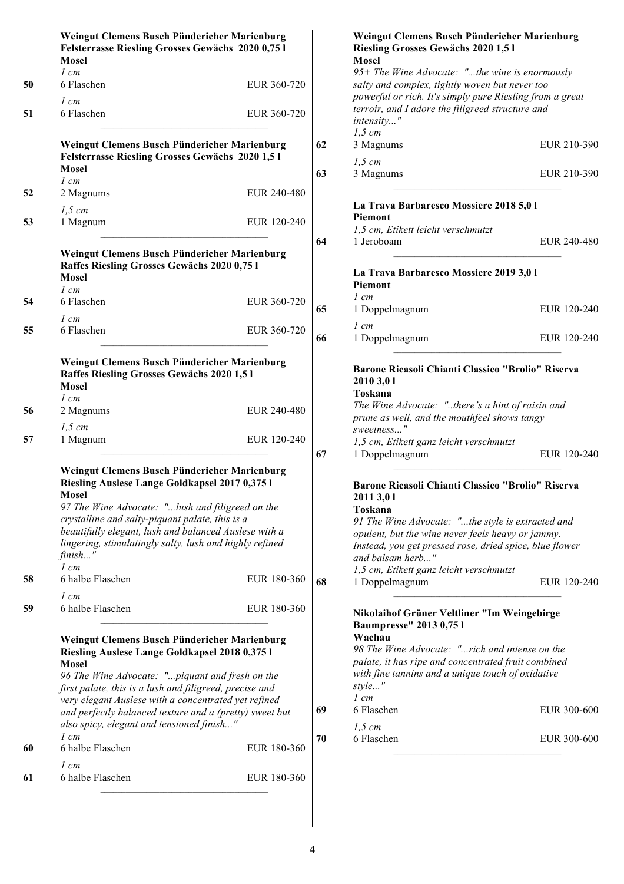**Weingut Clemens Busch Pündericher Marienburg Felsterrasse Riesling Grosses Gewächs 2020 0,75 l**
**Mosel**

*1 cm*
50 6 Flaschen EUR 360-720

*1 cm*
51 6 Flaschen EUR 360-720

---

**Weingut Clemens Busch Pündericher Marienburg Felsterrasse Riesling Grosses Gewächs 2020 1,5 l**
**Mosel**

*1 cm*
52 2 Magnums EUR 240-480

*1,5 cm*
53 1 Magnum EUR 120-240

---

**Weingut Clemens Busch Pündericher Marienburg Raffes Riesling Grosses Gewächs 2020 0,75 l**
**Mosel**

*1 cm*
54 6 Flaschen EUR 360-720

*1 cm*
55 6 Flaschen EUR 360-720

---

**Weingut Clemens Busch Pündericher Marienburg Raffes Riesling Grosses Gewächs 2020 1,5 l**
**Mosel**

*1 cm*
56 2 Magnums EUR 240-480

*1,5 cm*
57 1 Magnum EUR 120-240

---

**Weingut Clemens Busch Pündericher Marienburg Riesling Auslese Lange Goldkapsel 2017 0,375 l**
**Mosel**

*97 The Wine Advocate: "...lush and filigreed on the crystalline and salty-piquant palate, this is a beautifully elegant, lush and balanced Auslese with a lingering, stimulatingly salty, lush and highly refined finish..."*

*1 cm*
58 6 halbe Flaschen EUR 180-360

*1 cm*
59 6 halbe Flaschen EUR 180-360

---

**Weingut Clemens Busch Pündericher Marienburg Riesling Auslese Lange Goldkapsel 2018 0,375 l**
**Mosel**

*96 The Wine Advocate: "...piquant and fresh on the first palate, this is a lush and filigreed, precise and very elegant Auslese with a concentrated yet refined and perfectly balanced texture and a (pretty) sweet but also spicy, elegant and tensioned finish..."*

*1 cm*
60 6 halbe Flaschen EUR 180-360

*1 cm*
61 6 halbe Flaschen EUR 180-360

---

**Weingut Clemens Busch Pündericher Marienburg Riesling Grosses Gewächs 2020 1,5 l**
**Mosel**

*95+ The Wine Advocate: "...the wine is enormously salty and complex, tightly woven but never too powerful or rich. It's simply pure Riesling from a great terroir, and I adore the filigreed structure and intensity..."*

*1,5 cm*
62 3 Magnums EUR 210-390

*1,5 cm*
63 3 Magnums EUR 210-390

---

**La Trava Barbaresco Mossiere 2018 5,0 l**
**Piemont**

*1,5 cm, Etikett leicht verschmutzt*
64 1 Jeroboam EUR 240-480

---

**La Trava Barbaresco Mossiere 2019 3,0 l**
**Piemont**

*1 cm*
65 1 Doppelmagnum EUR 120-240

*1 cm*
66 1 Doppelmagnum EUR 120-240

---

**Barone Ricasoli Chianti Classico "Brolio" Riserva 2010 3,0 l**
**Toskana**

*The Wine Advocate: "..there's a hint of raisin and prune as well, and the mouthfeel shows tangy sweetness..."*

*1,5 cm, Etikett ganz leicht verschmutzt*
67 1 Doppelmagnum EUR 120-240

---

**Barone Ricasoli Chianti Classico "Brolio" Riserva 2011 3,0 l**
**Toskana**

*91 The Wine Advocate: "...the style is extracted and opulent, but the wine never feels heavy or jammy. Instead, you get pressed rose, dried spice, blue flower and balsam herb..."*

*1,5 cm, Etikett ganz leicht verschmutzt*
68 1 Doppelmagnum EUR 120-240

---

**Nikolaihof Grüner Veltliner "Im Weingebirge Baumpresse" 2013 0,75 l**
**Wachau**

*98 The Wine Advocate: "...rich and intense on the palate, it has ripe and concentrated fruit combined with fine tannins and a unique touch of oxidative style..."*

*1 cm*
69 6 Flaschen EUR 300-600

*1,5 cm*
70 6 Flaschen EUR 300-600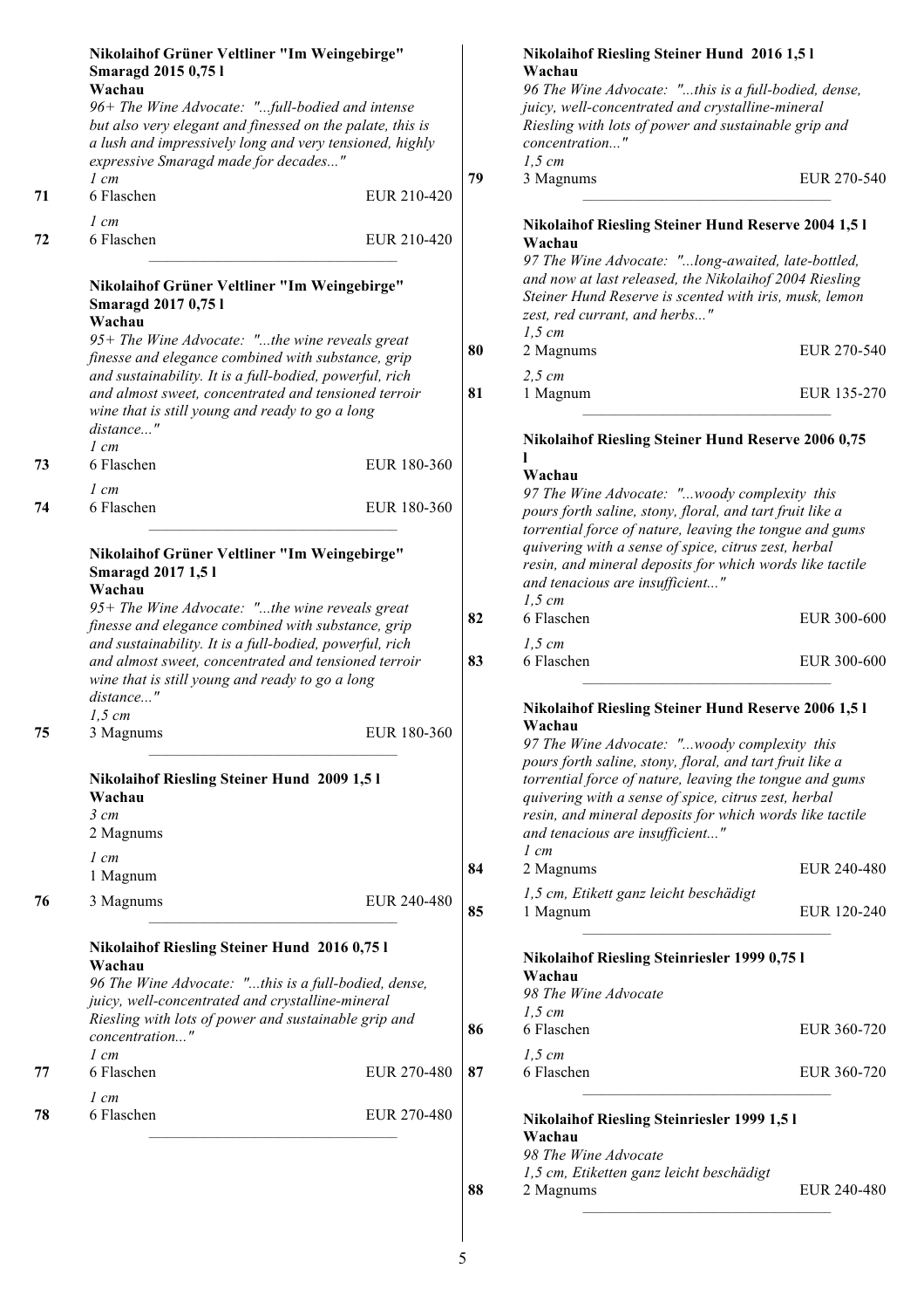**Nikolaihof Grüner Veltliner "Im Weingebirge" Smaragd 2015 0,75 l**
**Wachau**
*96+ The Wine Advocate: "...full-bodied and intense but also very elegant and finessed on the palate, this is a lush and impressively long and very tensioned, highly expressive Smaragd made for decades..."*

*1 cm*
71 — 6 Flaschen — EUR 210-420

*1 cm*
72 — 6 Flaschen — EUR 210-420

---

**Nikolaihof Grüner Veltliner "Im Weingebirge" Smaragd 2017 0,75 l**
**Wachau**
*95+ The Wine Advocate: "...the wine reveals great finesse and elegance combined with substance, grip and sustainability. It is a full-bodied, powerful, rich and almost sweet, concentrated and tensioned terroir wine that is still young and ready to go a long distance..."*

*1 cm*
73 — 6 Flaschen — EUR 180-360

*1 cm*
74 — 6 Flaschen — EUR 180-360

---

**Nikolaihof Grüner Veltliner "Im Weingebirge" Smaragd 2017 1,5 l**
**Wachau**
*95+ The Wine Advocate: "...the wine reveals great finesse and elegance combined with substance, grip and sustainability. It is a full-bodied, powerful, rich and almost sweet, concentrated and tensioned terroir wine that is still young and ready to go a long distance..."*

*1,5 cm*
75 — 3 Magnums — EUR 180-360

---

**Nikolaihof Riesling Steiner Hund 2009 1,5 l**
**Wachau**

*3 cm*
2 Magnums

*1 cm*
1 Magnum

76 — 3 Magnums — EUR 240-480

---

**Nikolaihof Riesling Steiner Hund 2016 0,75 l**
**Wachau**
*96 The Wine Advocate: "...this is a full-bodied, dense, juicy, well-concentrated and crystalline-mineral Riesling with lots of power and sustainable grip and concentration..."*

*1 cm*
77 — 6 Flaschen — EUR 270-480

*1 cm*
78 — 6 Flaschen — EUR 270-480

---

**Nikolaihof Riesling Steiner Hund 2016 1,5 l**
**Wachau**
*96 The Wine Advocate: "...this is a full-bodied, dense, juicy, well-concentrated and crystalline-mineral Riesling with lots of power and sustainable grip and concentration..."*

*1,5 cm*
79 — 3 Magnums — EUR 270-540

---

**Nikolaihof Riesling Steiner Hund Reserve 2004 1,5 l**
**Wachau**
*97 The Wine Advocate: "...long-awaited, late-bottled, and now at last released, the Nikolaihof 2004 Riesling Steiner Hund Reserve is scented with iris, musk, lemon zest, red currant, and herbs..."*

*1,5 cm*
80 — 2 Magnums — EUR 270-540

*2,5 cm*
81 — 1 Magnum — EUR 135-270

---

**Nikolaihof Riesling Steiner Hund Reserve 2006 0,75 l**
**Wachau**
*97 The Wine Advocate: "...woody complexity this pours forth saline, stony, floral, and tart fruit like a torrential force of nature, leaving the tongue and gums quivering with a sense of spice, citrus zest, herbal resin, and mineral deposits for which words like tactile and tenacious are insufficient..."*

*1,5 cm*
82 — 6 Flaschen — EUR 300-600

*1,5 cm*
83 — 6 Flaschen — EUR 300-600

---

**Nikolaihof Riesling Steiner Hund Reserve 2006 1,5 l**
**Wachau**
*97 The Wine Advocate: "...woody complexity this pours forth saline, stony, floral, and tart fruit like a torrential force of nature, leaving the tongue and gums quivering with a sense of spice, citrus zest, herbal resin, and mineral deposits for which words like tactile and tenacious are insufficient..."*

*1 cm*
84 — 2 Magnums — EUR 240-480

*1,5 cm, Etikett ganz leicht beschädigt*
85 — 1 Magnum — EUR 120-240

---

**Nikolaihof Riesling Steinriesler 1999 0,75 l**
**Wachau**
*98 The Wine Advocate*

*1,5 cm*
86 — 6 Flaschen — EUR 360-720

*1,5 cm*
87 — 6 Flaschen — EUR 360-720

---

**Nikolaihof Riesling Steinriesler 1999 1,5 l**
**Wachau**
*98 The Wine Advocate*

*1,5 cm, Etiketten ganz leicht beschädigt*
88 — 2 Magnums — EUR 240-480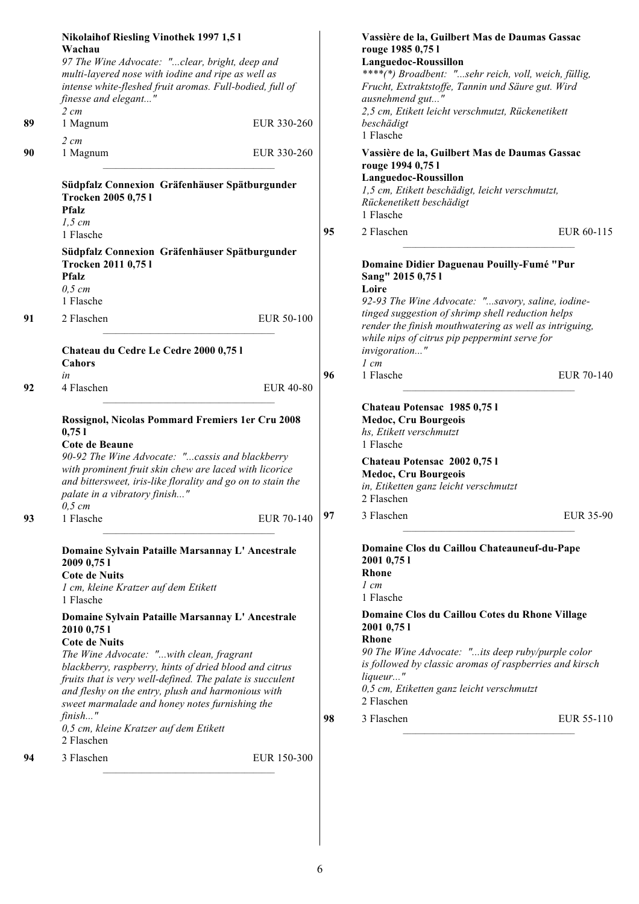**Nikolaihof Riesling Vinothek 1997 1,5 l**
**Wachau**
*97 The Wine Advocate: "...clear, bright, deep and multi-layered nose with iodine and ripe as well as intense white-fleshed fruit aromas. Full-bodied, full of finesse and elegant..."*
*2 cm*

**89** 1 Magnum EUR 330-260

*2 cm*

**90** 1 Magnum EUR 330-260

---

**Südpfalz Connexion Gräfenhäuser Spätburgunder Trocken 2005 0,75 l**
**Pfalz**
*1,5 cm*
1 Flasche

**Südpfalz Connexion Gräfenhäuser Spätburgunder Trocken 2011 0,75 l**
**Pfalz**
*0,5 cm*
1 Flasche

**91** 2 Flaschen EUR 50-100

---

**Chateau du Cedre Le Cedre 2000 0,75 l**
**Cahors**
*in*

**92** 4 Flaschen EUR 40-80

---

**Rossignol, Nicolas Pommard Fremiers 1er Cru 2008 0,75 l**
**Cote de Beaune**
*90-92 The Wine Advocate: "...cassis and blackberry with prominent fruit skin chew are laced with licorice and bittersweet, iris-like florality and go on to stain the palate in a vibratory finish..."*
*0,5 cm*

**93** 1 Flasche EUR 70-140

---

**Domaine Sylvain Pataille Marsannay L' Ancestrale 2009 0,75 l**
**Cote de Nuits**
*1 cm, kleine Kratzer auf dem Etikett*
1 Flasche

**Domaine Sylvain Pataille Marsannay L' Ancestrale 2010 0,75 l**
**Cote de Nuits**
*The Wine Advocate: "...with clean, fragrant blackberry, raspberry, hints of dried blood and citrus fruits that is very well-defined. The palate is succulent and fleshy on the entry, plush and harmonious with sweet marmalade and honey notes furnishing the finish..."*
*0,5 cm, kleine Kratzer auf dem Etikett*
2 Flaschen

**94** 3 Flaschen EUR 150-300

---

**Vassière de la, Guilbert Mas de Daumas Gassac rouge 1985 0,75 l**
**Languedoc-Roussillon**
*\*\*\*\*(\*) Broadbent: "...sehr reich, voll, weich, füllig, Frucht, Extraktstoffe, Tannin und Säure gut. Wird ausnehmend gut..."*
*2,5 cm, Etikett leicht verschmutzt, Rückenetikett beschädigt*
1 Flasche

**Vassière de la, Guilbert Mas de Daumas Gassac rouge 1994 0,75 l**
**Languedoc-Roussillon**
*1,5 cm, Etikett beschädigt, leicht verschmutzt, Rückenetikett beschädigt*
1 Flasche

**95** 2 Flaschen EUR 60-115

---

**Domaine Didier Daguenau Pouilly-Fumé "Pur Sang" 2015 0,75 l**
**Loire**
*92-93 The Wine Advocate: "...savory, saline, iodine-tinged suggestion of shrimp shell reduction helps render the finish mouthwatering as well as intriguing, while nips of citrus pip peppermint serve for invigoration..."*
*1 cm*

**96** 1 Flasche EUR 70-140

---

**Chateau Potensac 1985 0,75 l**
**Medoc, Cru Bourgeois**
*hs, Etikett verschmutzt*
1 Flasche

**Chateau Potensac 2002 0,75 l**
**Medoc, Cru Bourgeois**
*in, Etiketten ganz leicht verschmutzt*
2 Flaschen

**97** 3 Flaschen EUR 35-90

---

**Domaine Clos du Caillou Chateauneuf-du-Pape 2001 0,75 l**
**Rhone**
*1 cm*
1 Flasche

**Domaine Clos du Caillou Cotes du Rhone Village 2001 0,75 l**
**Rhone**
*90 The Wine Advocate: "...its deep ruby/purple color is followed by classic aromas of raspberries and kirsch liqueur..."*
*0,5 cm, Etiketten ganz leicht verschmutzt*
2 Flaschen

**98** 3 Flaschen EUR 55-110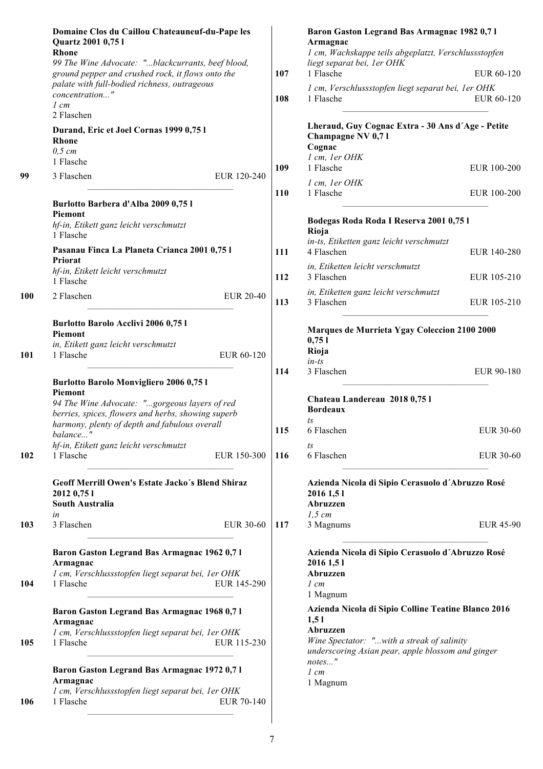**Domaine Clos du Caillou Chateauneuf-du-Pape les Quartz 2001 0,75 l**
**Rhone**
*99 The Wine Advocate: "...blackcurrants, beef blood, ground pepper and crushed rock, it flows onto the palate with full-bodied richness, outrageous concentration..."*
*1 cm*
2 Flaschen

**Durand, Eric et Joel Cornas 1999 0,75 l**
**Rhone**
*0,5 cm*
1 Flasche

**99** 3 Flaschen EUR 120-240

---

**Burlotto Barbera d'Alba 2009 0,75 l**
**Piemont**
*hf-in, Etikett ganz leicht verschmutzt*
1 Flasche

**Pasanau Finca La Planeta Crianca 2001 0,75 l**
**Priorat**
*hf-in, Etikett leicht verschmutzt*
1 Flasche

**100** 2 Flaschen EUR 20-40

---

**Burlotto Barolo Acclivi 2006 0,75 l**
**Piemont**
*in, Etikett ganz leicht verschmutzt*

**101** 1 Flasche EUR 60-120

---

**Burlotto Barolo Monvigliero 2006 0,75 l**
**Piemont**
*94 The Wine Advocate: "...gorgeous layers of red berries, spices, flowers and herbs, showing superb harmony, plenty of depth and fabulous overall balance..."*
*hf-in, Etikett ganz leicht verschmutzt*

**102** 1 Flasche EUR 150-300

---

**Geoff Merrill Owen's Estate Jacko´s Blend Shiraz 2012 0,75 l**
**South Australia**
*in*

**103** 3 Flaschen EUR 30-60

---

**Baron Gaston Legrand Bas Armagnac 1962 0,7 l**
**Armagnac**
*1 cm, Verschlussstopfen liegt separat bei, 1er OHK*

**104** 1 Flasche EUR 145-290

---

**Baron Gaston Legrand Bas Armagnac 1968 0,7 l**
**Armagnac**
*1 cm, Verschlussstopfen liegt separat bei, 1er OHK*

**105** 1 Flasche EUR 115-230

---

**Baron Gaston Legrand Bas Armagnac 1972 0,7 l**
**Armagnac**
*1 cm, Verschlussstopfen liegt separat bei, 1er OHK*

**106** 1 Flasche EUR 70-140

---

**Baron Gaston Legrand Bas Armagnac 1982 0,7 l**
**Armagnac**
*1 cm, Wachskappe teils abgeplatzt, Verschlussstopfen liegt separat bei, 1er OHK*

**107** 1 Flasche EUR 60-120

*1 cm, Verschlussstopfen liegt separat bei, 1er OHK*

**108** 1 Flasche EUR 60-120

---

**Lheraud, Guy Cognac Extra - 30 Ans d´Age - Petite Champagne NV 0,7 l**
**Cognac**
*1 cm, 1er OHK*

**109** 1 Flasche EUR 100-200

*1 cm, 1er OHK*

**110** 1 Flasche EUR 100-200

---

**Bodegas Roda Roda I Reserva 2001 0,75 l**
**Rioja**
*in-ts, Etiketten ganz leicht verschmutzt*

**111** 4 Flaschen EUR 140-280

*in, Etiketten leicht verschmutzt*

**112** 3 Flaschen EUR 105-210

*in, Etiketten ganz leicht verschmutzt*

**113** 3 Flaschen EUR 105-210

---

**Marques de Murrieta Ygay Coleccion 2100 2000 0,75 l**
**Rioja**
*in-ts*

**114** 3 Flaschen EUR 90-180

---

**Chateau Landereau 2018 0,75 l**
**Bordeaux**
*ts*

**115** 6 Flaschen EUR 30-60

*ts*

**116** 6 Flaschen EUR 30-60

---

**Azienda Nicola di Sipio Cerasuolo d´Abruzzo Rosé 2016 1,5 l**
**Abruzzen**
*1,5 cm*

**117** 3 Magnums EUR 45-90

---

**Azienda Nicola di Sipio Cerasuolo d´Abruzzo Rosé 2016 1,5 l**
**Abruzzen**
*1 cm*
1 Magnum

**Azienda Nicola di Sipio Colline Teatine Blanco 2016 1,5 l**
**Abruzzen**
*Wine Spectator: "...with a streak of salinity underscoring Asian pear, apple blossom and ginger notes..."*
*1 cm*
1 Magnum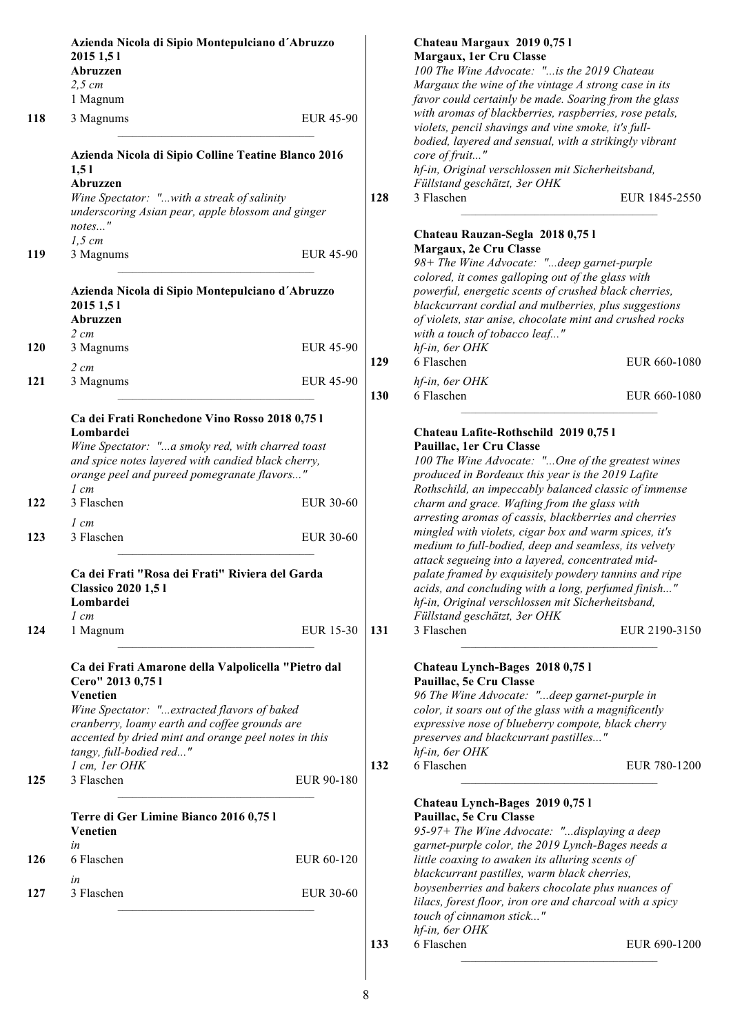**Azienda Nicola di Sipio Montepulciano d´Abruzzo 2015 1,5 l**
**Abruzzen**
*2,5 cm*
1 Magnum

**118** 3 Magnums EUR 45-90

---

**Azienda Nicola di Sipio Colline Teatine Blanco 2016 1,5 l**
**Abruzzen**
*Wine Spectator: "...with a streak of salinity underscoring Asian pear, apple blossom and ginger notes..."*
*1,5 cm*

**119** 3 Magnums EUR 45-90

---

**Azienda Nicola di Sipio Montepulciano d´Abruzzo 2015 1,5 l**
**Abruzzen**
*2 cm*

**120** 3 Magnums EUR 45-90

*2 cm*

**121** 3 Magnums EUR 45-90

---

**Ca dei Frati Ronchedone Vino Rosso 2018 0,75 l**
**Lombardei**
*Wine Spectator: "...a smoky red, with charred toast and spice notes layered with candied black cherry, orange peel and pureed pomegranate flavors..."*
*1 cm*

**122** 3 Flaschen EUR 30-60

*1 cm*

**123** 3 Flaschen EUR 30-60

---

**Ca dei Frati "Rosa dei Frati" Riviera del Garda Classico 2020 1,5 l**
**Lombardei**
*1 cm*

**124** 1 Magnum EUR 15-30

---

**Ca dei Frati Amarone della Valpolicella "Pietro dal Cero" 2013 0,75 l**
**Venetien**
*Wine Spectator: "...extracted flavors of baked cranberry, loamy earth and coffee grounds are accented by dried mint and orange peel notes in this tangy, full-bodied red..."*
*1 cm, 1er OHK*

**125** 3 Flaschen EUR 90-180

---

**Terre di Ger Limine Bianco 2016 0,75 l**
**Venetien**
*in*

**126** 6 Flaschen EUR 60-120

*in*

**127** 3 Flaschen EUR 30-60

---

**Chateau Margaux 2019 0,75 l**
**Margaux, 1er Cru Classe**
*100 The Wine Advocate: "...is the 2019 Chateau Margaux the wine of the vintage A strong case in its favor could certainly be made. Soaring from the glass with aromas of blackberries, raspberries, rose petals, violets, pencil shavings and vine smoke, it's full-bodied, layered and sensual, with a strikingly vibrant core of fruit..."*
*hf-in, Original verschlossen mit Sicherheitsband, Füllstand geschätzt, 3er OHK*

**128** 3 Flaschen EUR 1845-2550

---

**Chateau Rauzan-Segla 2018 0,75 l**
**Margaux, 2e Cru Classe**
*98+ The Wine Advocate: "...deep garnet-purple colored, it comes galloping out of the glass with powerful, energetic scents of crushed black cherries, blackcurrant cordial and mulberries, plus suggestions of violets, star anise, chocolate mint and crushed rocks with a touch of tobacco leaf..."*
*hf-in, 6er OHK*

**129** 6 Flaschen EUR 660-1080

*hf-in, 6er OHK*

**130** 6 Flaschen EUR 660-1080

---

**Chateau Lafite-Rothschild 2019 0,75 l**
**Pauillac, 1er Cru Classe**
*100 The Wine Advocate: "...One of the greatest wines produced in Bordeaux this year is the 2019 Lafite Rothschild, an impeccably balanced classic of immense charm and grace. Wafting from the glass with arresting aromas of cassis, blackberries and cherries mingled with violets, cigar box and warm spices, it's medium to full-bodied, deep and seamless, its velvety attack segueing into a layered, concentrated mid-palate framed by exquisitely powdery tannins and ripe acids, and concluding with a long, perfumed finish..."*
*hf-in, Original verschlossen mit Sicherheitsband, Füllstand geschätzt, 3er OHK*

**131** 3 Flaschen EUR 2190-3150

---

**Chateau Lynch-Bages 2018 0,75 l**
**Pauillac, 5e Cru Classe**
*96 The Wine Advocate: "...deep garnet-purple in color, it soars out of the glass with a magnificently expressive nose of blueberry compote, black cherry preserves and blackcurrant pastilles..."*
*hf-in, 6er OHK*

**132** 6 Flaschen EUR 780-1200

---

**Chateau Lynch-Bages 2019 0,75 l**
**Pauillac, 5e Cru Classe**
*95-97+ The Wine Advocate: "...displaying a deep garnet-purple color, the 2019 Lynch-Bages needs a little coaxing to awaken its alluring scents of blackcurrant pastilles, warm black cherries, boysenberries and bakers chocolate plus nuances of lilacs, forest floor, iron ore and charcoal with a spicy touch of cinnamon stick..."*
*hf-in, 6er OHK*

**133** 6 Flaschen EUR 690-1200

---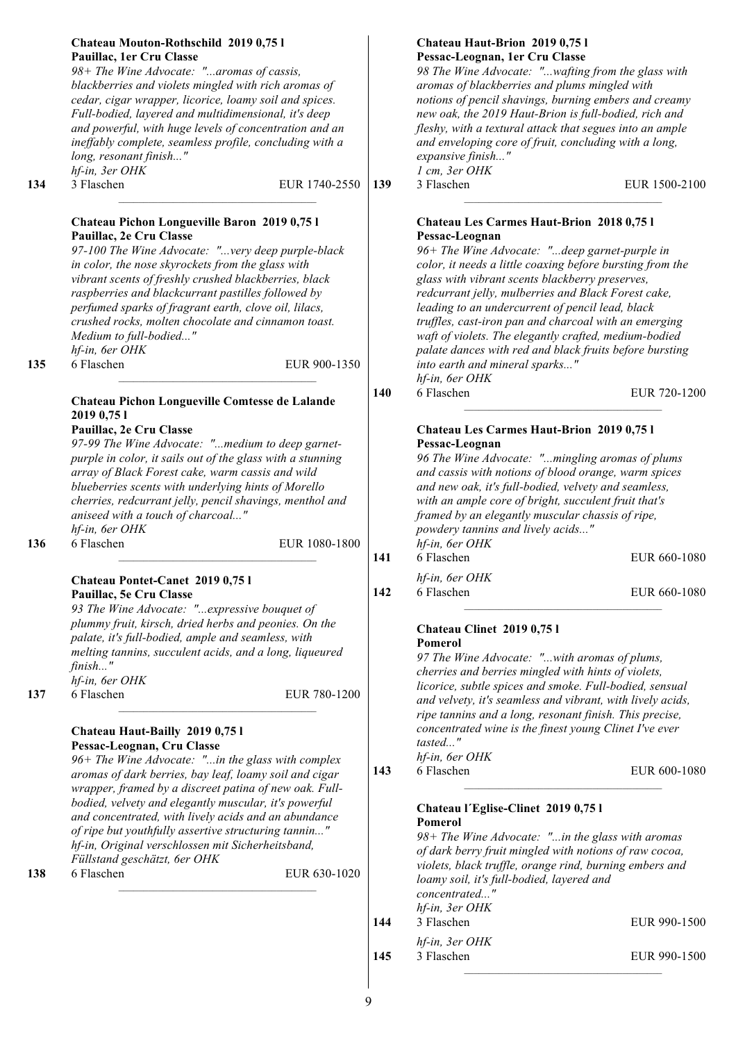**Chateau Mouton-Rothschild 2019 0,75 l**
**Pauillac, 1er Cru Classe**
*98+ The Wine Advocate: "...aromas of cassis, blackberries and violets mingled with rich aromas of cedar, cigar wrapper, licorice, loamy soil and spices. Full-bodied, layered and multidimensional, it's deep and powerful, with huge levels of concentration and an ineffably complete, seamless profile, concluding with a long, resonant finish..."*
*hf-in, 3er OHK*
**134** 3 Flaschen EUR 1740-2550

---

**Chateau Pichon Longueville Baron 2019 0,75 l**
**Pauillac, 2e Cru Classe**
*97-100 The Wine Advocate: "...very deep purple-black in color, the nose skyrockets from the glass with vibrant scents of freshly crushed blackberries, black raspberries and blackcurrant pastilles followed by perfumed sparks of fragrant earth, clove oil, lilacs, crushed rocks, molten chocolate and cinnamon toast. Medium to full-bodied..."*
*hf-in, 6er OHK*
**135** 6 Flaschen EUR 900-1350

---

**Chateau Pichon Longueville Comtesse de Lalande 2019 0,75 l**
**Pauillac, 2e Cru Classe**
*97-99 The Wine Advocate: "...medium to deep garnet-purple in color, it sails out of the glass with a stunning array of Black Forest cake, warm cassis and wild blueberries scents with underlying hints of Morello cherries, redcurrant jelly, pencil shavings, menthol and aniseed with a touch of charcoal..."*
*hf-in, 6er OHK*
**136** 6 Flaschen EUR 1080-1800

---

**Chateau Pontet-Canet 2019 0,75 l**
**Pauillac, 5e Cru Classe**
*93 The Wine Advocate: "...expressive bouquet of plummy fruit, kirsch, dried herbs and peonies. On the palate, it's full-bodied, ample and seamless, with melting tannins, succulent acids, and a long, liqueured finish..."*
*hf-in, 6er OHK*
**137** 6 Flaschen EUR 780-1200

---

**Chateau Haut-Bailly 2019 0,75 l**
**Pessac-Leognan, Cru Classe**
*96+ The Wine Advocate: "...in the glass with complex aromas of dark berries, bay leaf, loamy soil and cigar wrapper, framed by a discreet patina of new oak. Full-bodied, velvety and elegantly muscular, it's powerful and concentrated, with lively acids and an abundance of ripe but youthfully assertive structuring tannin..."*
*hf-in, Original verschlossen mit Sicherheitsband, Füllstand geschätzt, 6er OHK*
**138** 6 Flaschen EUR 630-1020

---

**Chateau Haut-Brion 2019 0,75 l**
**Pessac-Leognan, 1er Cru Classe**
*98 The Wine Advocate: "...wafting from the glass with aromas of blackberries and plums mingled with notions of pencil shavings, burning embers and creamy new oak, the 2019 Haut-Brion is full-bodied, rich and fleshy, with a textural attack that segues into an ample and enveloping core of fruit, concluding with a long, expansive finish..."*
*1 cm, 3er OHK*
**139** 3 Flaschen EUR 1500-2100

---

**Chateau Les Carmes Haut-Brion 2018 0,75 l**
**Pessac-Leognan**
*96+ The Wine Advocate: "...deep garnet-purple in color, it needs a little coaxing before bursting from the glass with vibrant scents blackberry preserves, redcurrant jelly, mulberries and Black Forest cake, leading to an undercurrent of pencil lead, black truffles, cast-iron pan and charcoal with an emerging waft of violets. The elegantly crafted, medium-bodied palate dances with red and black fruits before bursting into earth and mineral sparks..."*
*hf-in, 6er OHK*
**140** 6 Flaschen EUR 720-1200

---

**Chateau Les Carmes Haut-Brion 2019 0,75 l**
**Pessac-Leognan**
*96 The Wine Advocate: "...mingling aromas of plums and cassis with notions of blood orange, warm spices and new oak, it's full-bodied, velvety and seamless, with an ample core of bright, succulent fruit that's framed by an elegantly muscular chassis of ripe, powdery tannins and lively acids..."*
*hf-in, 6er OHK*
**141** 6 Flaschen EUR 660-1080

*hf-in, 6er OHK*
**142** 6 Flaschen EUR 660-1080

---

**Chateau Clinet 2019 0,75 l**
**Pomerol**
*97 The Wine Advocate: "...with aromas of plums, cherries and berries mingled with hints of violets, licorice, subtle spices and smoke. Full-bodied, sensual and velvety, it's seamless and vibrant, with lively acids, ripe tannins and a long, resonant finish. This precise, concentrated wine is the finest young Clinet I've ever tasted..."*
*hf-in, 6er OHK*
**143** 6 Flaschen EUR 600-1080

---

**Chateau l´Eglise-Clinet 2019 0,75 l**
**Pomerol**
*98+ The Wine Advocate: "...in the glass with aromas of dark berry fruit mingled with notions of raw cocoa, violets, black truffle, orange rind, burning embers and loamy soil, it's full-bodied, layered and concentrated..."*
*hf-in, 3er OHK*
**144** 3 Flaschen EUR 990-1500

*hf-in, 3er OHK*
**145** 3 Flaschen EUR 990-1500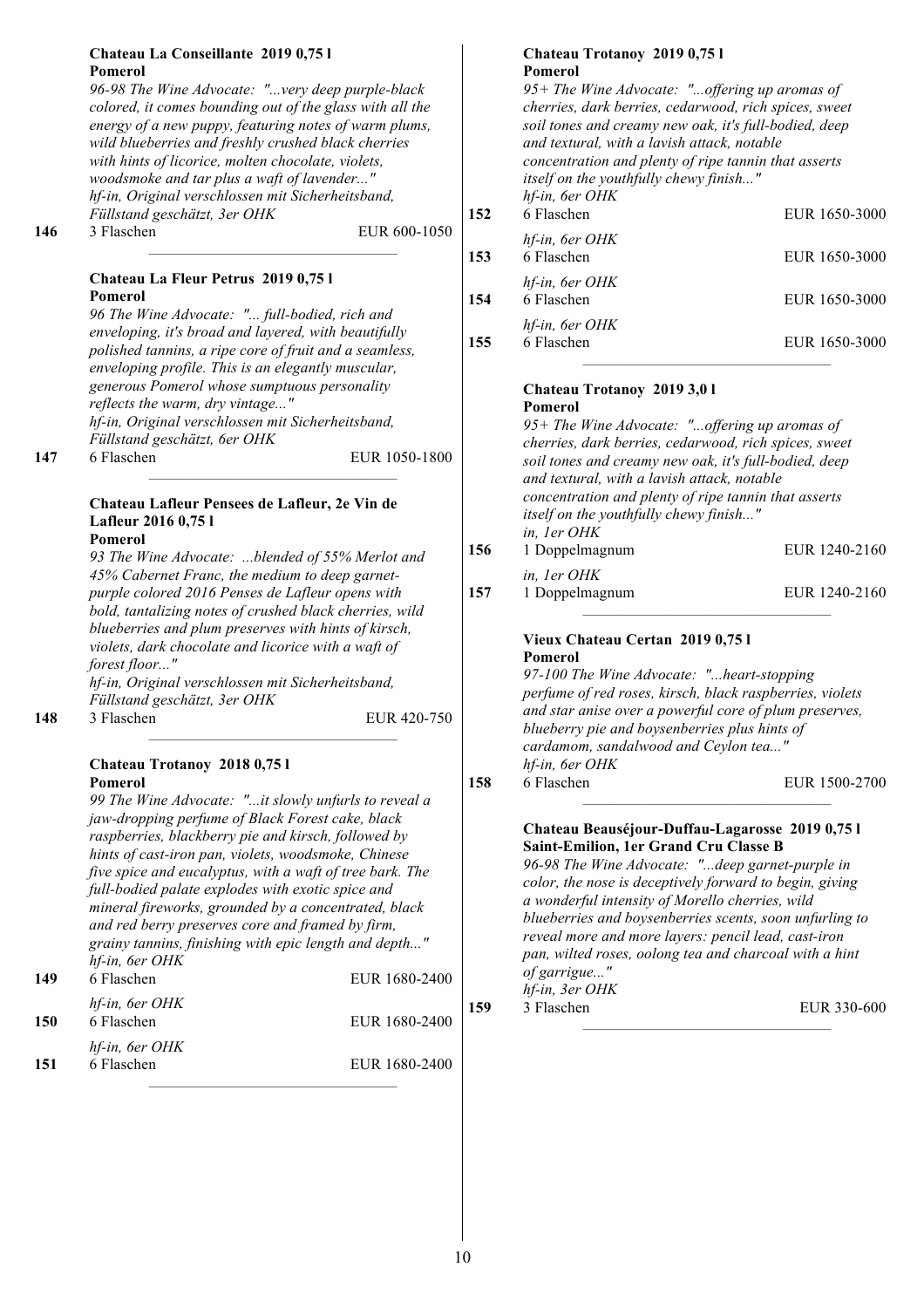**Chateau La Conseillante 2019 0,75 l**
**Pomerol**

*96-98 The Wine Advocate: "...very deep purple-black colored, it comes bounding out of the glass with all the energy of a new puppy, featuring notes of warm plums, wild blueberries and freshly crushed black cherries with hints of licorice, molten chocolate, violets, woodsmoke and tar plus a waft of lavender..."*
*hf-in, Original verschlossen mit Sicherheitsband, Füllstand geschätzt, 3er OHK*

**146** 3 Flaschen EUR 600-1050

---

**Chateau La Fleur Petrus 2019 0,75 l**
**Pomerol**

*96 The Wine Advocate: "... full-bodied, rich and enveloping, it's broad and layered, with beautifully polished tannins, a ripe core of fruit and a seamless, enveloping profile. This is an elegantly muscular, generous Pomerol whose sumptuous personality reflects the warm, dry vintage..."*
*hf-in, Original verschlossen mit Sicherheitsband, Füllstand geschätzt, 6er OHK*

**147** 6 Flaschen EUR 1050-1800

---

**Chateau Lafleur Pensees de Lafleur, 2e Vin de Lafleur 2016 0,75 l**
**Pomerol**

*93 The Wine Advocate: ...blended of 55% Merlot and 45% Cabernet Franc, the medium to deep garnet-purple colored 2016 Penses de Lafleur opens with bold, tantalizing notes of crushed black cherries, wild blueberries and plum preserves with hints of kirsch, violets, dark chocolate and licorice with a waft of forest floor..."*
*hf-in, Original verschlossen mit Sicherheitsband, Füllstand geschätzt, 3er OHK*

**148** 3 Flaschen EUR 420-750

---

**Chateau Trotanoy 2018 0,75 l**
**Pomerol**

*99 The Wine Advocate: "...it slowly unfurls to reveal a jaw-dropping perfume of Black Forest cake, black raspberries, blackberry pie and kirsch, followed by hints of cast-iron pan, violets, woodsmoke, Chinese five spice and eucalyptus, with a waft of tree bark. The full-bodied palate explodes with exotic spice and mineral fireworks, grounded by a concentrated, black and red berry preserves core and framed by firm, grainy tannins, finishing with epic length and depth..."*

*hf-in, 6er OHK*
**149** 6 Flaschen EUR 1680-2400

*hf-in, 6er OHK*
**150** 6 Flaschen EUR 1680-2400

*hf-in, 6er OHK*
**151** 6 Flaschen EUR 1680-2400

---

**Chateau Trotanoy 2019 0,75 l**
**Pomerol**

*95+ The Wine Advocate: "...offering up aromas of cherries, dark berries, cedarwood, rich spices, sweet soil tones and creamy new oak, it's full-bodied, deep and textural, with a lavish attack, notable concentration and plenty of ripe tannin that asserts itself on the youthfully chewy finish..."*

*hf-in, 6er OHK*
**152** 6 Flaschen EUR 1650-3000

*hf-in, 6er OHK*
**153** 6 Flaschen EUR 1650-3000

*hf-in, 6er OHK*
**154** 6 Flaschen EUR 1650-3000

*hf-in, 6er OHK*
**155** 6 Flaschen EUR 1650-3000

---

**Chateau Trotanoy 2019 3,0 l**
**Pomerol**

*95+ The Wine Advocate: "...offering up aromas of cherries, dark berries, cedarwood, rich spices, sweet soil tones and creamy new oak, it's full-bodied, deep and textural, with a lavish attack, notable concentration and plenty of ripe tannin that asserts itself on the youthfully chewy finish..."*

*in, 1er OHK*
**156** 1 Doppelmagnum EUR 1240-2160

*in, 1er OHK*
**157** 1 Doppelmagnum EUR 1240-2160

---

**Vieux Chateau Certan 2019 0,75 l**
**Pomerol**

*97-100 The Wine Advocate: "...heart-stopping perfume of red roses, kirsch, black raspberries, violets and star anise over a powerful core of plum preserves, blueberry pie and boysenberries plus hints of cardamom, sandalwood and Ceylon tea..."*
*hf-in, 6er OHK*

**158** 6 Flaschen EUR 1500-2700

---

**Chateau Beauséjour-Duffau-Lagarosse 2019 0,75 l**
**Saint-Emilion, 1er Grand Cru Classe B**

*96-98 The Wine Advocate: "...deep garnet-purple in color, the nose is deceptively forward to begin, giving a wonderful intensity of Morello cherries, wild blueberries and boysenberries scents, soon unfurling to reveal more and more layers: pencil lead, cast-iron pan, wilted roses, oolong tea and charcoal with a hint of garrigue..."*
*hf-in, 3er OHK*

**159** 3 Flaschen EUR 330-600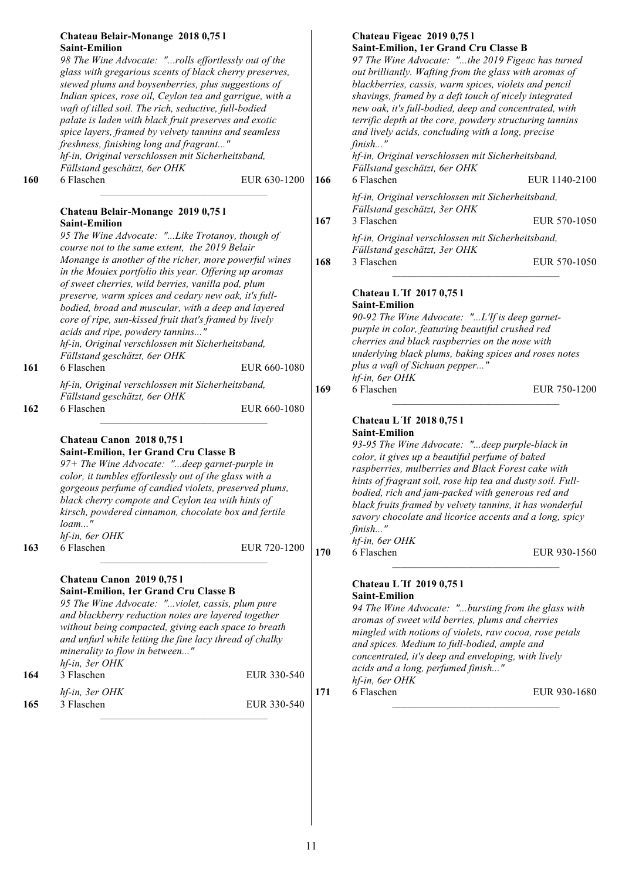**Chateau Belair-Monange 2018 0,75 l**
**Saint-Emilion**

*98 The Wine Advocate: "...rolls effortlessly out of the glass with gregarious scents of black cherry preserves, stewed plums and boysenberries, plus suggestions of Indian spices, rose oil, Ceylon tea and garrigue, with a waft of tilled soil. The rich, seductive, full-bodied palate is laden with black fruit preserves and exotic spice layers, framed by velvety tannins and seamless freshness, finishing long and fragrant..."*
*hf-in, Original verschlossen mit Sicherheitsband, Füllstand geschätzt, 6er OHK*

**160** 6 Flaschen EUR 630-1200

---

**Chateau Belair-Monange 2019 0,75 l**
**Saint-Emilion**

*95 The Wine Advocate: "...Like Trotanoy, though of course not to the same extent, the 2019 Belair Monange is another of the richer, more powerful wines in the Mouiex portfolio this year. Offering up aromas of sweet cherries, wild berries, vanilla pod, plum preserve, warm spices and cedary new oak, it's full-bodied, broad and muscular, with a deep and layered core of ripe, sun-kissed fruit that's framed by lively acids and ripe, powdery tannins..."*
*hf-in, Original verschlossen mit Sicherheitsband, Füllstand geschätzt, 6er OHK*

**161** 6 Flaschen EUR 660-1080

*hf-in, Original verschlossen mit Sicherheitsband, Füllstand geschätzt, 6er OHK*

**162** 6 Flaschen EUR 660-1080

---

**Chateau Canon 2018 0,75 l**
**Saint-Emilion, 1er Grand Cru Classe B**

*97+ The Wine Advocate: "...deep garnet-purple in color, it tumbles effortlessly out of the glass with a gorgeous perfume of candied violets, preserved plums, black cherry compote and Ceylon tea with hints of kirsch, powdered cinnamon, chocolate box and fertile loam..."*
*hf-in, 6er OHK*

**163** 6 Flaschen EUR 720-1200

---

**Chateau Canon 2019 0,75 l**
**Saint-Emilion, 1er Grand Cru Classe B**

*95 The Wine Advocate: "...violet, cassis, plum pure and blackberry reduction notes are layered together without being compacted, giving each space to breath and unfurl while letting the fine lacy thread of chalky minerality to flow in between..."*
*hf-in, 3er OHK*

**164** 3 Flaschen EUR 330-540

*hf-in, 3er OHK*

**165** 3 Flaschen EUR 330-540

---

**Chateau Figeac 2019 0,75 l**
**Saint-Emilion, 1er Grand Cru Classe B**

*97 The Wine Advocate: "...the 2019 Figeac has turned out brilliantly. Wafting from the glass with aromas of blackberries, cassis, warm spices, violets and pencil shavings, framed by a deft touch of nicely integrated new oak, it's full-bodied, deep and concentrated, with terrific depth at the core, powdery structuring tannins and lively acids, concluding with a long, precise finish..."*
*hf-in, Original verschlossen mit Sicherheitsband, Füllstand geschätzt, 6er OHK*

**166** 6 Flaschen EUR 1140-2100

*hf-in, Original verschlossen mit Sicherheitsband, Füllstand geschätzt, 3er OHK*

**167** 3 Flaschen EUR 570-1050

*hf-in, Original verschlossen mit Sicherheitsband, Füllstand geschätzt, 3er OHK*

**168** 3 Flaschen EUR 570-1050

---

**Chateau L´If 2017 0,75 l**
**Saint-Emilion**

*90-92 The Wine Advocate: "...L'If is deep garnet-purple in color, featuring beautiful crushed red cherries and black raspberries on the nose with underlying black plums, baking spices and roses notes plus a waft of Sichuan pepper..."*
*hf-in, 6er OHK*

**169** 6 Flaschen EUR 750-1200

---

**Chateau L´If 2018 0,75 l**
**Saint-Emilion**

*93-95 The Wine Advocate: "...deep purple-black in color, it gives up a beautiful perfume of baked raspberries, mulberries and Black Forest cake with hints of fragrant soil, rose hip tea and dusty soil. Full-bodied, rich and jam-packed with generous red and black fruits framed by velvety tannins, it has wonderful savory chocolate and licorice accents and a long, spicy finish..."*
*hf-in, 6er OHK*

**170** 6 Flaschen EUR 930-1560

---

**Chateau L´If 2019 0,75 l**
**Saint-Emilion**

*94 The Wine Advocate: "...bursting from the glass with aromas of sweet wild berries, plums and cherries mingled with notions of violets, raw cocoa, rose petals and spices. Medium to full-bodied, ample and concentrated, it's deep and enveloping, with lively acids and a long, perfumed finish..."*
*hf-in, 6er OHK*

**171** 6 Flaschen EUR 930-1680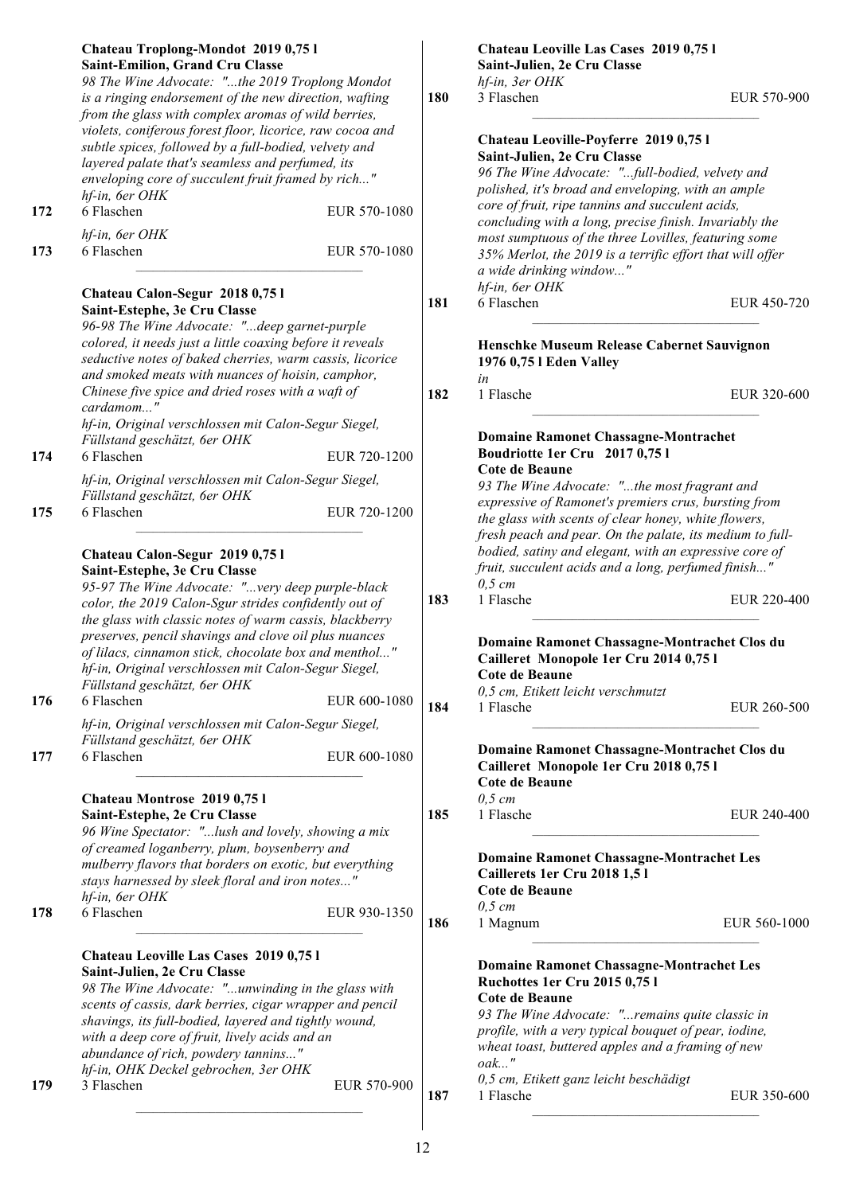**Chateau Troplong-Mondot 2019 0,75 l**
**Saint-Emilion, Grand Cru Classe**
*98 The Wine Advocate: "...the 2019 Troplong Mondot is a ringing endorsement of the new direction, wafting from the glass with complex aromas of wild berries, violets, coniferous forest floor, licorice, raw cocoa and subtle spices, followed by a full-bodied, velvety and layered palate that's seamless and perfumed, its enveloping core of succulent fruit framed by rich..."*

*hf-in, 6er OHK*
**172** 6 Flaschen EUR 570-1080

*hf-in, 6er OHK*
**173** 6 Flaschen EUR 570-1080

---

**Chateau Calon-Segur 2018 0,75 l**
**Saint-Estephe, 3e Cru Classe**
*96-98 The Wine Advocate: "...deep garnet-purple colored, it needs just a little coaxing before it reveals seductive notes of baked cherries, warm cassis, licorice and smoked meats with nuances of hoisin, camphor, Chinese five spice and dried roses with a waft of cardamom..."*

*hf-in, Original verschlossen mit Calon-Segur Siegel, Füllstand geschätzt, 6er OHK*
**174** 6 Flaschen EUR 720-1200

*hf-in, Original verschlossen mit Calon-Segur Siegel, Füllstand geschätzt, 6er OHK*
**175** 6 Flaschen EUR 720-1200

---

**Chateau Calon-Segur 2019 0,75 l**
**Saint-Estephe, 3e Cru Classe**
*95-97 The Wine Advocate: "...very deep purple-black color, the 2019 Calon-Sgur strides confidently out of the glass with classic notes of warm cassis, blackberry preserves, pencil shavings and clove oil plus nuances of lilacs, cinnamon stick, chocolate box and menthol..."*

*hf-in, Original verschlossen mit Calon-Segur Siegel, Füllstand geschätzt, 6er OHK*
**176** 6 Flaschen EUR 600-1080

*hf-in, Original verschlossen mit Calon-Segur Siegel, Füllstand geschätzt, 6er OHK*
**177** 6 Flaschen EUR 600-1080

---

**Chateau Montrose 2019 0,75 l**
**Saint-Estephe, 2e Cru Classe**
*96 Wine Spectator: "...lush and lovely, showing a mix of creamed loganberry, plum, boysenberry and mulberry flavors that borders on exotic, but everything stays harnessed by sleek floral and iron notes..."*

*hf-in, 6er OHK*
**178** 6 Flaschen EUR 930-1350

---

**Chateau Leoville Las Cases 2019 0,75 l**
**Saint-Julien, 2e Cru Classe**
*98 The Wine Advocate: "...unwinding in the glass with scents of cassis, dark berries, cigar wrapper and pencil shavings, its full-bodied, layered and tightly wound, with a deep core of fruit, lively acids and an abundance of rich, powdery tannins..."*

*hf-in, OHK Deckel gebrochen, 3er OHK*
**179** 3 Flaschen EUR 570-900

---

**Chateau Leoville Las Cases 2019 0,75 l**
**Saint-Julien, 2e Cru Classe**

*hf-in, 3er OHK*
**180** 3 Flaschen EUR 570-900

---

**Chateau Leoville-Poyferre 2019 0,75 l**
**Saint-Julien, 2e Cru Classe**
*96 The Wine Advocate: "...full-bodied, velvety and polished, it's broad and enveloping, with an ample core of fruit, ripe tannins and succulent acids, concluding with a long, precise finish. Invariably the most sumptuous of the three Lovilles, featuring some 35% Merlot, the 2019 is a terrific effort that will offer a wide drinking window..."*

*hf-in, 6er OHK*
**181** 6 Flaschen EUR 450-720

---

**Henschke Museum Release Cabernet Sauvignon 1976 0,75 l Eden Valley**

*in*
**182** 1 Flasche EUR 320-600

---

**Domaine Ramonet Chassagne-Montrachet Boudriotte 1er Cru 2017 0,75 l**
**Cote de Beaune**
*93 The Wine Advocate: "...the most fragrant and expressive of Ramonet's premiers crus, bursting from the glass with scents of clear honey, white flowers, fresh peach and pear. On the palate, its medium to full-bodied, satiny and elegant, with an expressive core of fruit, succulent acids and a long, perfumed finish..."*

*0,5 cm*
**183** 1 Flasche EUR 220-400

---

**Domaine Ramonet Chassagne-Montrachet Clos du Cailleret Monopole 1er Cru 2014 0,75 l**
**Cote de Beaune**

*0,5 cm, Etikett leicht verschmutzt*
**184** 1 Flasche EUR 260-500

---

**Domaine Ramonet Chassagne-Montrachet Clos du Cailleret Monopole 1er Cru 2018 0,75 l**
**Cote de Beaune**

*0,5 cm*
**185** 1 Flasche EUR 240-400

---

**Domaine Ramonet Chassagne-Montrachet Les Caillerets 1er Cru 2018 1,5 l**
**Cote de Beaune**

*0,5 cm*
**186** 1 Magnum EUR 560-1000

---

**Domaine Ramonet Chassagne-Montrachet Les Ruchottes 1er Cru 2015 0,75 l**
**Cote de Beaune**
*93 The Wine Advocate: "...remains quite classic in profile, with a very typical bouquet of pear, iodine, wheat toast, buttered apples and a framing of new oak..."*

*0,5 cm, Etikett ganz leicht beschädigt*
**187** 1 Flasche EUR 350-600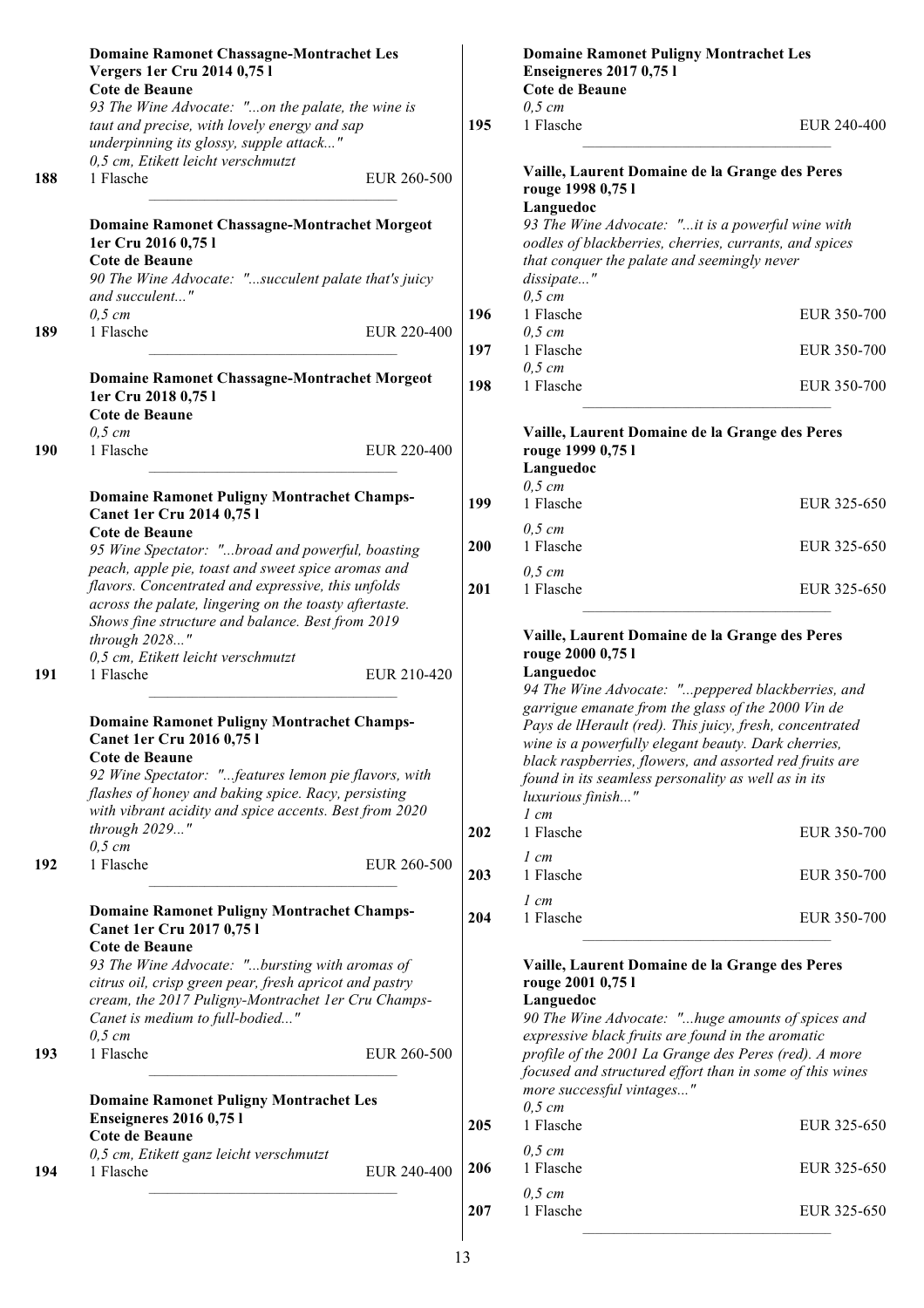**Domaine Ramonet Chassagne-Montrachet Les Vergers 1er Cru 2014 0,75 l**
**Cote de Beaune**
*93 The Wine Advocate: "...on the palate, the wine is taut and precise, with lovely energy and sap underpinning its glossy, supple attack..."*
*0,5 cm, Etikett leicht verschmutzt*

**188** 1 Flasche EUR 260-500

---

**Domaine Ramonet Chassagne-Montrachet Morgeot 1er Cru 2016 0,75 l**
**Cote de Beaune**
*90 The Wine Advocate: "...succulent palate that's juicy and succulent..."*
*0,5 cm*

**189** 1 Flasche EUR 220-400

---

**Domaine Ramonet Chassagne-Montrachet Morgeot 1er Cru 2018 0,75 l**
**Cote de Beaune**
*0,5 cm*

**190** 1 Flasche EUR 220-400

---

**Domaine Ramonet Puligny Montrachet Champs-Canet 1er Cru 2014 0,75 l**
**Cote de Beaune**
*95 Wine Spectator: "...broad and powerful, boasting peach, apple pie, toast and sweet spice aromas and flavors. Concentrated and expressive, this unfolds across the palate, lingering on the toasty aftertaste. Shows fine structure and balance. Best from 2019 through 2028..."*
*0,5 cm, Etikett leicht verschmutzt*

**191** 1 Flasche EUR 210-420

---

**Domaine Ramonet Puligny Montrachet Champs-Canet 1er Cru 2016 0,75 l**
**Cote de Beaune**
*92 Wine Spectator: "...features lemon pie flavors, with flashes of honey and baking spice. Racy, persisting with vibrant acidity and spice accents. Best from 2020 through 2029..."*
*0,5 cm*

**192** 1 Flasche EUR 260-500

---

**Domaine Ramonet Puligny Montrachet Champs-Canet 1er Cru 2017 0,75 l**
**Cote de Beaune**
*93 The Wine Advocate: "...bursting with aromas of citrus oil, crisp green pear, fresh apricot and pastry cream, the 2017 Puligny-Montrachet 1er Cru Champs-Canet is medium to full-bodied..."*
*0,5 cm*

**193** 1 Flasche EUR 260-500

---

**Domaine Ramonet Puligny Montrachet Les Enseigneres 2016 0,75 l**
**Cote de Beaune**
*0,5 cm, Etikett ganz leicht verschmutzt*

**194** 1 Flasche EUR 240-400

---

**Domaine Ramonet Puligny Montrachet Les Enseigneres 2017 0,75 l**
**Cote de Beaune**
*0,5 cm*

**195** 1 Flasche EUR 240-400

---

**Vaille, Laurent Domaine de la Grange des Peres rouge 1998 0,75 l**
**Languedoc**
*93 The Wine Advocate: "...it is a powerful wine with oodles of blackberries, cherries, currants, and spices that conquer the palate and seemingly never dissipate..."*

*0,5 cm*
**196** 1 Flasche EUR 350-700

*0,5 cm*
**197** 1 Flasche EUR 350-700

*0,5 cm*
**198** 1 Flasche EUR 350-700

---

**Vaille, Laurent Domaine de la Grange des Peres rouge 1999 0,75 l**
**Languedoc**

*0,5 cm*
**199** 1 Flasche EUR 325-650

*0,5 cm*
**200** 1 Flasche EUR 325-650

*0,5 cm*
**201** 1 Flasche EUR 325-650

---

**Vaille, Laurent Domaine de la Grange des Peres rouge 2000 0,75 l**
**Languedoc**
*94 The Wine Advocate: "...peppered blackberries, and garrigue emanate from the glass of the 2000 Vin de Pays de lHerault (red). This juicy, fresh, concentrated wine is a powerfully elegant beauty. Dark cherries, black raspberries, flowers, and assorted red fruits are found in its seamless personality as well as in its luxurious finish..."*

*1 cm*
**202** 1 Flasche EUR 350-700

*1 cm*
**203** 1 Flasche EUR 350-700

*1 cm*
**204** 1 Flasche EUR 350-700

---

**Vaille, Laurent Domaine de la Grange des Peres rouge 2001 0,75 l**
**Languedoc**
*90 The Wine Advocate: "...huge amounts of spices and expressive black fruits are found in the aromatic profile of the 2001 La Grange des Peres (red). A more focused and structured effort than in some of this wines more successful vintages..."*

*0,5 cm*
**205** 1 Flasche EUR 325-650

*0,5 cm*
**206** 1 Flasche EUR 325-650

*0,5 cm*
**207** 1 Flasche EUR 325-650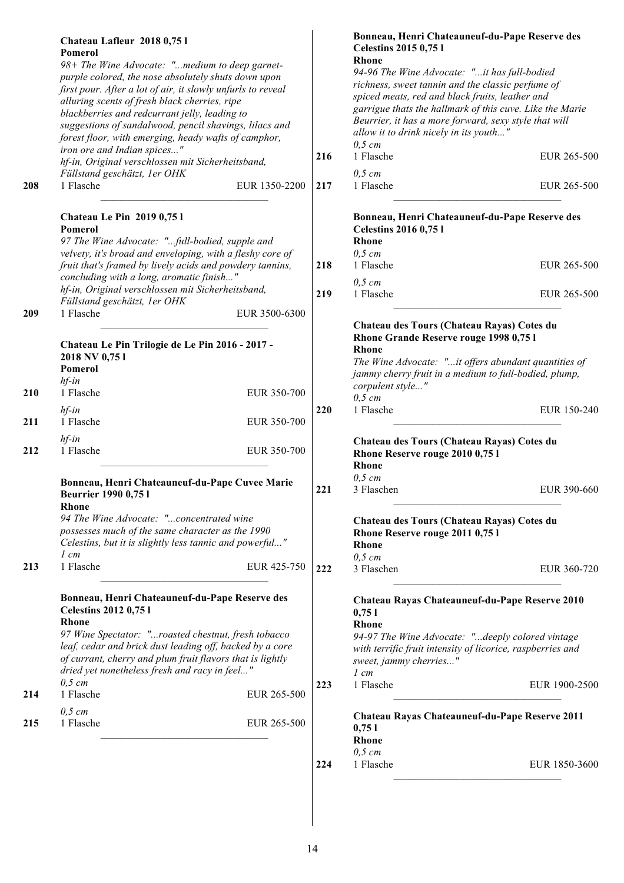**Chateau Lafleur 2018 0,75 l**
**Pomerol**
*98+ The Wine Advocate: "...medium to deep garnet-purple colored, the nose absolutely shuts down upon first pour. After a lot of air, it slowly unfurls to reveal alluring scents of fresh black cherries, ripe blackberries and redcurrant jelly, leading to suggestions of sandalwood, pencil shavings, lilacs and forest floor, with emerging, heady wafts of camphor, iron ore and Indian spices..."*
*hf-in, Original verschlossen mit Sicherheitsband, Füllstand geschätzt, 1er OHK*

208 1 Flasche EUR 1350-2200

**Chateau Le Pin 2019 0,75 l**
**Pomerol**
*97 The Wine Advocate: "...full-bodied, supple and velvety, it's broad and enveloping, with a fleshy core of fruit that's framed by lively acids and powdery tannins, concluding with a long, aromatic finish..."*
*hf-in, Original verschlossen mit Sicherheitsband, Füllstand geschätzt, 1er OHK*

209 1 Flasche EUR 3500-6300

**Chateau Le Pin Trilogie de Le Pin 2016 - 2017 - 2018 NV 0,75 l**
**Pomerol**

*hf-in*
210 1 Flasche EUR 350-700

*hf-in*
211 1 Flasche EUR 350-700

*hf-in*
212 1 Flasche EUR 350-700

**Bonneau, Henri Chateauneuf-du-Pape Cuvee Marie Beurrier 1990 0,75 l**
**Rhone**
*94 The Wine Advocate: "...concentrated wine possesses much of the same character as the 1990 Celestins, but it is slightly less tannic and powerful..."*

*1 cm*
213 1 Flasche EUR 425-750

**Bonneau, Henri Chateauneuf-du-Pape Reserve des Celestins 2012 0,75 l**
**Rhone**
*97 Wine Spectator: "...roasted chestnut, fresh tobacco leaf, cedar and brick dust leading off, backed by a core of currant, cherry and plum fruit flavors that is lightly dried yet nonetheless fresh and racy in feel..."*

*0,5 cm*
214 1 Flasche EUR 265-500

*0,5 cm*
215 1 Flasche EUR 265-500

**Bonneau, Henri Chateauneuf-du-Pape Reserve des Celestins 2015 0,75 l**
**Rhone**
*94-96 The Wine Advocate: "...it has full-bodied richness, sweet tannin and the classic perfume of spiced meats, red and black fruits, leather and garrigue thats the hallmark of this cuve. Like the Marie Beurrier, it has a more forward, sexy style that will allow it to drink nicely in its youth..."*

*0,5 cm*
216 1 Flasche EUR 265-500

*0,5 cm*
217 1 Flasche EUR 265-500

**Bonneau, Henri Chateauneuf-du-Pape Reserve des Celestins 2016 0,75 l**
**Rhone**

*0,5 cm*
218 1 Flasche EUR 265-500

*0,5 cm*
219 1 Flasche EUR 265-500

**Chateau des Tours (Chateau Rayas) Cotes du Rhone Grande Reserve rouge 1998 0,75 l**
**Rhone**
*The Wine Advocate: "...it offers abundant quantities of jammy cherry fruit in a medium to full-bodied, plump, corpulent style..."*

*0,5 cm*
220 1 Flasche EUR 150-240

**Chateau des Tours (Chateau Rayas) Cotes du Rhone Reserve rouge 2010 0,75 l**
**Rhone**

*0,5 cm*
221 3 Flaschen EUR 390-660

**Chateau des Tours (Chateau Rayas) Cotes du Rhone Reserve rouge 2011 0,75 l**
**Rhone**

*0,5 cm*
222 3 Flaschen EUR 360-720

**Chateau Rayas Chateauneuf-du-Pape Reserve 2010 0,75 l**
**Rhone**
*94-97 The Wine Advocate: "...deeply colored vintage with terrific fruit intensity of licorice, raspberries and sweet, jammy cherries..."*

*1 cm*
223 1 Flasche EUR 1900-2500

**Chateau Rayas Chateauneuf-du-Pape Reserve 2011 0,75 l**
**Rhone**

*0,5 cm*
224 1 Flasche EUR 1850-3600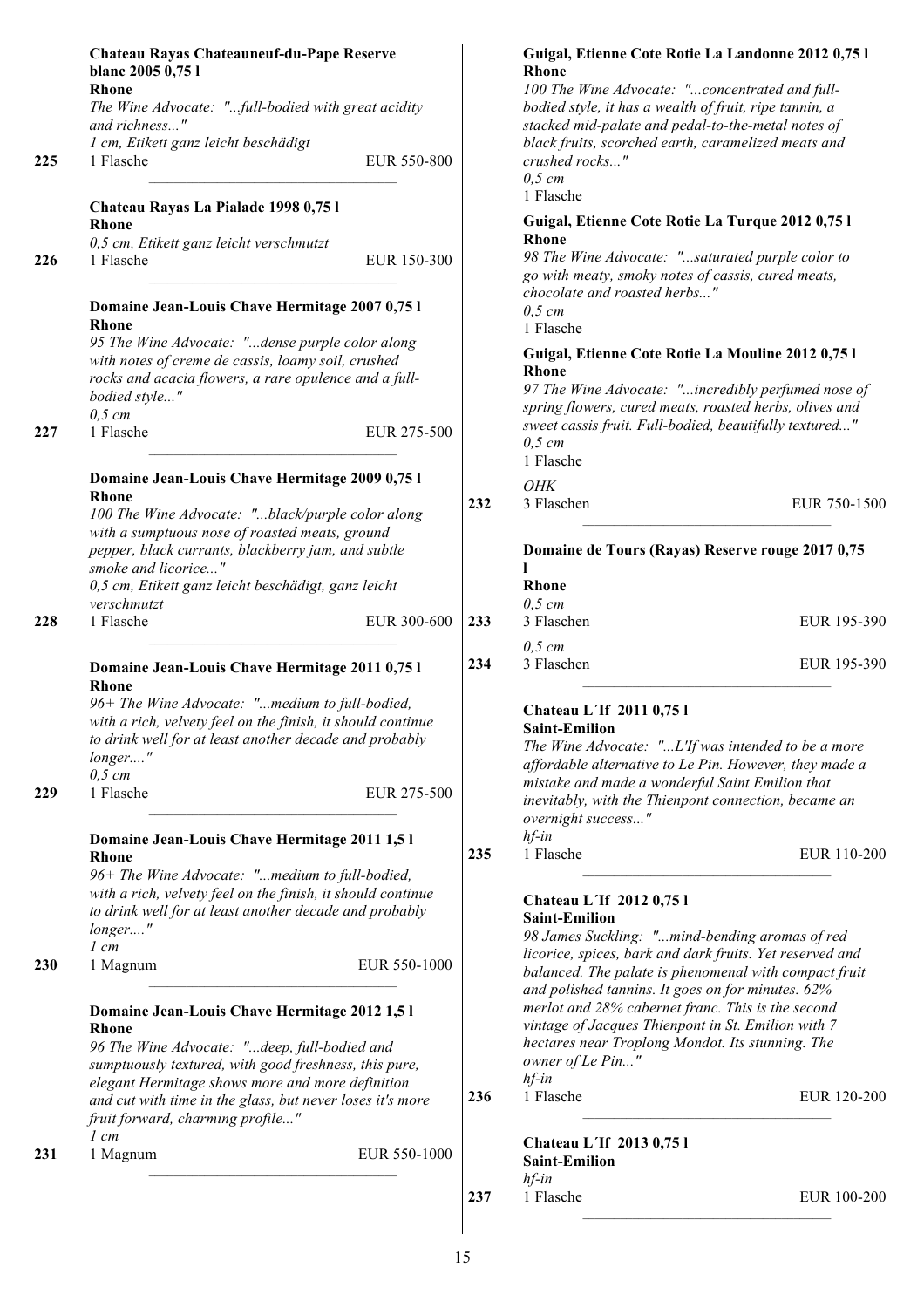**Chateau Rayas Chateauneuf-du-Pape Reserve blanc 2005 0,75 l**
**Rhone**
*The Wine Advocate: "...full-bodied with great acidity and richness..."*
*1 cm, Etikett ganz leicht beschädigt*

**225** 1 Flasche EUR 550-800

---

**Chateau Rayas La Pialade 1998 0,75 l**
**Rhone**
*0,5 cm, Etikett ganz leicht verschmutzt*

**226** 1 Flasche EUR 150-300

---

**Domaine Jean-Louis Chave Hermitage 2007 0,75 l**
**Rhone**
*95 The Wine Advocate: "...dense purple color along with notes of creme de cassis, loamy soil, crushed rocks and acacia flowers, a rare opulence and a full-bodied style..."*
*0,5 cm*

**227** 1 Flasche EUR 275-500

---

**Domaine Jean-Louis Chave Hermitage 2009 0,75 l**
**Rhone**
*100 The Wine Advocate: "...black/purple color along with a sumptuous nose of roasted meats, ground pepper, black currants, blackberry jam, and subtle smoke and licorice..."*
*0,5 cm, Etikett ganz leicht beschädigt, ganz leicht verschmutzt*

**228** 1 Flasche EUR 300-600

---

**Domaine Jean-Louis Chave Hermitage 2011 0,75 l**
**Rhone**
*96+ The Wine Advocate: "...medium to full-bodied, with a rich, velvety feel on the finish, it should continue to drink well for at least another decade and probably longer...."*
*0,5 cm*

**229** 1 Flasche EUR 275-500

---

**Domaine Jean-Louis Chave Hermitage 2011 1,5 l**
**Rhone**
*96+ The Wine Advocate: "...medium to full-bodied, with a rich, velvety feel on the finish, it should continue to drink well for at least another decade and probably longer...."*
*1 cm*

**230** 1 Magnum EUR 550-1000

---

**Domaine Jean-Louis Chave Hermitage 2012 1,5 l**
**Rhone**
*96 The Wine Advocate: "...deep, full-bodied and sumptuously textured, with good freshness, this pure, elegant Hermitage shows more and more definition and cut with time in the glass, but never loses it's more fruit forward, charming profile..."*
*1 cm*

**231** 1 Magnum EUR 550-1000

---

**Guigal, Etienne Cote Rotie La Landonne 2012 0,75 l**
**Rhone**
*100 The Wine Advocate: "...concentrated and full-bodied style, it has a wealth of fruit, ripe tannin, a stacked mid-palate and pedal-to-the-metal notes of black fruits, scorched earth, caramelized meats and crushed rocks..."*
*0,5 cm*
1 Flasche

**Guigal, Etienne Cote Rotie La Turque 2012 0,75 l**
**Rhone**
*98 The Wine Advocate: "...saturated purple color to go with meaty, smoky notes of cassis, cured meats, chocolate and roasted herbs..."*
*0,5 cm*
1 Flasche

**Guigal, Etienne Cote Rotie La Mouline 2012 0,75 l**
**Rhone**
*97 The Wine Advocate: "...incredibly perfumed nose of spring flowers, cured meats, roasted herbs, olives and sweet cassis fruit. Full-bodied, beautifully textured..."*
*0,5 cm*
1 Flasche

*OHK*

**232** 3 Flaschen EUR 750-1500

---

**Domaine de Tours (Rayas) Reserve rouge 2017 0,75 l**
**Rhone**
*0,5 cm*

**233** 3 Flaschen EUR 195-390

*0,5 cm*

**234** 3 Flaschen EUR 195-390

---

**Chateau L´If 2011 0,75 l**
**Saint-Emilion**
*The Wine Advocate: "...L'If was intended to be a more affordable alternative to Le Pin. However, they made a mistake and made a wonderful Saint Emilion that inevitably, with the Thienpont connection, became an overnight success..."*
*hf-in*

**235** 1 Flasche EUR 110-200

---

**Chateau L´If 2012 0,75 l**
**Saint-Emilion**
*98 James Suckling: "...mind-bending aromas of red licorice, spices, bark and dark fruits. Yet reserved and balanced. The palate is phenomenal with compact fruit and polished tannins. It goes on for minutes. 62% merlot and 28% cabernet franc. This is the second vintage of Jacques Thienpont in St. Emilion with 7 hectares near Troplong Mondot. Its stunning. The owner of Le Pin..."*
*hf-in*

**236** 1 Flasche EUR 120-200

---

**Chateau L´If 2013 0,75 l**
**Saint-Emilion**
*hf-in*

**237** 1 Flasche EUR 100-200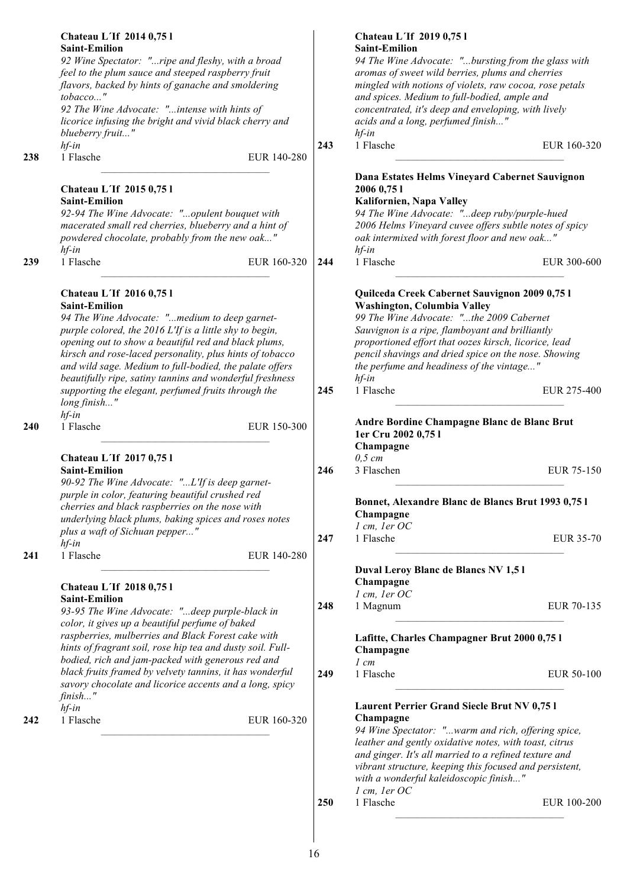**Chateau L´If 2014 0,75 l**
**Saint-Emilion**
*92 Wine Spectator: "...ripe and fleshy, with a broad feel to the plum sauce and steeped raspberry fruit flavors, backed by hints of ganache and smoldering tobacco..."*
*92 The Wine Advocate: "...intense with hints of licorice infusing the bright and vivid black cherry and blueberry fruit..."*
*hf-in*
238 1 Flasche EUR 140-280

---

**Chateau L´If 2015 0,75 l**
**Saint-Emilion**
*92-94 The Wine Advocate: "...opulent bouquet with macerated small red cherries, blueberry and a hint of powdered chocolate, probably from the new oak..."*
*hf-in*
239 1 Flasche EUR 160-320

---

**Chateau L´If 2016 0,75 l**
**Saint-Emilion**
*94 The Wine Advocate: "...medium to deep garnet-purple colored, the 2016 L'If is a little shy to begin, opening out to show a beautiful red and black plums, kirsch and rose-laced personality, plus hints of tobacco and wild sage. Medium to full-bodied, the palate offers beautifully ripe, satiny tannins and wonderful freshness supporting the elegant, perfumed fruits through the long finish..."*
*hf-in*
240 1 Flasche EUR 150-300

---

**Chateau L´If 2017 0,75 l**
**Saint-Emilion**
*90-92 The Wine Advocate: "...L'If is deep garnet-purple in color, featuring beautiful crushed red cherries and black raspberries on the nose with underlying black plums, baking spices and roses notes plus a waft of Sichuan pepper..."*
*hf-in*
241 1 Flasche EUR 140-280

---

**Chateau L´If 2018 0,75 l**
**Saint-Emilion**
*93-95 The Wine Advocate: "...deep purple-black in color, it gives up a beautiful perfume of baked raspberries, mulberries and Black Forest cake with hints of fragrant soil, rose hip tea and dusty soil. Full-bodied, rich and jam-packed with generous red and black fruits framed by velvety tannins, it has wonderful savory chocolate and licorice accents and a long, spicy finish..."*
*hf-in*
242 1 Flasche EUR 160-320

---

**Chateau L´If 2019 0,75 l**
**Saint-Emilion**
*94 The Wine Advocate: "...bursting from the glass with aromas of sweet wild berries, plums and cherries mingled with notions of violets, raw cocoa, rose petals and spices. Medium to full-bodied, ample and concentrated, it's deep and enveloping, with lively acids and a long, perfumed finish..."*
*hf-in*
243 1 Flasche EUR 160-320

---

**Dana Estates Helms Vineyard Cabernet Sauvignon 2006 0,75 l**
**Kalifornien, Napa Valley**
*94 The Wine Advocate: "...deep ruby/purple-hued 2006 Helms Vineyard cuvee offers subtle notes of spicy oak intermixed with forest floor and new oak..."*
*hf-in*
244 1 Flasche EUR 300-600

---

**Quilceda Creek Cabernet Sauvignon 2009 0,75 l**
**Washington, Columbia Valley**
*99 The Wine Advocate: "...the 2009 Cabernet Sauvignon is a ripe, flamboyant and brilliantly proportioned effort that oozes kirsch, licorice, lead pencil shavings and dried spice on the nose. Showing the perfume and headiness of the vintage..."*
*hf-in*
245 1 Flasche EUR 275-400

---

**Andre Bordine Champagne Blanc de Blanc Brut 1er Cru 2002 0,75 l**
**Champagne**
*0,5 cm*
246 3 Flaschen EUR 75-150

---

**Bonnet, Alexandre Blanc de Blancs Brut 1993 0,75 l**
**Champagne**
*1 cm, 1er OC*
247 1 Flasche EUR 35-70

---

**Duval Leroy Blanc de Blancs NV 1,5 l**
**Champagne**
*1 cm, 1er OC*
248 1 Magnum EUR 70-135

---

**Lafitte, Charles Champagner Brut 2000 0,75 l**
**Champagne**
*1 cm*
249 1 Flasche EUR 50-100

---

**Laurent Perrier Grand Siecle Brut NV 0,75 l**
**Champagne**
*94 Wine Spectator: "...warm and rich, offering spice, leather and gently oxidative notes, with toast, citrus and ginger. It's all married to a refined texture and vibrant structure, keeping this focused and persistent, with a wonderful kaleidoscopic finish..."*
*1 cm, 1er OC*
250 1 Flasche EUR 100-200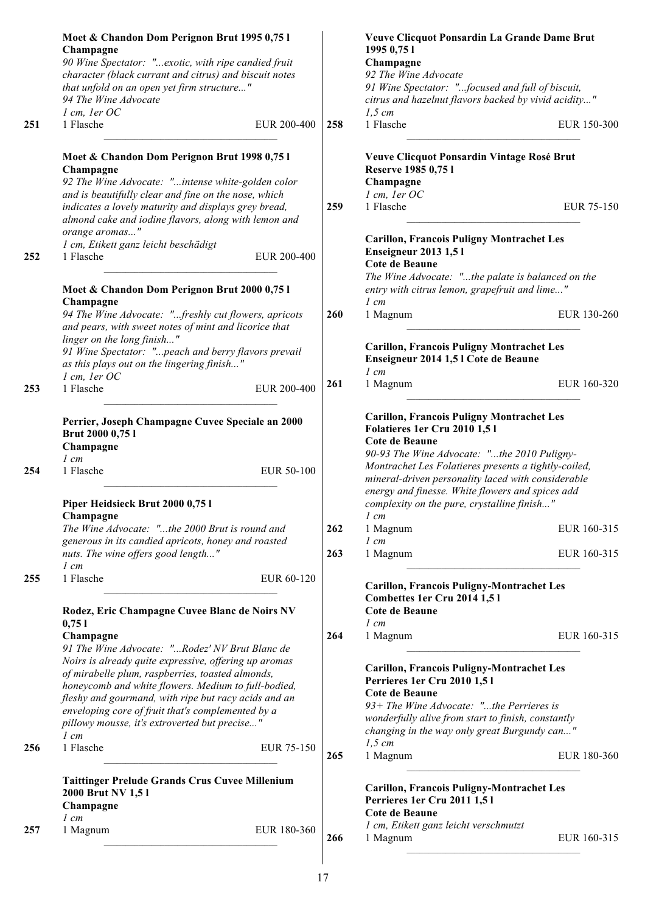**Moet & Chandon Dom Perignon Brut 1995 0,75 l**
**Champagne**
*90 Wine Spectator: "...exotic, with ripe candied fruit character (black currant and citrus) and biscuit notes that unfold on an open yet firm structure..."*
*94 The Wine Advocate*
*1 cm, 1er OC*

251 1 Flasche EUR 200-400

---

**Moet & Chandon Dom Perignon Brut 1998 0,75 l**
**Champagne**
*92 The Wine Advocate: "...intense white-golden color and is beautifully clear and fine on the nose, which indicates a lovely maturity and displays grey bread, almond cake and iodine flavors, along with lemon and orange aromas..."*
*1 cm, Etikett ganz leicht beschädigt*

252 1 Flasche EUR 200-400

---

**Moet & Chandon Dom Perignon Brut 2000 0,75 l**
**Champagne**
*94 The Wine Advocate: "...freshly cut flowers, apricots and pears, with sweet notes of mint and licorice that linger on the long finish..."*
*91 Wine Spectator: "...peach and berry flavors prevail as this plays out on the lingering finish..."*
*1 cm, 1er OC*

253 1 Flasche EUR 200-400

---

**Perrier, Joseph Champagne Cuvee Speciale an 2000 Brut 2000 0,75 l**
**Champagne**
*1 cm*

254 1 Flasche EUR 50-100

---

**Piper Heidsieck Brut 2000 0,75 l**
**Champagne**
*The Wine Advocate: "...the 2000 Brut is round and generous in its candied apricots, honey and roasted nuts. The wine offers good length..."*
*1 cm*

255 1 Flasche EUR 60-120

---

**Rodez, Eric Champagne Cuvee Blanc de Noirs NV 0,75 l**
**Champagne**
*91 The Wine Advocate: "...Rodez' NV Brut Blanc de Noirs is already quite expressive, offering up aromas of mirabelle plum, raspberries, toasted almonds, honeycomb and white flowers. Medium to full-bodied, fleshy and gourmand, with ripe but racy acids and an enveloping core of fruit that's complemented by a pillowy mousse, it's extroverted but precise..."*
*1 cm*

256 1 Flasche EUR 75-150

---

**Taittinger Prelude Grands Crus Cuvee Millenium 2000 Brut NV 1,5 l**
**Champagne**
*1 cm*

257 1 Magnum EUR 180-360

---

**Veuve Clicquot Ponsardin La Grande Dame Brut 1995 0,75 l**
**Champagne**
*92 The Wine Advocate*
*91 Wine Spectator: "...focused and full of biscuit, citrus and hazelnut flavors backed by vivid acidity..."*
*1,5 cm*

258 1 Flasche EUR 150-300

---

**Veuve Clicquot Ponsardin Vintage Rosé Brut Reserve 1985 0,75 l**
**Champagne**
*1 cm, 1er OC*

259 1 Flasche EUR 75-150

---

**Carillon, Francois Puligny Montrachet Les Enseigneur 2013 1,5 l**
**Cote de Beaune**
*The Wine Advocate: "...the palate is balanced on the entry with citrus lemon, grapefruit and lime..."*
*1 cm*

260 1 Magnum EUR 130-260

---

**Carillon, Francois Puligny Montrachet Les Enseigneur 2014 1,5 l Cote de Beaune**
*1 cm*

261 1 Magnum EUR 160-320

---

**Carillon, Francois Puligny Montrachet Les Folatieres 1er Cru 2010 1,5 l**
**Cote de Beaune**
*90-93 The Wine Advocate: "...the 2010 Puligny-Montrachet Les Folatieres presents a tightly-coiled, mineral-driven personality laced with considerable energy and finesse. White flowers and spices add complexity on the pure, crystalline finish..."*
*1 cm*

262 1 Magnum EUR 160-315

*1 cm*

263 1 Magnum EUR 160-315

---

**Carillon, Francois Puligny-Montrachet Les Combettes 1er Cru 2014 1,5 l**
**Cote de Beaune**
*1 cm*

264 1 Magnum EUR 160-315

---

**Carillon, Francois Puligny-Montrachet Les Perrieres 1er Cru 2010 1,5 l**
**Cote de Beaune**
*93+ The Wine Advocate: "...the Perrieres is wonderfully alive from start to finish, constantly changing in the way only great Burgundy can..."*
*1,5 cm*

265 1 Magnum EUR 180-360

---

**Carillon, Francois Puligny-Montrachet Les Perrieres 1er Cru 2011 1,5 l**
**Cote de Beaune**
*1 cm, Etikett ganz leicht verschmutzt*

266 1 Magnum EUR 160-315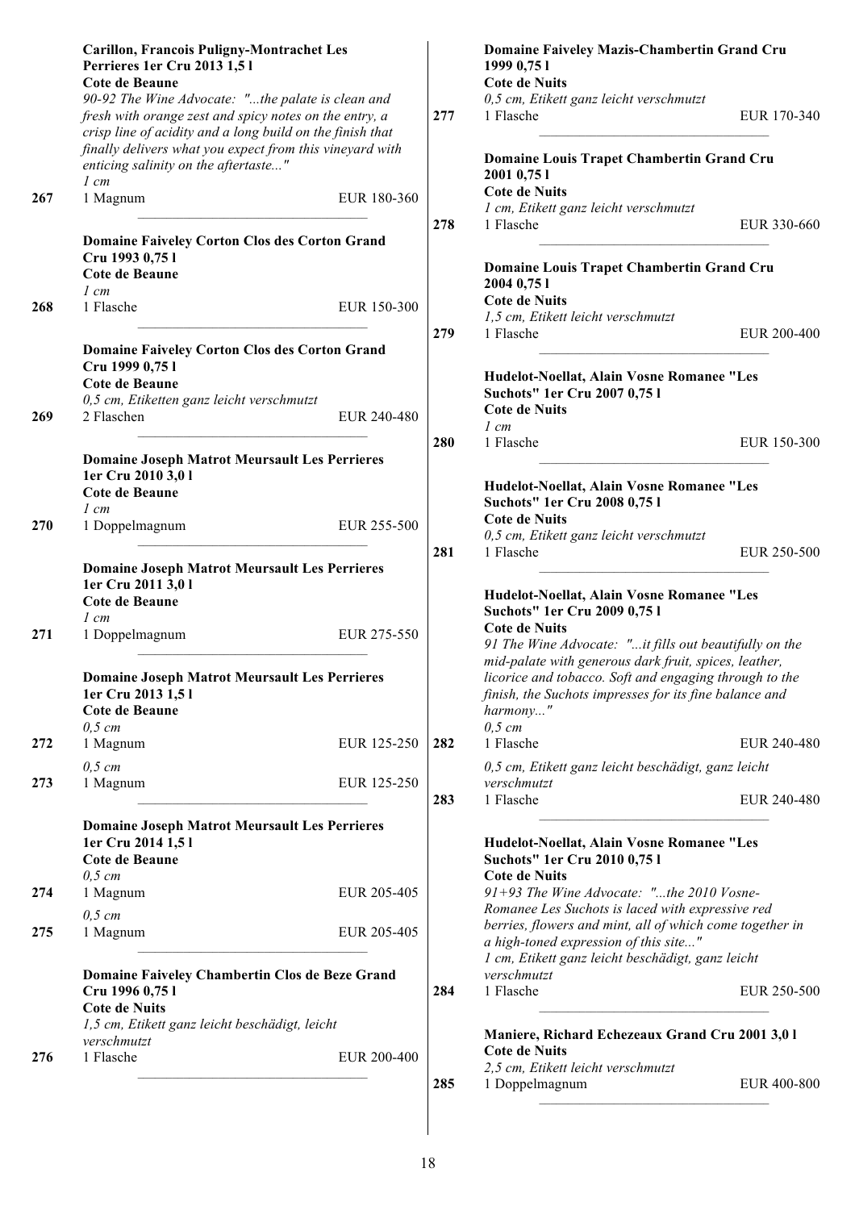**Carillon, Francois Puligny-Montrachet Les Perrieres 1er Cru 2013 1,5 l**
**Cote de Beaune**
*90-92 The Wine Advocate: "...the palate is clean and fresh with orange zest and spicy notes on the entry, a crisp line of acidity and a long build on the finish that finally delivers what you expect from this vineyard with enticing salinity on the aftertaste..."*
*1 cm*
**267** 1 Magnum EUR 180-360

---

**Domaine Faiveley Corton Clos des Corton Grand Cru 1993 0,75 l**
**Cote de Beaune**
*1 cm*
**268** 1 Flasche EUR 150-300

---

**Domaine Faiveley Corton Clos des Corton Grand Cru 1999 0,75 l**
**Cote de Beaune**
*0,5 cm, Etiketten ganz leicht verschmutzt*
**269** 2 Flaschen EUR 240-480

---

**Domaine Joseph Matrot Meursault Les Perrieres 1er Cru 2010 3,0 l**
**Cote de Beaune**
*1 cm*
**270** 1 Doppelmagnum EUR 255-500

---

**Domaine Joseph Matrot Meursault Les Perrieres 1er Cru 2011 3,0 l**
**Cote de Beaune**
*1 cm*
**271** 1 Doppelmagnum EUR 275-550

---

**Domaine Joseph Matrot Meursault Les Perrieres 1er Cru 2013 1,5 l**
**Cote de Beaune**
*0,5 cm*
**272** 1 Magnum EUR 125-250

*0,5 cm*
**273** 1 Magnum EUR 125-250

---

**Domaine Joseph Matrot Meursault Les Perrieres 1er Cru 2014 1,5 l**
**Cote de Beaune**
*0,5 cm*
**274** 1 Magnum EUR 205-405

*0,5 cm*
**275** 1 Magnum EUR 205-405

---

**Domaine Faiveley Chambertin Clos de Beze Grand Cru 1996 0,75 l**
**Cote de Nuits**
*1,5 cm, Etikett ganz leicht beschädigt, leicht verschmutzt*
**276** 1 Flasche EUR 200-400

---

**Domaine Faiveley Mazis-Chambertin Grand Cru 1999 0,75 l**
**Cote de Nuits**
*0,5 cm, Etikett ganz leicht verschmutzt*
**277** 1 Flasche EUR 170-340

---

**Domaine Louis Trapet Chambertin Grand Cru 2001 0,75 l**
**Cote de Nuits**
*1 cm, Etikett ganz leicht verschmutzt*
**278** 1 Flasche EUR 330-660

---

**Domaine Louis Trapet Chambertin Grand Cru 2004 0,75 l**
**Cote de Nuits**
*1,5 cm, Etikett leicht verschmutzt*
**279** 1 Flasche EUR 200-400

---

**Hudelot-Noellat, Alain Vosne Romanee "Les Suchots" 1er Cru 2007 0,75 l**
**Cote de Nuits**
*1 cm*
**280** 1 Flasche EUR 150-300

---

**Hudelot-Noellat, Alain Vosne Romanee "Les Suchots" 1er Cru 2008 0,75 l**
**Cote de Nuits**
*0,5 cm, Etikett ganz leicht verschmutzt*
**281** 1 Flasche EUR 250-500

---

**Hudelot-Noellat, Alain Vosne Romanee "Les Suchots" 1er Cru 2009 0,75 l**
**Cote de Nuits**
*91 The Wine Advocate: "...it fills out beautifully on the mid-palate with generous dark fruit, spices, leather, licorice and tobacco. Soft and engaging through to the finish, the Suchots impresses for its fine balance and harmony..."*
*0,5 cm*
**282** 1 Flasche EUR 240-480

*0,5 cm, Etikett ganz leicht beschädigt, ganz leicht verschmutzt*
**283** 1 Flasche EUR 240-480

---

**Hudelot-Noellat, Alain Vosne Romanee "Les Suchots" 1er Cru 2010 0,75 l**
**Cote de Nuits**
*91+93 The Wine Advocate: "...the 2010 Vosne-Romanee Les Suchots is laced with expressive red berries, flowers and mint, all of which come together in a high-toned expression of this site..."*
*1 cm, Etikett ganz leicht beschädigt, ganz leicht verschmutzt*
**284** 1 Flasche EUR 250-500

---

**Maniere, Richard Echezeaux Grand Cru 2001 3,0 l**
**Cote de Nuits**
*2,5 cm, Etikett leicht verschmutzt*
**285** 1 Doppelmagnum EUR 400-800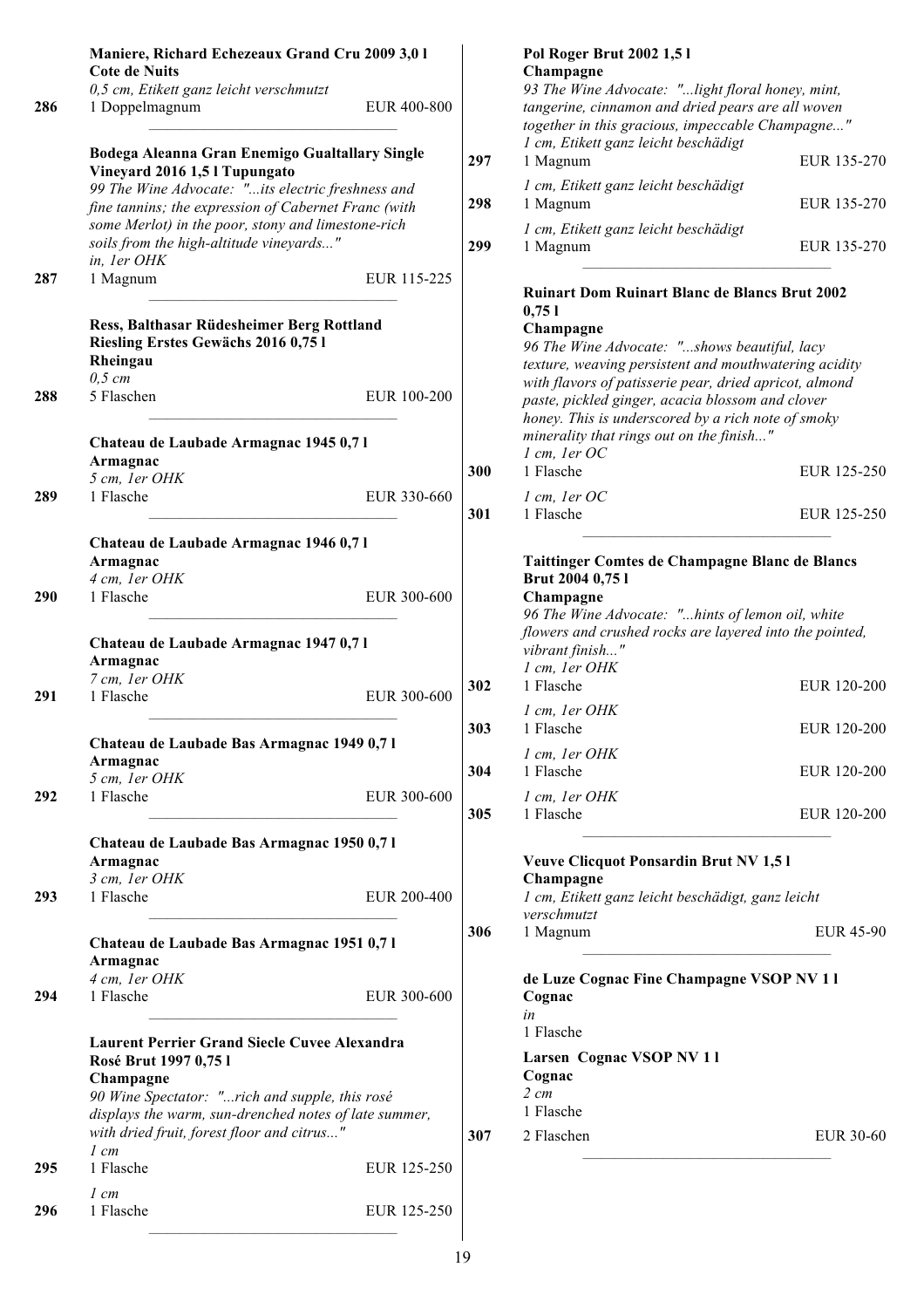**Maniere, Richard Echezeaux Grand Cru 2009 3,0 l**
**Cote de Nuits**
*0,5 cm, Etikett ganz leicht verschmutzt*
286 | 1 Doppelmagnum | EUR 400-800

**Bodega Aleanna Gran Enemigo Gualtallary Single Vineyard 2016 1,5 l Tupungato**
*99 The Wine Advocate: "...its electric freshness and fine tannins; the expression of Cabernet Franc (with some Merlot) in the poor, stony and limestone-rich soils from the high-altitude vineyards..."*
*in, 1er OHK*
287 | 1 Magnum | EUR 115-225

**Ress, Balthasar Rüdesheimer Berg Rottland Riesling Erstes Gewächs 2016 0,75 l**
**Rheingau**
*0,5 cm*
288 | 5 Flaschen | EUR 100-200

**Chateau de Laubade Armagnac 1945 0,7 l**
**Armagnac**
*5 cm, 1er OHK*
289 | 1 Flasche | EUR 330-660

**Chateau de Laubade Armagnac 1946 0,7 l**
**Armagnac**
*4 cm, 1er OHK*
290 | 1 Flasche | EUR 300-600

**Chateau de Laubade Armagnac 1947 0,7 l**
**Armagnac**
*7 cm, 1er OHK*
291 | 1 Flasche | EUR 300-600

**Chateau de Laubade Bas Armagnac 1949 0,7 l**
**Armagnac**
*5 cm, 1er OHK*
292 | 1 Flasche | EUR 300-600

**Chateau de Laubade Bas Armagnac 1950 0,7 l**
**Armagnac**
*3 cm, 1er OHK*
293 | 1 Flasche | EUR 200-400

**Chateau de Laubade Bas Armagnac 1951 0,7 l**
**Armagnac**
*4 cm, 1er OHK*
294 | 1 Flasche | EUR 300-600

**Laurent Perrier Grand Siecle Cuvee Alexandra Rosé Brut 1997 0,75 l**
**Champagne**
*90 Wine Spectator: "...rich and supple, this rosé displays the warm, sun-drenched notes of late summer, with dried fruit, forest floor and citrus..."*
*1 cm*
295 | 1 Flasche | EUR 125-250
*1 cm*
296 | 1 Flasche | EUR 125-250

**Pol Roger Brut 2002 1,5 l**
**Champagne**
*93 The Wine Advocate: "...light floral honey, mint, tangerine, cinnamon and dried pears are all woven together in this gracious, impeccable Champagne..."*
*1 cm, Etikett ganz leicht beschädigt*
297 | 1 Magnum | EUR 135-270
*1 cm, Etikett ganz leicht beschädigt*
298 | 1 Magnum | EUR 135-270
*1 cm, Etikett ganz leicht beschädigt*
299 | 1 Magnum | EUR 135-270

**Ruinart Dom Ruinart Blanc de Blancs Brut 2002 0,75 l**
**Champagne**
*96 The Wine Advocate: "...shows beautiful, lacy texture, weaving persistent and mouthwatering acidity with flavors of patisserie pear, dried apricot, almond paste, pickled ginger, acacia blossom and clover honey. This is underscored by a rich note of smoky minerality that rings out on the finish..."*
*1 cm, 1er OC*
300 | 1 Flasche | EUR 125-250
*1 cm, 1er OC*
301 | 1 Flasche | EUR 125-250

**Taittinger Comtes de Champagne Blanc de Blancs Brut 2004 0,75 l**
**Champagne**
*96 The Wine Advocate: "...hints of lemon oil, white flowers and crushed rocks are layered into the pointed, vibrant finish..."*
*1 cm, 1er OHK*
302 | 1 Flasche | EUR 120-200
*1 cm, 1er OHK*
303 | 1 Flasche | EUR 120-200
*1 cm, 1er OHK*
304 | 1 Flasche | EUR 120-200
*1 cm, 1er OHK*
305 | 1 Flasche | EUR 120-200

**Veuve Clicquot Ponsardin Brut NV 1,5 l**
**Champagne**
*1 cm, Etikett ganz leicht beschädigt, ganz leicht verschmutzt*
306 | 1 Magnum | EUR 45-90

**de Luze Cognac Fine Champagne VSOP NV 1 l**
**Cognac**
*in*
1 Flasche

**Larsen Cognac VSOP NV 1 l**
**Cognac**
*2 cm*
1 Flasche
307 | 2 Flaschen | EUR 30-60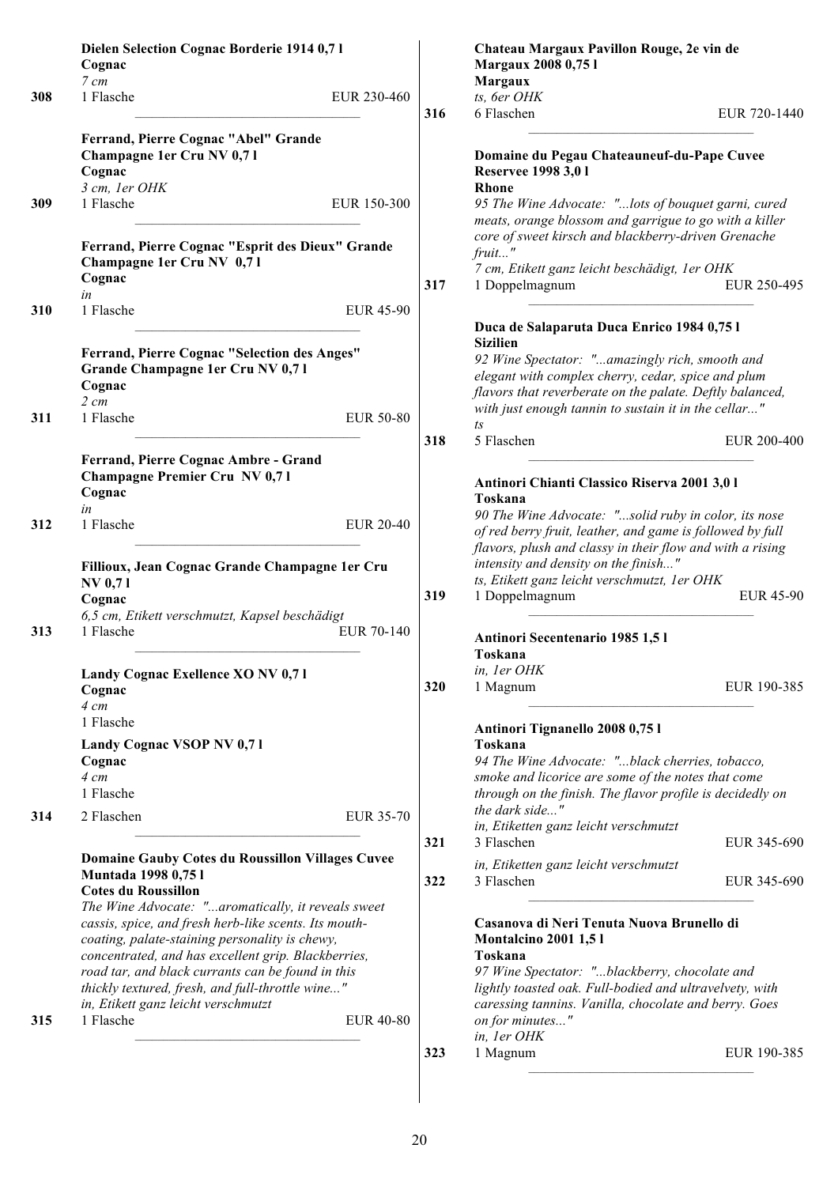**Dielen Selection Cognac Borderie 1914 0,7 l**
**Cognac**
*7 cm*
308 — 1 Flasche — EUR 230-460

**Ferrand, Pierre Cognac "Abel" Grande Champagne 1er Cru NV 0,7 l**
**Cognac**
*3 cm, 1er OHK*
309 — 1 Flasche — EUR 150-300

**Ferrand, Pierre Cognac "Esprit des Dieux" Grande Champagne 1er Cru NV 0,7 l**
**Cognac**
*in*
310 — 1 Flasche — EUR 45-90

**Ferrand, Pierre Cognac "Selection des Anges" Grande Champagne 1er Cru NV 0,7 l**
**Cognac**
*2 cm*
311 — 1 Flasche — EUR 50-80

**Ferrand, Pierre Cognac Ambre - Grand Champagne Premier Cru NV 0,7 l**
**Cognac**
*in*
312 — 1 Flasche — EUR 20-40

**Fillioux, Jean Cognac Grande Champagne 1er Cru NV 0,7 l**
**Cognac**
*6,5 cm, Etikett verschmutzt, Kapsel beschädigt*
313 — 1 Flasche — EUR 70-140

**Landy Cognac Exellence XO NV 0,7 l**
**Cognac**
*4 cm*
1 Flasche

**Landy Cognac VSOP NV 0,7 l**
**Cognac**
*4 cm*
1 Flasche

314 — 2 Flaschen — EUR 35-70

**Domaine Gauby Cotes du Roussillon Villages Cuvee Muntada 1998 0,75 l**
**Cotes du Roussillon**
*The Wine Advocate: "...aromatically, it reveals sweet cassis, spice, and fresh herb-like scents. Its mouth-coating, palate-staining personality is chewy, concentrated, and has excellent grip. Blackberries, road tar, and black currants can be found in this thickly textured, fresh, and full-throttle wine..."*
*in, Etikett ganz leicht verschmutzt*
315 — 1 Flasche — EUR 40-80

**Chateau Margaux Pavillon Rouge, 2e vin de Margaux 2008 0,75 l**
**Margaux**
*ts, 6er OHK*
316 — 6 Flaschen — EUR 720-1440

**Domaine du Pegau Chateauneuf-du-Pape Cuvee Reservee 1998 3,0 l**
**Rhone**
*95 The Wine Advocate: "...lots of bouquet garni, cured meats, orange blossom and garrigue to go with a killer core of sweet kirsch and blackberry-driven Grenache fruit..."*
*7 cm, Etikett ganz leicht beschädigt, 1er OHK*
317 — 1 Doppelmagnum — EUR 250-495

**Duca de Salaparuta Duca Enrico 1984 0,75 l**
**Sizilien**
*92 Wine Spectator: "...amazingly rich, smooth and elegant with complex cherry, cedar, spice and plum flavors that reverberate on the palate. Deftly balanced, with just enough tannin to sustain it in the cellar..."*
*ts*
318 — 5 Flaschen — EUR 200-400

**Antinori Chianti Classico Riserva 2001 3,0 l**
**Toskana**
*90 The Wine Advocate: "...solid ruby in color, its nose of red berry fruit, leather, and game is followed by full flavors, plush and classy in their flow and with a rising intensity and density on the finish..."*
*ts, Etikett ganz leicht verschmutzt, 1er OHK*
319 — 1 Doppelmagnum — EUR 45-90

**Antinori Secentenario 1985 1,5 l**
**Toskana**
*in, 1er OHK*
320 — 1 Magnum — EUR 190-385

**Antinori Tignanello 2008 0,75 l**
**Toskana**
*94 The Wine Advocate: "...black cherries, tobacco, smoke and licorice are some of the notes that come through on the finish. The flavor profile is decidedly on the dark side..."*
*in, Etiketten ganz leicht verschmutzt*
321 — 3 Flaschen — EUR 345-690

*in, Etiketten ganz leicht verschmutzt*
322 — 3 Flaschen — EUR 345-690

**Casanova di Neri Tenuta Nuova Brunello di Montalcino 2001 1,5 l**
**Toskana**
*97 Wine Spectator: "...blackberry, chocolate and lightly toasted oak. Full-bodied and ultravelvety, with caressing tannins. Vanilla, chocolate and berry. Goes on for minutes..."*
*in, 1er OHK*
323 — 1 Magnum — EUR 190-385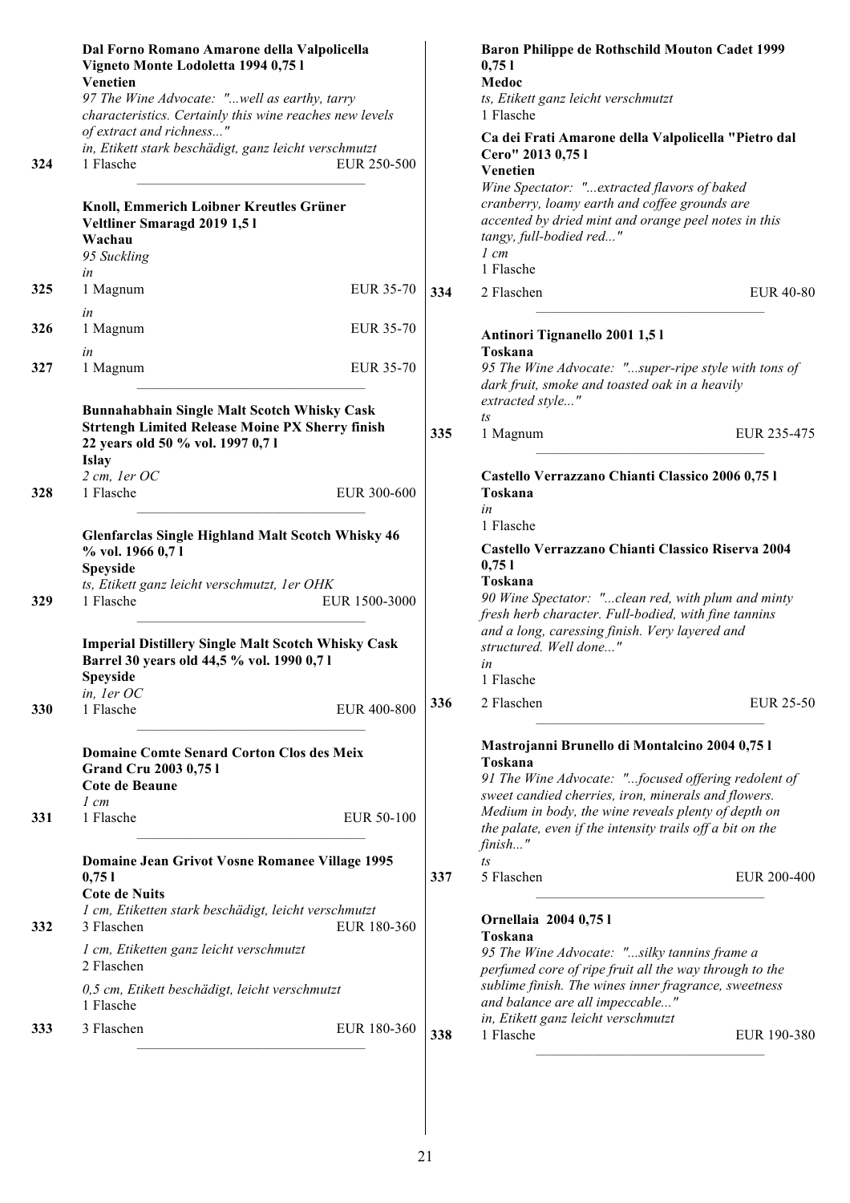**Dal Forno Romano Amarone della Valpolicella Vigneto Monte Lodoletta 1994 0,75 l**
**Venetien**
*97 The Wine Advocate: "...well as earthy, tarry characteristics. Certainly this wine reaches new levels of extract and richness..."*
*in, Etikett stark beschädigt, ganz leicht verschmutzt*
324 1 Flasche EUR 250-500

**Knoll, Emmerich Loibner Kreutles Grüner Veltliner Smaragd 2019 1,5 l**
**Wachau**
*95 Suckling*
*in*
325 1 Magnum EUR 35-70

*in*
326 1 Magnum EUR 35-70

*in*
327 1 Magnum EUR 35-70

**Bunnahabhain Single Malt Scotch Whisky Cask Strtengh Limited Release Moine PX Sherry finish 22 years old 50 % vol. 1997 0,7 l**
**Islay**
*2 cm, 1er OC*
328 1 Flasche EUR 300-600

**Glenfarclas Single Highland Malt Scotch Whisky 46 % vol. 1966 0,7 l**
**Speyside**
*ts, Etikett ganz leicht verschmutzt, 1er OHK*
329 1 Flasche EUR 1500-3000

**Imperial Distillery Single Malt Scotch Whisky Cask Barrel 30 years old 44,5 % vol. 1990 0,7 l**
**Speyside**
*in, 1er OC*
330 1 Flasche EUR 400-800

**Domaine Comte Senard Corton Clos des Meix Grand Cru 2003 0,75 l**
**Cote de Beaune**
*1 cm*
331 1 Flasche EUR 50-100

**Domaine Jean Grivot Vosne Romanee Village 1995 0,75 l**
**Cote de Nuits**
*1 cm, Etiketten stark beschädigt, leicht verschmutzt*
332 3 Flaschen EUR 180-360

*1 cm, Etiketten ganz leicht verschmutzt*
2 Flaschen

*0,5 cm, Etikett beschädigt, leicht verschmutzt*
1 Flasche
333 3 Flaschen EUR 180-360

**Baron Philippe de Rothschild Mouton Cadet 1999 0,75 l**
**Medoc**
*ts, Etikett ganz leicht verschmutzt*
1 Flasche

**Ca dei Frati Amarone della Valpolicella "Pietro dal Cero" 2013 0,75 l**
**Venetien**
*Wine Spectator: "...extracted flavors of baked cranberry, loamy earth and coffee grounds are accented by dried mint and orange peel notes in this tangy, full-bodied red..."*
*1 cm*
1 Flasche
334 2 Flaschen EUR 40-80

**Antinori Tignanello 2001 1,5 l**
**Toskana**
*95 The Wine Advocate: "...super-ripe style with tons of dark fruit, smoke and toasted oak in a heavily extracted style..."*
*ts*
335 1 Magnum EUR 235-475

**Castello Verrazzano Chianti Classico 2006 0,75 l**
**Toskana**
*in*
1 Flasche

**Castello Verrazzano Chianti Classico Riserva 2004 0,75 l**
**Toskana**
*90 Wine Spectator: "...clean red, with plum and minty fresh herb character. Full-bodied, with fine tannins and a long, caressing finish. Very layered and structured. Well done..."*
*in*
1 Flasche
336 2 Flaschen EUR 25-50

**Mastrojanni Brunello di Montalcino 2004 0,75 l**
**Toskana**
*91 The Wine Advocate: "...focused offering redolent of sweet candied cherries, iron, minerals and flowers. Medium in body, the wine reveals plenty of depth on the palate, even if the intensity trails off a bit on the finish..."*
*ts*
337 5 Flaschen EUR 200-400

**Ornellaia 2004 0,75 l**
**Toskana**
*95 The Wine Advocate: "...silky tannins frame a perfumed core of ripe fruit all the way through to the sublime finish. The wines inner fragrance, sweetness and balance are all impeccable..."*
*in, Etikett ganz leicht verschmutzt*
338 1 Flasche EUR 190-380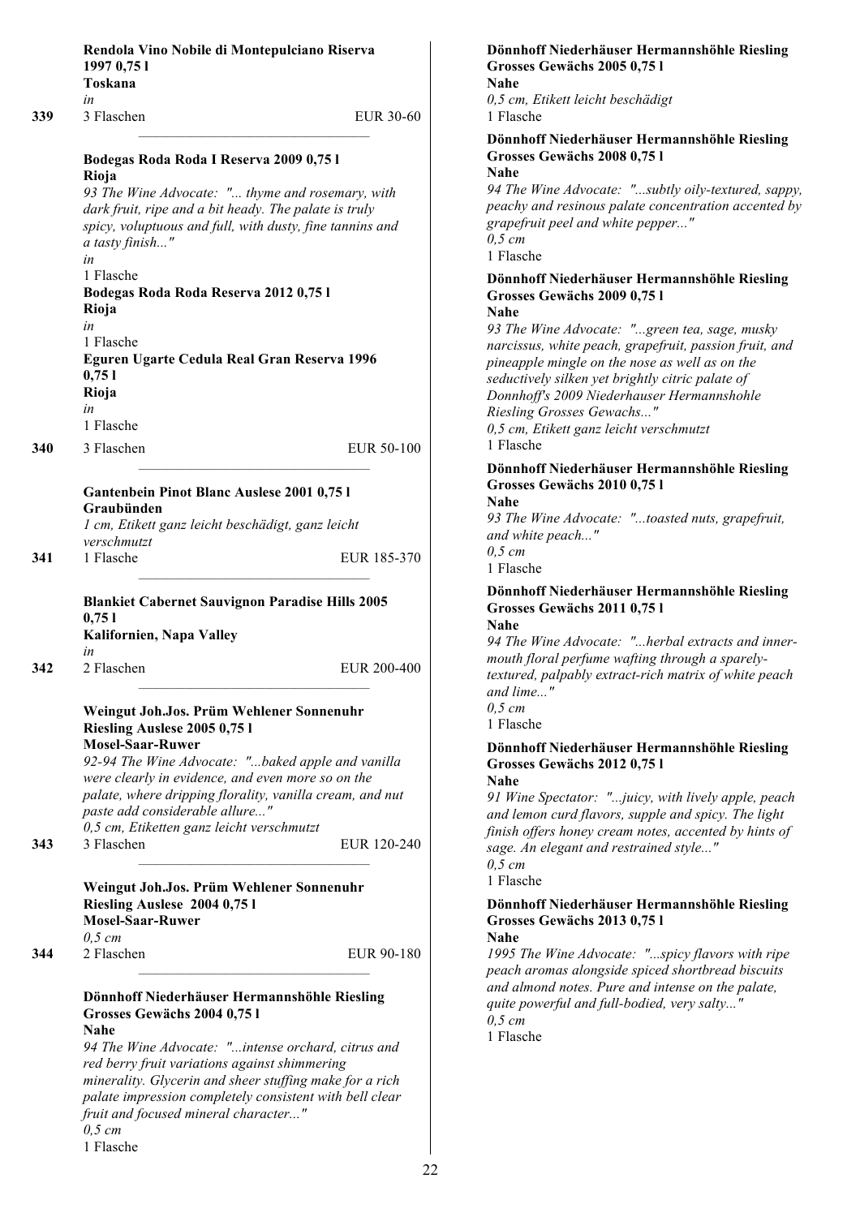**Rendola Vino Nobile di Montepulciano Riserva 1997 0,75 l**
**Toskana**
*in*

**339** 3 Flaschen EUR 30-60

---

**Bodegas Roda Roda I Reserva 2009 0,75 l**
**Rioja**
*93 The Wine Advocate: "... thyme and rosemary, with dark fruit, ripe and a bit heady. The palate is truly spicy, voluptuous and full, with dusty, fine tannins and a tasty finish..."*
*in*
1 Flasche

**Bodegas Roda Roda Reserva 2012 0,75 l**
**Rioja**
*in*
1 Flasche

**Eguren Ugarte Cedula Real Gran Reserva 1996 0,75 l**
**Rioja**
*in*
1 Flasche

**340** 3 Flaschen EUR 50-100

---

**Gantenbein Pinot Blanc Auslese 2001 0,75 l**
**Graubünden**
*1 cm, Etikett ganz leicht beschädigt, ganz leicht verschmutzt*

**341** 1 Flasche EUR 185-370

---

**Blankiet Cabernet Sauvignon Paradise Hills 2005 0,75 l**
**Kalifornien, Napa Valley**
*in*

**342** 2 Flaschen EUR 200-400

---

**Weingut Joh.Jos. Prüm Wehlener Sonnenuhr Riesling Auslese 2005 0,75 l**
**Mosel-Saar-Ruwer**
*92-94 The Wine Advocate: "...baked apple and vanilla were clearly in evidence, and even more so on the palate, where dripping florality, vanilla cream, and nut paste add considerable allure..."*
*0,5 cm, Etiketten ganz leicht verschmutzt*

**343** 3 Flaschen EUR 120-240

---

**Weingut Joh.Jos. Prüm Wehlener Sonnenuhr Riesling Auslese 2004 0,75 l**
**Mosel-Saar-Ruwer**
*0,5 cm*

**344** 2 Flaschen EUR 90-180

---

**Dönnhoff Niederhäuser Hermannshöhle Riesling Grosses Gewächs 2004 0,75 l**
**Nahe**
*94 The Wine Advocate: "...intense orchard, citrus and red berry fruit variations against shimmering minerality. Glycerin and sheer stuffing make for a rich palate impression completely consistent with bell clear fruit and focused mineral character..."*
*0,5 cm*
1 Flasche

**Dönnhoff Niederhäuser Hermannshöhle Riesling Grosses Gewächs 2005 0,75 l**
**Nahe**
*0,5 cm, Etikett leicht beschädigt*
1 Flasche

**Dönnhoff Niederhäuser Hermannshöhle Riesling Grosses Gewächs 2008 0,75 l**
**Nahe**
*94 The Wine Advocate: "...subtly oily-textured, sappy, peachy and resinous palate concentration accented by grapefruit peel and white pepper..."*
*0,5 cm*
1 Flasche

**Dönnhoff Niederhäuser Hermannshöhle Riesling Grosses Gewächs 2009 0,75 l**
**Nahe**
*93 The Wine Advocate: "...green tea, sage, musky narcissus, white peach, grapefruit, passion fruit, and pineapple mingle on the nose as well as on the seductively silken yet brightly citric palate of Donnhoff's 2009 Niederhauser Hermannshohle Riesling Grosses Gewachs..."*
*0,5 cm, Etikett ganz leicht verschmutzt*
1 Flasche

**Dönnhoff Niederhäuser Hermannshöhle Riesling Grosses Gewächs 2010 0,75 l**
**Nahe**
*93 The Wine Advocate: "...toasted nuts, grapefruit, and white peach..."*
*0,5 cm*
1 Flasche

**Dönnhoff Niederhäuser Hermannshöhle Riesling Grosses Gewächs 2011 0,75 l**
**Nahe**
*94 The Wine Advocate: "...herbal extracts and inner-mouth floral perfume wafting through a sparely-textured, palpably extract-rich matrix of white peach and lime..."*
*0,5 cm*
1 Flasche

**Dönnhoff Niederhäuser Hermannshöhle Riesling Grosses Gewächs 2012 0,75 l**
**Nahe**
*91 Wine Spectator: "...juicy, with lively apple, peach and lemon curd flavors, supple and spicy. The light finish offers honey cream notes, accented by hints of sage. An elegant and restrained style..."*
*0,5 cm*
1 Flasche

**Dönnhoff Niederhäuser Hermannshöhle Riesling Grosses Gewächs 2013 0,75 l**
**Nahe**
*1995 The Wine Advocate: "...spicy flavors with ripe peach aromas alongside spiced shortbread biscuits and almond notes. Pure and intense on the palate, quite powerful and full-bodied, very salty..."*
*0,5 cm*
1 Flasche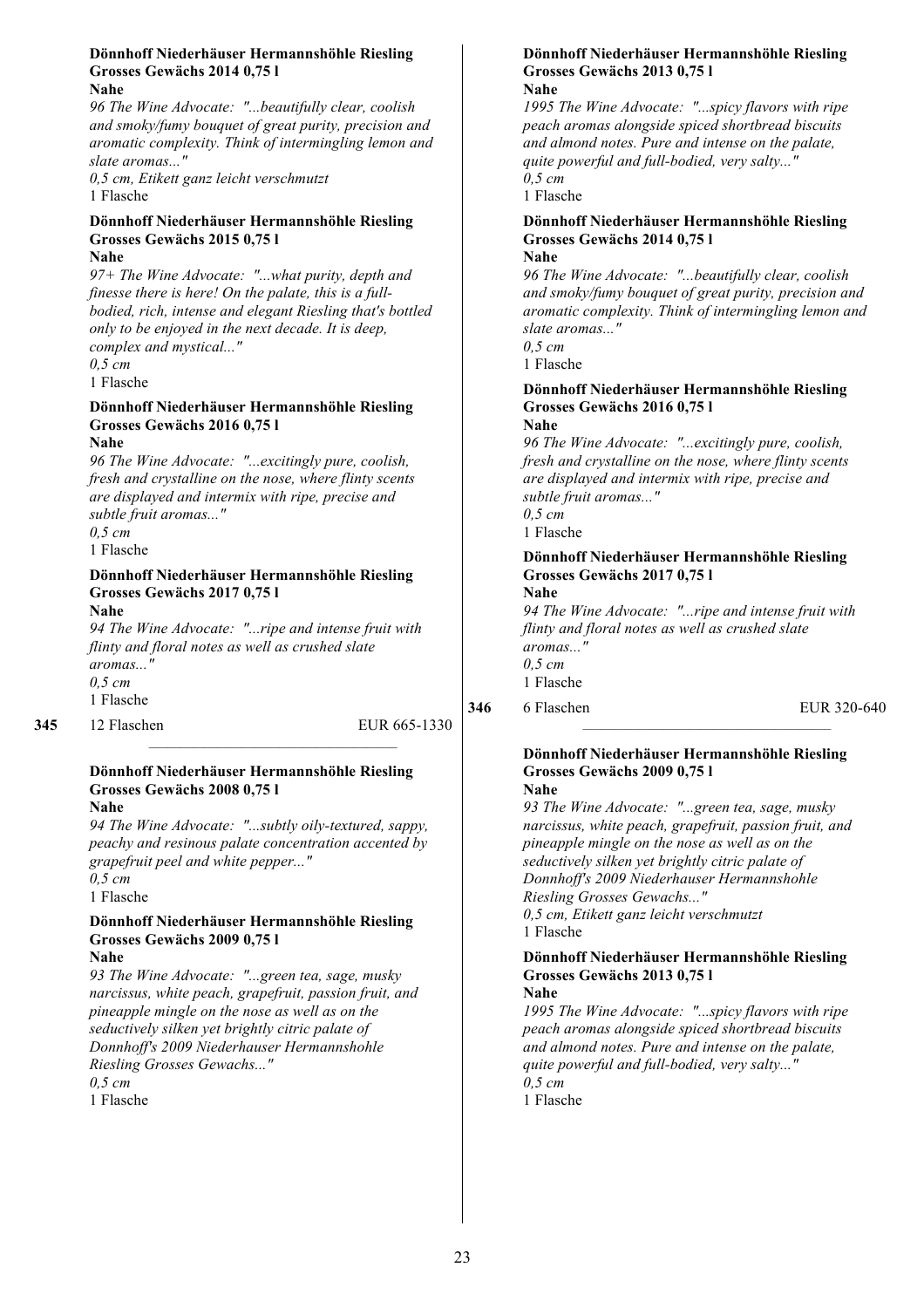**Dönnhoff Niederhäuser Hermannshöhle Riesling Grosses Gewächs 2014 0,75 l**
**Nahe**
*96 The Wine Advocate: "...beautifully clear, coolish and smoky/fumy bouquet of great purity, precision and aromatic complexity. Think of intermingling lemon and slate aromas..."*
*0,5 cm, Etikett ganz leicht verschmutzt*
1 Flasche

**Dönnhoff Niederhäuser Hermannshöhle Riesling Grosses Gewächs 2015 0,75 l**
**Nahe**
*97+ The Wine Advocate: "...what purity, depth and finesse there is here! On the palate, this is a full-bodied, rich, intense and elegant Riesling that's bottled only to be enjoyed in the next decade. It is deep, complex and mystical..."*
*0,5 cm*
1 Flasche

**Dönnhoff Niederhäuser Hermannshöhle Riesling Grosses Gewächs 2016 0,75 l**
**Nahe**
*96 The Wine Advocate: "...excitingly pure, coolish, fresh and crystalline on the nose, where flinty scents are displayed and intermix with ripe, precise and subtle fruit aromas..."*
*0,5 cm*
1 Flasche

**Dönnhoff Niederhäuser Hermannshöhle Riesling Grosses Gewächs 2017 0,75 l**
**Nahe**
*94 The Wine Advocate: "...ripe and intense fruit with flinty and floral notes as well as crushed slate aromas..."*
*0,5 cm*
1 Flasche

**345** 12 Flaschen EUR 665-1330

---

**Dönnhoff Niederhäuser Hermannshöhle Riesling Grosses Gewächs 2008 0,75 l**
**Nahe**
*94 The Wine Advocate: "...subtly oily-textured, sappy, peachy and resinous palate concentration accented by grapefruit peel and white pepper..."*
*0,5 cm*
1 Flasche

**Dönnhoff Niederhäuser Hermannshöhle Riesling Grosses Gewächs 2009 0,75 l**
**Nahe**
*93 The Wine Advocate: "...green tea, sage, musky narcissus, white peach, grapefruit, passion fruit, and pineapple mingle on the nose as well as on the seductively silken yet brightly citric palate of Donnhoff's 2009 Niederhauser Hermannshohle Riesling Grosses Gewachs..."*
*0,5 cm*
1 Flasche

**Dönnhoff Niederhäuser Hermannshöhle Riesling Grosses Gewächs 2013 0,75 l**
**Nahe**
*1995 The Wine Advocate: "...spicy flavors with ripe peach aromas alongside spiced shortbread biscuits and almond notes. Pure and intense on the palate, quite powerful and full-bodied, very salty..."*
*0,5 cm*
1 Flasche

**Dönnhoff Niederhäuser Hermannshöhle Riesling Grosses Gewächs 2014 0,75 l**
**Nahe**
*96 The Wine Advocate: "...beautifully clear, coolish and smoky/fumy bouquet of great purity, precision and aromatic complexity. Think of intermingling lemon and slate aromas..."*
*0,5 cm*
1 Flasche

**Dönnhoff Niederhäuser Hermannshöhle Riesling Grosses Gewächs 2016 0,75 l**
**Nahe**
*96 The Wine Advocate: "...excitingly pure, coolish, fresh and crystalline on the nose, where flinty scents are displayed and intermix with ripe, precise and subtle fruit aromas..."*
*0,5 cm*
1 Flasche

**Dönnhoff Niederhäuser Hermannshöhle Riesling Grosses Gewächs 2017 0,75 l**
**Nahe**
*94 The Wine Advocate: "...ripe and intense fruit with flinty and floral notes as well as crushed slate aromas..."*
*0,5 cm*
1 Flasche

**346** 6 Flaschen EUR 320-640

---

**Dönnhoff Niederhäuser Hermannshöhle Riesling Grosses Gewächs 2009 0,75 l**
**Nahe**
*93 The Wine Advocate: "...green tea, sage, musky narcissus, white peach, grapefruit, passion fruit, and pineapple mingle on the nose as well as on the seductively silken yet brightly citric palate of Donnhoff's 2009 Niederhauser Hermannshohle Riesling Grosses Gewachs..."*
*0,5 cm, Etikett ganz leicht verschmutzt*
1 Flasche

**Dönnhoff Niederhäuser Hermannshöhle Riesling Grosses Gewächs 2013 0,75 l**
**Nahe**
*1995 The Wine Advocate: "...spicy flavors with ripe peach aromas alongside spiced shortbread biscuits and almond notes. Pure and intense on the palate, quite powerful and full-bodied, very salty..."*
*0,5 cm*
1 Flasche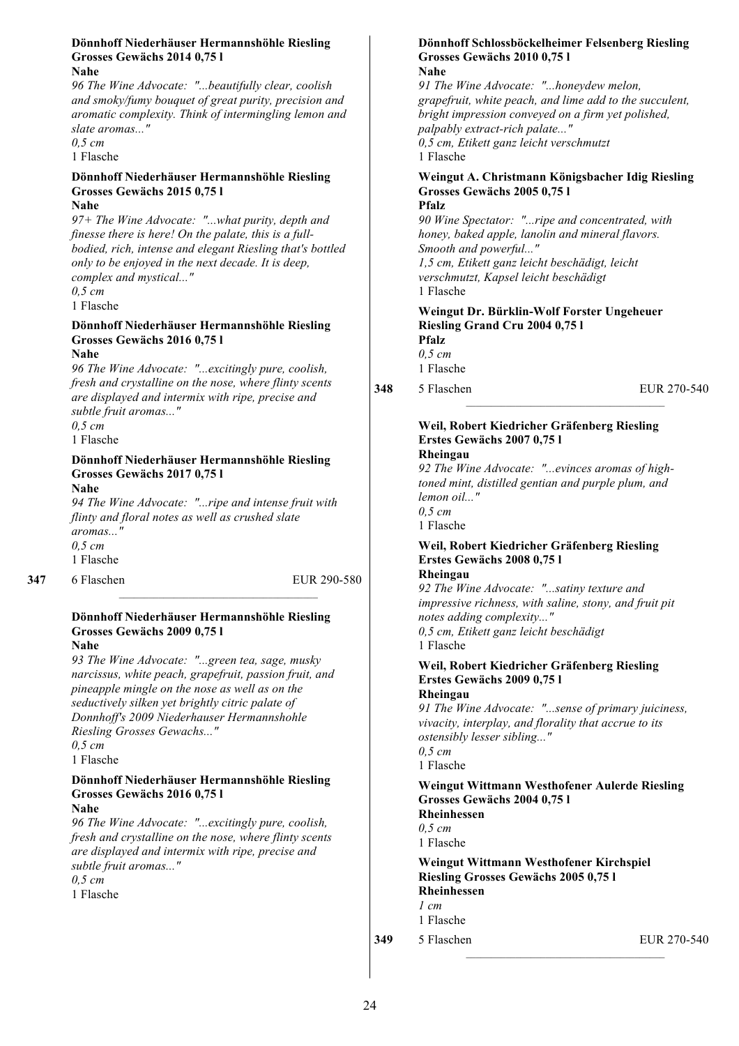**Dönnhoff Niederhäuser Hermannshöhle Riesling Grosses Gewächs 2014 0,75 l**
**Nahe**
*96 The Wine Advocate: "...beautifully clear, coolish and smoky/fumy bouquet of great purity, precision and aromatic complexity. Think of intermingling lemon and slate aromas..."*
*0,5 cm*
1 Flasche

**Dönnhoff Niederhäuser Hermannshöhle Riesling Grosses Gewächs 2015 0,75 l**
**Nahe**
*97+ The Wine Advocate: "...what purity, depth and finesse there is here! On the palate, this is a full-bodied, rich, intense and elegant Riesling that's bottled only to be enjoyed in the next decade. It is deep, complex and mystical..."*
*0,5 cm*
1 Flasche

**Dönnhoff Niederhäuser Hermannshöhle Riesling Grosses Gewächs 2016 0,75 l**
**Nahe**
*96 The Wine Advocate: "...excitingly pure, coolish, fresh and crystalline on the nose, where flinty scents are displayed and intermix with ripe, precise and subtle fruit aromas..."*
*0,5 cm*
1 Flasche

**Dönnhoff Niederhäuser Hermannshöhle Riesling Grosses Gewächs 2017 0,75 l**
**Nahe**
*94 The Wine Advocate: "...ripe and intense fruit with flinty and floral notes as well as crushed slate aromas..."*
*0,5 cm*
1 Flasche

**347** 6 Flaschen EUR 290-580

---

**Dönnhoff Niederhäuser Hermannshöhle Riesling Grosses Gewächs 2009 0,75 l**
**Nahe**
*93 The Wine Advocate: "...green tea, sage, musky narcissus, white peach, grapefruit, passion fruit, and pineapple mingle on the nose as well as on the seductively silken yet brightly citric palate of Donnhoff's 2009 Niederhauser Hermannshohle Riesling Grosses Gewachs..."*
*0,5 cm*
1 Flasche

**Dönnhoff Niederhäuser Hermannshöhle Riesling Grosses Gewächs 2016 0,75 l**
**Nahe**
*96 The Wine Advocate: "...excitingly pure, coolish, fresh and crystalline on the nose, where flinty scents are displayed and intermix with ripe, precise and subtle fruit aromas..."*
*0,5 cm*
1 Flasche

**Dönnhoff Schlossböckelheimer Felsenberg Riesling Grosses Gewächs 2010 0,75 l**
**Nahe**
*91 The Wine Advocate: "...honeydew melon, grapefruit, white peach, and lime add to the succulent, bright impression conveyed on a firm yet polished, palpably extract-rich palate..."*
*0,5 cm, Etikett ganz leicht verschmutzt*
1 Flasche

**Weingut A. Christmann Königsbacher Idig Riesling Grosses Gewächs 2005 0,75 l**
**Pfalz**
*90 Wine Spectator: "...ripe and concentrated, with honey, baked apple, lanolin and mineral flavors. Smooth and powerful..."*
*1,5 cm, Etikett ganz leicht beschädigt, leicht verschmutzt, Kapsel leicht beschädigt*
1 Flasche

**Weingut Dr. Bürklin-Wolf Forster Ungeheuer Riesling Grand Cru 2004 0,75 l**
**Pfalz**
*0,5 cm*
1 Flasche

**348** 5 Flaschen EUR 270-540

---

**Weil, Robert Kiedricher Gräfenberg Riesling Erstes Gewächs 2007 0,75 l**
**Rheingau**
*92 The Wine Advocate: "...evinces aromas of high-toned mint, distilled gentian and purple plum, and lemon oil..."*
*0,5 cm*
1 Flasche

**Weil, Robert Kiedricher Gräfenberg Riesling Erstes Gewächs 2008 0,75 l**
**Rheingau**
*92 The Wine Advocate: "...satiny texture and impressive richness, with saline, stony, and fruit pit notes adding complexity..."*
*0,5 cm, Etikett ganz leicht beschädigt*
1 Flasche

**Weil, Robert Kiedricher Gräfenberg Riesling Erstes Gewächs 2009 0,75 l**
**Rheingau**
*91 The Wine Advocate: "...sense of primary juiciness, vivacity, interplay, and florality that accrue to its ostensibly lesser sibling..."*
*0,5 cm*
1 Flasche

**Weingut Wittmann Westhofener Aulerde Riesling Grosses Gewächs 2004 0,75 l**
**Rheinhessen**
*0,5 cm*
1 Flasche

**Weingut Wittmann Westhofener Kirchspiel Riesling Grosses Gewächs 2005 0,75 l**
**Rheinhessen**
*1 cm*
1 Flasche

**349** 5 Flaschen EUR 270-540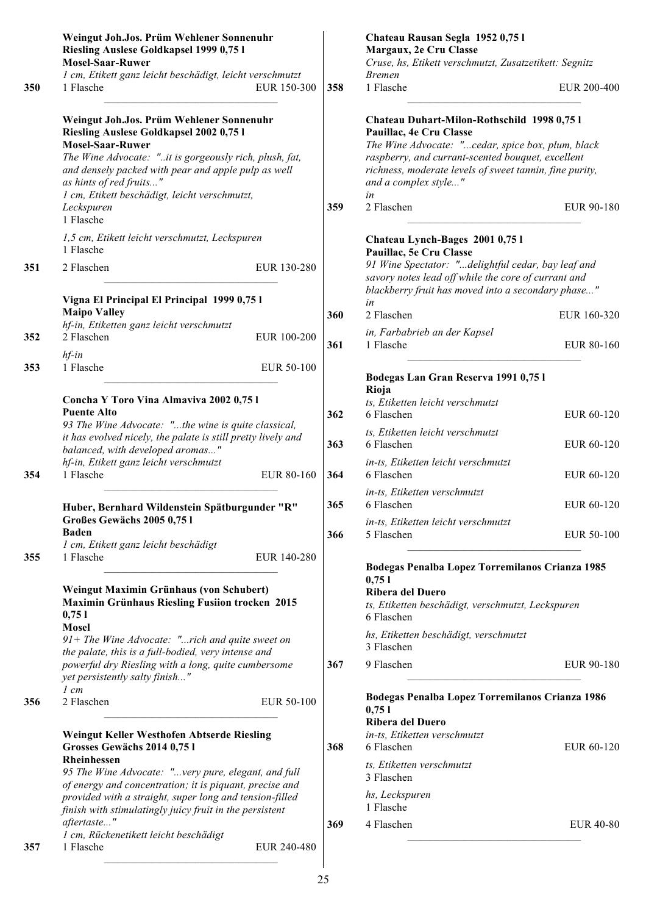**Weingut Joh.Jos. Prüm Wehlener Sonnenuhr Riesling Auslese Goldkapsel 1999 0,75 l**
**Mosel-Saar-Ruwer**
*1 cm, Etikett ganz leicht beschädigt, leicht verschmutzt*
350 — 1 Flasche — EUR 150-300

---

**Weingut Joh.Jos. Prüm Wehlener Sonnenuhr Riesling Auslese Goldkapsel 2002 0,75 l**
**Mosel-Saar-Ruwer**
*The Wine Advocate: "..it is gorgeously rich, plush, fat, and densely packed with pear and apple pulp as well as hints of red fruits..."*
*1 cm, Etikett beschädigt, leicht verschmutzt, Leckspuren*
1 Flasche
*1,5 cm, Etikett leicht verschmutzt, Leckspuren*
1 Flasche
351 — 2 Flaschen — EUR 130-280

---

**Vigna El Principal El Principal 1999 0,75 l**
**Maipo Valley**
*hf-in, Etiketten ganz leicht verschmutzt*
352 — 2 Flaschen — EUR 100-200
*hf-in*
353 — 1 Flasche — EUR 50-100

---

**Concha Y Toro Vina Almaviva 2002 0,75 l**
**Puente Alto**
*93 The Wine Advocate: "...the wine is quite classical, it has evolved nicely, the palate is still pretty lively and balanced, with developed aromas..."*
*hf-in, Etikett ganz leicht verschmutzt*
354 — 1 Flasche — EUR 80-160

---

**Huber, Bernhard Wildenstein Spätburgunder "R" Großes Gewächs 2005 0,75 l**
**Baden**
*1 cm, Etikett ganz leicht beschädigt*
355 — 1 Flasche — EUR 140-280

---

**Weingut Maximin Grünhaus (von Schubert) Maximin Grünhaus Riesling Fusiion trocken 2015 0,75 l**
**Mosel**
*91+ The Wine Advocate: "...rich and quite sweet on the palate, this is a full-bodied, very intense and powerful dry Riesling with a long, quite cumbersome yet persistently salty finish..."*
*1 cm*
356 — 2 Flaschen — EUR 50-100

---

**Weingut Keller Westhofen Abtserde Riesling Grosses Gewächs 2014 0,75 l**
**Rheinhessen**
*95 The Wine Advocate: "...very pure, elegant, and full of energy and concentration; it is piquant, precise and provided with a straight, super long and tension-filled finish with stimulatingly juicy fruit in the persistent aftertaste..."*
*1 cm, Rückenetikett leicht beschädigt*
357 — 1 Flasche — EUR 240-480

---

**Chateau Rausan Segla 1952 0,75 l**
**Margaux, 2e Cru Classe**
*Cruse, hs, Etikett verschmutzt, Zusatzetikett: Segnitz Bremen*
358 — 1 Flasche — EUR 200-400

---

**Chateau Duhart-Milon-Rothschild 1998 0,75 l**
**Pauillac, 4e Cru Classe**
*The Wine Advocate: "...cedar, spice box, plum, black raspberry, and currant-scented bouquet, excellent richness, moderate levels of sweet tannin, fine purity, and a complex style..."*
*in*
359 — 2 Flaschen — EUR 90-180

---

**Chateau Lynch-Bages 2001 0,75 l**
**Pauillac, 5e Cru Classe**
*91 Wine Spectator: "...delightful cedar, bay leaf and savory notes lead off while the core of currant and blackberry fruit has moved into a secondary phase..."*
*in*
360 — 2 Flaschen — EUR 160-320
*in, Farbabrieb an der Kapsel*
361 — 1 Flasche — EUR 80-160

---

**Bodegas Lan Gran Reserva 1991 0,75 l**
**Rioja**
*ts, Etiketten leicht verschmutzt*
362 — 6 Flaschen — EUR 60-120
*ts, Etiketten leicht verschmutzt*
363 — 6 Flaschen — EUR 60-120
*in-ts, Etiketten leicht verschmutzt*
364 — 6 Flaschen — EUR 60-120
*in-ts, Etiketten verschmutzt*
365 — 6 Flaschen — EUR 60-120
*in-ts, Etiketten leicht verschmutzt*
366 — 5 Flaschen — EUR 50-100

---

**Bodegas Penalba Lopez Torremilanos Crianza 1985 0,75 l**
**Ribera del Duero**
*ts, Etiketten beschädigt, verschmutzt, Leckspuren*
6 Flaschen
*hs, Etiketten beschädigt, verschmutzt*
3 Flaschen
367 — 9 Flaschen — EUR 90-180

---

**Bodegas Penalba Lopez Torremilanos Crianza 1986 0,75 l**
**Ribera del Duero**
*in-ts, Etiketten verschmutzt*
368 — 6 Flaschen — EUR 60-120
*ts, Etiketten verschmutzt*
3 Flaschen
*hs, Leckspuren*
1 Flasche
369 — 4 Flaschen — EUR 40-80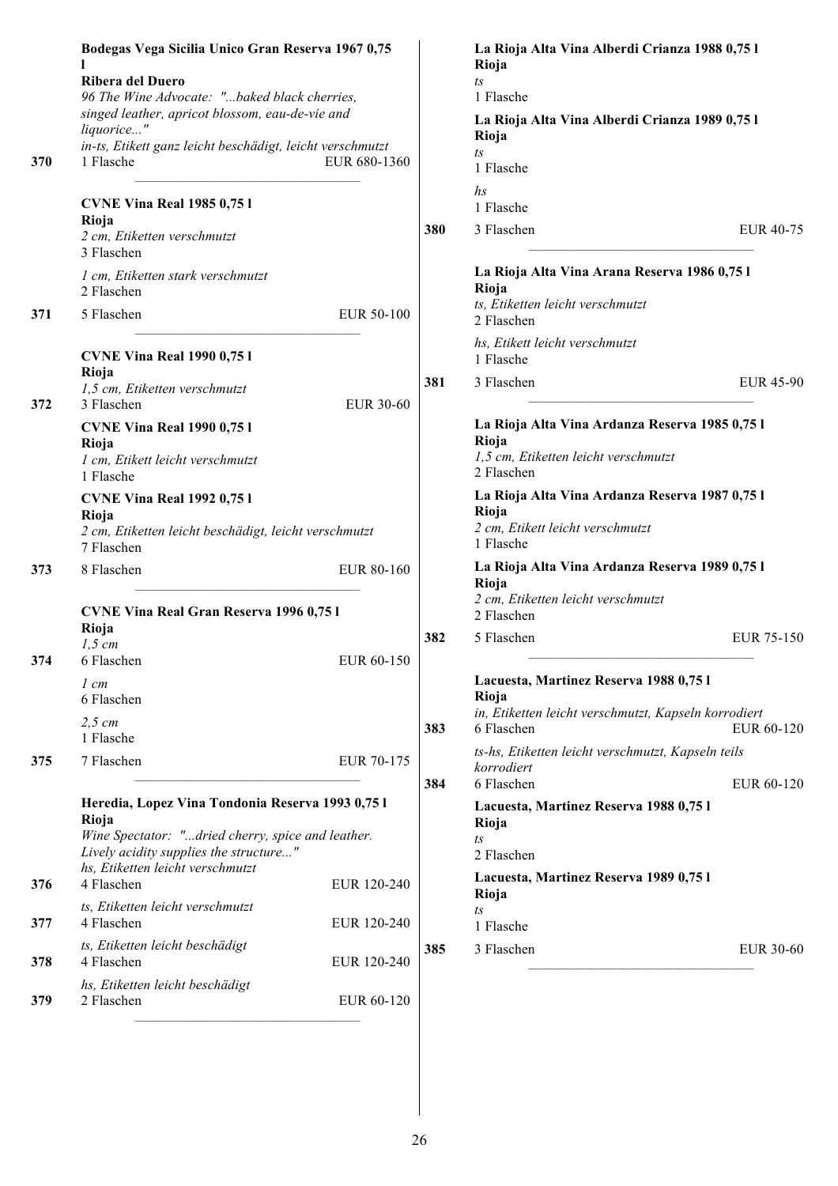**Bodegas Vega Sicilia Unico Gran Reserva 1967 0,75 l**
**Ribera del Duero**
*96 The Wine Advocate: "...baked black cherries, singed leather, apricot blossom, eau-de-vie and liquorice..."*
*in-ts, Etikett ganz leicht beschädigt, leicht verschmutzt*
370 1 Flasche EUR 680-1360

---

**CVNE Vina Real 1985 0,75 l**
**Rioja**
*2 cm, Etiketten verschmutzt*
3 Flaschen
*1 cm, Etiketten stark verschmutzt*
2 Flaschen
371 5 Flaschen EUR 50-100

---

**CVNE Vina Real 1990 0,75 l**
**Rioja**
*1,5 cm, Etiketten verschmutzt*
372 3 Flaschen EUR 30-60

**CVNE Vina Real 1990 0,75 l**
**Rioja**
*1 cm, Etikett leicht verschmutzt*
1 Flasche

**CVNE Vina Real 1992 0,75 l**
**Rioja**
*2 cm, Etiketten leicht beschädigt, leicht verschmutzt*
7 Flaschen
373 8 Flaschen EUR 80-160

---

**CVNE Vina Real Gran Reserva 1996 0,75 l**
**Rioja**
*1,5 cm*
374 6 Flaschen EUR 60-150
*1 cm*
6 Flaschen
*2,5 cm*
1 Flasche
375 7 Flaschen EUR 70-175

---

**Heredia, Lopez Vina Tondonia Reserva 1993 0,75 l**
**Rioja**
*Wine Spectator: "...dried cherry, spice and leather. Lively acidity supplies the structure..."*
*hs, Etiketten leicht verschmutzt*
376 4 Flaschen EUR 120-240
*ts, Etiketten leicht verschmutzt*
377 4 Flaschen EUR 120-240
*ts, Etiketten leicht beschädigt*
378 4 Flaschen EUR 120-240
*hs, Etiketten leicht beschädigt*
379 2 Flaschen EUR 60-120

---

**La Rioja Alta Vina Alberdi Crianza 1988 0,75 l**
**Rioja**
*ts*
1 Flasche

**La Rioja Alta Vina Alberdi Crianza 1989 0,75 l**
**Rioja**
*ts*
1 Flasche
*hs*
1 Flasche
380 3 Flaschen EUR 40-75

---

**La Rioja Alta Vina Arana Reserva 1986 0,75 l**
**Rioja**
*ts, Etiketten leicht verschmutzt*
2 Flaschen
*hs, Etikett leicht verschmutzt*
1 Flasche
381 3 Flaschen EUR 45-90

---

**La Rioja Alta Vina Ardanza Reserva 1985 0,75 l**
**Rioja**
*1,5 cm, Etiketten leicht verschmutzt*
2 Flaschen

**La Rioja Alta Vina Ardanza Reserva 1987 0,75 l**
**Rioja**
*2 cm, Etikett leicht verschmutzt*
1 Flasche

**La Rioja Alta Vina Ardanza Reserva 1989 0,75 l**
**Rioja**
*2 cm, Etiketten leicht verschmutzt*
2 Flaschen
382 5 Flaschen EUR 75-150

---

**Lacuesta, Martinez Reserva 1988 0,75 l**
**Rioja**
*in, Etiketten leicht verschmutzt, Kapseln korrodiert*
383 6 Flaschen EUR 60-120
*ts-hs, Etiketten leicht verschmutzt, Kapseln teils korrodiert*
384 6 Flaschen EUR 60-120

**Lacuesta, Martinez Reserva 1988 0,75 l**
**Rioja**
*ts*
2 Flaschen

**Lacuesta, Martinez Reserva 1989 0,75 l**
**Rioja**
*ts*
1 Flasche
385 3 Flaschen EUR 30-60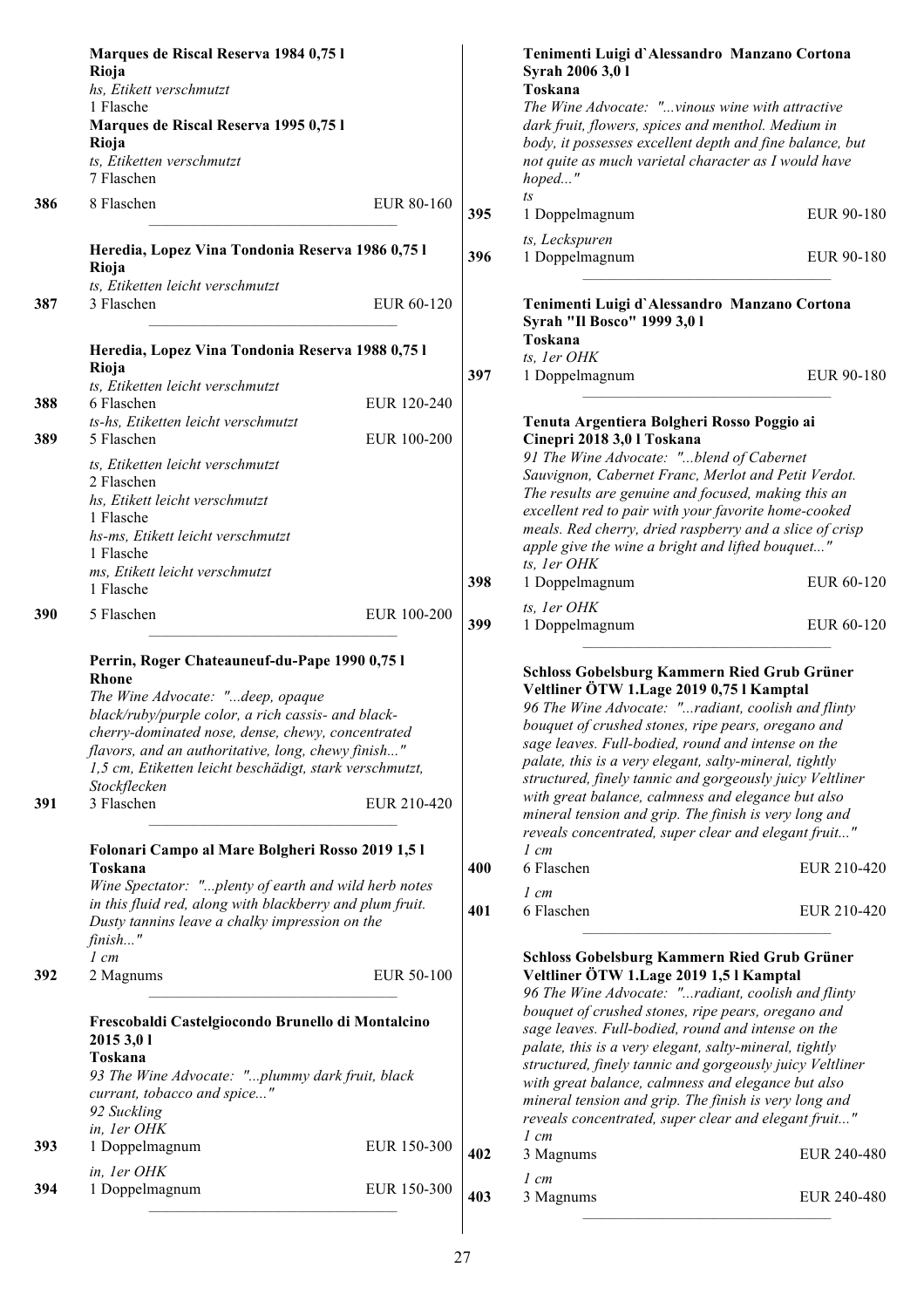**Marques de Riscal Reserva 1984 0,75 l**
**Rioja**
*hs, Etikett verschmutzt*
1 Flasche
**Marques de Riscal Reserva 1995 0,75 l**
**Rioja**
*ts, Etiketten verschmutzt*
7 Flaschen

386 | 8 Flaschen | EUR 80-160

---

**Heredia, Lopez Vina Tondonia Reserva 1986 0,75 l**
**Rioja**
*ts, Etiketten leicht verschmutzt*

387 | 3 Flaschen | EUR 60-120

---

**Heredia, Lopez Vina Tondonia Reserva 1988 0,75 l**
**Rioja**
*ts, Etiketten leicht verschmutzt*

388 | 6 Flaschen | EUR 120-240

*ts-hs, Etiketten leicht verschmutzt*

389 | 5 Flaschen | EUR 100-200

*ts, Etiketten leicht verschmutzt*
2 Flaschen
*hs, Etikett leicht verschmutzt*
1 Flasche
*hs-ms, Etikett leicht verschmutzt*
1 Flasche
*ms, Etikett leicht verschmutzt*
1 Flasche

390 | 5 Flaschen | EUR 100-200

---

**Perrin, Roger Chateauneuf-du-Pape 1990 0,75 l**
**Rhone**
*The Wine Advocate: "...deep, opaque black/ruby/purple color, a rich cassis- and black-cherry-dominated nose, dense, chewy, concentrated flavors, and an authoritative, long, chewy finish..."*
*1,5 cm, Etiketten leicht beschädigt, stark verschmutzt, Stockflecken*

391 | 3 Flaschen | EUR 210-420

---

**Folonari Campo al Mare Bolgheri Rosso 2019 1,5 l**
**Toskana**
*Wine Spectator: "...plenty of earth and wild herb notes in this fluid red, along with blackberry and plum fruit. Dusty tannins leave a chalky impression on the finish..."*
*1 cm*

392 | 2 Magnums | EUR 50-100

---

**Frescobaldi Castelgiocondo Brunello di Montalcino 2015 3,0 l**
**Toskana**
*93 The Wine Advocate: "...plummy dark fruit, black currant, tobacco and spice..."*
*92 Suckling*
*in, 1er OHK*

393 | 1 Doppelmagnum | EUR 150-300

*in, 1er OHK*

394 | 1 Doppelmagnum | EUR 150-300

---

**Tenimenti Luigi d`Alessandro Manzano Cortona Syrah 2006 3,0 l**
**Toskana**
*The Wine Advocate: "...vinous wine with attractive dark fruit, flowers, spices and menthol. Medium in body, it possesses excellent depth and fine balance, but not quite as much varietal character as I would have hoped..."*
*ts*

395 | 1 Doppelmagnum | EUR 90-180

*ts, Leckspuren*

396 | 1 Doppelmagnum | EUR 90-180

---

**Tenimenti Luigi d`Alessandro Manzano Cortona Syrah "Il Bosco" 1999 3,0 l**
**Toskana**
*ts, 1er OHK*

397 | 1 Doppelmagnum | EUR 90-180

---

**Tenuta Argentiera Bolgheri Rosso Poggio ai Cinepri 2018 3,0 l Toskana**
*91 The Wine Advocate: "...blend of Cabernet Sauvignon, Cabernet Franc, Merlot and Petit Verdot. The results are genuine and focused, making this an excellent red to pair with your favorite home-cooked meals. Red cherry, dried raspberry and a slice of crisp apple give the wine a bright and lifted bouquet..."*
*ts, 1er OHK*

398 | 1 Doppelmagnum | EUR 60-120

*ts, 1er OHK*

399 | 1 Doppelmagnum | EUR 60-120

---

**Schloss Gobelsburg Kammern Ried Grub Grüner Veltliner ÖTW 1.Lage 2019 0,75 l Kamptal**
*96 The Wine Advocate: "...radiant, coolish and flinty bouquet of crushed stones, ripe pears, oregano and sage leaves. Full-bodied, round and intense on the palate, this is a very elegant, salty-mineral, tightly structured, finely tannic and gorgeously juicy Veltliner with great balance, calmness and elegance but also mineral tension and grip. The finish is very long and reveals concentrated, super clear and elegant fruit..."*
*1 cm*

400 | 6 Flaschen | EUR 210-420

*1 cm*

401 | 6 Flaschen | EUR 210-420

---

**Schloss Gobelsburg Kammern Ried Grub Grüner Veltliner ÖTW 1.Lage 2019 1,5 l Kamptal**
*96 The Wine Advocate: "...radiant, coolish and flinty bouquet of crushed stones, ripe pears, oregano and sage leaves. Full-bodied, round and intense on the palate, this is a very elegant, salty-mineral, tightly structured, finely tannic and gorgeously juicy Veltliner with great balance, calmness and elegance but also mineral tension and grip. The finish is very long and reveals concentrated, super clear and elegant fruit..."*
*1 cm*

402 | 3 Magnums | EUR 240-480

*1 cm*

403 | 3 Magnums | EUR 240-480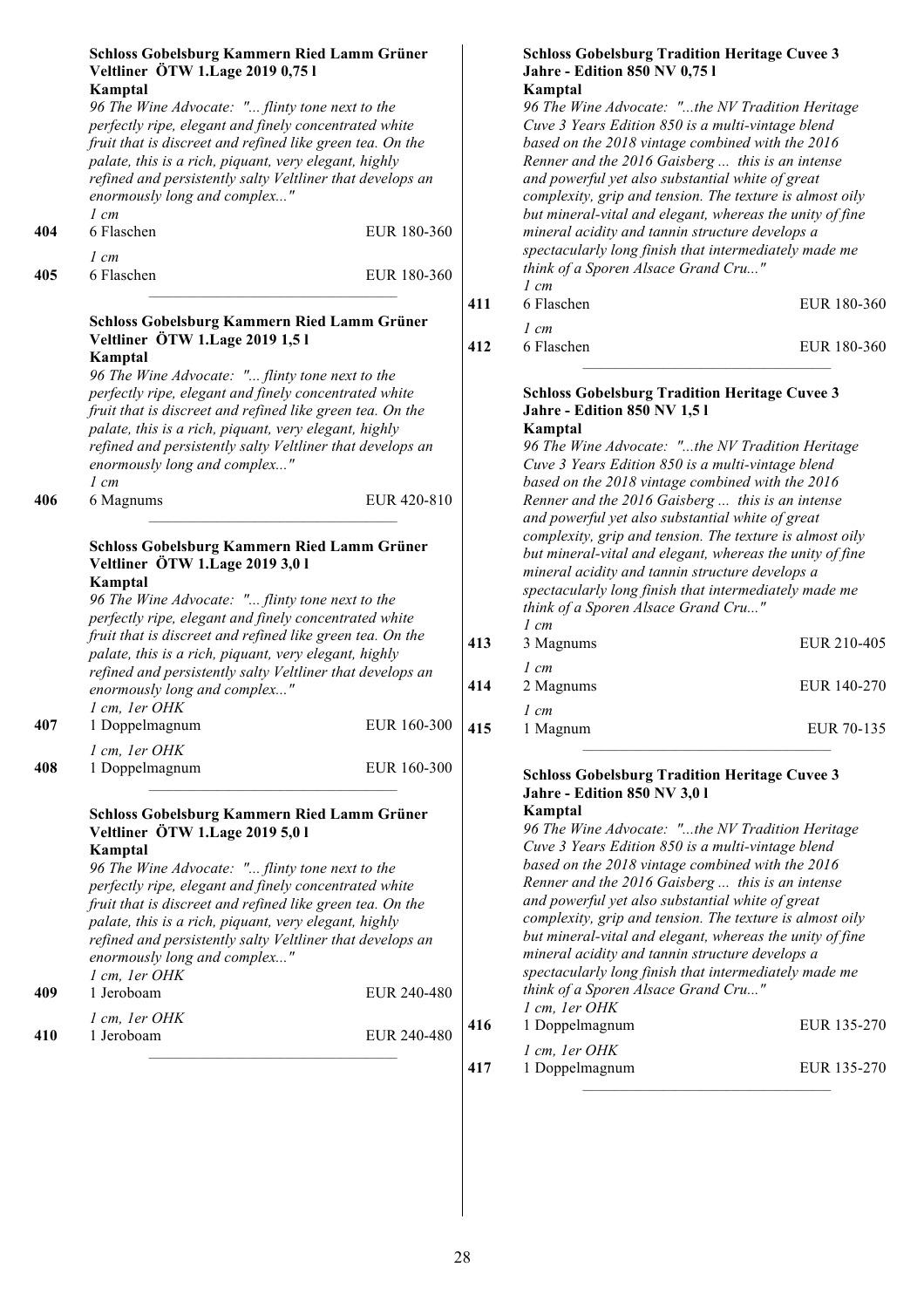**Schloss Gobelsburg Kammern Ried Lamm Grüner Veltliner ÖTW 1.Lage 2019 0,75 l**
**Kamptal**
*96 The Wine Advocate: "... flinty tone next to the perfectly ripe, elegant and finely concentrated white fruit that is discreet and refined like green tea. On the palate, this is a rich, piquant, very elegant, highly refined and persistently salty Veltliner that develops an enormously long and complex..."*

*1 cm*
**404** 6 Flaschen EUR 180-360

*1 cm*
**405** 6 Flaschen EUR 180-360

---

**Schloss Gobelsburg Kammern Ried Lamm Grüner Veltliner ÖTW 1.Lage 2019 1,5 l**
**Kamptal**
*96 The Wine Advocate: "... flinty tone next to the perfectly ripe, elegant and finely concentrated white fruit that is discreet and refined like green tea. On the palate, this is a rich, piquant, very elegant, highly refined and persistently salty Veltliner that develops an enormously long and complex..."*

*1 cm*
**406** 6 Magnums EUR 420-810

---

**Schloss Gobelsburg Kammern Ried Lamm Grüner Veltliner ÖTW 1.Lage 2019 3,0 l**
**Kamptal**
*96 The Wine Advocate: "... flinty tone next to the perfectly ripe, elegant and finely concentrated white fruit that is discreet and refined like green tea. On the palate, this is a rich, piquant, very elegant, highly refined and persistently salty Veltliner that develops an enormously long and complex..."*

*1 cm, 1er OHK*
**407** 1 Doppelmagnum EUR 160-300

*1 cm, 1er OHK*
**408** 1 Doppelmagnum EUR 160-300

---

**Schloss Gobelsburg Kammern Ried Lamm Grüner Veltliner ÖTW 1.Lage 2019 5,0 l**
**Kamptal**
*96 The Wine Advocate: "... flinty tone next to the perfectly ripe, elegant and finely concentrated white fruit that is discreet and refined like green tea. On the palate, this is a rich, piquant, very elegant, highly refined and persistently salty Veltliner that develops an enormously long and complex..."*

*1 cm, 1er OHK*
**409** 1 Jeroboam EUR 240-480

*1 cm, 1er OHK*
**410** 1 Jeroboam EUR 240-480

---

**Schloss Gobelsburg Tradition Heritage Cuvee 3 Jahre - Edition 850 NV 0,75 l**
**Kamptal**
*96 The Wine Advocate: "...the NV Tradition Heritage Cuve 3 Years Edition 850 is a multi-vintage blend based on the 2018 vintage combined with the 2016 Renner and the 2016 Gaisberg ... this is an intense and powerful yet also substantial white of great complexity, grip and tension. The texture is almost oily but mineral-vital and elegant, whereas the unity of fine mineral acidity and tannin structure develops a spectacularly long finish that intermediately made me think of a Sporen Alsace Grand Cru..."*

*1 cm*
**411** 6 Flaschen EUR 180-360

*1 cm*
**412** 6 Flaschen EUR 180-360

---

**Schloss Gobelsburg Tradition Heritage Cuvee 3 Jahre - Edition 850 NV 1,5 l**
**Kamptal**
*96 The Wine Advocate: "...the NV Tradition Heritage Cuve 3 Years Edition 850 is a multi-vintage blend based on the 2018 vintage combined with the 2016 Renner and the 2016 Gaisberg ... this is an intense and powerful yet also substantial white of great complexity, grip and tension. The texture is almost oily but mineral-vital and elegant, whereas the unity of fine mineral acidity and tannin structure develops a spectacularly long finish that intermediately made me think of a Sporen Alsace Grand Cru..."*

*1 cm*
**413** 3 Magnums EUR 210-405

*1 cm*
**414** 2 Magnums EUR 140-270

*1 cm*
**415** 1 Magnum EUR 70-135

---

**Schloss Gobelsburg Tradition Heritage Cuvee 3 Jahre - Edition 850 NV 3,0 l**
**Kamptal**
*96 The Wine Advocate: "...the NV Tradition Heritage Cuve 3 Years Edition 850 is a multi-vintage blend based on the 2018 vintage combined with the 2016 Renner and the 2016 Gaisberg ... this is an intense and powerful yet also substantial white of great complexity, grip and tension. The texture is almost oily but mineral-vital and elegant, whereas the unity of fine mineral acidity and tannin structure develops a spectacularly long finish that intermediately made me think of a Sporen Alsace Grand Cru..."*

*1 cm, 1er OHK*
**416** 1 Doppelmagnum EUR 135-270

*1 cm, 1er OHK*
**417** 1 Doppelmagnum EUR 135-270

---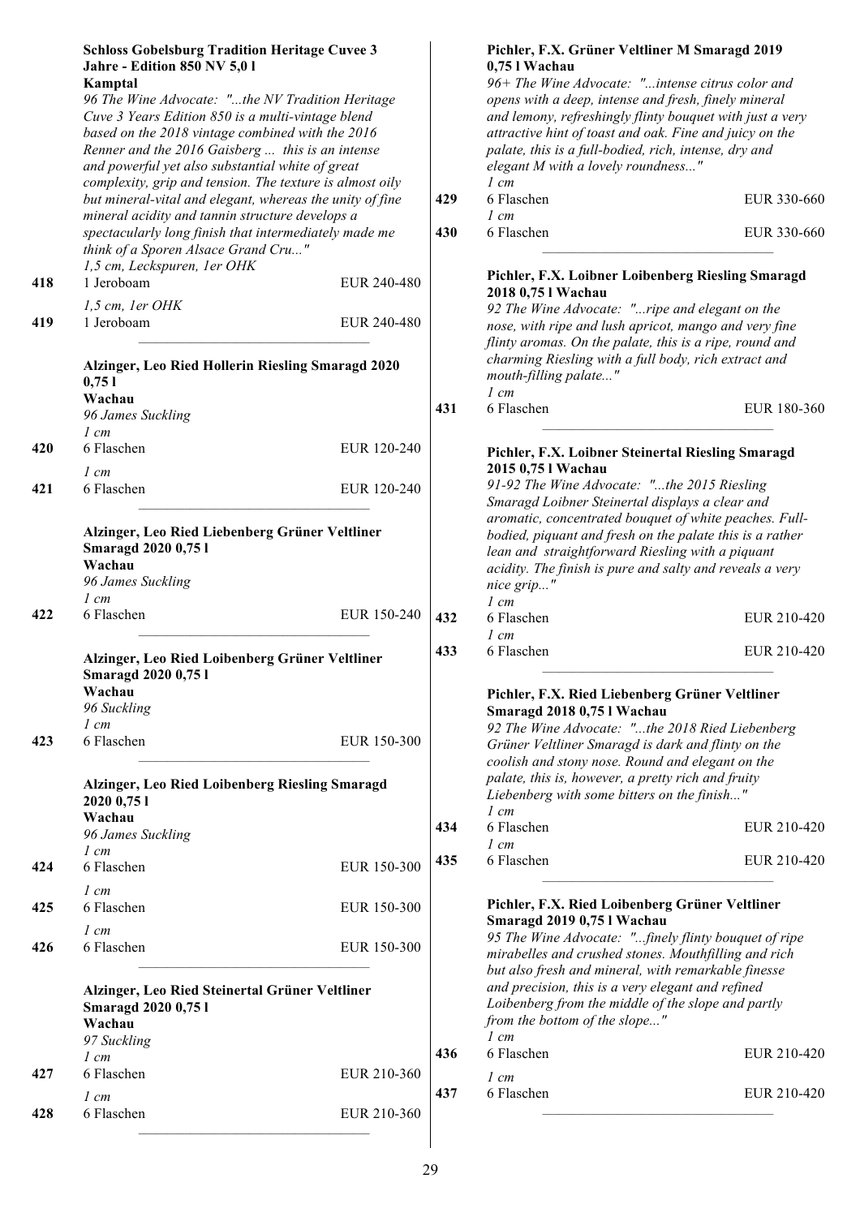**Schloss Gobelsburg Tradition Heritage Cuvee 3 Jahre - Edition 850 NV 5,0 l**
**Kamptal**
*96 The Wine Advocate: "...the NV Tradition Heritage Cuve 3 Years Edition 850 is a multi-vintage blend based on the 2018 vintage combined with the 2016 Renner and the 2016 Gaisberg ... this is an intense and powerful yet also substantial white of great complexity, grip and tension. The texture is almost oily but mineral-vital and elegant, whereas the unity of fine mineral acidity and tannin structure develops a spectacularly long finish that intermediately made me think of a Sporen Alsace Grand Cru..."*

*1,5 cm, Leckspuren, 1er OHK*
418 | 1 Jeroboam | EUR 240-480

*1,5 cm, 1er OHK*
419 | 1 Jeroboam | EUR 240-480

---

**Alzinger, Leo Ried Hollerin Riesling Smaragd 2020 0,75 l**
**Wachau**
*96 James Suckling*

*1 cm*
420 | 6 Flaschen | EUR 120-240

*1 cm*
421 | 6 Flaschen | EUR 120-240

---

**Alzinger, Leo Ried Liebenberg Grüner Veltliner Smaragd 2020 0,75 l**
**Wachau**
*96 James Suckling*

*1 cm*
422 | 6 Flaschen | EUR 150-240

---

**Alzinger, Leo Ried Loibenberg Grüner Veltliner Smaragd 2020 0,75 l**
**Wachau**
*96 Suckling*

*1 cm*
423 | 6 Flaschen | EUR 150-300

---

**Alzinger, Leo Ried Loibenberg Riesling Smaragd 2020 0,75 l**
**Wachau**
*96 James Suckling*

*1 cm*
424 | 6 Flaschen | EUR 150-300

*1 cm*
425 | 6 Flaschen | EUR 150-300

*1 cm*
426 | 6 Flaschen | EUR 150-300

---

**Alzinger, Leo Ried Steinertal Grüner Veltliner Smaragd 2020 0,75 l**
**Wachau**
*97 Suckling*

*1 cm*
427 | 6 Flaschen | EUR 210-360

*1 cm*
428 | 6 Flaschen | EUR 210-360

---

**Pichler, F.X. Grüner Veltliner M Smaragd 2019 0,75 l Wachau**
*96+ The Wine Advocate: "...intense citrus color and opens with a deep, intense and fresh, finely mineral and lemony, refreshingly flinty bouquet with just a very attractive hint of toast and oak. Fine and juicy on the palate, this is a full-bodied, rich, intense, dry and elegant M with a lovely roundness..."*

*1 cm*
429 | 6 Flaschen | EUR 330-660

*1 cm*
430 | 6 Flaschen | EUR 330-660

---

**Pichler, F.X. Loibner Loibenberg Riesling Smaragd 2018 0,75 l Wachau**
*92 The Wine Advocate: "...ripe and elegant on the nose, with ripe and lush apricot, mango and very fine flinty aromas. On the palate, this is a ripe, round and charming Riesling with a full body, rich extract and mouth-filling palate..."*

*1 cm*
431 | 6 Flaschen | EUR 180-360

---

**Pichler, F.X. Loibner Steinertal Riesling Smaragd 2015 0,75 l Wachau**
*91-92 The Wine Advocate: "...the 2015 Riesling Smaragd Loibner Steinertal displays a clear and aromatic, concentrated bouquet of white peaches. Full-bodied, piquant and fresh on the palate this is a rather lean and straightforward Riesling with a piquant acidity. The finish is pure and salty and reveals a very nice grip..."*

*1 cm*
432 | 6 Flaschen | EUR 210-420

*1 cm*
433 | 6 Flaschen | EUR 210-420

---

**Pichler, F.X. Ried Liebenberg Grüner Veltliner Smaragd 2018 0,75 l Wachau**
*92 The Wine Advocate: "...the 2018 Ried Liebenberg Grüner Veltliner Smaragd is dark and flinty on the coolish and stony nose. Round and elegant on the palate, this is, however, a pretty rich and fruity Liebenberg with some bitters on the finish..."*

*1 cm*
434 | 6 Flaschen | EUR 210-420

*1 cm*
435 | 6 Flaschen | EUR 210-420

---

**Pichler, F.X. Ried Loibenberg Grüner Veltliner Smaragd 2019 0,75 l Wachau**
*95 The Wine Advocate: "...finely flinty bouquet of ripe mirabelles and crushed stones. Mouthfilling and rich but also fresh and mineral, with remarkable finesse and precision, this is a very elegant and refined Loibenberg from the middle of the slope and partly from the bottom of the slope..."*

*1 cm*
436 | 6 Flaschen | EUR 210-420

*1 cm*
437 | 6 Flaschen | EUR 210-420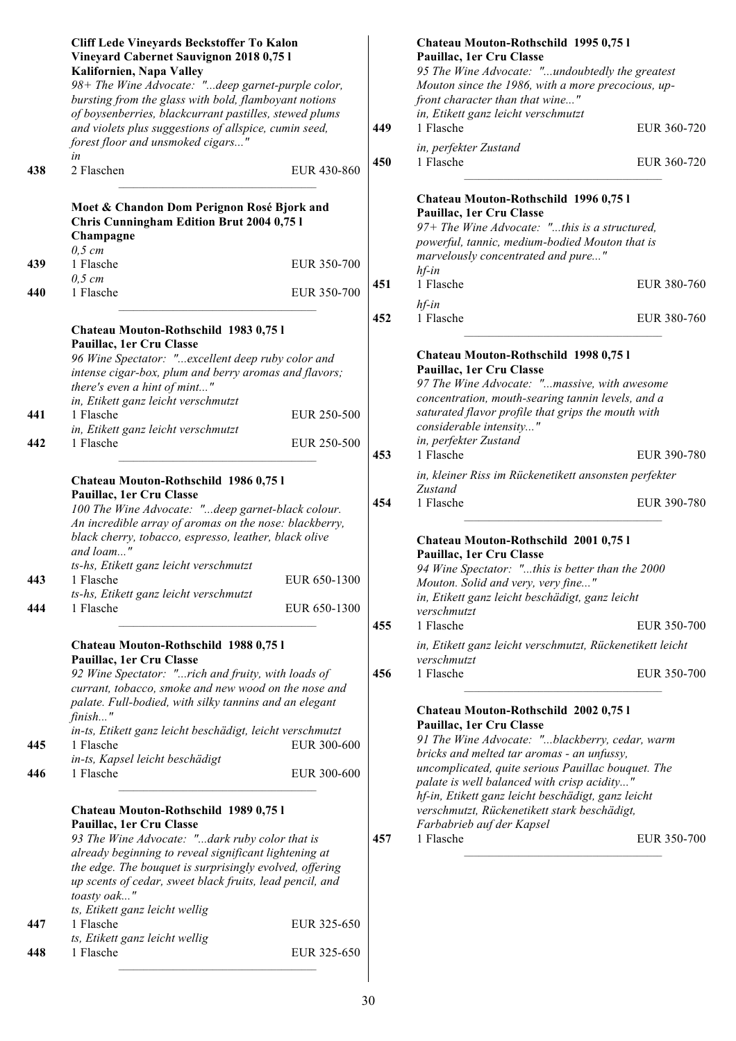**Cliff Lede Vineyards Beckstoffer To Kalon Vineyard Cabernet Sauvignon 2018 0,75 l**
**Kalifornien, Napa Valley**
*98+ The Wine Advocate: "...deep garnet-purple color, bursting from the glass with bold, flamboyant notions of boysenberries, blackcurrant pastilles, stewed plums and violets plus suggestions of allspice, cumin seed, forest floor and unsmoked cigars..."*

| | | |
|---|---|---|
| | *in* | |
| 438 | 2 Flaschen | EUR 430-860 |

**Moet & Chandon Dom Perignon Rosé Bjork and Chris Cunningham Edition Brut 2004 0,75 l**
**Champagne**

| | | |
|---|---|---|
| | *0,5 cm* | |
| 439 | 1 Flasche | EUR 350-700 |
| | *0,5 cm* | |
| 440 | 1 Flasche | EUR 350-700 |

**Chateau Mouton-Rothschild 1983 0,75 l**
**Pauillac, 1er Cru Classe**
*96 Wine Spectator: "...excellent deep ruby color and intense cigar-box, plum and berry aromas and flavors; there's even a hint of mint..."*

| | | |
|---|---|---|
| | *in, Etikett ganz leicht verschmutzt* | |
| 441 | 1 Flasche | EUR 250-500 |
| | *in, Etikett ganz leicht verschmutzt* | |
| 442 | 1 Flasche | EUR 250-500 |

**Chateau Mouton-Rothschild 1986 0,75 l**
**Pauillac, 1er Cru Classe**
*100 The Wine Advocate: "...deep garnet-black colour. An incredible array of aromas on the nose: blackberry, black cherry, tobacco, espresso, leather, black olive and loam..."*

| | | |
|---|---|---|
| | *ts-hs, Etikett ganz leicht verschmutzt* | |
| 443 | 1 Flasche | EUR 650-1300 |
| | *ts-hs, Etikett ganz leicht verschmutzt* | |
| 444 | 1 Flasche | EUR 650-1300 |

**Chateau Mouton-Rothschild 1988 0,75 l**
**Pauillac, 1er Cru Classe**
*92 Wine Spectator: "...rich and fruity, with loads of currant, tobacco, smoke and new wood on the nose and palate. Full-bodied, with silky tannins and an elegant finish..."*

| | | |
|---|---|---|
| | *in-ts, Etikett ganz leicht beschädigt, leicht verschmutzt* | |
| 445 | 1 Flasche | EUR 300-600 |
| | *in-ts, Kapsel leicht beschädigt* | |
| 446 | 1 Flasche | EUR 300-600 |

**Chateau Mouton-Rothschild 1989 0,75 l**
**Pauillac, 1er Cru Classe**
*93 The Wine Advocate: "...dark ruby color that is already beginning to reveal significant lightening at the edge. The bouquet is surprisingly evolved, offering up scents of cedar, sweet black fruits, lead pencil, and toasty oak..."*

| | | |
|---|---|---|
| | *ts, Etikett ganz leicht wellig* | |
| 447 | 1 Flasche | EUR 325-650 |
| | *ts, Etikett ganz leicht wellig* | |
| 448 | 1 Flasche | EUR 325-650 |

**Chateau Mouton-Rothschild 1995 0,75 l**
**Pauillac, 1er Cru Classe**
*95 The Wine Advocate: "...undoubtedly the greatest Mouton since the 1986, with a more precocious, up-front character than that wine..."*

| | | |
|---|---|---|
| | *in, Etikett ganz leicht verschmutzt* | |
| 449 | 1 Flasche | EUR 360-720 |
| | *in, perfekter Zustand* | |
| 450 | 1 Flasche | EUR 360-720 |

**Chateau Mouton-Rothschild 1996 0,75 l**
**Pauillac, 1er Cru Classe**
*97+ The Wine Advocate: "...this is a structured, powerful, tannic, medium-bodied Mouton that is marvelously concentrated and pure..."*

| | | |
|---|---|---|
| | *hf-in* | |
| 451 | 1 Flasche | EUR 380-760 |
| | *hf-in* | |
| 452 | 1 Flasche | EUR 380-760 |

**Chateau Mouton-Rothschild 1998 0,75 l**
**Pauillac, 1er Cru Classe**
*97 The Wine Advocate: "...massive, with awesome concentration, mouth-searing tannin levels, and a saturated flavor profile that grips the mouth with considerable intensity..."*

| | | |
|---|---|---|
| | *in, perfekter Zustand* | |
| 453 | 1 Flasche | EUR 390-780 |
| | *in, kleiner Riss im Rückenetikett ansonsten perfekter Zustand* | |
| 454 | 1 Flasche | EUR 390-780 |

**Chateau Mouton-Rothschild 2001 0,75 l**
**Pauillac, 1er Cru Classe**
*94 Wine Spectator: "...this is better than the 2000 Mouton. Solid and very, very fine..."*

| | | |
|---|---|---|
| | *in, Etikett ganz leicht beschädigt, ganz leicht verschmutzt* | |
| 455 | 1 Flasche | EUR 350-700 |
| | *in, Etikett ganz leicht verschmutzt, Rückenetikett leicht verschmutzt* | |
| 456 | 1 Flasche | EUR 350-700 |

**Chateau Mouton-Rothschild 2002 0,75 l**
**Pauillac, 1er Cru Classe**
*91 The Wine Advocate: "...blackberry, cedar, warm bricks and melted tar aromas - an unfussy, uncomplicated, quite serious Pauillac bouquet. The palate is well balanced with crisp acidity..."*

| | | |
|---|---|---|
| | *hf-in, Etikett ganz leicht beschädigt, ganz leicht verschmutzt, Rückenetikett stark beschädigt, Farbabrieb auf der Kapsel* | |
| 457 | 1 Flasche | EUR 350-700 |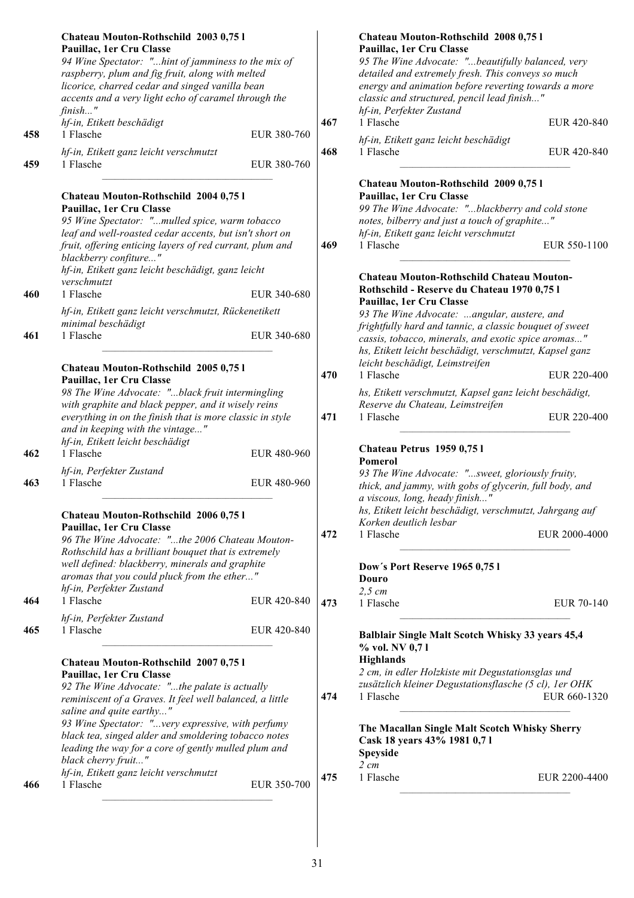**Chateau Mouton-Rothschild 2003 0,75 l**
**Pauillac, 1er Cru Classe**
*94 Wine Spectator: "...hint of jamminess to the mix of raspberry, plum and fig fruit, along with melted licorice, charred cedar and singed vanilla bean accents and a very light echo of caramel through the finish..."*

*hf-in, Etikett beschädigt*
458 1 Flasche EUR 380-760

*hf-in, Etikett ganz leicht verschmutzt*
459 1 Flasche EUR 380-760

---

**Chateau Mouton-Rothschild 2004 0,75 l**
**Pauillac, 1er Cru Classe**
*95 Wine Spectator: "...mulled spice, warm tobacco leaf and well-roasted cedar accents, but isn't short on fruit, offering enticing layers of red currant, plum and blackberry confiture..."*

*hf-in, Etikett ganz leicht beschädigt, ganz leicht verschmutzt*
460 1 Flasche EUR 340-680

*hf-in, Etikett ganz leicht verschmutzt, Rückenetikett minimal beschädigt*
461 1 Flasche EUR 340-680

---

**Chateau Mouton-Rothschild 2005 0,75 l**
**Pauillac, 1er Cru Classe**
*98 The Wine Advocate: "...black fruit intermingling with graphite and black pepper, and it wisely reins everything in on the finish that is more classic in style and in keeping with the vintage..."*

*hf-in, Etikett leicht beschädigt*
462 1 Flasche EUR 480-960

*hf-in, Perfekter Zustand*
463 1 Flasche EUR 480-960

---

**Chateau Mouton-Rothschild 2006 0,75 l**
**Pauillac, 1er Cru Classe**
*96 The Wine Advocate: "...the 2006 Chateau Mouton-Rothschild has a brilliant bouquet that is extremely well defined: blackberry, minerals and graphite aromas that you could pluck from the ether..."*

*hf-in, Perfekter Zustand*
464 1 Flasche EUR 420-840

*hf-in, Perfekter Zustand*
465 1 Flasche EUR 420-840

---

**Chateau Mouton-Rothschild 2007 0,75 l**
**Pauillac, 1er Cru Classe**
*92 The Wine Advocate: "...the palate is actually reminiscent of a Graves. It feel well balanced, a little saline and quite earthy..."*
*93 Wine Spectator: "...very expressive, with perfumy black tea, singed alder and smoldering tobacco notes leading the way for a core of gently mulled plum and black cherry fruit..."*

*hf-in, Etikett ganz leicht verschmutzt*
466 1 Flasche EUR 350-700

---

**Chateau Mouton-Rothschild 2008 0,75 l**
**Pauillac, 1er Cru Classe**
*95 The Wine Advocate: "...beautifully balanced, very detailed and extremely fresh. This conveys so much energy and animation before reverting towards a more classic and structured, pencil lead finish..."*

*hf-in, Perfekter Zustand*
467 1 Flasche EUR 420-840

*hf-in, Etikett ganz leicht beschädigt*
468 1 Flasche EUR 420-840

---

**Chateau Mouton-Rothschild 2009 0,75 l**
**Pauillac, 1er Cru Classe**
*99 The Wine Advocate: "...blackberry and cold stone notes, bilberry and just a touch of graphite..."*

*hf-in, Etikett ganz leicht verschmutzt*
469 1 Flasche EUR 550-1100

---

**Chateau Mouton-Rothschild Chateau Mouton-Rothschild - Reserve du Chateau 1970 0,75 l**
**Pauillac, 1er Cru Classe**
*93 The Wine Advocate: ...angular, austere, and frightfully hard and tannic, a classic bouquet of sweet cassis, tobacco, minerals, and exotic spice aromas..."*

*hs, Etikett leicht beschädigt, verschmutzt, Kapsel ganz leicht beschädigt, Leimstreifen*
470 1 Flasche EUR 220-400

*hs, Etikett verschmutzt, Kapsel ganz leicht beschädigt, Reserve du Chateau, Leimstreifen*
471 1 Flasche EUR 220-400

---

**Chateau Petrus 1959 0,75 l**
**Pomerol**
*93 The Wine Advocate: "...sweet, gloriously fruity, thick, and jammy, with gobs of glycerin, full body, and a viscous, long, heady finish..."*

*hs, Etikett leicht beschädigt, verschmutzt, Jahrgang auf Korken deutlich lesbar*
472 1 Flasche EUR 2000-4000

---

**Dow´s Port Reserve 1965 0,75 l**
**Douro**

*2,5 cm*
473 1 Flasche EUR 70-140

---

**Balblair Single Malt Scotch Whisky 33 years 45,4 % vol. NV 0,7 l**
**Highlands**

*2 cm, in edler Holzkiste mit Degustationsglas und zusätzlich kleiner Degustationsflasche (5 cl), 1er OHK*
474 1 Flasche EUR 660-1320

---

**The Macallan Single Malt Scotch Whisky Sherry Cask 18 years 43% 1981 0,7 l**
**Speyside**

*2 cm*
475 1 Flasche EUR 2200-4400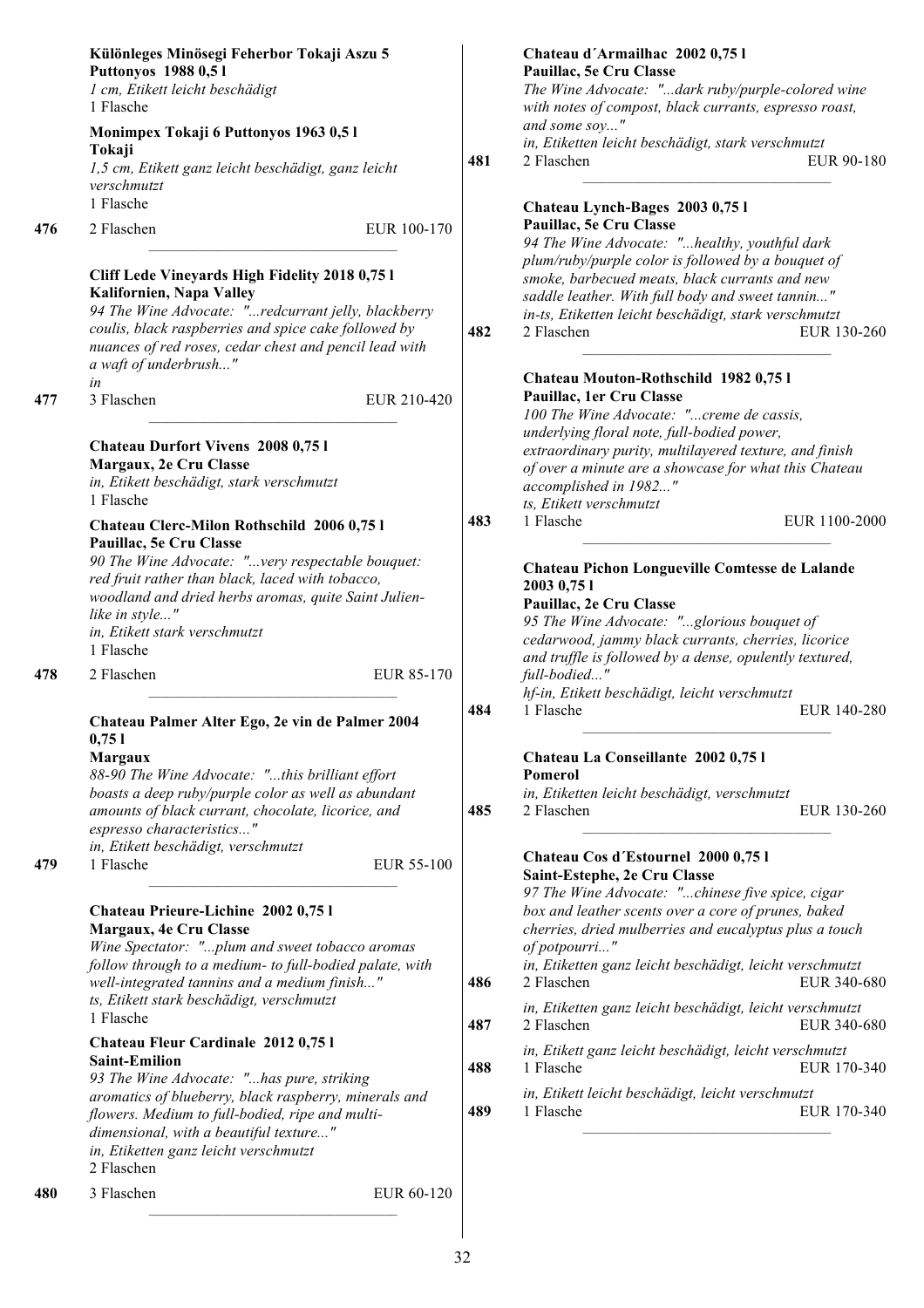**Különleges Minösegi Feherbor Tokaji Aszu 5 Puttonyos 1988 0,5 l**
*1 cm, Etikett leicht beschädigt*
1 Flasche

**Monimpex Tokaji 6 Puttonyos 1963 0,5 l**
**Tokaji**
*1,5 cm, Etikett ganz leicht beschädigt, ganz leicht verschmutzt*
1 Flasche

**476** 2 Flaschen EUR 100-170

---

**Cliff Lede Vineyards High Fidelity 2018 0,75 l**
**Kalifornien, Napa Valley**
*94 The Wine Advocate: "...redcurrant jelly, blackberry coulis, black raspberries and spice cake followed by nuances of red roses, cedar chest and pencil lead with a waft of underbrush..."*
*in*

**477** 3 Flaschen EUR 210-420

---

**Chateau Durfort Vivens 2008 0,75 l**
**Margaux, 2e Cru Classe**
*in, Etikett beschädigt, stark verschmutzt*
1 Flasche

**Chateau Clerc-Milon Rothschild 2006 0,75 l**
**Pauillac, 5e Cru Classe**
*90 The Wine Advocate: "...very respectable bouquet: red fruit rather than black, laced with tobacco, woodland and dried herbs aromas, quite Saint Julien-like in style..."*
*in, Etikett stark verschmutzt*
1 Flasche

**478** 2 Flaschen EUR 85-170

---

**Chateau Palmer Alter Ego, 2e vin de Palmer 2004 0,75 l**
**Margaux**
*88-90 The Wine Advocate: "...this brilliant effort boasts a deep ruby/purple color as well as abundant amounts of black currant, chocolate, licorice, and espresso characteristics..."*
*in, Etikett beschädigt, verschmutzt*

**479** 1 Flasche EUR 55-100

---

**Chateau Prieure-Lichine 2002 0,75 l**
**Margaux, 4e Cru Classe**
*Wine Spectator: "...plum and sweet tobacco aromas follow through to a medium- to full-bodied palate, with well-integrated tannins and a medium finish..."*
*ts, Etikett stark beschädigt, verschmutzt*
1 Flasche

**Chateau Fleur Cardinale 2012 0,75 l**
**Saint-Emilion**
*93 The Wine Advocate: "...has pure, striking aromatics of blueberry, black raspberry, minerals and flowers. Medium to full-bodied, ripe and multi-dimensional, with a beautiful texture..."*
*in, Etiketten ganz leicht verschmutzt*
2 Flaschen

**480** 3 Flaschen EUR 60-120

---

**Chateau d´Armailhac 2002 0,75 l**
**Pauillac, 5e Cru Classe**
*The Wine Advocate: "...dark ruby/purple-colored wine with notes of compost, black currants, espresso roast, and some soy..."*
*in, Etiketten leicht beschädigt, stark verschmutzt*

**481** 2 Flaschen EUR 90-180

---

**Chateau Lynch-Bages 2003 0,75 l**
**Pauillac, 5e Cru Classe**
*94 The Wine Advocate: "...healthy, youthful dark plum/ruby/purple color is followed by a bouquet of smoke, barbecued meats, black currants and new saddle leather. With full body and sweet tannin..."*
*in-ts, Etiketten leicht beschädigt, stark verschmutzt*

**482** 2 Flaschen EUR 130-260

---

**Chateau Mouton-Rothschild 1982 0,75 l**
**Pauillac, 1er Cru Classe**
*100 The Wine Advocate: "...creme de cassis, underlying floral note, full-bodied power, extraordinary purity, multilayered texture, and finish of over a minute are a showcase for what this Chateau accomplished in 1982..."*
*ts, Etikett verschmutzt*

**483** 1 Flasche EUR 1100-2000

---

**Chateau Pichon Longueville Comtesse de Lalande 2003 0,75 l**
**Pauillac, 2e Cru Classe**
*95 The Wine Advocate: "...glorious bouquet of cedarwood, jammy black currants, cherries, licorice and truffle is followed by a dense, opulently textured, full-bodied..."*
*hf-in, Etikett beschädigt, leicht verschmutzt*

**484** 1 Flasche EUR 140-280

---

**Chateau La Conseillante 2002 0,75 l**
**Pomerol**
*in, Etiketten leicht beschädigt, verschmutzt*

**485** 2 Flaschen EUR 130-260

---

**Chateau Cos d´Estournel 2000 0,75 l**
**Saint-Estephe, 2e Cru Classe**
*97 The Wine Advocate: "...chinese five spice, cigar box and leather scents over a core of prunes, baked cherries, dried mulberries and eucalyptus plus a touch of potpourri..."*
*in, Etiketten ganz leicht beschädigt, leicht verschmutzt*

**486** 2 Flaschen EUR 340-680

*in, Etiketten ganz leicht beschädigt, leicht verschmutzt*

**487** 2 Flaschen EUR 340-680

*in, Etikett ganz leicht beschädigt, leicht verschmutzt*

**488** 1 Flasche EUR 170-340

*in, Etikett leicht beschädigt, leicht verschmutzt*

**489** 1 Flasche EUR 170-340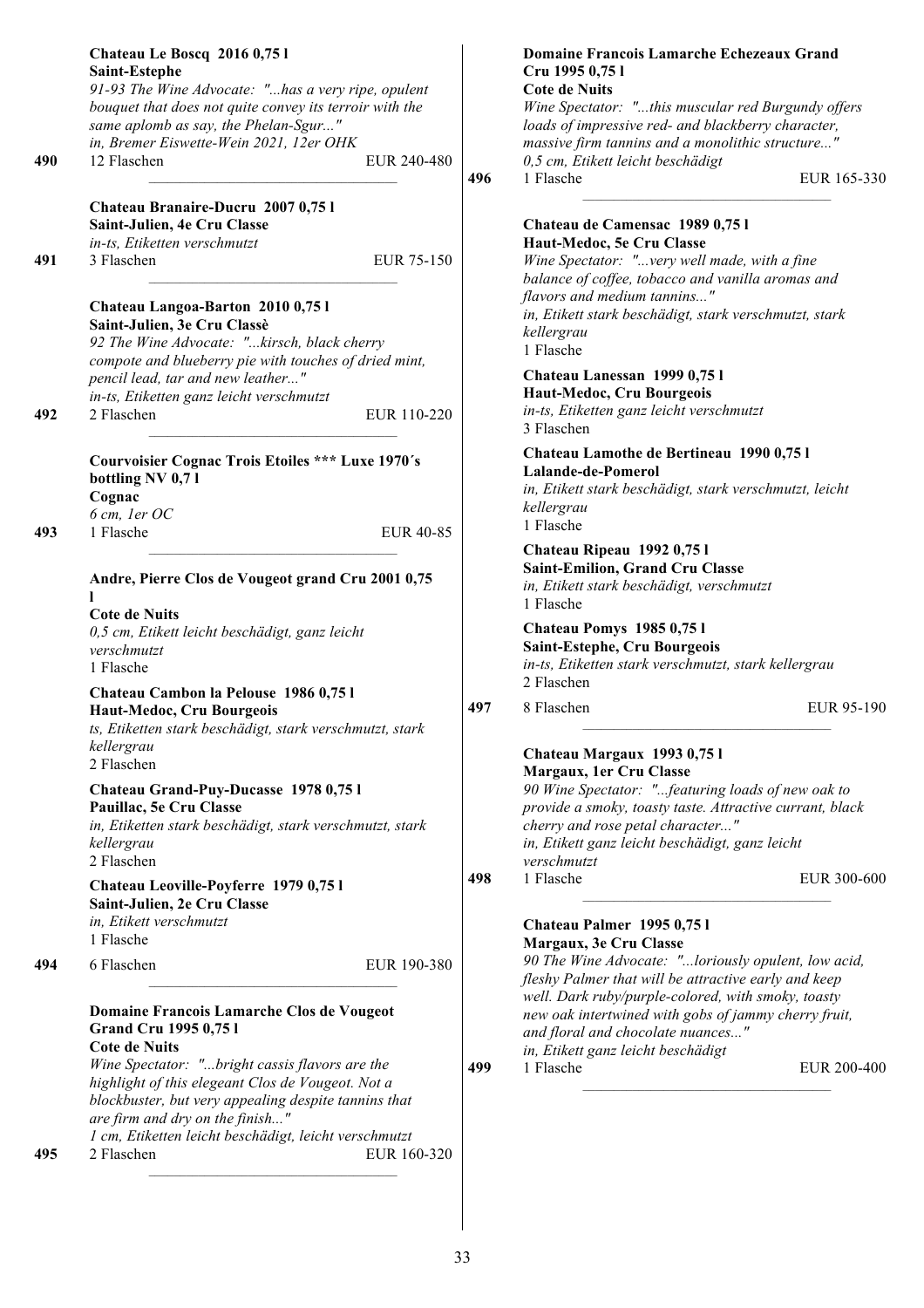**490** **Chateau Le Boscq 2016 0,75 l**
**Saint-Estephe**
*91-93 The Wine Advocate: "...has a very ripe, opulent bouquet that does not quite convey its terroir with the same aplomb as say, the Phelan-Sgur..."*
*in, Bremer Eiswette-Wein 2021, 12er OHK*
12 Flaschen — EUR 240-480

---

**491** **Chateau Branaire-Ducru 2007 0,75 l**
**Saint-Julien, 4e Cru Classe**
*in-ts, Etiketten verschmutzt*
3 Flaschen — EUR 75-150

---

**492** **Chateau Langoa-Barton 2010 0,75 l**
**Saint-Julien, 3e Cru Classè**
*92 The Wine Advocate: "...kirsch, black cherry compote and blueberry pie with touches of dried mint, pencil lead, tar and new leather..."*
*in-ts, Etiketten ganz leicht verschmutzt*
2 Flaschen — EUR 110-220

---

**493** **Courvoisier Cognac Trois Etoiles \*\*\* Luxe 1970´s bottling NV 0,7 l**
**Cognac**
*6 cm, 1er OC*
1 Flasche — EUR 40-85

---

**494**

**Andre, Pierre Clos de Vougeot grand Cru 2001 0,75 l**
**Cote de Nuits**
*0,5 cm, Etikett leicht beschädigt, ganz leicht verschmutzt*
1 Flasche

**Chateau Cambon la Pelouse 1986 0,75 l**
**Haut-Medoc, Cru Bourgeois**
*ts, Etiketten stark beschädigt, stark verschmutzt, stark kellergrau*
2 Flaschen

**Chateau Grand-Puy-Ducasse 1978 0,75 l**
**Pauillac, 5e Cru Classe**
*in, Etiketten stark beschädigt, stark verschmutzt, stark kellergrau*
2 Flaschen

**Chateau Leoville-Poyferre 1979 0,75 l**
**Saint-Julien, 2e Cru Classe**
*in, Etikett verschmutzt*
1 Flasche

6 Flaschen — EUR 190-380

---

**495** **Domaine Francois Lamarche Clos de Vougeot Grand Cru 1995 0,75 l**
**Cote de Nuits**
*Wine Spectator: "...bright cassis flavors are the highlight of this eleegant Clos de Vougeot. Not a blockbuster, but very appealing despite tannins that are firm and dry on the finish..."*
*1 cm, Etiketten leicht beschädigt, leicht verschmutzt*
2 Flaschen — EUR 160-320

---

**496** **Domaine Francois Lamarche Echezeaux Grand Cru 1995 0,75 l**
**Cote de Nuits**
*Wine Spectator: "...this muscular red Burgundy offers loads of impressive red- and blackberry character, massive firm tannins and a monolithic structure..."*
*0,5 cm, Etikett leicht beschädigt*
1 Flasche — EUR 165-330

---

**497**

**Chateau de Camensac 1989 0,75 l**
**Haut-Medoc, 5e Cru Classe**
*Wine Spectator: "...very well made, with a fine balance of coffee, tobacco and vanilla aromas and flavors and medium tannins..."*
*in, Etikett stark beschädigt, stark verschmutzt, stark kellergrau*
1 Flasche

**Chateau Lanessan 1999 0,75 l**
**Haut-Medoc, Cru Bourgeois**
*in-ts, Etiketten ganz leicht verschmutzt*
3 Flaschen

**Chateau Lamothe de Bertineau 1990 0,75 l**
**Lalande-de-Pomerol**
*in, Etikett stark beschädigt, stark verschmutzt, leicht kellergrau*
1 Flasche

**Chateau Ripeau 1992 0,75 l**
**Saint-Emilion, Grand Cru Classe**
*in, Etikett stark beschädigt, verschmutzt*
1 Flasche

**Chateau Pomys 1985 0,75 l**
**Saint-Estephe, Cru Bourgeois**
*in-ts, Etiketten stark verschmutzt, stark kellergrau*
2 Flaschen

8 Flaschen — EUR 95-190

---

**498** **Chateau Margaux 1993 0,75 l**
**Margaux, 1er Cru Classe**
*90 Wine Spectator: "...featuring loads of new oak to provide a smoky, toasty taste. Attractive currant, black cherry and rose petal character..."*
*in, Etikett ganz leicht beschädigt, ganz leicht verschmutzt*
1 Flasche — EUR 300-600

---

**499** **Chateau Palmer 1995 0,75 l**
**Margaux, 3e Cru Classe**
*90 The Wine Advocate: "...loriously opulent, low acid, fleshy Palmer that will be attractive early and keep well. Dark ruby/purple-colored, with smoky, toasty new oak intertwined with gobs of jammy cherry fruit, and floral and chocolate nuances..."*
*in, Etikett ganz leicht beschädigt*
1 Flasche — EUR 200-400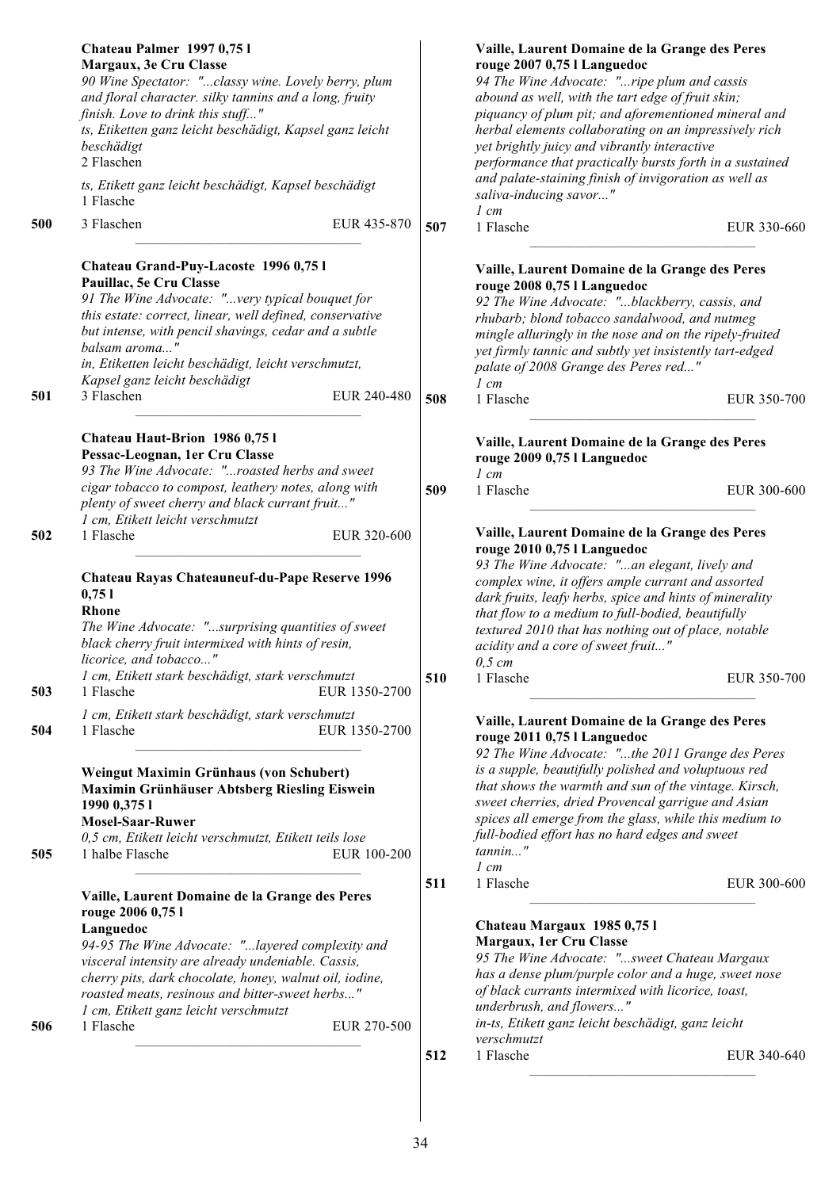**Chateau Palmer 1997 0,75 l**
**Margaux, 3e Cru Classe**
*90 Wine Spectator: "...classy wine. Lovely berry, plum and floral character. silky tannins and a long, fruity finish. Love to drink this stuff..."*
*ts, Etiketten ganz leicht beschädigt, Kapsel ganz leicht beschädigt*
2 Flaschen

*ts, Etikett ganz leicht beschädigt, Kapsel beschädigt*
1 Flasche

**500** 3 Flaschen EUR 435-870

---

**Chateau Grand-Puy-Lacoste 1996 0,75 l**
**Pauillac, 5e Cru Classe**
*91 The Wine Advocate: "...very typical bouquet for this estate: correct, linear, well defined, conservative but intense, with pencil shavings, cedar and a subtle balsam aroma..."*
*in, Etiketten leicht beschädigt, leicht verschmutzt, Kapsel ganz leicht beschädigt*

**501** 3 Flaschen EUR 240-480

---

**Chateau Haut-Brion 1986 0,75 l**
**Pessac-Leognan, 1er Cru Classe**
*93 The Wine Advocate: "...roasted herbs and sweet cigar tobacco to compost, leathery notes, along with plenty of sweet cherry and black currant fruit..."*
*1 cm, Etikett leicht verschmutzt*

**502** 1 Flasche EUR 320-600

---

**Chateau Rayas Chateauneuf-du-Pape Reserve 1996 0,75 l**
**Rhone**
*The Wine Advocate: "...surprising quantities of sweet black cherry fruit intermixed with hints of resin, licorice, and tobacco..."*
*1 cm, Etikett stark beschädigt, stark verschmutzt*

**503** 1 Flasche EUR 1350-2700

*1 cm, Etikett stark beschädigt, stark verschmutzt*

**504** 1 Flasche EUR 1350-2700

---

**Weingut Maximin Grünhaus (von Schubert) Maximin Grünhäuser Abtsberg Riesling Eiswein 1990 0,375 l**
**Mosel-Saar-Ruwer**
*0,5 cm, Etikett leicht verschmutzt, Etikett teils lose*

**505** 1 halbe Flasche EUR 100-200

---

**Vaille, Laurent Domaine de la Grange des Peres rouge 2006 0,75 l**
**Languedoc**
*94-95 The Wine Advocate: "...layered complexity and visceral intensity are already undeniable. Cassis, cherry pits, dark chocolate, honey, walnut oil, iodine, roasted meats, resinous and bitter-sweet herbs..."*
*1 cm, Etikett ganz leicht verschmutzt*

**506** 1 Flasche EUR 270-500

---

**Vaille, Laurent Domaine de la Grange des Peres rouge 2007 0,75 l Languedoc**
*94 The Wine Advocate: "...ripe plum and cassis abound as well, with the tart edge of fruit skin; piquancy of plum pit; and aforementioned mineral and herbal elements collaborating on an impressively rich yet brightly juicy and vibrantly interactive performance that practically bursts forth in a sustained and palate-staining finish of invigoration as well as saliva-inducing savor..."*
*1 cm*

**507** 1 Flasche EUR 330-660

---

**Vaille, Laurent Domaine de la Grange des Peres rouge 2008 0,75 l Languedoc**
*92 The Wine Advocate: "...blackberry, cassis, and rhubarb; blond tobacco sandalwood, and nutmeg mingle alluringly in the nose and on the ripely-fruited yet firmly tannic and subtly yet insistently tart-edged palate of 2008 Grange des Peres red..."*
*1 cm*

**508** 1 Flasche EUR 350-700

---

**Vaille, Laurent Domaine de la Grange des Peres rouge 2009 0,75 l Languedoc**
*1 cm*

**509** 1 Flasche EUR 300-600

---

**Vaille, Laurent Domaine de la Grange des Peres rouge 2010 0,75 l Languedoc**
*93 The Wine Advocate: "...an elegant, lively and complex wine, it offers ample currant and assorted dark fruits, leafy herbs, spice and hints of minerality that flow to a medium to full-bodied, beautifully textured 2010 that has nothing out of place, notable acidity and a core of sweet fruit..."*
*0,5 cm*

**510** 1 Flasche EUR 350-700

---

**Vaille, Laurent Domaine de la Grange des Peres rouge 2011 0,75 l Languedoc**
*92 The Wine Advocate: "...the 2011 Grange des Peres is a supple, beautifully polished and voluptuous red that shows the warmth and sun of the vintage. Kirsch, sweet cherries, dried Provencal garrigue and Asian spices all emerge from the glass, while this medium to full-bodied effort has no hard edges and sweet tannin..."*
*1 cm*

**511** 1 Flasche EUR 300-600

---

**Chateau Margaux 1985 0,75 l**
**Margaux, 1er Cru Classe**
*95 The Wine Advocate: "...sweet Chateau Margaux has a dense plum/purple color and a huge, sweet nose of black currants intermixed with licorice, toast, underbrush, and flowers..."*
*in-ts, Etikett ganz leicht beschädigt, ganz leicht verschmutzt*

**512** 1 Flasche EUR 340-640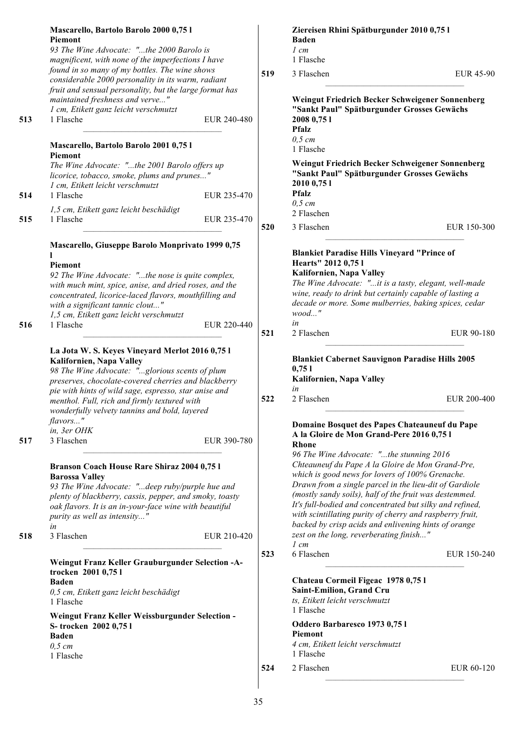**Mascarello, Bartolo Barolo 2000 0,75 l**
**Piemont**
*93 The Wine Advocate: "...the 2000 Barolo is magnificent, with none of the imperfections I have found in so many of my bottles. The wine shows considerable 2000 personality in its warm, radiant fruit and sensual personality, but the large format has maintained freshness and verve..."*
*1 cm, Etikett ganz leicht verschmutzt*

**513** 1 Flasche EUR 240-480

---

**Mascarello, Bartolo Barolo 2001 0,75 l**
**Piemont**
*The Wine Advocate: "...the 2001 Barolo offers up licorice, tobacco, smoke, plums and prunes..."*
*1 cm, Etikett leicht verschmutzt*

**514** 1 Flasche EUR 235-470

*1,5 cm, Etikett ganz leicht beschädigt*

**515** 1 Flasche EUR 235-470

---

**Mascarello, Giuseppe Barolo Monprivato 1999 0,75 l**
**Piemont**
*92 The Wine Advocate: "...the nose is quite complex, with much mint, spice, anise, and dried roses, and the concentrated, licorice-laced flavors, mouthfilling and with a significant tannic clout..."*
*1,5 cm, Etikett ganz leicht verschmutzt*

**516** 1 Flasche EUR 220-440

---

**La Jota W. S. Keyes Vineyard Merlot 2016 0,75 l**
**Kalifornien, Napa Valley**
*98 The Wine Advocate: "...glorious scents of plum preserves, chocolate-covered cherries and blackberry pie with hints of wild sage, espresso, star anise and menthol. Full, rich and firmly textured with wonderfully velvety tannins and bold, layered flavors..."*
*in, 3er OHK*

**517** 3 Flaschen EUR 390-780

---

**Branson Coach House Rare Shiraz 2004 0,75 l**
**Barossa Valley**
*93 The Wine Advocate: "...deep ruby/purple hue and plenty of blackberry, cassis, pepper, and smoky, toasty oak flavors. It is an in-your-face wine with beautiful purity as well as intensity..."*
*in*

**518** 3 Flaschen EUR 210-420

---

**Weingut Franz Keller Grauburgunder Selection -A- trocken 2001 0,75 l**
**Baden**
*0,5 cm, Etikett ganz leicht beschädigt*
1 Flasche

**Weingut Franz Keller Weissburgunder Selection -S- trocken 2002 0,75 l**
**Baden**
*0,5 cm*
1 Flasche

**Ziereisen Rhini Spätburgunder 2010 0,75 l**
**Baden**
*1 cm*
1 Flasche

**519** 3 Flaschen EUR 45-90

---

**Weingut Friedrich Becker Schweigener Sonnenberg "Sankt Paul" Spätburgunder Grosses Gewächs 2008 0,75 l**
**Pfalz**
*0,5 cm*
1 Flasche

**Weingut Friedrich Becker Schweigener Sonnenberg "Sankt Paul" Spätburgunder Grosses Gewächs 2010 0,75 l**
**Pfalz**
*0,5 cm*
2 Flaschen

**520** 3 Flaschen EUR 150-300

---

**Blankiet Paradise Hills Vineyard "Prince of Hearts" 2012 0,75 l**
**Kalifornien, Napa Valley**
*The Wine Advocate: "...it is a tasty, elegant, well-made wine, ready to drink but certainly capable of lasting a decade or more. Some mulberries, baking spices, cedar wood..."*
*in*

**521** 2 Flaschen EUR 90-180

---

**Blankiet Cabernet Sauvignon Paradise Hills 2005 0,75 l**
**Kalifornien, Napa Valley**
*in*

**522** 2 Flaschen EUR 200-400

---

**Domaine Bosquet des Papes Chateauneuf du Pape A la Gloire de Mon Grand-Pere 2016 0,75 l**
**Rhone**
*96 The Wine Advocate: "...the stunning 2016 Chteauneuf du Pape A la Gloire de Mon Grand-Pre, which is good news for lovers of 100% Grenache. Drawn from a single parcel in the lieu-dit of Gardiole (mostly sandy soils), half of the fruit was destemmed. It's full-bodied and concentrated but silky and refined, with scintillating purity of cherry and raspberry fruit, backed by crisp acids and enlivening hints of orange zest on the long, reverberating finish..."*
*1 cm*

**523** 6 Flaschen EUR 150-240

---

**Chateau Cormeil Figeac 1978 0,75 l**
**Saint-Emilion, Grand Cru**
*ts, Etikett leicht verschmutzt*
1 Flasche

**Oddero Barbaresco 1973 0,75 l**
**Piemont**
*4 cm, Etikett leicht verschmutzt*
1 Flasche

**524** 2 Flaschen EUR 60-120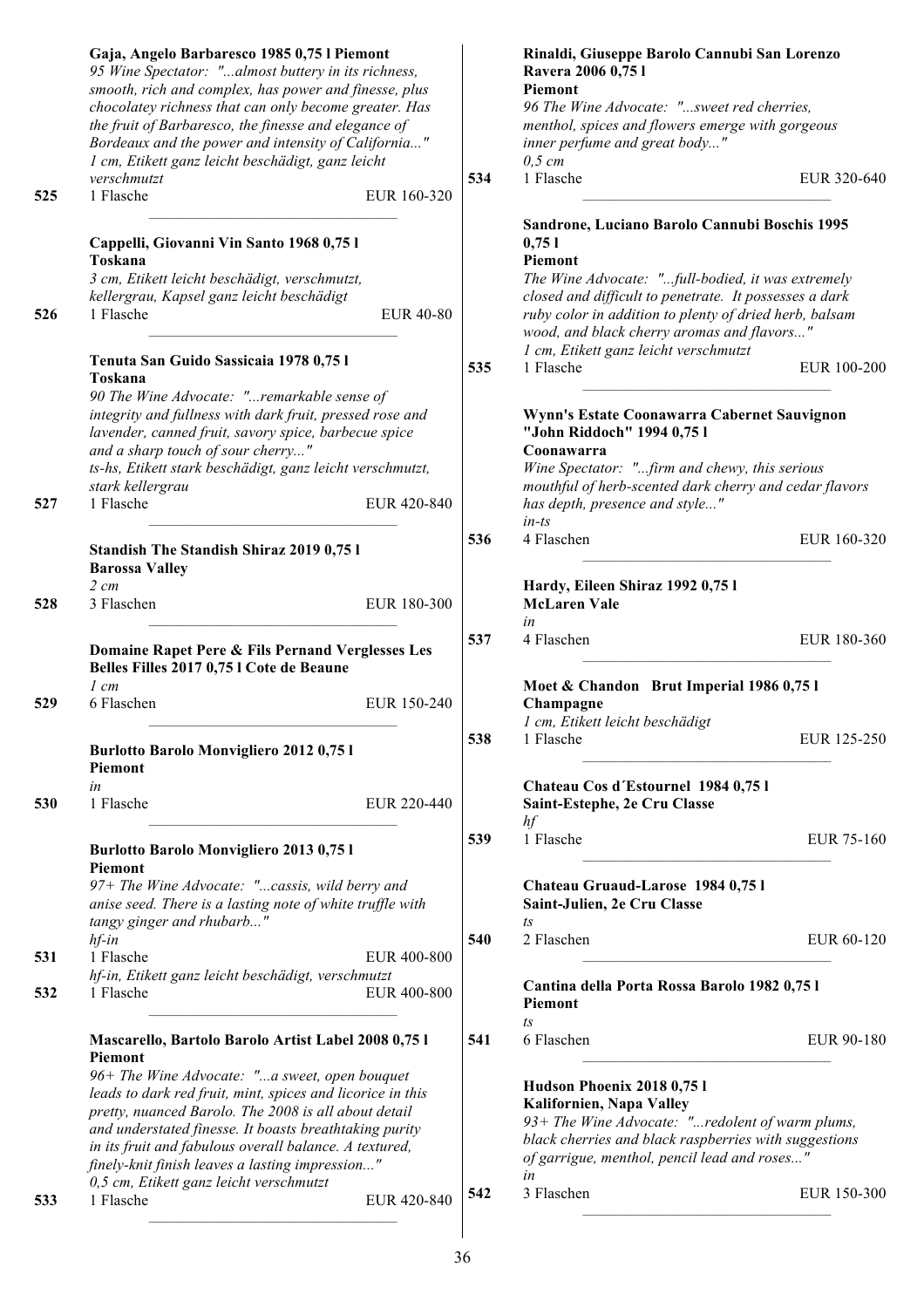**Gaja, Angelo Barbaresco 1985 0,75 l Piemont**
*95 Wine Spectator: "...almost buttery in its richness, smooth, rich and complex, has power and finesse, plus chocolatey richness that can only become greater. Has the fruit of Barbaresco, the finesse and elegance of Bordeaux and the power and intensity of California..."*
*1 cm, Etikett ganz leicht beschädigt, ganz leicht verschmutzt*

525 1 Flasche EUR 160-320

**Cappelli, Giovanni Vin Santo 1968 0,75 l Toskana**
*3 cm, Etikett leicht beschädigt, verschmutzt, kellergrau, Kapsel ganz leicht beschädigt*

526 1 Flasche EUR 40-80

**Tenuta San Guido Sassicaia 1978 0,75 l Toskana**
*90 The Wine Advocate: "...remarkable sense of integrity and fullness with dark fruit, pressed rose and lavender, canned fruit, savory spice, barbecue spice and a sharp touch of sour cherry..."*
*ts-hs, Etikett stark beschädigt, ganz leicht verschmutzt, stark kellergrau*

527 1 Flasche EUR 420-840

**Standish The Standish Shiraz 2019 0,75 l Barossa Valley**
*2 cm*

528 3 Flaschen EUR 180-300

**Domaine Rapet Pere & Fils Pernand Verglesses Les Belles Filles 2017 0,75 l Cote de Beaune**
*1 cm*

529 6 Flaschen EUR 150-240

**Burlotto Barolo Monvigliero 2012 0,75 l Piemont**
*in*

530 1 Flasche EUR 220-440

**Burlotto Barolo Monvigliero 2013 0,75 l Piemont**
*97+ The Wine Advocate: "...cassis, wild berry and anise seed. There is a lasting note of white truffle with tangy ginger and rhubarb..."*
*hf-in*

531 1 Flasche EUR 400-800

*hf-in, Etikett ganz leicht beschädigt, verschmutzt*

532 1 Flasche EUR 400-800

**Mascarello, Bartolo Barolo Artist Label 2008 0,75 l Piemont**
*96+ The Wine Advocate: "...a sweet, open bouquet leads to dark red fruit, mint, spices and licorice in this pretty, nuanced Barolo. The 2008 is all about detail and understated finesse. It boasts breathtaking purity in its fruit and fabulous overall balance. A textured, finely-knit finish leaves a lasting impression..."*
*0,5 cm, Etikett ganz leicht verschmutzt*

533 1 Flasche EUR 420-840

**Rinaldi, Giuseppe Barolo Cannubi San Lorenzo Ravera 2006 0,75 l Piemont**
*96 The Wine Advocate: "...sweet red cherries, menthol, spices and flowers emerge with gorgeous inner perfume and great body..."*
*0,5 cm*

534 1 Flasche EUR 320-640

**Sandrone, Luciano Barolo Cannubi Boschis 1995 0,75 l Piemont**
*The Wine Advocate: "...full-bodied, it was extremely closed and difficult to penetrate. It possesses a dark ruby color in addition to plenty of dried herb, balsam wood, and black cherry aromas and flavors..."*
*1 cm, Etikett ganz leicht verschmutzt*

535 1 Flasche EUR 100-200

**Wynn's Estate Coonawarra Cabernet Sauvignon "John Riddoch" 1994 0,75 l Coonawarra**
*Wine Spectator: "...firm and chewy, this serious mouthful of herb-scented dark cherry and cedar flavors has depth, presence and style..."*
*in-ts*

536 4 Flaschen EUR 160-320

**Hardy, Eileen Shiraz 1992 0,75 l McLaren Vale**
*in*

537 4 Flaschen EUR 180-360

**Moet & Chandon Brut Imperial 1986 0,75 l Champagne**
*1 cm, Etikett leicht beschädigt*

538 1 Flasche EUR 125-250

**Chateau Cos d´Estournel 1984 0,75 l Saint-Estephe, 2e Cru Classe**
*hf*

539 1 Flasche EUR 75-160

**Chateau Gruaud-Larose 1984 0,75 l Saint-Julien, 2e Cru Classe**
*ts*

540 2 Flaschen EUR 60-120

**Cantina della Porta Rossa Barolo 1982 0,75 l Piemont**
*ts*

541 6 Flaschen EUR 90-180

**Hudson Phoenix 2018 0,75 l Kalifornien, Napa Valley**
*93+ The Wine Advocate: "...redolent of warm plums, black cherries and black raspberries with suggestions of garrigue, menthol, pencil lead and roses..."*
*in*

542 3 Flaschen EUR 150-300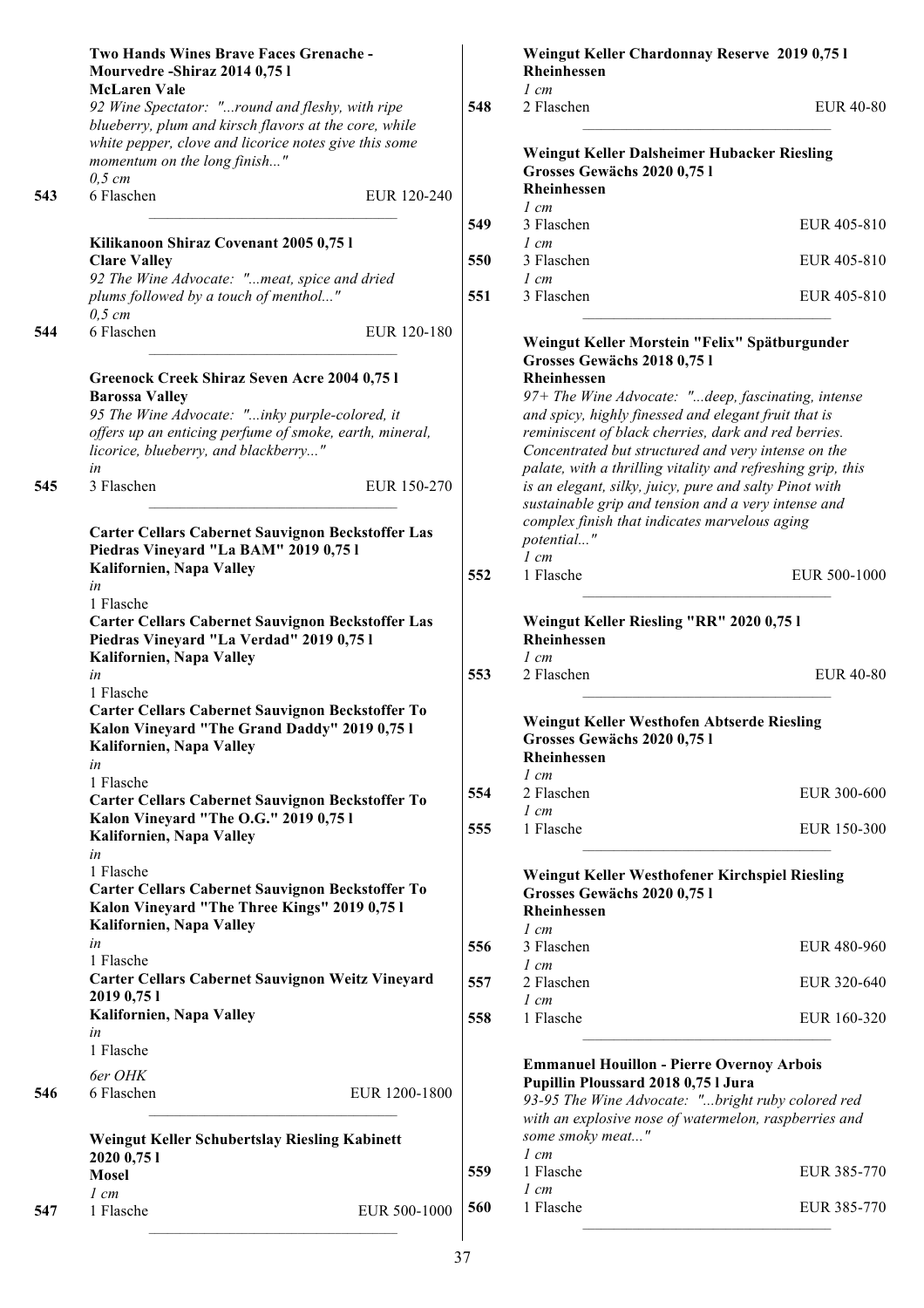**Two Hands Wines Brave Faces Grenache - Mourvedre -Shiraz 2014 0,75 l**
**McLaren Vale**
*92 Wine Spectator: "...round and fleshy, with ripe blueberry, plum and kirsch flavors at the core, while white pepper, clove and licorice notes give this some momentum on the long finish..."*
*0,5 cm*

543 6 Flaschen EUR 120-240

---

**Kilikanoon Shiraz Covenant 2005 0,75 l**
**Clare Valley**
*92 The Wine Advocate: "...meat, spice and dried plums followed by a touch of menthol..."*
*0,5 cm*

544 6 Flaschen EUR 120-180

---

**Greenock Creek Shiraz Seven Acre 2004 0,75 l**
**Barossa Valley**
*95 The Wine Advocate: "...inky purple-colored, it offers up an enticing perfume of smoke, earth, mineral, licorice, blueberry, and blackberry..."*
*in*

545 3 Flaschen EUR 150-270

---

**Carter Cellars Cabernet Sauvignon Beckstoffer Las Piedras Vineyard "La BAM" 2019 0,75 l**
**Kalifornien, Napa Valley**
*in*
1 Flasche

**Carter Cellars Cabernet Sauvignon Beckstoffer Las Piedras Vineyard "La Verdad" 2019 0,75 l**
**Kalifornien, Napa Valley**
*in*
1 Flasche

**Carter Cellars Cabernet Sauvignon Beckstoffer To Kalon Vineyard "The Grand Daddy" 2019 0,75 l**
**Kalifornien, Napa Valley**
*in*
1 Flasche

**Carter Cellars Cabernet Sauvignon Beckstoffer To Kalon Vineyard "The O.G." 2019 0,75 l**
**Kalifornien, Napa Valley**
*in*
1 Flasche

**Carter Cellars Cabernet Sauvignon Beckstoffer To Kalon Vineyard "The Three Kings" 2019 0,75 l**
**Kalifornien, Napa Valley**
*in*
1 Flasche

**Carter Cellars Cabernet Sauvignon Weitz Vineyard 2019 0,75 l**
**Kalifornien, Napa Valley**
*in*
1 Flasche

*6er OHK*

546 6 Flaschen EUR 1200-1800

---

**Weingut Keller Schubertslay Riesling Kabinett 2020 0,75 l**
**Mosel**
*1 cm*

547 1 Flasche EUR 500-1000

---

**Weingut Keller Chardonnay Reserve 2019 0,75 l**
**Rheinhessen**
*1 cm*

548 2 Flaschen EUR 40-80

---

**Weingut Keller Dalsheimer Hubacker Riesling Grosses Gewächs 2020 0,75 l**
**Rheinhessen**
*1 cm*

549 3 Flaschen EUR 405-810

*1 cm*

550 3 Flaschen EUR 405-810

*1 cm*

551 3 Flaschen EUR 405-810

---

**Weingut Keller Morstein "Felix" Spätburgunder Grosses Gewächs 2018 0,75 l**
**Rheinhessen**
*97+ The Wine Advocate: "...deep, fascinating, intense and spicy, highly finessed and elegant fruit that is reminiscent of black cherries, dark and red berries. Concentrated but structured and very intense on the palate, with a thrilling vitality and refreshing grip, this is an elegant, silky, juicy, pure and salty Pinot with sustainable grip and tension and a very intense and complex finish that indicates marvelous aging potential..."*
*1 cm*

552 1 Flasche EUR 500-1000

---

**Weingut Keller Riesling "RR" 2020 0,75 l**
**Rheinhessen**
*1 cm*

553 2 Flaschen EUR 40-80

---

**Weingut Keller Westhofen Abtserde Riesling Grosses Gewächs 2020 0,75 l**
**Rheinhessen**
*1 cm*

554 2 Flaschen EUR 300-600

*1 cm*

555 1 Flasche EUR 150-300

---

**Weingut Keller Westhofener Kirchspiel Riesling Grosses Gewächs 2020 0,75 l**
**Rheinhessen**
*1 cm*

556 3 Flaschen EUR 480-960

*1 cm*

557 2 Flaschen EUR 320-640

*1 cm*

558 1 Flasche EUR 160-320

---

**Emmanuel Houillon - Pierre Overnoy Arbois Pupillin Ploussard 2018 0,75 l Jura**
*93-95 The Wine Advocate: "...bright ruby colored red with an explosive nose of watermelon, raspberries and some smoky meat..."*
*1 cm*

559 1 Flasche EUR 385-770

*1 cm*

560 1 Flasche EUR 385-770

---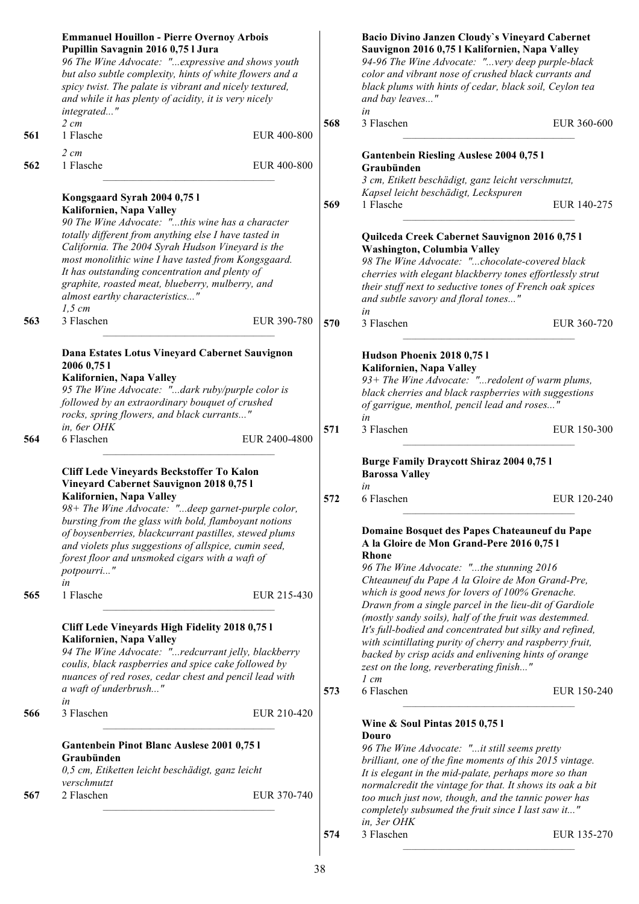**Emmanuel Houillon - Pierre Overnoy Arbois Pupillin Savagnin 2016 0,75 l Jura**

*96 The Wine Advocate: "...expressive and shows youth but also subtle complexity, hints of white flowers and a spicy twist. The palate is vibrant and nicely textured, and while it has plenty of acidity, it is very nicely integrated..."*

*2 cm*

561 1 Flasche EUR 400-800

*2 cm*

562 1 Flasche EUR 400-800

---

**Kongsgaard Syrah 2004 0,75 l**
**Kalifornien, Napa Valley**

*90 The Wine Advocate: "...this wine has a character totally different from anything else I have tasted in California. The 2004 Syrah Hudson Vineyard is the most monolithic wine I have tasted from Kongsgaard. It has outstanding concentration and plenty of graphite, roasted meat, blueberry, mulberry, and almost earthy characteristics..."*

*1,5 cm*

563 3 Flaschen EUR 390-780

---

**Dana Estates Lotus Vineyard Cabernet Sauvignon 2006 0,75 l**
**Kalifornien, Napa Valley**

*95 The Wine Advocate: "...dark ruby/purple color is followed by an extraordinary bouquet of crushed rocks, spring flowers, and black currants..."*

*in, 6er OHK*

564 6 Flaschen EUR 2400-4800

---

**Cliff Lede Vineyards Beckstoffer To Kalon Vineyard Cabernet Sauvignon 2018 0,75 l**
**Kalifornien, Napa Valley**

*98+ The Wine Advocate: "...deep garnet-purple color, bursting from the glass with bold, flamboyant notions of boysenberries, blackcurrant pastilles, stewed plums and violets plus suggestions of allspice, cumin seed, forest floor and unsmoked cigars with a waft of potpourri..."*

*in*

565 1 Flasche EUR 215-430

---

**Cliff Lede Vineyards High Fidelity 2018 0,75 l**
**Kalifornien, Napa Valley**

*94 The Wine Advocate: "...redcurrant jelly, blackberry coulis, black raspberries and spice cake followed by nuances of red roses, cedar chest and pencil lead with a waft of underbrush..."*

*in*

566 3 Flaschen EUR 210-420

---

**Gantenbein Pinot Blanc Auslese 2001 0,75 l**
**Graubünden**

*0,5 cm, Etiketten leicht beschädigt, ganz leicht verschmutzt*

567 2 Flaschen EUR 370-740

---

**Bacio Divino Janzen Cloudy`s Vineyard Cabernet Sauvignon 2016 0,75 l Kalifornien, Napa Valley**

*94-96 The Wine Advocate: "...very deep purple-black color and vibrant nose of crushed black currants and black plums with hints of cedar, black soil, Ceylon tea and bay leaves..."*

*in*

568 3 Flaschen EUR 360-600

---

**Gantenbein Riesling Auslese 2004 0,75 l**
**Graubünden**

*3 cm, Etikett beschädigt, ganz leicht verschmutzt, Kapsel leicht beschädigt, Leckspuren*

569 1 Flasche EUR 140-275

---

**Quilceda Creek Cabernet Sauvignon 2016 0,75 l**
**Washington, Columbia Valley**

*98 The Wine Advocate: "...chocolate-covered black cherries with elegant blackberry tones effortlessly strut their stuff next to seductive tones of French oak spices and subtle savory and floral tones..."*

*in*

570 3 Flaschen EUR 360-720

---

**Hudson Phoenix 2018 0,75 l**
**Kalifornien, Napa Valley**

*93+ The Wine Advocate: "...redolent of warm plums, black cherries and black raspberries with suggestions of garrigue, menthol, pencil lead and roses..."*

*in*

571 3 Flaschen EUR 150-300

---

**Burge Family Draycott Shiraz 2004 0,75 l**
**Barossa Valley**

*in*

572 6 Flaschen EUR 120-240

---

**Domaine Bosquet des Papes Chateauneuf du Pape A la Gloire de Mon Grand-Pere 2016 0,75 l**
**Rhone**

*96 The Wine Advocate: "...the stunning 2016 Chteauneuf du Pape A la Gloire de Mon Grand-Pre, which is good news for lovers of 100% Grenache. Drawn from a single parcel in the lieu-dit of Gardiole (mostly sandy soils), half of the fruit was destemmed. It's full-bodied and concentrated but silky and refined, with scintillating purity of cherry and raspberry fruit, backed by crisp acids and enlivening hints of orange zest on the long, reverberating finish..."*

*1 cm*

573 6 Flaschen EUR 150-240

---

**Wine & Soul Pintas 2015 0,75 l**
**Douro**

*96 The Wine Advocate: "...it still seems pretty brilliant, one of the fine moments of this 2015 vintage. It is elegant in the mid-palate, perhaps more so than normalcredit the vintage for that. It shows its oak a bit too much just now, though, and the tannic power has completely subsumed the fruit since I last saw it..."*

*in, 3er OHK*

574 3 Flaschen EUR 135-270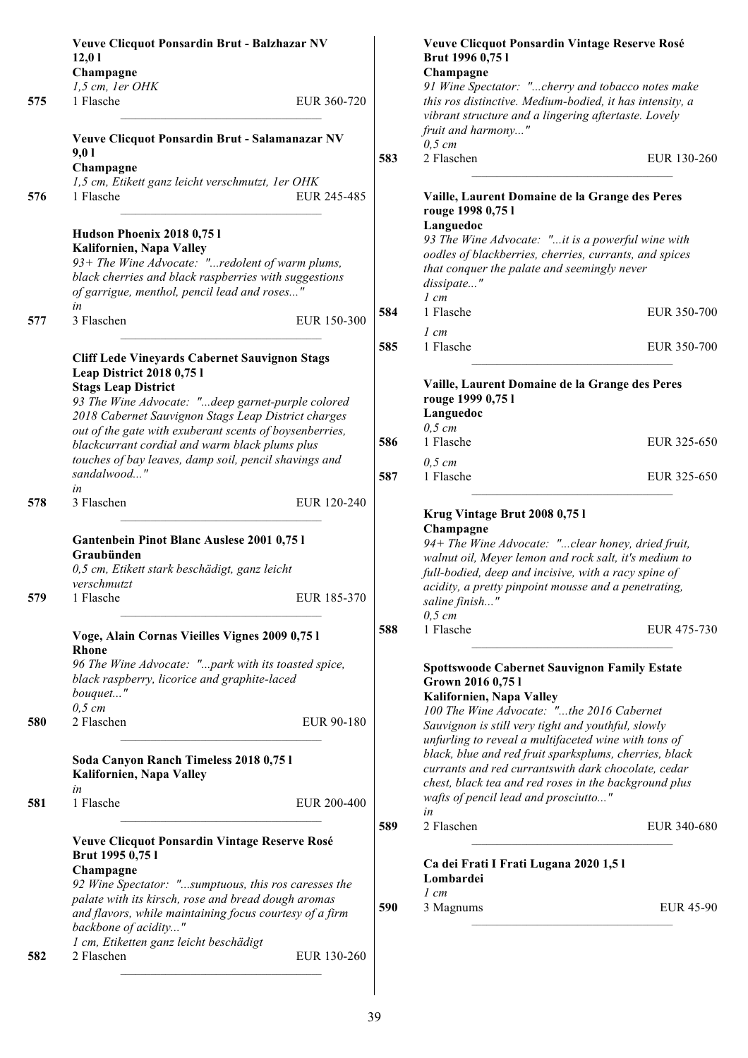**Veuve Clicquot Ponsardin Brut - Balzhazar NV 12,0 l**
**Champagne**
*1,5 cm, 1er OHK*
575 1 Flasche EUR 360-720

**Veuve Clicquot Ponsardin Brut - Salamanazar NV 9,0 l**
**Champagne**
*1,5 cm, Etikett ganz leicht verschmutzt, 1er OHK*
576 1 Flasche EUR 245-485

**Hudson Phoenix 2018 0,75 l**
**Kalifornien, Napa Valley**
*93+ The Wine Advocate: "...redolent of warm plums, black cherries and black raspberries with suggestions of garrigue, menthol, pencil lead and roses..."*
*in*
577 3 Flaschen EUR 150-300

**Cliff Lede Vineyards Cabernet Sauvignon Stags Leap District 2018 0,75 l**
**Stags Leap District**
*93 The Wine Advocate: "...deep garnet-purple colored 2018 Cabernet Sauvignon Stags Leap District charges out of the gate with exuberant scents of boysenberries, blackcurrant cordial and warm black plums plus touches of bay leaves, damp soil, pencil shavings and sandalwood..."*
*in*
578 3 Flaschen EUR 120-240

**Gantenbein Pinot Blanc Auslese 2001 0,75 l**
**Graubünden**
*0,5 cm, Etikett stark beschädigt, ganz leicht verschmutzt*
579 1 Flasche EUR 185-370

**Voge, Alain Cornas Vieilles Vignes 2009 0,75 l**
**Rhone**
*96 The Wine Advocate: "...park with its toasted spice, black raspberry, licorice and graphite-laced bouquet..."*
*0,5 cm*
580 2 Flaschen EUR 90-180

**Soda Canyon Ranch Timeless 2018 0,75 l**
**Kalifornien, Napa Valley**
*in*
581 1 Flasche EUR 200-400

**Veuve Clicquot Ponsardin Vintage Reserve Rosé Brut 1995 0,75 l**
**Champagne**
*92 Wine Spectator: "...sumptuous, this ros caresses the palate with its kirsch, rose and bread dough aromas and flavors, while maintaining focus courtesy of a firm backbone of acidity..."*
*1 cm, Etiketten ganz leicht beschädigt*
582 2 Flaschen EUR 130-260

**Veuve Clicquot Ponsardin Vintage Reserve Rosé Brut 1996 0,75 l**
**Champagne**
*91 Wine Spectator: "...cherry and tobacco notes make this ros distinctive. Medium-bodied, it has intensity, a vibrant structure and a lingering aftertaste. Lovely fruit and harmony..."*
*0,5 cm*
583 2 Flaschen EUR 130-260

**Vaille, Laurent Domaine de la Grange des Peres rouge 1998 0,75 l**
**Languedoc**
*93 The Wine Advocate: "...it is a powerful wine with oodles of blackberries, cherries, currants, and spices that conquer the palate and seemingly never dissipate..."*
*1 cm*
584 1 Flasche EUR 350-700
*1 cm*
585 1 Flasche EUR 350-700

**Vaille, Laurent Domaine de la Grange des Peres rouge 1999 0,75 l**
**Languedoc**
*0,5 cm*
586 1 Flasche EUR 325-650
*0,5 cm*
587 1 Flasche EUR 325-650

**Krug Vintage Brut 2008 0,75 l**
**Champagne**
*94+ The Wine Advocate: "...clear honey, dried fruit, walnut oil, Meyer lemon and rock salt, it's medium to full-bodied, deep and incisive, with a racy spine of acidity, a pretty pinpoint mousse and a penetrating, saline finish..."*
*0,5 cm*
588 1 Flasche EUR 475-730

**Spottswoode Cabernet Sauvignon Family Estate Grown 2016 0,75 l**
**Kalifornien, Napa Valley**
*100 The Wine Advocate: "...the 2016 Cabernet Sauvignon is still very tight and youthful, slowly unfurling to reveal a multifaceted wine with tons of black, blue and red fruit sparksplums, cherries, black currants and red currantswith dark chocolate, cedar chest, black tea and red roses in the background plus wafts of pencil lead and prosciutto..."*
*in*
589 2 Flaschen EUR 340-680

**Ca dei Frati I Frati Lugana 2020 1,5 l**
**Lombardei**
*1 cm*
590 3 Magnums EUR 45-90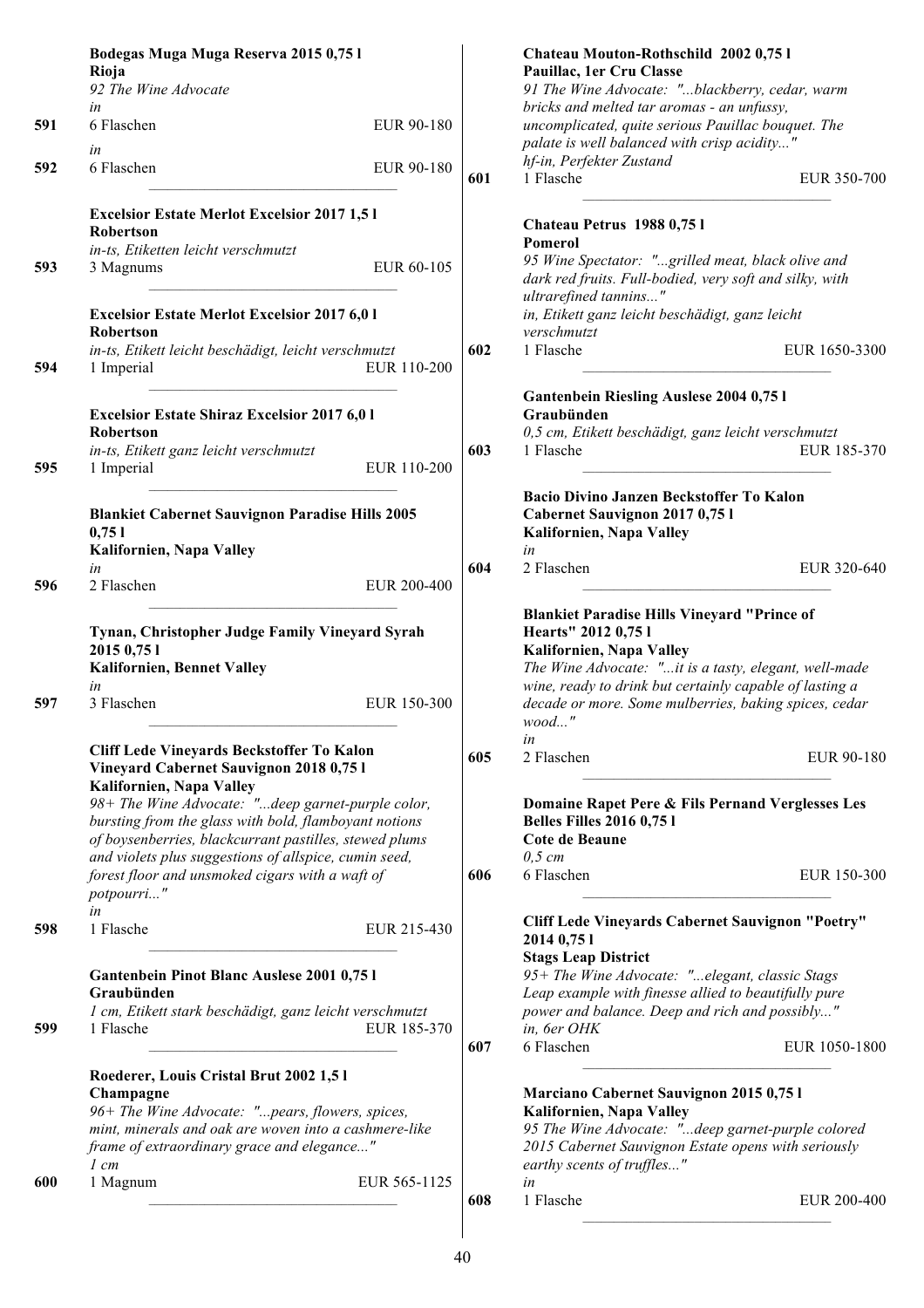**Bodegas Muga Muga Reserva 2015 0,75 l**
**Rioja**
*92 The Wine Advocate*
*in*
591 6 Flaschen EUR 90-180
*in*
592 6 Flaschen EUR 90-180

---

**Excelsior Estate Merlot Excelsior 2017 1,5 l**
**Robertson**
*in-ts, Etiketten leicht verschmutzt*
593 3 Magnums EUR 60-105

---

**Excelsior Estate Merlot Excelsior 2017 6,0 l**
**Robertson**
*in-ts, Etikett leicht beschädigt, leicht verschmutzt*
594 1 Imperial EUR 110-200

---

**Excelsior Estate Shiraz Excelsior 2017 6,0 l**
**Robertson**
*in-ts, Etikett ganz leicht verschmutzt*
595 1 Imperial EUR 110-200

---

**Blankiet Cabernet Sauvignon Paradise Hills 2005 0,75 l**
**Kalifornien, Napa Valley**
*in*
596 2 Flaschen EUR 200-400

---

**Tynan, Christopher Judge Family Vineyard Syrah 2015 0,75 l**
**Kalifornien, Bennet Valley**
*in*
597 3 Flaschen EUR 150-300

---

**Cliff Lede Vineyards Beckstoffer To Kalon Vineyard Cabernet Sauvignon 2018 0,75 l**
**Kalifornien, Napa Valley**
*98+ The Wine Advocate: "...deep garnet-purple color, bursting from the glass with bold, flamboyant notions of boysenberries, blackcurrant pastilles, stewed plums and violets plus suggestions of allspice, cumin seed, forest floor and unsmoked cigars with a waft of potpourri..."*
*in*
598 1 Flasche EUR 215-430

---

**Gantenbein Pinot Blanc Auslese 2001 0,75 l**
**Graubünden**
*1 cm, Etikett stark beschädigt, ganz leicht verschmutzt*
599 1 Flasche EUR 185-370

---

**Roederer, Louis Cristal Brut 2002 1,5 l**
**Champagne**
*96+ The Wine Advocate: "...pears, flowers, spices, mint, minerals and oak are woven into a cashmere-like frame of extraordinary grace and elegance..."*
*1 cm*
600 1 Magnum EUR 565-1125

---

**Chateau Mouton-Rothschild 2002 0,75 l**
**Pauillac, 1er Cru Classe**
*91 The Wine Advocate: "...blackberry, cedar, warm bricks and melted tar aromas - an unfussy, uncomplicated, quite serious Pauillac bouquet. The palate is well balanced with crisp acidity..."*
*hf-in, Perfekter Zustand*
601 1 Flasche EUR 350-700

---

**Chateau Petrus 1988 0,75 l**
**Pomerol**
*95 Wine Spectator: "...grilled meat, black olive and dark red fruits. Full-bodied, very soft and silky, with ultrarefined tannins..."*
*in, Etikett ganz leicht beschädigt, ganz leicht verschmutzt*
602 1 Flasche EUR 1650-3300

---

**Gantenbein Riesling Auslese 2004 0,75 l**
**Graubünden**
*0,5 cm, Etikett beschädigt, ganz leicht verschmutzt*
603 1 Flasche EUR 185-370

---

**Bacio Divino Janzen Beckstoffer To Kalon Cabernet Sauvignon 2017 0,75 l**
**Kalifornien, Napa Valley**
*in*
604 2 Flaschen EUR 320-640

---

**Blankiet Paradise Hills Vineyard "Prince of Hearts" 2012 0,75 l**
**Kalifornien, Napa Valley**
*The Wine Advocate: "...it is a tasty, elegant, well-made wine, ready to drink but certainly capable of lasting a decade or more. Some mulberries, baking spices, cedar wood..."*
*in*
605 2 Flaschen EUR 90-180

---

**Domaine Rapet Pere & Fils Pernand Verglesses Les Belles Filles 2016 0,75 l**
**Cote de Beaune**
*0,5 cm*
606 6 Flaschen EUR 150-300

---

**Cliff Lede Vineyards Cabernet Sauvignon "Poetry" 2014 0,75 l**
**Stags Leap District**
*95+ The Wine Advocate: "...elegant, classic Stags Leap example with finesse allied to beautifully pure power and balance. Deep and rich and possibly..."*
*in, 6er OHK*
607 6 Flaschen EUR 1050-1800

---

**Marciano Cabernet Sauvignon 2015 0,75 l**
**Kalifornien, Napa Valley**
*95 The Wine Advocate: "...deep garnet-purple colored 2015 Cabernet Sauvignon Estate opens with seriously earthy scents of truffles..."*
*in*
608 1 Flasche EUR 200-400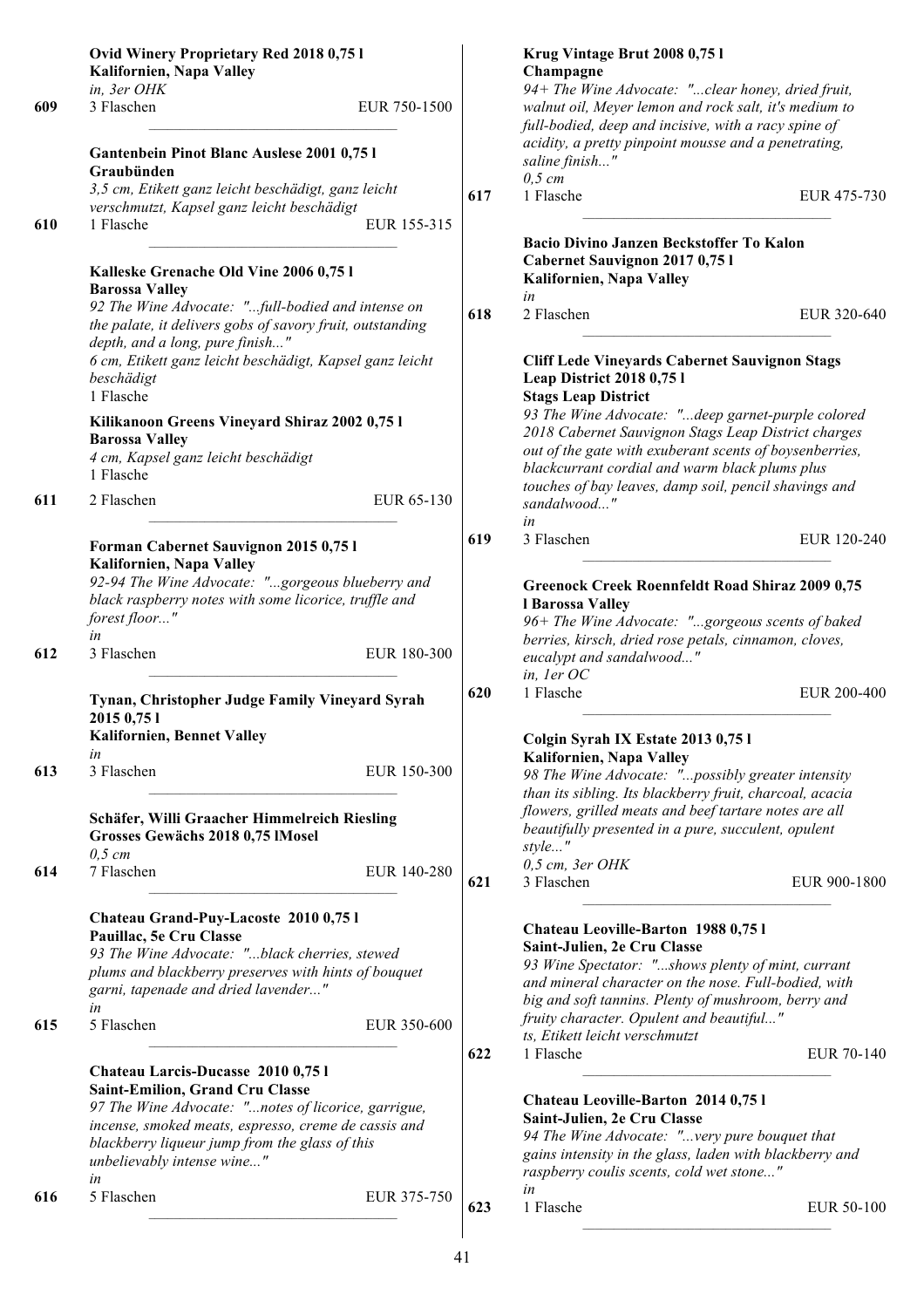**Ovid Winery Proprietary Red 2018 0,75 l**
**Kalifornien, Napa Valley**
*in, 3er OHK*
609 3 Flaschen EUR 750-1500

---

**Gantenbein Pinot Blanc Auslese 2001 0,75 l**
**Graubünden**
*3,5 cm, Etikett ganz leicht beschädigt, ganz leicht verschmutzt, Kapsel ganz leicht beschädigt*
610 1 Flasche EUR 155-315

---

**Kalleske Grenache Old Vine 2006 0,75 l**
**Barossa Valley**
*92 The Wine Advocate: "...full-bodied and intense on the palate, it delivers gobs of savory fruit, outstanding depth, and a long, pure finish..."*
*6 cm, Etikett ganz leicht beschädigt, Kapsel ganz leicht beschädigt*
1 Flasche

**Kilikanoon Greens Vineyard Shiraz 2002 0,75 l**
**Barossa Valley**
*4 cm, Kapsel ganz leicht beschädigt*
1 Flasche
611 2 Flaschen EUR 65-130

---

**Forman Cabernet Sauvignon 2015 0,75 l**
**Kalifornien, Napa Valley**
*92-94 The Wine Advocate: "...gorgeous blueberry and black raspberry notes with some licorice, truffle and forest floor..."*
*in*
612 3 Flaschen EUR 180-300

---

**Tynan, Christopher Judge Family Vineyard Syrah 2015 0,75 l**
**Kalifornien, Bennet Valley**
*in*
613 3 Flaschen EUR 150-300

---

**Schäfer, Willi Graacher Himmelreich Riesling Grosses Gewächs 2018 0,75 lMosel**
*0,5 cm*
614 7 Flaschen EUR 140-280

---

**Chateau Grand-Puy-Lacoste 2010 0,75 l**
**Pauillac, 5e Cru Classe**
*93 The Wine Advocate: "...black cherries, stewed plums and blackberry preserves with hints of bouquet garni, tapenade and dried lavender..."*
*in*
615 5 Flaschen EUR 350-600

---

**Chateau Larcis-Ducasse 2010 0,75 l**
**Saint-Emilion, Grand Cru Classe**
*97 The Wine Advocate: "...notes of licorice, garrigue, incense, smoked meats, espresso, creme de cassis and blackberry liqueur jump from the glass of this unbelievably intense wine..."*
*in*
616 5 Flaschen EUR 375-750

---

**Krug Vintage Brut 2008 0,75 l**
**Champagne**
*94+ The Wine Advocate: "...clear honey, dried fruit, walnut oil, Meyer lemon and rock salt, it's medium to full-bodied, deep and incisive, with a racy spine of acidity, a pretty pinpoint mousse and a penetrating, saline finish..."*
*0,5 cm*
617 1 Flasche EUR 475-730

---

**Bacio Divino Janzen Beckstoffer To Kalon Cabernet Sauvignon 2017 0,75 l**
**Kalifornien, Napa Valley**
*in*
618 2 Flaschen EUR 320-640

---

**Cliff Lede Vineyards Cabernet Sauvignon Stags Leap District 2018 0,75 l**
**Stags Leap District**
*93 The Wine Advocate: "...deep garnet-purple colored 2018 Cabernet Sauvignon Stags Leap District charges out of the gate with exuberant scents of boysenberries, blackcurrant cordial and warm black plums plus touches of bay leaves, damp soil, pencil shavings and sandalwood..."*
*in*
619 3 Flaschen EUR 120-240

---

**Greenock Creek Roennfeldt Road Shiraz 2009 0,75 l Barossa Valley**
*96+ The Wine Advocate: "...gorgeous scents of baked berries, kirsch, dried rose petals, cinnamon, cloves, eucalypt and sandalwood..."*
*in, 1er OC*
620 1 Flasche EUR 200-400

---

**Colgin Syrah IX Estate 2013 0,75 l**
**Kalifornien, Napa Valley**
*98 The Wine Advocate: "...possibly greater intensity than its sibling. Its blackberry fruit, charcoal, acacia flowers, grilled meats and beef tartare notes are all beautifully presented in a pure, succulent, opulent style..."*
*0,5 cm, 3er OHK*
621 3 Flaschen EUR 900-1800

---

**Chateau Leoville-Barton 1988 0,75 l**
**Saint-Julien, 2e Cru Classe**
*93 Wine Spectator: "...shows plenty of mint, currant and mineral character on the nose. Full-bodied, with big and soft tannins. Plenty of mushroom, berry and fruity character. Opulent and beautiful..."*
*ts, Etikett leicht verschmutzt*
622 1 Flasche EUR 70-140

---

**Chateau Leoville-Barton 2014 0,75 l**
**Saint-Julien, 2e Cru Classe**
*94 The Wine Advocate: "...very pure bouquet that gains intensity in the glass, laden with blackberry and raspberry coulis scents, cold wet stone..."*
*in*
623 1 Flasche EUR 50-100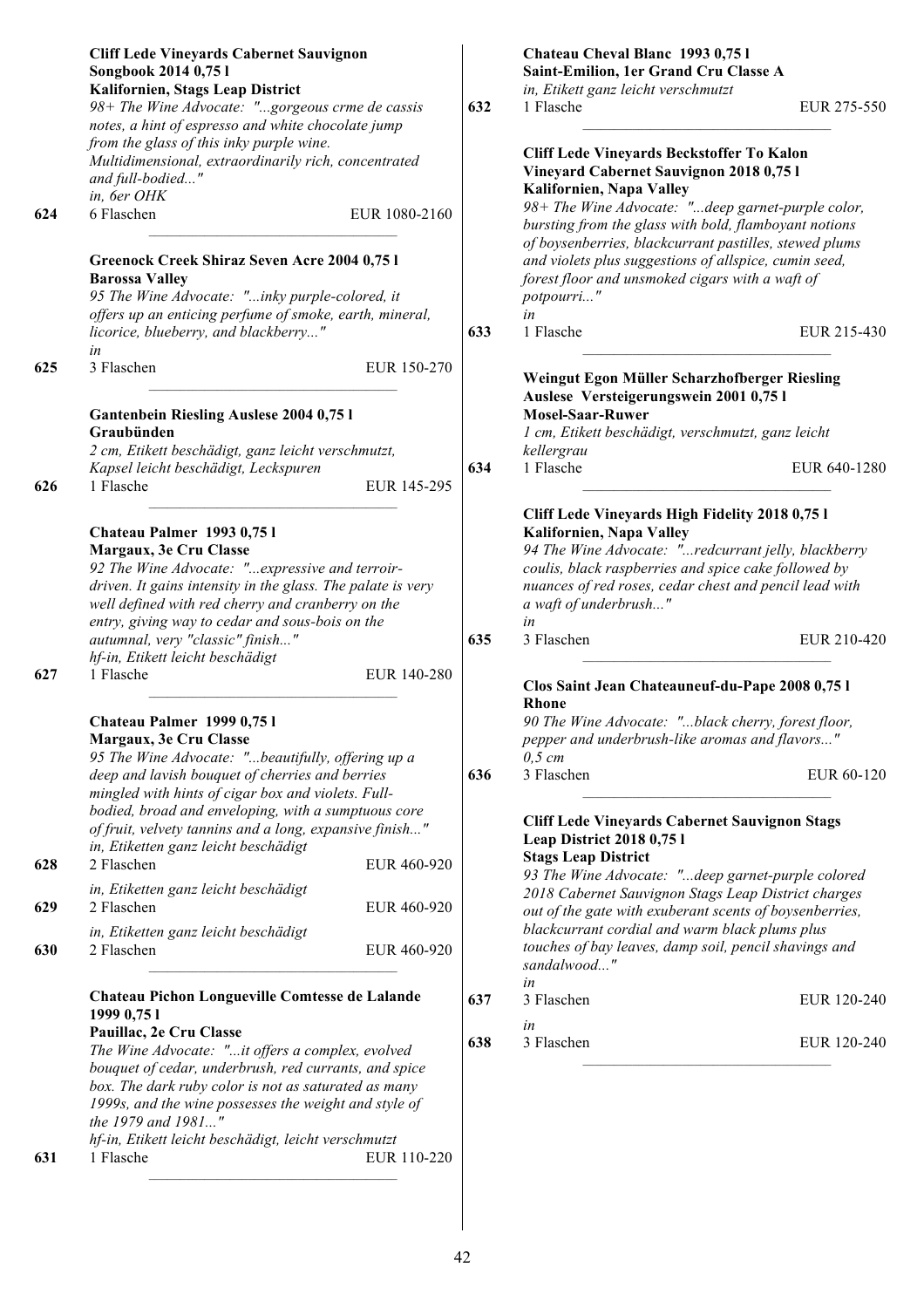**Cliff Lede Vineyards Cabernet Sauvignon Songbook 2014 0,75 l**
**Kalifornien, Stags Leap District**
*98+ The Wine Advocate: "...gorgeous crme de cassis notes, a hint of espresso and white chocolate jump from the glass of this inky purple wine. Multidimensional, extraordinarily rich, concentrated and full-bodied..."*
*in, 6er OHK*

624 — 6 Flaschen — EUR 1080-2160

---

**Greenock Creek Shiraz Seven Acre 2004 0,75 l**
**Barossa Valley**
*95 The Wine Advocate: "...inky purple-colored, it offers up an enticing perfume of smoke, earth, mineral, licorice, blueberry, and blackberry..."*
*in*

625 — 3 Flaschen — EUR 150-270

---

**Gantenbein Riesling Auslese 2004 0,75 l**
**Graubünden**
*2 cm, Etikett beschädigt, ganz leicht verschmutzt, Kapsel leicht beschädigt, Leckspuren*

626 — 1 Flasche — EUR 145-295

---

**Chateau Palmer 1993 0,75 l**
**Margaux, 3e Cru Classe**
*92 The Wine Advocate: "...expressive and terroir-driven. It gains intensity in the glass. The palate is very well defined with red cherry and cranberry on the entry, giving way to cedar and sous-bois on the autumnal, very "classic" finish..."*
*hf-in, Etikett leicht beschädigt*

627 — 1 Flasche — EUR 140-280

---

**Chateau Palmer 1999 0,75 l**
**Margaux, 3e Cru Classe**
*95 The Wine Advocate: "...beautifully, offering up a deep and lavish bouquet of cherries and berries mingled with hints of cigar box and violets. Full-bodied, broad and enveloping, with a sumptuous core of fruit, velvety tannins and a long, expansive finish..."*
*in, Etiketten ganz leicht beschädigt*

628 — 2 Flaschen — EUR 460-920

*in, Etiketten ganz leicht beschädigt*

629 — 2 Flaschen — EUR 460-920

*in, Etiketten ganz leicht beschädigt*

630 — 2 Flaschen — EUR 460-920

---

**Chateau Pichon Longueville Comtesse de Lalande 1999 0,75 l**
**Pauillac, 2e Cru Classe**
*The Wine Advocate: "...it offers a complex, evolved bouquet of cedar, underbrush, red currants, and spice box. The dark ruby color is not as saturated as many 1999s, and the wine possesses the weight and style of the 1979 and 1981..."*
*hf-in, Etikett leicht beschädigt, leicht verschmutzt*

631 — 1 Flasche — EUR 110-220

---

**Chateau Cheval Blanc 1993 0,75 l**
**Saint-Emilion, 1er Grand Cru Classe A**
*in, Etikett ganz leicht verschmutzt*

632 — 1 Flasche — EUR 275-550

---

**Cliff Lede Vineyards Beckstoffer To Kalon Vineyard Cabernet Sauvignon 2018 0,75 l**
**Kalifornien, Napa Valley**
*98+ The Wine Advocate: "...deep garnet-purple color, bursting from the glass with bold, flamboyant notions of boysenberries, blackcurrant pastilles, stewed plums and violets plus suggestions of allspice, cumin seed, forest floor and unsmoked cigars with a waft of potpourri..."*
*in*

633 — 1 Flasche — EUR 215-430

---

**Weingut Egon Müller Scharzhofberger Riesling Auslese Versteigerungswein 2001 0,75 l**
**Mosel-Saar-Ruwer**
*1 cm, Etikett beschädigt, verschmutzt, ganz leicht kellergrau*

634 — 1 Flasche — EUR 640-1280

---

**Cliff Lede Vineyards High Fidelity 2018 0,75 l**
**Kalifornien, Napa Valley**
*94 The Wine Advocate: "...redcurrant jelly, blackberry coulis, black raspberries and spice cake followed by nuances of red roses, cedar chest and pencil lead with a waft of underbrush..."*
*in*

635 — 3 Flaschen — EUR 210-420

---

**Clos Saint Jean Chateauneuf-du-Pape 2008 0,75 l**
**Rhone**
*90 The Wine Advocate: "...black cherry, forest floor, pepper and underbrush-like aromas and flavors..."*
*0,5 cm*

636 — 3 Flaschen — EUR 60-120

---

**Cliff Lede Vineyards Cabernet Sauvignon Stags Leap District 2018 0,75 l**
**Stags Leap District**
*93 The Wine Advocate: "...deep garnet-purple colored 2018 Cabernet Sauvignon Stags Leap District charges out of the gate with exuberant scents of boysenberries, blackcurrant cordial and warm black plums plus touches of bay leaves, damp soil, pencil shavings and sandalwood..."*
*in*

637 — 3 Flaschen — EUR 120-240

*in*

638 — 3 Flaschen — EUR 120-240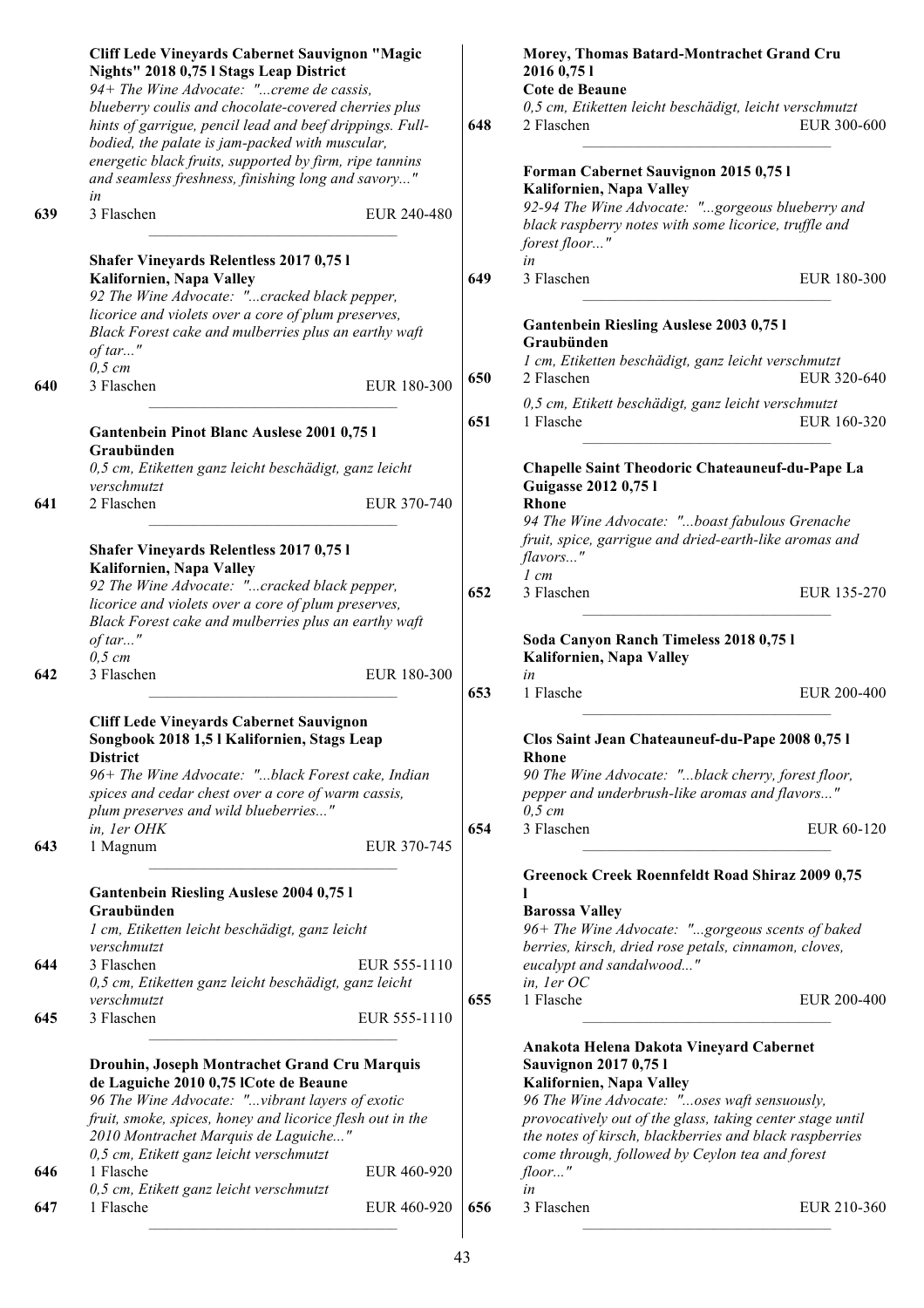**Cliff Lede Vineyards Cabernet Sauvignon "Magic Nights" 2018 0,75 l Stags Leap District**
*94+ The Wine Advocate: "...creme de cassis, blueberry coulis and chocolate-covered cherries plus hints of garrigue, pencil lead and beef drippings. Full-bodied, the palate is jam-packed with muscular, energetic black fruits, supported by firm, ripe tannins and seamless freshness, finishing long and savory..."*
*in*
639 — 3 Flaschen — EUR 240-480

---

**Shafer Vineyards Relentless 2017 0,75 l**
**Kalifornien, Napa Valley**
*92 The Wine Advocate: "...cracked black pepper, licorice and violets over a core of plum preserves, Black Forest cake and mulberries plus an earthy waft of tar..."*
*0,5 cm*
640 — 3 Flaschen — EUR 180-300

---

**Gantenbein Pinot Blanc Auslese 2001 0,75 l**
**Graubünden**
*0,5 cm, Etiketten ganz leicht beschädigt, ganz leicht verschmutzt*
641 — 2 Flaschen — EUR 370-740

---

**Shafer Vineyards Relentless 2017 0,75 l**
**Kalifornien, Napa Valley**
*92 The Wine Advocate: "...cracked black pepper, licorice and violets over a core of plum preserves, Black Forest cake and mulberries plus an earthy waft of tar..."*
*0,5 cm*
642 — 3 Flaschen — EUR 180-300

---

**Cliff Lede Vineyards Cabernet Sauvignon Songbook 2018 1,5 l Kalifornien, Stags Leap District**
*96+ The Wine Advocate: "...black Forest cake, Indian spices and cedar chest over a core of warm cassis, plum preserves and wild blueberries..."*
*in, 1er OHK*
643 — 1 Magnum — EUR 370-745

---

**Gantenbein Riesling Auslese 2004 0,75 l**
**Graubünden**
*1 cm, Etiketten leicht beschädigt, ganz leicht verschmutzt*
644 — 3 Flaschen — EUR 555-1110
*0,5 cm, Etiketten ganz leicht beschädigt, ganz leicht verschmutzt*
645 — 3 Flaschen — EUR 555-1110

---

**Drouhin, Joseph Montrachet Grand Cru Marquis de Laguiche 2010 0,75 lCote de Beaune**
*96 The Wine Advocate: "...vibrant layers of exotic fruit, smoke, spices, honey and licorice flesh out in the 2010 Montrachet Marquis de Laguiche..."*
*0,5 cm, Etikett ganz leicht verschmutzt*
646 — 1 Flasche — EUR 460-920
*0,5 cm, Etikett ganz leicht verschmutzt*
647 — 1 Flasche — EUR 460-920

---

**Morey, Thomas Batard-Montrachet Grand Cru 2016 0,75 l**
**Cote de Beaune**
*0,5 cm, Etiketten leicht beschädigt, leicht verschmutzt*
648 — 2 Flaschen — EUR 300-600

---

**Forman Cabernet Sauvignon 2015 0,75 l**
**Kalifornien, Napa Valley**
*92-94 The Wine Advocate: "...gorgeous blueberry and black raspberry notes with some licorice, truffle and forest floor..."*
*in*
649 — 3 Flaschen — EUR 180-300

---

**Gantenbein Riesling Auslese 2003 0,75 l**
**Graubünden**
*1 cm, Etiketten beschädigt, ganz leicht verschmutzt*
650 — 2 Flaschen — EUR 320-640
*0,5 cm, Etikett beschädigt, ganz leicht verschmutzt*
651 — 1 Flasche — EUR 160-320

---

**Chapelle Saint Theodoric Chateauneuf-du-Pape La Guigasse 2012 0,75 l**
**Rhone**
*94 The Wine Advocate: "...boast fabulous Grenache fruit, spice, garrigue and dried-earth-like aromas and flavors..."*
*1 cm*
652 — 3 Flaschen — EUR 135-270

---

**Soda Canyon Ranch Timeless 2018 0,75 l**
**Kalifornien, Napa Valley**
*in*
653 — 1 Flasche — EUR 200-400

---

**Clos Saint Jean Chateauneuf-du-Pape 2008 0,75 l**
**Rhone**
*90 The Wine Advocate: "...black cherry, forest floor, pepper and underbrush-like aromas and flavors..."*
*0,5 cm*
654 — 3 Flaschen — EUR 60-120

---

**Greenock Creek Roennfeldt Road Shiraz 2009 0,75 l**
**Barossa Valley**
*96+ The Wine Advocate: "...gorgeous scents of baked berries, kirsch, dried rose petals, cinnamon, cloves, eucalypt and sandalwood..."*
*in, 1er OC*
655 — 1 Flasche — EUR 200-400

---

**Anakota Helena Dakota Vineyard Cabernet Sauvignon 2017 0,75 l**
**Kalifornien, Napa Valley**
*96 The Wine Advocate: "...oses waft sensuously, provocatively out of the glass, taking center stage until the notes of kirsch, blackberries and black raspberries come through, followed by Ceylon tea and forest floor..."*
*in*
656 — 3 Flaschen — EUR 210-360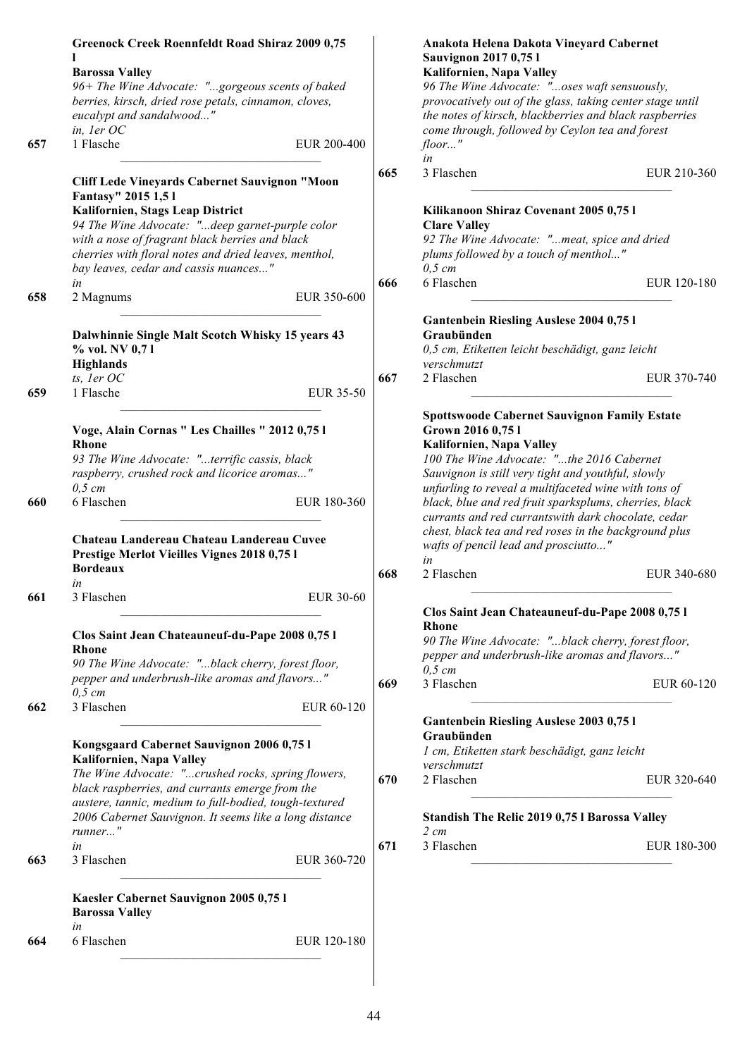**Greenock Creek Roennfeldt Road Shiraz 2009 0,75 l**
**Barossa Valley**
*96+ The Wine Advocate: "...gorgeous scents of baked berries, kirsch, dried rose petals, cinnamon, cloves, eucalypt and sandalwood..."*
*in, 1er OC*

657 1 Flasche EUR 200-400

---

**Cliff Lede Vineyards Cabernet Sauvignon "Moon Fantasy" 2015 1,5 l**
**Kalifornien, Stags Leap District**
*94 The Wine Advocate: "...deep garnet-purple color with a nose of fragrant black berries and black cherries with floral notes and dried leaves, menthol, bay leaves, cedar and cassis nuances..."*
*in*

658 2 Magnums EUR 350-600

---

**Dalwhinnie Single Malt Scotch Whisky 15 years 43 % vol. NV 0,7 l**
**Highlands**
*ts, 1er OC*

659 1 Flasche EUR 35-50

---

**Voge, Alain Cornas " Les Chailles " 2012 0,75 l**
**Rhone**
*93 The Wine Advocate: "...terrific cassis, black raspberry, crushed rock and licorice aromas..."*
*0,5 cm*

660 6 Flaschen EUR 180-360

---

**Chateau Landereau Chateau Landereau Cuvee Prestige Merlot Vieilles Vignes 2018 0,75 l**
**Bordeaux**
*in*

661 3 Flaschen EUR 30-60

---

**Clos Saint Jean Chateauneuf-du-Pape 2008 0,75 l**
**Rhone**
*90 The Wine Advocate: "...black cherry, forest floor, pepper and underbrush-like aromas and flavors..."*
*0,5 cm*

662 3 Flaschen EUR 60-120

---

**Kongsgaard Cabernet Sauvignon 2006 0,75 l**
**Kalifornien, Napa Valley**
*The Wine Advocate: "...crushed rocks, spring flowers, black raspberries, and currants emerge from the austere, tannic, medium to full-bodied, tough-textured 2006 Cabernet Sauvignon. It seems like a long distance runner..."*
*in*

663 3 Flaschen EUR 360-720

---

**Kaesler Cabernet Sauvignon 2005 0,75 l**
**Barossa Valley**
*in*

664 6 Flaschen EUR 120-180

---

**Anakota Helena Dakota Vineyard Cabernet Sauvignon 2017 0,75 l**
**Kalifornien, Napa Valley**
*96 The Wine Advocate: "...oses waft sensuously, provocatively out of the glass, taking center stage until the notes of kirsch, blackberries and black raspberries come through, followed by Ceylon tea and forest floor..."*
*in*

665 3 Flaschen EUR 210-360

---

**Kilikanoon Shiraz Covenant 2005 0,75 l**
**Clare Valley**
*92 The Wine Advocate: "...meat, spice and dried plums followed by a touch of menthol..."*
*0,5 cm*

666 6 Flaschen EUR 120-180

---

**Gantenbein Riesling Auslese 2004 0,75 l**
**Graubünden**
*0,5 cm, Etiketten leicht beschädigt, ganz leicht verschmutzt*

667 2 Flaschen EUR 370-740

---

**Spottswoode Cabernet Sauvignon Family Estate Grown 2016 0,75 l**
**Kalifornien, Napa Valley**
*100 The Wine Advocate: "...the 2016 Cabernet Sauvignon is still very tight and youthful, slowly unfurling to reveal a multifaceted wine with tons of black, blue and red fruit sparksplums, cherries, black currants and red currantswith dark chocolate, cedar chest, black tea and red roses in the background plus wafts of pencil lead and prosciutto..."*
*in*

668 2 Flaschen EUR 340-680

---

**Clos Saint Jean Chateauneuf-du-Pape 2008 0,75 l**
**Rhone**
*90 The Wine Advocate: "...black cherry, forest floor, pepper and underbrush-like aromas and flavors..."*
*0,5 cm*

669 3 Flaschen EUR 60-120

---

**Gantenbein Riesling Auslese 2003 0,75 l**
**Graubünden**
*1 cm, Etiketten stark beschädigt, ganz leicht verschmutzt*

670 2 Flaschen EUR 320-640

---

**Standish The Relic 2019 0,75 l Barossa Valley**
*2 cm*

671 3 Flaschen EUR 180-300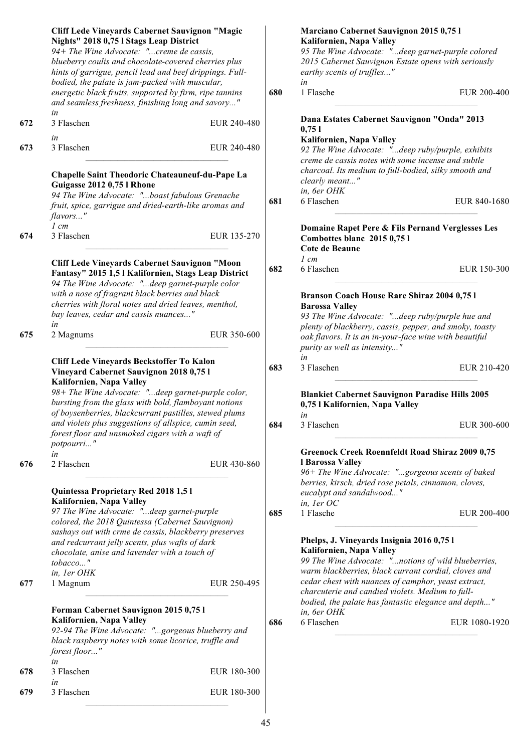**Cliff Lede Vineyards Cabernet Sauvignon "Magic Nights" 2018 0,75 l Stags Leap District**
*94+ The Wine Advocate: "...creme de cassis, blueberry coulis and chocolate-covered cherries plus hints of garrigue, pencil lead and beef drippings. Full-bodied, the palate is jam-packed with muscular, energetic black fruits, supported by firm, ripe tannins and seamless freshness, finishing long and savory..."*

*in*
**672** 3 Flaschen EUR 240-480

*in*
**673** 3 Flaschen EUR 240-480

---

**Chapelle Saint Theodoric Chateauneuf-du-Pape La Guigasse 2012 0,75 l Rhone**
*94 The Wine Advocate: "...boast fabulous Grenache fruit, spice, garrigue and dried-earth-like aromas and flavors..."*

*1 cm*
**674** 3 Flaschen EUR 135-270

---

**Cliff Lede Vineyards Cabernet Sauvignon "Moon Fantasy" 2015 1,5 l Kalifornien, Stags Leap District**
*94 The Wine Advocate: "...deep garnet-purple color with a nose of fragrant black berries and black cherries with floral notes and dried leaves, menthol, bay leaves, cedar and cassis nuances..."*

*in*
**675** 2 Magnums EUR 350-600

---

**Cliff Lede Vineyards Beckstoffer To Kalon Vineyard Cabernet Sauvignon 2018 0,75 l Kalifornien, Napa Valley**
*98+ The Wine Advocate: "...deep garnet-purple color, bursting from the glass with bold, flamboyant notions of boysenberries, blackcurrant pastilles, stewed plums and violets plus suggestions of allspice, cumin seed, forest floor and unsmoked cigars with a waft of potpourri..."*

*in*
**676** 2 Flaschen EUR 430-860

---

**Quintessa Proprietary Red 2018 1,5 l Kalifornien, Napa Valley**
*97 The Wine Advocate: "...deep garnet-purple colored, the 2018 Quintessa (Cabernet Sauvignon) sashays out with crme de cassis, blackberry preserves and redcurrant jelly scents, plus wafts of dark chocolate, anise and lavender with a touch of tobacco..."*

*in, 1er OHK*
**677** 1 Magnum EUR 250-495

---

**Forman Cabernet Sauvignon 2015 0,75 l Kalifornien, Napa Valley**
*92-94 The Wine Advocate: "...gorgeous blueberry and black raspberry notes with some licorice, truffle and forest floor..."*

*in*
**678** 3 Flaschen EUR 180-300

*in*
**679** 3 Flaschen EUR 180-300

---

**Marciano Cabernet Sauvignon 2015 0,75 l Kalifornien, Napa Valley**
*95 The Wine Advocate: "...deep garnet-purple colored 2015 Cabernet Sauvignon Estate opens with seriously earthy scents of truffles..."*

*in*
**680** 1 Flasche EUR 200-400

---

**Dana Estates Cabernet Sauvignon "Onda" 2013 0,75 l Kalifornien, Napa Valley**
*92 The Wine Advocate: "...deep ruby/purple, exhibits creme de cassis notes with some incense and subtle charcoal. Its medium to full-bodied, silky smooth and clearly meant..."*

*in, 6er OHK*
**681** 6 Flaschen EUR 840-1680

---

**Domaine Rapet Pere & Fils Pernand Verglesses Les Combottes blanc 2015 0,75 l Cote de Beaune**

*1 cm*
**682** 6 Flaschen EUR 150-300

---

**Branson Coach House Rare Shiraz 2004 0,75 l Barossa Valley**
*93 The Wine Advocate: "...deep ruby/purple hue and plenty of blackberry, cassis, pepper, and smoky, toasty oak flavors. It is an in-your-face wine with beautiful purity as well as intensity..."*

*in*
**683** 3 Flaschen EUR 210-420

---

**Blankiet Cabernet Sauvignon Paradise Hills 2005 0,75 l Kalifornien, Napa Valley**

*in*
**684** 3 Flaschen EUR 300-600

---

**Greenock Creek Roennfeldt Road Shiraz 2009 0,75 l Barossa Valley**
*96+ The Wine Advocate: "...gorgeous scents of baked berries, kirsch, dried rose petals, cinnamon, cloves, eucalypt and sandalwood..."*

*in, 1er OC*
**685** 1 Flasche EUR 200-400

---

**Phelps, J. Vineyards Insignia 2016 0,75 l Kalifornien, Napa Valley**
*99 The Wine Advocate: "...notions of wild blueberries, warm blackberries, black currant cordial, cloves and cedar chest with nuances of camphor, yeast extract, charcuterie and candied violets. Medium to full-bodied, the palate has fantastic elegance and depth..."*

*in, 6er OHK*
**686** 6 Flaschen EUR 1080-1920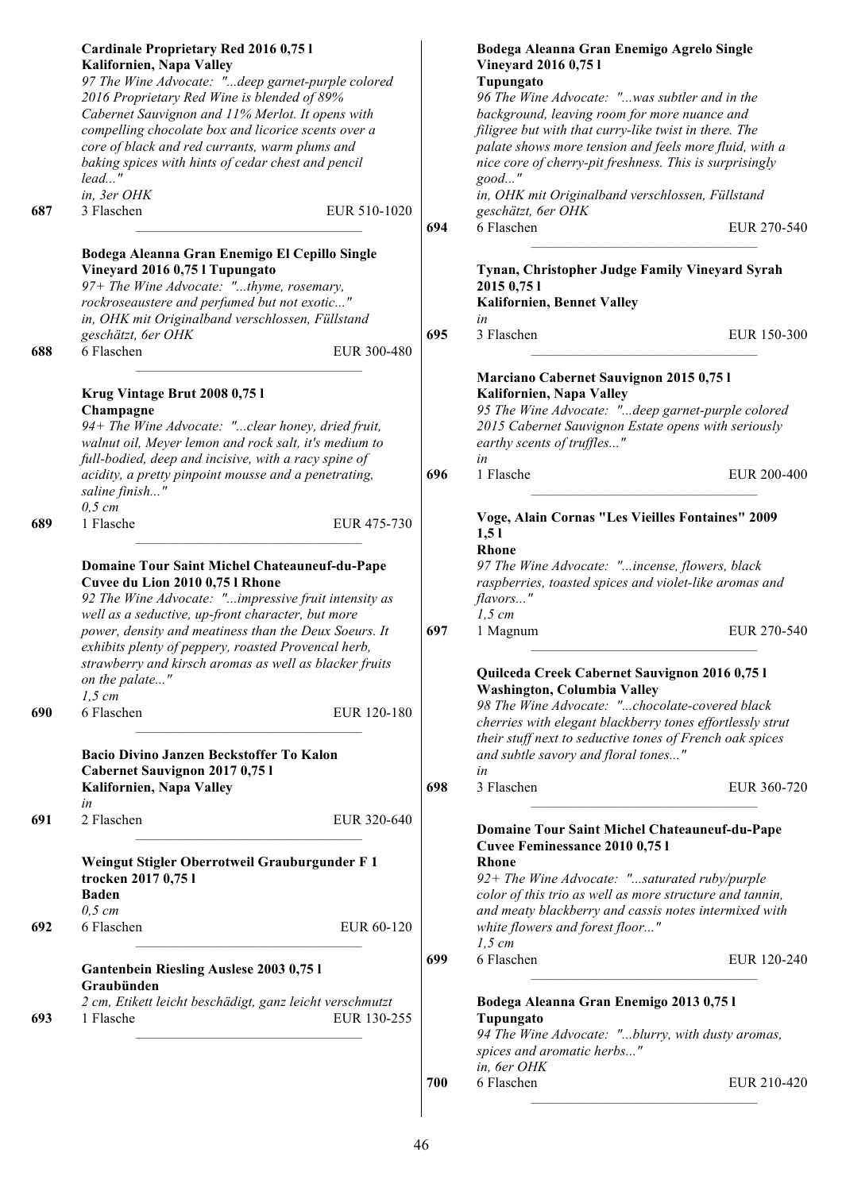**Cardinale Proprietary Red 2016 0,75 l**
**Kalifornien, Napa Valley**
*97 The Wine Advocate: "...deep garnet-purple colored 2016 Proprietary Red Wine is blended of 89% Cabernet Sauvignon and 11% Merlot. It opens with compelling chocolate box and licorice scents over a core of black and red currants, warm plums and baking spices with hints of cedar chest and pencil lead..."*
*in, 3er OHK*

**687** 3 Flaschen EUR 510-1020

---

**Bodega Aleanna Gran Enemigo El Cepillo Single Vineyard 2016 0,75 l Tupungato**
*97+ The Wine Advocate: "...thyme, rosemary, rockroseaustere and perfumed but not exotic..."*
*in, OHK mit Originalband verschlossen, Füllstand geschätzt, 6er OHK*

**688** 6 Flaschen EUR 300-480

---

**Krug Vintage Brut 2008 0,75 l**
**Champagne**
*94+ The Wine Advocate: "...clear honey, dried fruit, walnut oil, Meyer lemon and rock salt, it's medium to full-bodied, deep and incisive, with a racy spine of acidity, a pretty pinpoint mousse and a penetrating, saline finish..."*
*0,5 cm*

**689** 1 Flasche EUR 475-730

---

**Domaine Tour Saint Michel Chateauneuf-du-Pape Cuvee du Lion 2010 0,75 l Rhone**
*92 The Wine Advocate: "...impressive fruit intensity as well as a seductive, up-front character, but more power, density and meatiness than the Deux Soeurs. It exhibits plenty of peppery, roasted Provencal herb, strawberry and kirsch aromas as well as blacker fruits on the palate..."*
*1,5 cm*

**690** 6 Flaschen EUR 120-180

---

**Bacio Divino Janzen Beckstoffer To Kalon Cabernet Sauvignon 2017 0,75 l**
**Kalifornien, Napa Valley**
*in*

**691** 2 Flaschen EUR 320-640

---

**Weingut Stigler Oberrotweil Grauburgunder F 1 trocken 2017 0,75 l**
**Baden**
*0,5 cm*

**692** 6 Flaschen EUR 60-120

---

**Gantenbein Riesling Auslese 2003 0,75 l**
**Graubünden**
*2 cm, Etikett leicht beschädigt, ganz leicht verschmutzt*

**693** 1 Flasche EUR 130-255

---

**Bodega Aleanna Gran Enemigo Agrelo Single Vineyard 2016 0,75 l**
**Tupungato**
*96 The Wine Advocate: "...was subtler and in the background, leaving room for more nuance and filigree but with that curry-like twist in there. The palate shows more tension and feels more fluid, with a nice core of cherry-pit freshness. This is surprisingly good..."*
*in, OHK mit Originalband verschlossen, Füllstand geschätzt, 6er OHK*

**694** 6 Flaschen EUR 270-540

---

**Tynan, Christopher Judge Family Vineyard Syrah 2015 0,75 l**
**Kalifornien, Bennet Valley**
*in*

**695** 3 Flaschen EUR 150-300

---

**Marciano Cabernet Sauvignon 2015 0,75 l**
**Kalifornien, Napa Valley**
*95 The Wine Advocate: "...deep garnet-purple colored 2015 Cabernet Sauvignon Estate opens with seriously earthy scents of truffles..."*
*in*

**696** 1 Flasche EUR 200-400

---

**Voge, Alain Cornas "Les Vieilles Fontaines" 2009 1,5 l**
**Rhone**
*97 The Wine Advocate: "...incense, flowers, black raspberries, toasted spices and violet-like aromas and flavors..."*
*1,5 cm*

**697** 1 Magnum EUR 270-540

---

**Quilceda Creek Cabernet Sauvignon 2016 0,75 l**
**Washington, Columbia Valley**
*98 The Wine Advocate: "...chocolate-covered black cherries with elegant blackberry tones effortlessly strut their stuff next to seductive tones of French oak spices and subtle savory and floral tones..."*
*in*

**698** 3 Flaschen EUR 360-720

---

**Domaine Tour Saint Michel Chateauneuf-du-Pape Cuvee Feminessance 2010 0,75 l**
**Rhone**
*92+ The Wine Advocate: "...saturated ruby/purple color of this trio as well as more structure and tannin, and meaty blackberry and cassis notes intermixed with white flowers and forest floor..."*
*1,5 cm*

**699** 6 Flaschen EUR 120-240

---

**Bodega Aleanna Gran Enemigo 2013 0,75 l**
**Tupungato**
*94 The Wine Advocate: "...blurry, with dusty aromas, spices and aromatic herbs..."*
*in, 6er OHK*

**700** 6 Flaschen EUR 210-420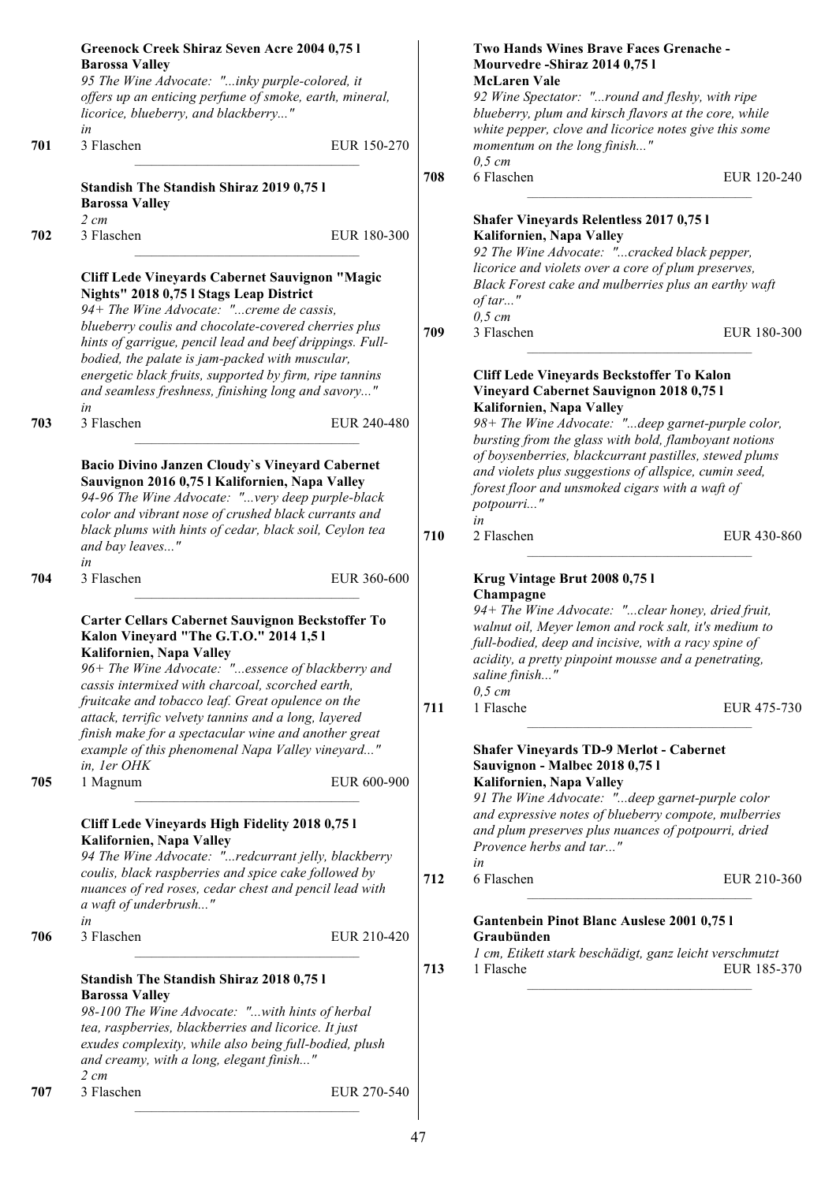**Greenock Creek Shiraz Seven Acre 2004 0,75 l**
**Barossa Valley**
*95 The Wine Advocate: "...inky purple-colored, it offers up an enticing perfume of smoke, earth, mineral, licorice, blueberry, and blackberry..."*
*in*

**701** 3 Flaschen EUR 150-270

---

**Standish The Standish Shiraz 2019 0,75 l**
**Barossa Valley**
*2 cm*

**702** 3 Flaschen EUR 180-300

---

**Cliff Lede Vineyards Cabernet Sauvignon "Magic Nights" 2018 0,75 l Stags Leap District**
*94+ The Wine Advocate: "...creme de cassis, blueberry coulis and chocolate-covered cherries plus hints of garrigue, pencil lead and beef drippings. Full-bodied, the palate is jam-packed with muscular, energetic black fruits, supported by firm, ripe tannins and seamless freshness, finishing long and savory..."*
*in*

**703** 3 Flaschen EUR 240-480

---

**Bacio Divino Janzen Cloudy`s Vineyard Cabernet Sauvignon 2016 0,75 l Kalifornien, Napa Valley**
*94-96 The Wine Advocate: "...very deep purple-black color and vibrant nose of crushed black currants and black plums with hints of cedar, black soil, Ceylon tea and bay leaves..."*
*in*

**704** 3 Flaschen EUR 360-600

---

**Carter Cellars Cabernet Sauvignon Beckstoffer To Kalon Vineyard "The G.T.O." 2014 1,5 l**
**Kalifornien, Napa Valley**
*96+ The Wine Advocate: "...essence of blackberry and cassis intermixed with charcoal, scorched earth, fruitcake and tobacco leaf. Great opulence on the attack, terrific velvety tannins and a long, layered finish make for a spectacular wine and another great example of this phenomenal Napa Valley vineyard..."*
*in, 1er OHK*

**705** 1 Magnum EUR 600-900

---

**Cliff Lede Vineyards High Fidelity 2018 0,75 l**
**Kalifornien, Napa Valley**
*94 The Wine Advocate: "...redcurrant jelly, blackberry coulis, black raspberries and spice cake followed by nuances of red roses, cedar chest and pencil lead with a waft of underbrush..."*
*in*

**706** 3 Flaschen EUR 210-420

---

**Standish The Standish Shiraz 2018 0,75 l**
**Barossa Valley**
*98-100 The Wine Advocate: "...with hints of herbal tea, raspberries, blackberries and licorice. It just exudes complexity, while also being full-bodied, plush and creamy, with a long, elegant finish..."*
*2 cm*

**707** 3 Flaschen EUR 270-540

---

**Two Hands Wines Brave Faces Grenache - Mourvedre -Shiraz 2014 0,75 l**
**McLaren Vale**
*92 Wine Spectator: "...round and fleshy, with ripe blueberry, plum and kirsch flavors at the core, while white pepper, clove and licorice notes give this some momentum on the long finish..."*
*0,5 cm*

**708** 6 Flaschen EUR 120-240

---

**Shafer Vineyards Relentless 2017 0,75 l**
**Kalifornien, Napa Valley**
*92 The Wine Advocate: "...cracked black pepper, licorice and violets over a core of plum preserves, Black Forest cake and mulberries plus an earthy waft of tar..."*
*0,5 cm*

**709** 3 Flaschen EUR 180-300

---

**Cliff Lede Vineyards Beckstoffer To Kalon Vineyard Cabernet Sauvignon 2018 0,75 l**
**Kalifornien, Napa Valley**
*98+ The Wine Advocate: "...deep garnet-purple color, bursting from the glass with bold, flamboyant notions of boysenberries, blackcurrant pastilles, stewed plums and violets plus suggestions of allspice, cumin seed, forest floor and unsmoked cigars with a waft of potpourri..."*
*in*

**710** 2 Flaschen EUR 430-860

---

**Krug Vintage Brut 2008 0,75 l**
**Champagne**
*94+ The Wine Advocate: "...clear honey, dried fruit, walnut oil, Meyer lemon and rock salt, it's medium to full-bodied, deep and incisive, with a racy spine of acidity, a pretty pinpoint mousse and a penetrating, saline finish..."*
*0,5 cm*

**711** 1 Flasche EUR 475-730

---

**Shafer Vineyards TD-9 Merlot - Cabernet Sauvignon - Malbec 2018 0,75 l**
**Kalifornien, Napa Valley**
*91 The Wine Advocate: "...deep garnet-purple color and expressive notes of blueberry compote, mulberries and plum preserves plus nuances of potpourri, dried Provence herbs and tar..."*
*in*

**712** 6 Flaschen EUR 210-360

---

**Gantenbein Pinot Blanc Auslese 2001 0,75 l**
**Graubünden**
*1 cm, Etikett stark beschädigt, ganz leicht verschmutzt*

**713** 1 Flasche EUR 185-370

---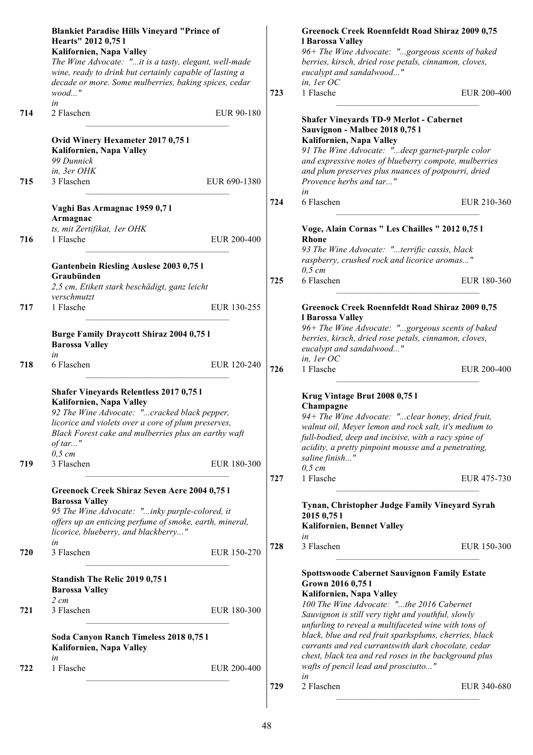**Blankiet Paradise Hills Vineyard "Prince of Hearts" 2012 0,75 l**
**Kalifornien, Napa Valley**
*The Wine Advocate: "...it is a tasty, elegant, well-made wine, ready to drink but certainly capable of lasting a decade or more. Some mulberries, baking spices, cedar wood..."*
*in*
**714** 2 Flaschen EUR 90-180

**Ovid Winery Hexameter 2017 0,75 l**
**Kalifornien, Napa Valley**
*99 Dunnick*
*in, 3er OHK*
**715** 3 Flaschen EUR 690-1380

**Vaghi Bas Armagnac 1959 0,7 l**
**Armagnac**
*ts, mit Zertifikat, 1er OHK*
**716** 1 Flasche EUR 200-400

**Gantenbein Riesling Auslese 2003 0,75 l**
**Graubünden**
*2,5 cm, Etikett stark beschädigt, ganz leicht verschmutzt*
**717** 1 Flasche EUR 130-255

**Burge Family Draycott Shiraz 2004 0,75 l**
**Barossa Valley**
*in*
**718** 6 Flaschen EUR 120-240

**Shafer Vineyards Relentless 2017 0,75 l**
**Kalifornien, Napa Valley**
*92 The Wine Advocate: "...cracked black pepper, licorice and violets over a core of plum preserves, Black Forest cake and mulberries plus an earthy waft of tar..."*
*0,5 cm*
**719** 3 Flaschen EUR 180-300

**Greenock Creek Shiraz Seven Acre 2004 0,75 l**
**Barossa Valley**
*95 The Wine Advocate: "...inky purple-colored, it offers up an enticing perfume of smoke, earth, mineral, licorice, blueberry, and blackberry..."*
*in*
**720** 3 Flaschen EUR 150-270

**Standish The Relic 2019 0,75 l**
**Barossa Valley**
*2 cm*
**721** 3 Flaschen EUR 180-300

**Soda Canyon Ranch Timeless 2018 0,75 l**
**Kalifornien, Napa Valley**
*in*
**722** 1 Flasche EUR 200-400

**Greenock Creek Roennfeldt Road Shiraz 2009 0,75 l Barossa Valley**
*96+ The Wine Advocate: "...gorgeous scents of baked berries, kirsch, dried rose petals, cinnamon, cloves, eucalypt and sandalwood..."*
*in, 1er OC*
**723** 1 Flasche EUR 200-400

**Shafer Vineyards TD-9 Merlot - Cabernet Sauvignon - Malbec 2018 0,75 l**
**Kalifornien, Napa Valley**
*91 The Wine Advocate: "...deep garnet-purple color and expressive notes of blueberry compote, mulberries and plum preserves plus nuances of potpourri, dried Provence herbs and tar..."*
*in*
**724** 6 Flaschen EUR 210-360

**Voge, Alain Cornas " Les Chailles " 2012 0,75 l**
**Rhone**
*93 The Wine Advocate: "...terrific cassis, black raspberry, crushed rock and licorice aromas..."*
*0,5 cm*
**725** 6 Flaschen EUR 180-360

**Greenock Creek Roennfeldt Road Shiraz 2009 0,75 l Barossa Valley**
*96+ The Wine Advocate: "...gorgeous scents of baked berries, kirsch, dried rose petals, cinnamon, cloves, eucalypt and sandalwood..."*
*in, 1er OC*
**726** 1 Flasche EUR 200-400

**Krug Vintage Brut 2008 0,75 l**
**Champagne**
*94+ The Wine Advocate: "...clear honey, dried fruit, walnut oil, Meyer lemon and rock salt, it's medium to full-bodied, deep and incisive, with a racy spine of acidity, a pretty pinpoint mousse and a penetrating, saline finish..."*
*0,5 cm*
**727** 1 Flasche EUR 475-730

**Tynan, Christopher Judge Family Vineyard Syrah 2015 0,75 l**
**Kalifornien, Bennet Valley**
*in*
**728** 3 Flaschen EUR 150-300

**Spottswoode Cabernet Sauvignon Family Estate Grown 2016 0,75 l**
**Kalifornien, Napa Valley**
*100 The Wine Advocate: "...the 2016 Cabernet Sauvignon is still very tight and youthful, slowly unfurling to reveal a multifaceted wine with tons of black, blue and red fruit sparksplums, cherries, black currants and red currantswith dark chocolate, cedar chest, black tea and red roses in the background plus wafts of pencil lead and prosciutto..."*
*in*
**729** 2 Flaschen EUR 340-680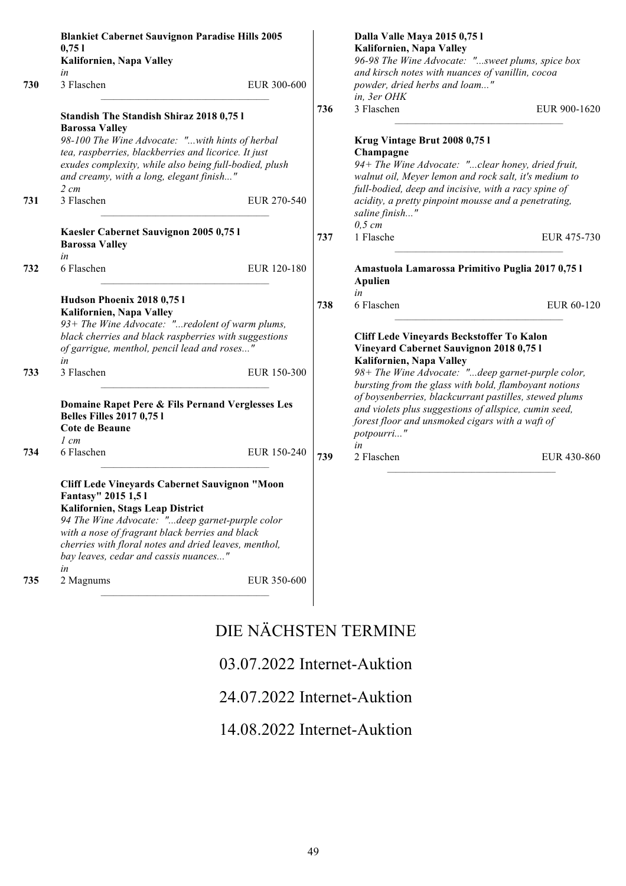**Blankiet Cabernet Sauvignon Paradise Hills 2005 0,75 l**
**Kalifornien, Napa Valley**
*in*
730 3 Flaschen EUR 300-600

**Standish The Standish Shiraz 2018 0,75 l**
**Barossa Valley**
*98-100 The Wine Advocate: "...with hints of herbal tea, raspberries, blackberries and licorice. It just exudes complexity, while also being full-bodied, plush and creamy, with a long, elegant finish..."*
*2 cm*
731 3 Flaschen EUR 270-540

**Kaesler Cabernet Sauvignon 2005 0,75 l**
**Barossa Valley**
*in*
732 6 Flaschen EUR 120-180

**Hudson Phoenix 2018 0,75 l**
**Kalifornien, Napa Valley**
*93+ The Wine Advocate: "...redolent of warm plums, black cherries and black raspberries with suggestions of garrigue, menthol, pencil lead and roses..."*
*in*
733 3 Flaschen EUR 150-300

**Domaine Rapet Pere & Fils Pernand Verglesses Les Belles Filles 2017 0,75 l**
**Cote de Beaune**
*1 cm*
734 6 Flaschen EUR 150-240

**Cliff Lede Vineyards Cabernet Sauvignon "Moon Fantasy" 2015 1,5 l**
**Kalifornien, Stags Leap District**
*94 The Wine Advocate: "...deep garnet-purple color with a nose of fragrant black berries and black cherries with floral notes and dried leaves, menthol, bay leaves, cedar and cassis nuances..."*
*in*
735 2 Magnums EUR 350-600

**Dalla Valle Maya 2015 0,75 l**
**Kalifornien, Napa Valley**
*96-98 The Wine Advocate: "...sweet plums, spice box and kirsch notes with nuances of vanillin, cocoa powder, dried herbs and loam..."*
*in, 3er OHK*
736 3 Flaschen EUR 900-1620

**Krug Vintage Brut 2008 0,75 l**
**Champagne**
*94+ The Wine Advocate: "...clear honey, dried fruit, walnut oil, Meyer lemon and rock salt, it's medium to full-bodied, deep and incisive, with a racy spine of acidity, a pretty pinpoint mousse and a penetrating, saline finish..."*
*0,5 cm*
737 1 Flasche EUR 475-730

**Amastuola Lamarossa Primitivo Puglia 2017 0,75 l**
**Apulien**
*in*
738 6 Flaschen EUR 60-120

**Cliff Lede Vineyards Beckstoffer To Kalon Vineyard Cabernet Sauvignon 2018 0,75 l**
**Kalifornien, Napa Valley**
*98+ The Wine Advocate: "...deep garnet-purple color, bursting from the glass with bold, flamboyant notions of boysenberries, blackcurrant pastilles, stewed plums and violets plus suggestions of allspice, cumin seed, forest floor and unsmoked cigars with a waft of potpourri..."*
*in*
739 2 Flaschen EUR 430-860

# DIE NÄCHSTEN TERMINE

03.07.2022 Internet-Auktion

24.07.2022 Internet-Auktion

14.08.2022 Internet-Auktion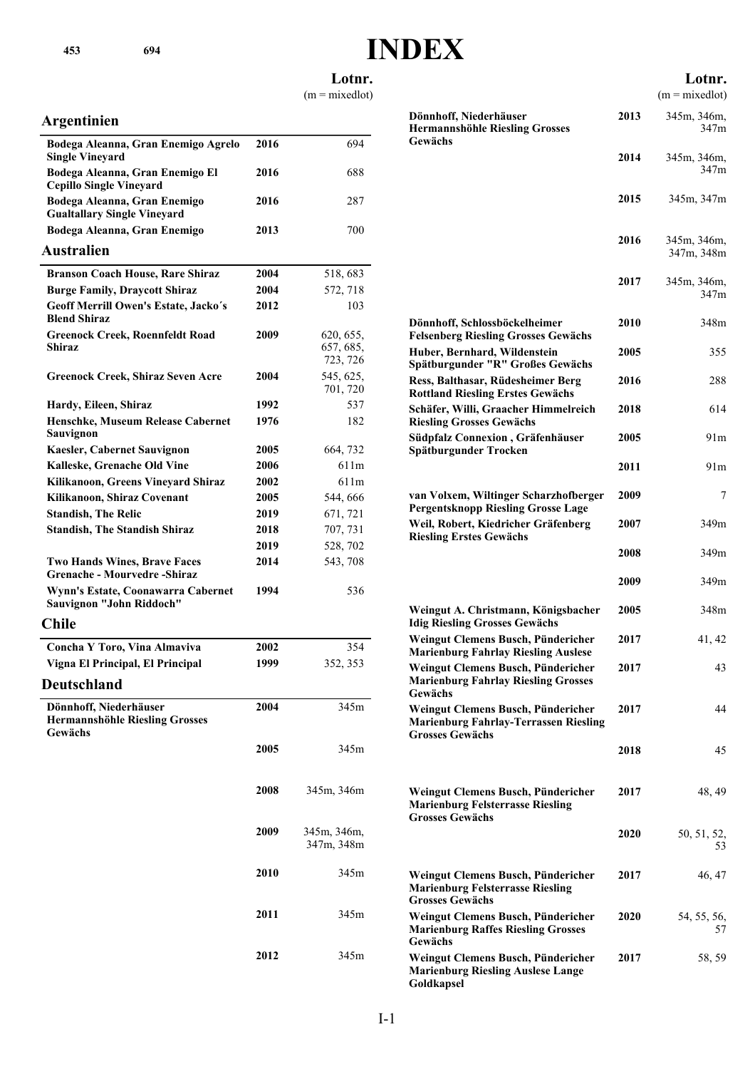# INDEX

Lotnr. (m = mixedlot)

## Argentinien

| | | |
|---|---|---|
| Bodega Aleanna, Gran Enemigo Agrelo Single Vineyard | 2016 | 694 |
| Bodega Aleanna, Gran Enemigo El Cepillo Single Vineyard | 2016 | 688 |
| Bodega Aleanna, Gran Enemigo Gualtallary Single Vineyard | 2016 | 287 |
| Bodega Aleanna, Gran Enemigo | 2013 | 700 |

## Australien

| | | |
|---|---|---|
| Branson Coach House, Rare Shiraz | 2004 | 518, 683 |
| Burge Family, Draycott Shiraz | 2004 | 572, 718 |
| Geoff Merrill Owen's Estate, Jacko´s Blend Shiraz | 2012 | 103 |
| Greenock Creek, Roennfeldt Road Shiraz | 2009 | 620, 655, 657, 685, 723, 726 |
| Greenock Creek, Shiraz Seven Acre | 2004 | 545, 625, 701, 720 |
| Hardy, Eileen, Shiraz | 1992 | 537 |
| Henschke, Museum Release Cabernet Sauvignon | 1976 | 182 |
| Kaesler, Cabernet Sauvignon | 2005 | 664, 732 |
| Kalleske, Grenache Old Vine | 2006 | 611m |
| Kilikanoon, Greens Vineyard Shiraz | 2002 | 611m |
| Kilikanoon, Shiraz Covenant | 2005 | 544, 666 |
| Standish, The Relic | 2019 | 671, 721 |
| Standish, The Standish Shiraz | 2018 | 707, 731 |
| | 2019 | 528, 702 |
| Two Hands Wines, Brave Faces Grenache - Mourvedre -Shiraz | 2014 | 543, 708 |
| Wynn's Estate, Coonawarra Cabernet Sauvignon "John Riddoch" | 1994 | 536 |

## Chile

| | | |
|---|---|---|
| Concha Y Toro, Vina Almaviva | 2002 | 354 |
| Vigna El Principal, El Principal | 1999 | 352, 353 |

## Deutschland

| | | |
|---|---|---|
| Dönnhoff, Niederhäuser Hermannshöhle Riesling Grosses Gewächs | 2004 | 345m |
| | 2005 | 345m |
| | 2008 | 345m, 346m |
| | 2009 | 345m, 346m, 347m, 348m |
| | 2010 | 345m |
| | 2011 | 345m |
| | 2012 | 345m |
| Dönnhoff, Niederhäuser Hermannshöhle Riesling Grosses Gewächs | 2013 | 345m, 346m, 347m |
| | 2014 | 345m, 346m, 347m |
| | 2015 | 345m, 347m |
| | 2016 | 345m, 346m, 347m, 348m |
| | 2017 | 345m, 346m, 347m |
| Dönnhoff, Schlossböckelheimer Felsenberg Riesling Grosses Gewächs | 2010 | 348m |
| Huber, Bernhard, Wildenstein Spätburgunder "R" Großes Gewächs | 2005 | 355 |
| Ress, Balthasar, Rüdesheimer Berg Rottland Riesling Erstes Gewächs | 2016 | 288 |
| Schäfer, Willi, Graacher Himmelreich Riesling Grosses Gewächs | 2018 | 614 |
| Südpfalz Connexion , Gräfenhäuser Spätburgunder Trocken | 2005 | 91m |
| | 2011 | 91m |
| van Volxem, Wiltinger Scharzhofberger Pergentsknopp Riesling Grosse Lage | 2009 | 7 |
| Weil, Robert, Kiedricher Gräfenberg Riesling Erstes Gewächs | 2007 | 349m |
| | 2008 | 349m |
| | 2009 | 349m |
| Weingut A. Christmann, Königsbacher Idig Riesling Grosses Gewächs | 2005 | 348m |
| Weingut Clemens Busch, Pündericher Marienburg Fahrlay Riesling Auslese | 2017 | 41, 42 |
| Weingut Clemens Busch, Pündericher Marienburg Fahrlay Riesling Grosses Gewächs | 2017 | 43 |
| Weingut Clemens Busch, Pündericher Marienburg Fahrlay-Terrassen Riesling Grosses Gewächs | 2017 | 44 |
| | 2018 | 45 |
| Weingut Clemens Busch, Pündericher Marienburg Felsterrasse Riesling Grosses Gewächs | 2017 | 48, 49 |
| | 2020 | 50, 51, 52, 53 |
| Weingut Clemens Busch, Pündericher Marienburg Felsterrasse Riesling Grosses Gewächs | 2017 | 46, 47 |
| Weingut Clemens Busch, Pündericher Marienburg Raffes Riesling Grosses Gewächs | 2020 | 54, 55, 56, 57 |
| Weingut Clemens Busch, Pündericher Marienburg Riesling Auslese Lange Goldkapsel | 2017 | 58, 59 |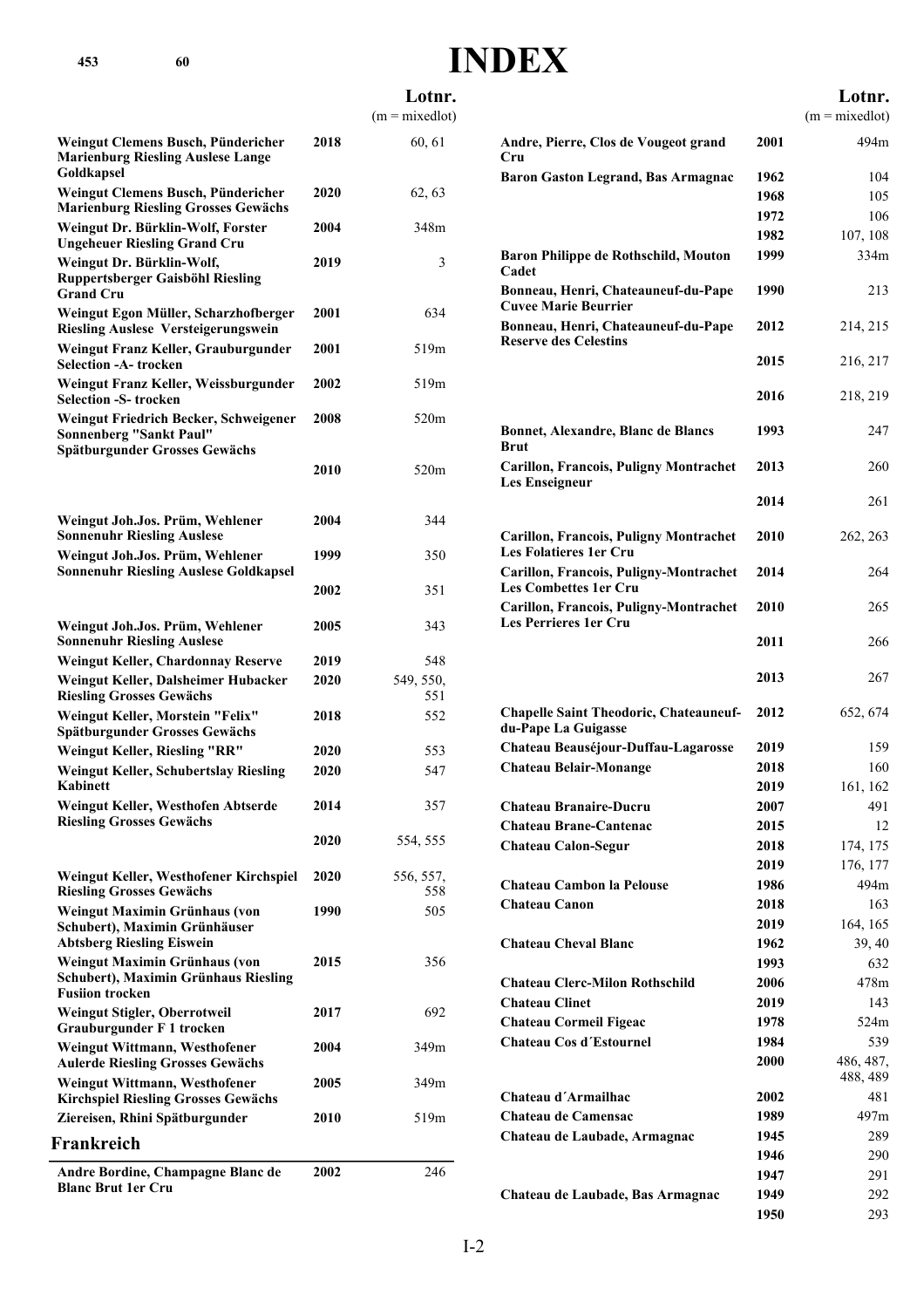# INDEX

| | | Lotnr. (m = mixedlot) |
|---|---|---|
| Weingut Clemens Busch, Pündericher Marienburg Riesling Auslese Lange Goldkapsel | 2018 | 60, 61 |
| Weingut Clemens Busch, Pündericher Marienburg Riesling Grosses Gewächs | 2020 | 62, 63 |
| Weingut Dr. Bürklin-Wolf, Forster Ungeheuer Riesling Grand Cru | 2004 | 348m |
| Weingut Dr. Bürklin-Wolf, Ruppertsberger Gaisböhl Riesling Grand Cru | 2019 | 3 |
| Weingut Egon Müller, Scharzhofberger Riesling Auslese Versteigerungswein | 2001 | 634 |
| Weingut Franz Keller, Grauburgunder Selection -A- trocken | 2001 | 519m |
| Weingut Franz Keller, Weissburgunder Selection -S- trocken | 2002 | 519m |
| Weingut Friedrich Becker, Schweigener Sonnenberg "Sankt Paul" Spätburgunder Grosses Gewächs | 2008 | 520m |
| | 2010 | 520m |
| Weingut Joh.Jos. Prüm, Wehlener Sonnenuhr Riesling Auslese | 2004 | 344 |
| Weingut Joh.Jos. Prüm, Wehlener Sonnenuhr Riesling Auslese Goldkapsel | 1999 | 350 |
| | 2002 | 351 |
| Weingut Joh.Jos. Prüm, Wehlener Sonnenuhr Riesling Auslese | 2005 | 343 |
| Weingut Keller, Chardonnay Reserve | 2019 | 548 |
| Weingut Keller, Dalsheimer Hubacker Riesling Grosses Gewächs | 2020 | 549, 550, 551 |
| Weingut Keller, Morstein "Felix" Spätburgunder Grosses Gewächs | 2018 | 552 |
| Weingut Keller, Riesling "RR" | 2020 | 553 |
| Weingut Keller, Schubertslay Riesling Kabinett | 2020 | 547 |
| Weingut Keller, Westhofen Abtserde Riesling Grosses Gewächs | 2014 | 357 |
| | 2020 | 554, 555 |
| Weingut Keller, Westhofener Kirchspiel Riesling Grosses Gewächs | 2020 | 556, 557, 558 |
| Weingut Maximin Grünhaus (von Schubert), Maximin Grünhäuser Abtsberg Riesling Eiswein | 1990 | 505 |
| Weingut Maximin Grünhaus (von Schubert), Maximin Grünhaus Riesling Fusiion trocken | 2015 | 356 |
| Weingut Stigler, Oberrotweil Grauburgunder F 1 trocken | 2017 | 692 |
| Weingut Wittmann, Westhofener Aulerde Riesling Grosses Gewächs | 2004 | 349m |
| Weingut Wittmann, Westhofener Kirchspiel Riesling Grosses Gewächs | 2005 | 349m |
| Ziereisen, Rhini Spätburgunder | 2010 | 519m |

## Frankreich

| | | Lotnr. (m = mixedlot) |
|---|---|---|
| Andre Bordine, Champagne Blanc de Blanc Brut 1er Cru | 2002 | 246 |
| Andre, Pierre, Clos de Vougeot grand Cru | 2001 | 494m |
| Baron Gaston Legrand, Bas Armagnac | 1962 | 104 |
| | 1968 | 105 |
| | 1972 | 106 |
| | 1982 | 107, 108 |
| Baron Philippe de Rothschild, Mouton Cadet | 1999 | 334m |
| Bonneau, Henri, Chateauneuf-du-Pape Cuvee Marie Beurrier | 1990 | 213 |
| Bonneau, Henri, Chateauneuf-du-Pape Reserve des Celestins | 2012 | 214, 215 |
| | 2015 | 216, 217 |
| | 2016 | 218, 219 |
| Bonnet, Alexandre, Blanc de Blancs Brut | 1993 | 247 |
| Carillon, Francois, Puligny Montrachet Les Enseigneur | 2013 | 260 |
| | 2014 | 261 |
| Carillon, Francois, Puligny Montrachet Les Folatieres 1er Cru | 2010 | 262, 263 |
| Carillon, Francois, Puligny-Montrachet Les Combettes 1er Cru | 2014 | 264 |
| Carillon, Francois, Puligny-Montrachet Les Perrieres 1er Cru | 2010 | 265 |
| | 2011 | 266 |
| | 2013 | 267 |
| Chapelle Saint Theodoric, Chateauneuf-du-Pape La Guigasse | 2012 | 652, 674 |
| Chateau Beauséjour-Duffau-Lagarosse | 2019 | 159 |
| Chateau Belair-Monange | 2018 | 160 |
| | 2019 | 161, 162 |
| Chateau Branaire-Ducru | 2007 | 491 |
| Chateau Brane-Cantenac | 2015 | 12 |
| Chateau Calon-Segur | 2018 | 174, 175 |
| | 2019 | 176, 177 |
| Chateau Cambon la Pelouse | 1986 | 494m |
| Chateau Canon | 2018 | 163 |
| | 2019 | 164, 165 |
| Chateau Cheval Blanc | 1962 | 39, 40 |
| | 1993 | 632 |
| Chateau Clerc-Milon Rothschild | 2006 | 478m |
| Chateau Clinet | 2019 | 143 |
| Chateau Cormeil Figeac | 1978 | 524m |
| Chateau Cos d´Estournel | 1984 | 539 |
| | 2000 | 486, 487, 488, 489 |
| Chateau d´Armailhac | 2002 | 481 |
| Chateau de Camensac | 1989 | 497m |
| Chateau de Laubade, Armagnac | 1945 | 289 |
| | 1946 | 290 |
| | 1947 | 291 |
| Chateau de Laubade, Bas Armagnac | 1949 | 292 |
| | 1950 | 293 |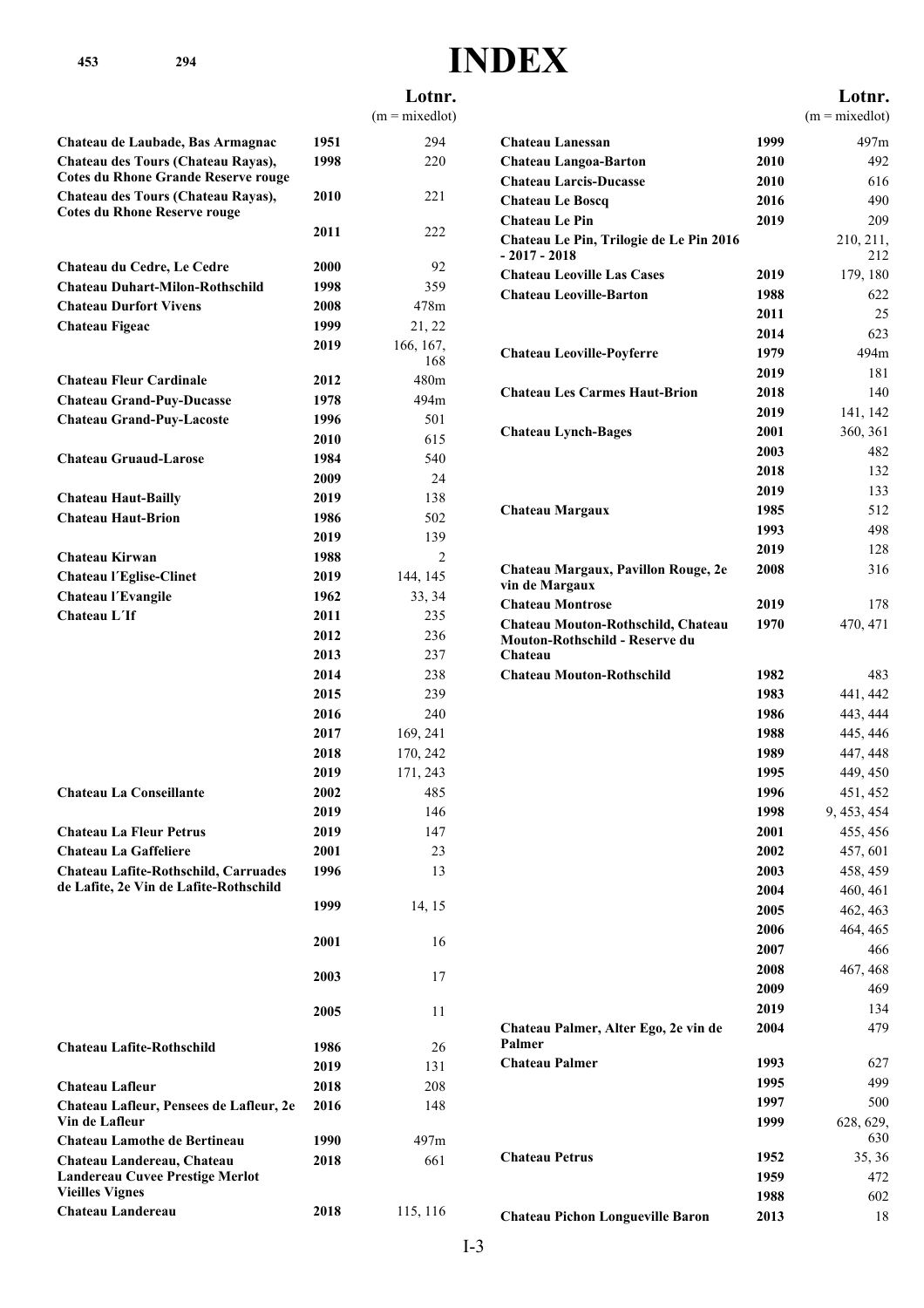# INDEX

| | | Lotnr. (m = mixedlot) |
|---|---|---|
| **Chateau de Laubade, Bas Armagnac** | **1951** | 294 |
| **Chateau des Tours (Chateau Rayas), Cotes du Rhone Grande Reserve rouge** | **1998** | 220 |
| **Chateau des Tours (Chateau Rayas), Cotes du Rhone Reserve rouge** | **2010** | 221 |
| | **2011** | 222 |
| **Chateau du Cedre, Le Cedre** | **2000** | 92 |
| **Chateau Duhart-Milon-Rothschild** | **1998** | 359 |
| **Chateau Durfort Vivens** | **2008** | 478m |
| **Chateau Figeac** | **1999** | 21, 22 |
| | **2019** | 166, 167, 168 |
| **Chateau Fleur Cardinale** | **2012** | 480m |
| **Chateau Grand-Puy-Ducasse** | **1978** | 494m |
| **Chateau Grand-Puy-Lacoste** | **1996** | 501 |
| | **2010** | 615 |
| **Chateau Gruaud-Larose** | **1984** | 540 |
| | **2009** | 24 |
| **Chateau Haut-Bailly** | **2019** | 138 |
| **Chateau Haut-Brion** | **1986** | 502 |
| | **2019** | 139 |
| **Chateau Kirwan** | **1988** | 2 |
| **Chateau l´Eglise-Clinet** | **2019** | 144, 145 |
| **Chateau l´Evangile** | **1962** | 33, 34 |
| **Chateau L´If** | **2011** | 235 |
| | **2012** | 236 |
| | **2013** | 237 |
| | **2014** | 238 |
| | **2015** | 239 |
| | **2016** | 240 |
| | **2017** | 169, 241 |
| | **2018** | 170, 242 |
| | **2019** | 171, 243 |
| **Chateau La Conseillante** | **2002** | 485 |
| | **2019** | 146 |
| **Chateau La Fleur Petrus** | **2019** | 147 |
| **Chateau La Gaffeliere** | **2001** | 23 |
| **Chateau Lafite-Rothschild, Carruades de Lafite, 2e Vin de Lafite-Rothschild** | **1996** | 13 |
| | **1999** | 14, 15 |
| | **2001** | 16 |
| | **2003** | 17 |
| | **2005** | 11 |
| **Chateau Lafite-Rothschild** | **1986** | 26 |
| | **2019** | 131 |
| **Chateau Lafleur** | **2018** | 208 |
| **Chateau Lafleur, Pensees de Lafleur, 2e Vin de Lafleur** | **2016** | 148 |
| **Chateau Lamothe de Bertineau** | **1990** | 497m |
| **Chateau Landereau, Chateau Landereau Cuvee Prestige Merlot Vieilles Vignes** | **2018** | 661 |
| **Chateau Landereau** | **2018** | 115, 116 |
| **Chateau Lanessan** | **1999** | 497m |
| **Chateau Langoa-Barton** | **2010** | 492 |
| **Chateau Larcis-Ducasse** | **2010** | 616 |
| **Chateau Le Boscq** | **2016** | 490 |
| **Chateau Le Pin** | **2019** | 209 |
| **Chateau Le Pin, Trilogie de Le Pin 2016 - 2017 - 2018** | | 210, 211, 212 |
| **Chateau Leoville Las Cases** | **2019** | 179, 180 |
| **Chateau Leoville-Barton** | **1988** | 622 |
| | **2011** | 25 |
| | **2014** | 623 |
| **Chateau Leoville-Poyferre** | **1979** | 494m |
| | **2019** | 181 |
| **Chateau Les Carmes Haut-Brion** | **2018** | 140 |
| | **2019** | 141, 142 |
| **Chateau Lynch-Bages** | **2001** | 360, 361 |
| | **2003** | 482 |
| | **2018** | 132 |
| | **2019** | 133 |
| **Chateau Margaux** | **1985** | 512 |
| | **1993** | 498 |
| | **2019** | 128 |
| **Chateau Margaux, Pavillon Rouge, 2e vin de Margaux** | **2008** | 316 |
| **Chateau Montrose** | **2019** | 178 |
| **Chateau Mouton-Rothschild, Chateau Mouton-Rothschild - Reserve du Chateau** | **1970** | 470, 471 |
| **Chateau Mouton-Rothschild** | **1982** | 483 |
| | **1983** | 441, 442 |
| | **1986** | 443, 444 |
| | **1988** | 445, 446 |
| | **1989** | 447, 448 |
| | **1995** | 449, 450 |
| | **1996** | 451, 452 |
| | **1998** | 9, 453, 454 |
| | **2001** | 455, 456 |
| | **2002** | 457, 601 |
| | **2003** | 458, 459 |
| | **2004** | 460, 461 |
| | **2005** | 462, 463 |
| | **2006** | 464, 465 |
| | **2007** | 466 |
| | **2008** | 467, 468 |
| | **2009** | 469 |
| | **2019** | 134 |
| **Chateau Palmer, Alter Ego, 2e vin de Palmer** | **2004** | 479 |
| **Chateau Palmer** | **1993** | 627 |
| | **1995** | 499 |
| | **1997** | 500 |
| | **1999** | 628, 629, 630 |
| **Chateau Petrus** | **1952** | 35, 36 |
| | **1959** | 472 |
| | **1988** | 602 |
| **Chateau Pichon Longueville Baron** | **2013** | 18 |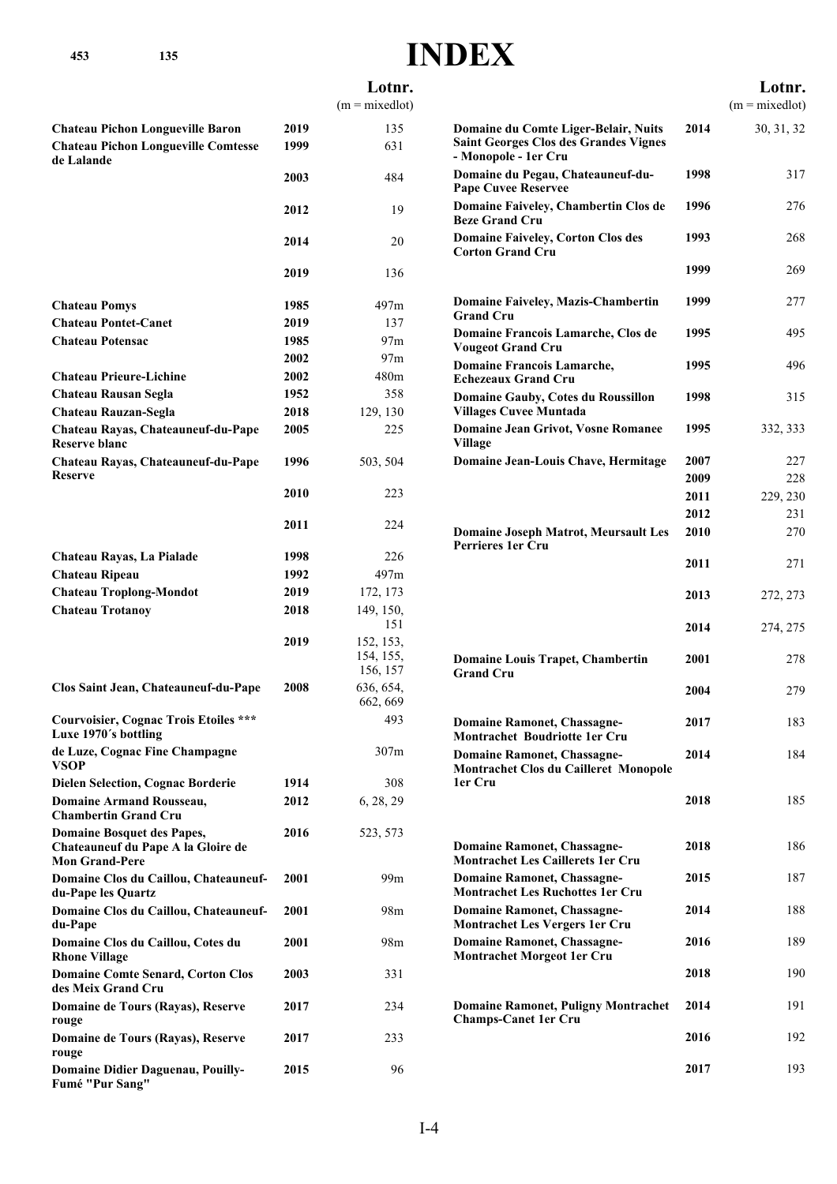# INDEX

| | | Lotnr. (m = mixedlot) |
|---|---|---|
| **Chateau Pichon Longueville Baron** | **2019** | 135 |
| **Chateau Pichon Longueville Comtesse de Lalande** | **1999** | 631 |
| | **2003** | 484 |
| | **2012** | 19 |
| | **2014** | 20 |
| | **2019** | 136 |
| **Chateau Pomys** | **1985** | 497m |
| **Chateau Pontet-Canet** | **2019** | 137 |
| **Chateau Potensac** | **1985** | 97m |
| | **2002** | 97m |
| **Chateau Prieure-Lichine** | **2002** | 480m |
| **Chateau Rausan Segla** | **1952** | 358 |
| **Chateau Rauzan-Segla** | **2018** | 129, 130 |
| **Chateau Rayas, Chateauneuf-du-Pape Reserve blanc** | **2005** | 225 |
| **Chateau Rayas, Chateauneuf-du-Pape Reserve** | **1996** | 503, 504 |
| | **2010** | 223 |
| | **2011** | 224 |
| **Chateau Rayas, La Pialade** | **1998** | 226 |
| **Chateau Ripeau** | **1992** | 497m |
| **Chateau Troplong-Mondot** | **2019** | 172, 173 |
| **Chateau Trotanoy** | **2018** | 149, 150, 151 |
| | **2019** | 152, 153, 154, 155, 156, 157 |
| **Clos Saint Jean, Chateauneuf-du-Pape** | **2008** | 636, 654, 662, 669 |
| **Courvoisier, Cognac Trois Etoiles *** Luxe 1970´s bottling** | | 493 |
| **de Luze, Cognac Fine Champagne VSOP** | | 307m |
| **Dielen Selection, Cognac Borderie** | **1914** | 308 |
| **Domaine Armand Rousseau, Chambertin Grand Cru** | **2012** | 6, 28, 29 |
| **Domaine Bosquet des Papes, Chateauneuf du Pape A la Gloire de Mon Grand-Pere** | **2016** | 523, 573 |
| **Domaine Clos du Caillou, Chateauneuf-du-Pape les Quartz** | **2001** | 99m |
| **Domaine Clos du Caillou, Chateauneuf-du-Pape** | **2001** | 98m |
| **Domaine Clos du Caillou, Cotes du Rhone Village** | **2001** | 98m |
| **Domaine Comte Senard, Corton Clos des Meix Grand Cru** | **2003** | 331 |
| **Domaine de Tours (Rayas), Reserve rouge** | **2017** | 234 |
| **Domaine de Tours (Rayas), Reserve rouge** | **2017** | 233 |
| **Domaine Didier Daguenau, Pouilly-Fumé "Pur Sang"** | **2015** | 96 |

| | | Lotnr. (m = mixedlot) |
|---|---|---|
| **Domaine du Comte Liger-Belair, Nuits Saint Georges Clos des Grandes Vignes - Monopole - 1er Cru** | **2014** | 30, 31, 32 |
| **Domaine du Pegau, Chateauneuf-du-Pape Cuvee Reservee** | **1998** | 317 |
| **Domaine Faiveley, Chambertin Clos de Beze Grand Cru** | **1996** | 276 |
| **Domaine Faiveley, Corton Clos des Corton Grand Cru** | **1993** | 268 |
| | **1999** | 269 |
| **Domaine Faiveley, Mazis-Chambertin Grand Cru** | **1999** | 277 |
| **Domaine Francois Lamarche, Clos de Vougeot Grand Cru** | **1995** | 495 |
| **Domaine Francois Lamarche, Echezeaux Grand Cru** | **1995** | 496 |
| **Domaine Gauby, Cotes du Roussillon Villages Cuvee Muntada** | **1998** | 315 |
| **Domaine Jean Grivot, Vosne Romanee Village** | **1995** | 332, 333 |
| **Domaine Jean-Louis Chave, Hermitage** | **2007** | 227 |
| | **2009** | 228 |
| | **2011** | 229, 230 |
| | **2012** | 231 |
| **Domaine Joseph Matrot, Meursault Les Perrieres 1er Cru** | **2010** | 270 |
| | **2011** | 271 |
| | **2013** | 272, 273 |
| | **2014** | 274, 275 |
| **Domaine Louis Trapet, Chambertin Grand Cru** | **2001** | 278 |
| | **2004** | 279 |
| **Domaine Ramonet, Chassagne-Montrachet Boudriotte 1er Cru** | **2017** | 183 |
| **Domaine Ramonet, Chassagne-Montrachet Clos du Cailleret Monopole 1er Cru** | **2014** | 184 |
| | **2018** | 185 |
| **Domaine Ramonet, Chassagne-Montrachet Les Caillerets 1er Cru** | **2018** | 186 |
| **Domaine Ramonet, Chassagne-Montrachet Les Ruchottes 1er Cru** | **2015** | 187 |
| **Domaine Ramonet, Chassagne-Montrachet Les Vergers 1er Cru** | **2014** | 188 |
| **Domaine Ramonet, Chassagne-Montrachet Morgeot 1er Cru** | **2016** | 189 |
| | **2018** | 190 |
| **Domaine Ramonet, Puligny Montrachet Champs-Canet 1er Cru** | **2014** | 191 |
| | **2016** | 192 |
| | **2017** | 193 |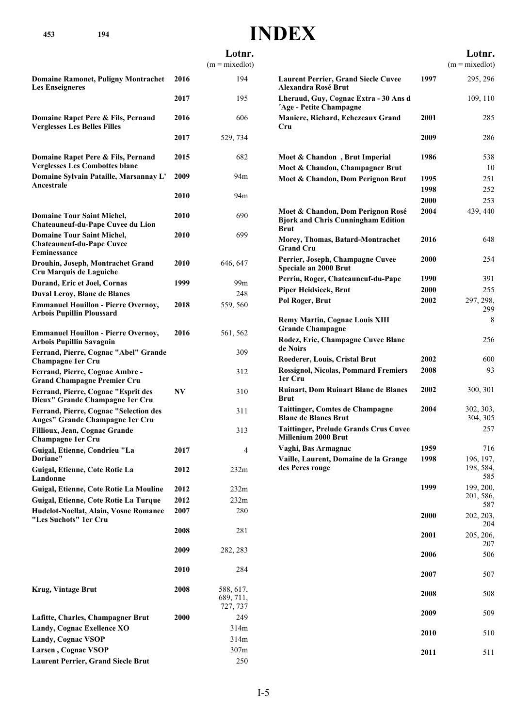# INDEX

| | | Lotnr. (m = mixedlot) |
|---|---|---|
| **Domaine Ramonet, Puligny Montrachet Les Enseigneres** | **2016** | 194 |
| | **2017** | 195 |
| **Domaine Rapet Pere & Fils, Pernand Verglesses Les Belles Filles** | **2016** | 606 |
| | **2017** | 529, 734 |
| **Domaine Rapet Pere & Fils, Pernand Verglesses Les Combottes blanc** | **2015** | 682 |
| **Domaine Sylvain Pataille, Marsannay L' Ancestrale** | **2009** | 94m |
| | **2010** | 94m |
| **Domaine Tour Saint Michel, Chateauneuf-du-Pape Cuvee du Lion** | **2010** | 690 |
| **Domaine Tour Saint Michel, Chateauneuf-du-Pape Cuvee Feminessance** | **2010** | 699 |
| **Drouhin, Joseph, Montrachet Grand Cru Marquis de Laguiche** | **2010** | 646, 647 |
| **Durand, Eric et Joel, Cornas** | **1999** | 99m |
| **Duval Leroy, Blanc de Blancs** | | 248 |
| **Emmanuel Houillon - Pierre Overnoy, Arbois Pupillin Ploussard** | **2018** | 559, 560 |
| **Emmanuel Houillon - Pierre Overnoy, Arbois Pupillin Savagnin** | **2016** | 561, 562 |
| **Ferrand, Pierre, Cognac "Abel" Grande Champagne 1er Cru** | | 309 |
| **Ferrand, Pierre, Cognac Ambre - Grand Champagne Premier Cru** | | 312 |
| **Ferrand, Pierre, Cognac "Esprit des Dieux" Grande Champagne 1er Cru** | **NV** | 310 |
| **Ferrand, Pierre, Cognac "Selection des Anges" Grande Champagne 1er Cru** | | 311 |
| **Fillioux, Jean, Cognac Grande Champagne 1er Cru** | | 313 |
| **Guigal, Etienne, Condrieu "La Doriane"** | **2017** | 4 |
| **Guigal, Etienne, Cote Rotie La Landonne** | **2012** | 232m |
| **Guigal, Etienne, Cote Rotie La Mouline** | **2012** | 232m |
| **Guigal, Etienne, Cote Rotie La Turque** | **2012** | 232m |
| **Hudelot-Noellat, Alain, Vosne Romanee "Les Suchots" 1er Cru** | **2007** | 280 |
| | **2008** | 281 |
| | **2009** | 282, 283 |
| | **2010** | 284 |
| **Krug, Vintage Brut** | **2008** | 588, 617, 689, 711, 727, 737 |
| **Lafitte, Charles, Champagner Brut** | **2000** | 249 |
| **Landy, Cognac Exellence XO** | | 314m |
| **Landy, Cognac VSOP** | | 314m |
| **Larsen , Cognac VSOP** | | 307m |
| **Laurent Perrier, Grand Siecle Brut** | | 250 |
| **Laurent Perrier, Grand Siecle Cuvee Alexandra Rosé Brut** | **1997** | 295, 296 |
| **Lheraud, Guy, Cognac Extra - 30 Ans d ´Age - Petite Champagne** | | 109, 110 |
| **Maniere, Richard, Echezeaux Grand Cru** | **2001** | 285 |
| | **2009** | 286 |
| **Moet & Chandon , Brut Imperial** | **1986** | 538 |
| **Moet & Chandon, Champagner Brut** | | 10 |
| **Moet & Chandon, Dom Perignon Brut** | **1995** | 251 |
| | **1998** | 252 |
| | **2000** | 253 |
| **Moet & Chandon, Dom Perignon Rosé Bjork and Chris Cunningham Edition Brut** | **2004** | 439, 440 |
| **Morey, Thomas, Batard-Montrachet Grand Cru** | **2016** | 648 |
| **Perrier, Joseph, Champagne Cuvee Speciale an 2000 Brut** | **2000** | 254 |
| **Perrin, Roger, Chateauneuf-du-Pape** | **1990** | 391 |
| **Piper Heidsieck, Brut** | **2000** | 255 |
| **Pol Roger, Brut** | **2002** | 297, 298, 299 |
| **Remy Martin, Cognac Louis XIII Grande Champagne** | | 8 |
| **Rodez, Eric, Champagne Cuvee Blanc de Noirs** | | 256 |
| **Roederer, Louis, Cristal Brut** | **2002** | 600 |
| **Rossignol, Nicolas, Pommard Fremiers 1er Cru** | **2008** | 93 |
| **Ruinart, Dom Ruinart Blanc de Blancs Brut** | **2002** | 300, 301 |
| **Taittinger, Comtes de Champagne Blanc de Blancs Brut** | **2004** | 302, 303, 304, 305 |
| **Taittinger, Prelude Grands Crus Cuvee Millenium 2000 Brut** | | 257 |
| **Vaghi, Bas Armagnac** | **1959** | 716 |
| **Vaille, Laurent, Domaine de la Grange des Peres rouge** | **1998** | 196, 197, 198, 584, 585 |
| | **1999** | 199, 200, 201, 586, 587 |
| | **2000** | 202, 203, 204 |
| | **2001** | 205, 206, 207 |
| | **2006** | 506 |
| | **2007** | 507 |
| | **2008** | 508 |
| | **2009** | 509 |
| | **2010** | 510 |
| | **2011** | 511 |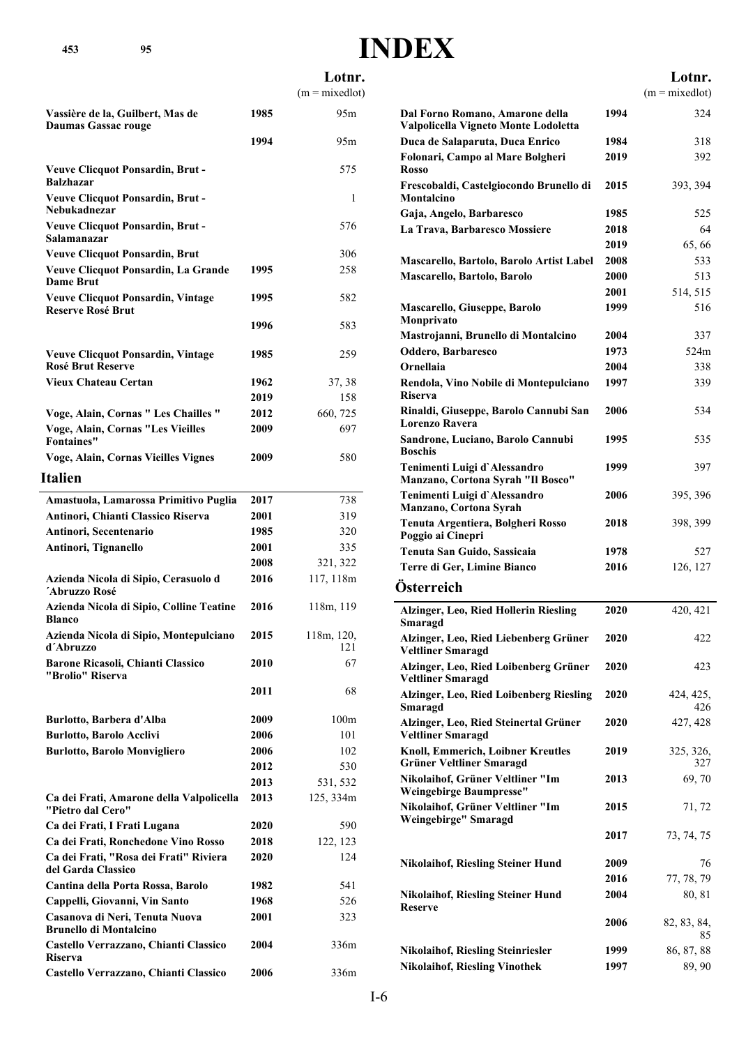# INDEX

| | | Lotnr. (m = mixedlot) |
|---|---|---|
| Vassière de la, Guilbert, Mas de Daumas Gassac rouge | 1985 | 95m |
| | 1994 | 95m |
| Veuve Clicquot Ponsardin, Brut - Balzhazar | | 575 |
| Veuve Clicquot Ponsardin, Brut - Nebukadnezar | | 1 |
| Veuve Clicquot Ponsardin, Brut - Salamanazar | | 576 |
| Veuve Clicquot Ponsardin, Brut | | 306 |
| Veuve Clicquot Ponsardin, La Grande Dame Brut | 1995 | 258 |
| Veuve Clicquot Ponsardin, Vintage Reserve Rosé Brut | 1995 | 582 |
| | 1996 | 583 |
| Veuve Clicquot Ponsardin, Vintage Rosé Brut Reserve | 1985 | 259 |
| Vieux Chateau Certan | 1962 | 37, 38 |
| | 2019 | 158 |
| Voge, Alain, Cornas " Les Chailles " | 2012 | 660, 725 |
| Voge, Alain, Cornas "Les Vieilles Fontaines" | 2009 | 697 |
| Voge, Alain, Cornas Vieilles Vignes | 2009 | 580 |

## Italien

| | | Lotnr. (m = mixedlot) |
|---|---|---|
| Amastuola, Lamarossa Primitivo Puglia | 2017 | 738 |
| Antinori, Chianti Classico Riserva | 2001 | 319 |
| Antinori, Secentenario | 1985 | 320 |
| Antinori, Tignanello | 2001 | 335 |
| | 2008 | 321, 322 |
| Azienda Nicola di Sipio, Cerasuolo d´Abruzzo Rosé | 2016 | 117, 118m |
| Azienda Nicola di Sipio, Colline Teatine Blanco | 2016 | 118m, 119 |
| Azienda Nicola di Sipio, Montepulciano d´Abruzzo | 2015 | 118m, 120, 121 |
| Barone Ricasoli, Chianti Classico "Brolio" Riserva | 2010 | 67 |
| | 2011 | 68 |
| Burlotto, Barbera d'Alba | 2009 | 100m |
| Burlotto, Barolo Acclivi | 2006 | 101 |
| Burlotto, Barolo Monvigliero | 2006 | 102 |
| | 2012 | 530 |
| | 2013 | 531, 532 |
| Ca dei Frati, Amarone della Valpolicella "Pietro dal Cero" | 2013 | 125, 334m |
| Ca dei Frati, I Frati Lugana | 2020 | 590 |
| Ca dei Frati, Ronchedone Vino Rosso | 2018 | 122, 123 |
| Ca dei Frati, "Rosa dei Frati" Riviera del Garda Classico | 2020 | 124 |
| Cantina della Porta Rossa, Barolo | 1982 | 541 |
| Cappelli, Giovanni, Vin Santo | 1968 | 526 |
| Casanova di Neri, Tenuta Nuova Brunello di Montalcino | 2001 | 323 |
| Castello Verrazzano, Chianti Classico Riserva | 2004 | 336m |
| Castello Verrazzano, Chianti Classico | 2006 | 336m |
| Dal Forno Romano, Amarone della Valpolicella Vigneto Monte Lodoletta | 1994 | 324 |
| Duca de Salaparuta, Duca Enrico | 1984 | 318 |
| Folonari, Campo al Mare Bolgheri Rosso | 2019 | 392 |
| Frescobaldi, Castelgiocondo Brunello di Montalcino | 2015 | 393, 394 |
| Gaja, Angelo, Barbaresco | 1985 | 525 |
| La Trava, Barbaresco Mossiere | 2018 | 64 |
| | 2019 | 65, 66 |
| Mascarello, Bartolo, Barolo Artist Label | 2008 | 533 |
| Mascarello, Bartolo, Barolo | 2000 | 513 |
| | 2001 | 514, 515 |
| Mascarello, Giuseppe, Barolo Monprivato | 1999 | 516 |
| Mastrojanni, Brunello di Montalcino | 2004 | 337 |
| Oddero, Barbaresco | 1973 | 524m |
| Ornellaia | 2004 | 338 |
| Rendola, Vino Nobile di Montepulciano Riserva | 1997 | 339 |
| Rinaldi, Giuseppe, Barolo Cannubi San Lorenzo Ravera | 2006 | 534 |
| Sandrone, Luciano, Barolo Cannubi Boschis | 1995 | 535 |
| Tenimenti Luigi d`Alessandro Manzano, Cortona Syrah "Il Bosco" | 1999 | 397 |
| Tenimenti Luigi d`Alessandro Manzano, Cortona Syrah | 2006 | 395, 396 |
| Tenuta Argentiera, Bolgheri Rosso Poggio ai Cinepri | 2018 | 398, 399 |
| Tenuta San Guido, Sassicaia | 1978 | 527 |
| Terre di Ger, Limine Bianco | 2016 | 126, 127 |

## Österreich

| | | Lotnr. (m = mixedlot) |
|---|---|---|
| Alzinger, Leo, Ried Hollerin Riesling Smaragd | 2020 | 420, 421 |
| Alzinger, Leo, Ried Liebenberg Grüner Veltliner Smaragd | 2020 | 422 |
| Alzinger, Leo, Ried Loibenberg Grüner Veltliner Smaragd | 2020 | 423 |
| Alzinger, Leo, Ried Loibenberg Riesling Smaragd | 2020 | 424, 425, 426 |
| Alzinger, Leo, Ried Steinertal Grüner Veltliner Smaragd | 2020 | 427, 428 |
| Knoll, Emmerich, Loibner Kreutles Grüner Veltliner Smaragd | 2019 | 325, 326, 327 |
| Nikolaihof, Grüner Veltliner "Im Weingebirge Baumpresse" | 2013 | 69, 70 |
| Nikolaihof, Grüner Veltliner "Im Weingebirge" Smaragd | 2015 | 71, 72 |
| | 2017 | 73, 74, 75 |
| Nikolaihof, Riesling Steiner Hund | 2009 | 76 |
| | 2016 | 77, 78, 79 |
| Nikolaihof, Riesling Steiner Hund Reserve | 2004 | 80, 81 |
| | 2006 | 82, 83, 84, 85 |
| Nikolaihof, Riesling Steinriesler | 1999 | 86, 87, 88 |
| Nikolaihof, Riesling Vinothek | 1997 | 89, 90 |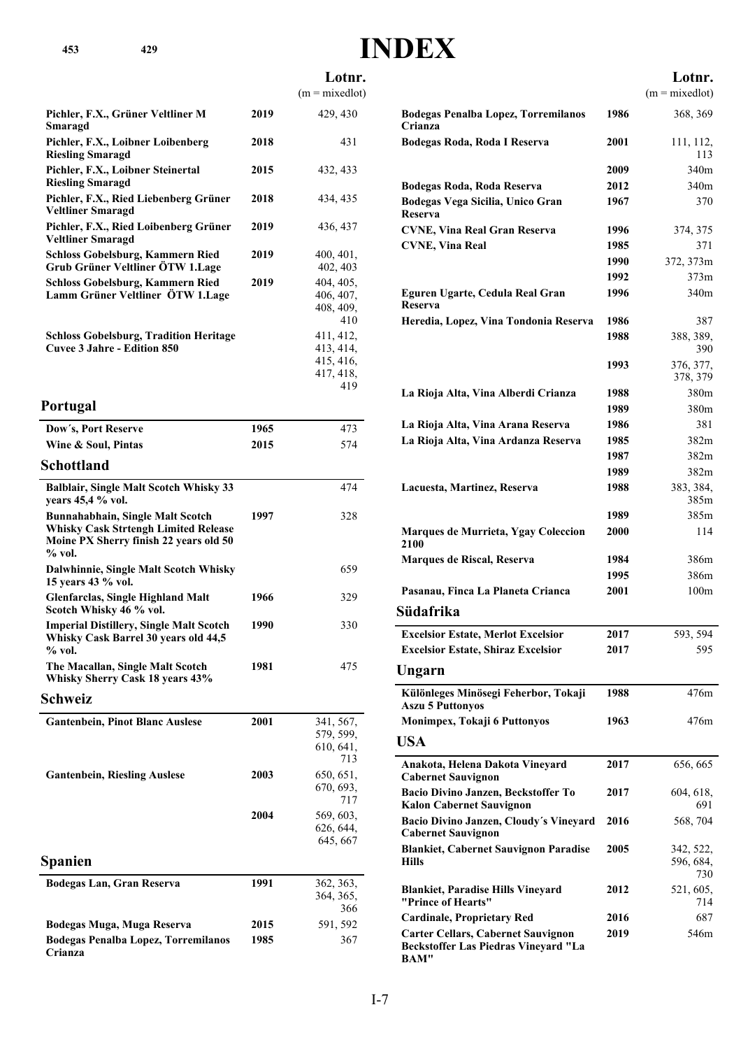# INDEX

| | | Lotnr. (m = mixedlot) |
|---|---|---|
| **Pichler, F.X., Grüner Veltliner M Smaragd** | **2019** | 429, 430 |
| **Pichler, F.X., Loibner Loibenberg Riesling Smaragd** | **2018** | 431 |
| **Pichler, F.X., Loibner Steinertal Riesling Smaragd** | **2015** | 432, 433 |
| **Pichler, F.X., Ried Liebenberg Grüner Veltliner Smaragd** | **2018** | 434, 435 |
| **Pichler, F.X., Ried Loibenberg Grüner Veltliner Smaragd** | **2019** | 436, 437 |
| **Schloss Gobelsburg, Kammern Ried Grub Grüner Veltliner ÖTW 1.Lage** | **2019** | 400, 401, 402, 403 |
| **Schloss Gobelsburg, Kammern Ried Lamm Grüner Veltliner ÖTW 1.Lage** | **2019** | 404, 405, 406, 407, 408, 409, 410 |
| **Schloss Gobelsburg, Tradition Heritage Cuvee 3 Jahre - Edition 850** | | 411, 412, 413, 414, 415, 416, 417, 418, 419 |

## Portugal

| | | |
|---|---|---|
| **Dow´s, Port Reserve** | **1965** | 473 |
| **Wine & Soul, Pintas** | **2015** | 574 |

## Schottland

| | | |
|---|---|---|
| **Balblair, Single Malt Scotch Whisky 33 years 45,4 % vol.** | | 474 |
| **Bunnahabhain, Single Malt Scotch Whisky Cask Strtengh Limited Release Moine PX Sherry finish 22 years old 50 % vol.** | **1997** | 328 |
| **Dalwhinnie, Single Malt Scotch Whisky 15 years 43 % vol.** | | 659 |
| **Glenfarclas, Single Highland Malt Scotch Whisky 46 % vol.** | **1966** | 329 |
| **Imperial Distillery, Single Malt Scotch Whisky Cask Barrel 30 years old 44,5 % vol.** | **1990** | 330 |
| **The Macallan, Single Malt Scotch Whisky Sherry Cask 18 years 43%** | **1981** | 475 |

## Schweiz

| | | |
|---|---|---|
| **Gantenbein, Pinot Blanc Auslese** | **2001** | 341, 567, 579, 599, 610, 641, 713 |
| **Gantenbein, Riesling Auslese** | **2003** | 650, 651, 670, 693, 717 |
| | **2004** | 569, 603, 626, 644, 645, 667 |

## Spanien

| | | |
|---|---|---|
| **Bodegas Lan, Gran Reserva** | **1991** | 362, 363, 364, 365, 366 |
| **Bodegas Muga, Muga Reserva** | **2015** | 591, 592 |
| **Bodegas Penalba Lopez, Torremilanos Crianza** | **1985** | 367 |
| **Bodegas Penalba Lopez, Torremilanos Crianza** | **1986** | 368, 369 |
| **Bodegas Roda, Roda I Reserva** | **2001** | 111, 112, 113 |
| | **2009** | 340m |
| **Bodegas Roda, Roda Reserva** | **2012** | 340m |
| **Bodegas Vega Sicilia, Unico Gran Reserva** | **1967** | 370 |
| **CVNE, Vina Real Gran Reserva** | **1996** | 374, 375 |
| **CVNE, Vina Real** | **1985** | 371 |
| | **1990** | 372, 373m |
| | **1992** | 373m |
| **Eguren Ugarte, Cedula Real Gran Reserva** | **1996** | 340m |
| **Heredia, Lopez, Vina Tondonia Reserva** | **1986** | 387 |
| | **1988** | 388, 389, 390 |
| | **1993** | 376, 377, 378, 379 |
| **La Rioja Alta, Vina Alberdi Crianza** | **1988** | 380m |
| | **1989** | 380m |
| **La Rioja Alta, Vina Arana Reserva** | **1986** | 381 |
| **La Rioja Alta, Vina Ardanza Reserva** | **1985** | 382m |
| | **1987** | 382m |
| | **1989** | 382m |
| **Lacuesta, Martinez, Reserva** | **1988** | 383, 384, 385m |
| | **1989** | 385m |
| **Marques de Murrieta, Ygay Coleccion 2100** | **2000** | 114 |
| **Marques de Riscal, Reserva** | **1984** | 386m |
| | **1995** | 386m |
| **Pasanau, Finca La Planeta Crianca** | **2001** | 100m |

## Südafrika

| | | |
|---|---|---|
| **Excelsior Estate, Merlot Excelsior** | **2017** | 593, 594 |
| **Excelsior Estate, Shiraz Excelsior** | **2017** | 595 |

## Ungarn

| | | |
|---|---|---|
| **Különleges Minösegi Feherbor, Tokaji Aszu 5 Puttonyos** | **1988** | 476m |
| **Monimpex, Tokaji 6 Puttonyos** | **1963** | 476m |

## USA

| | | |
|---|---|---|
| **Anakota, Helena Dakota Vineyard Cabernet Sauvignon** | **2017** | 656, 665 |
| **Bacio Divino Janzen, Beckstoffer To Kalon Cabernet Sauvignon** | **2017** | 604, 618, 691 |
| **Bacio Divino Janzen, Cloudy´s Vineyard Cabernet Sauvignon** | **2016** | 568, 704 |
| **Blankiet, Cabernet Sauvignon Paradise Hills** | **2005** | 342, 522, 596, 684, 730 |
| **Blankiet, Paradise Hills Vineyard "Prince of Hearts"** | **2012** | 521, 605, 714 |
| **Cardinale, Proprietary Red** | **2016** | 687 |
| **Carter Cellars, Cabernet Sauvignon Beckstoffer Las Piedras Vineyard "La BAM"** | **2019** | 546m |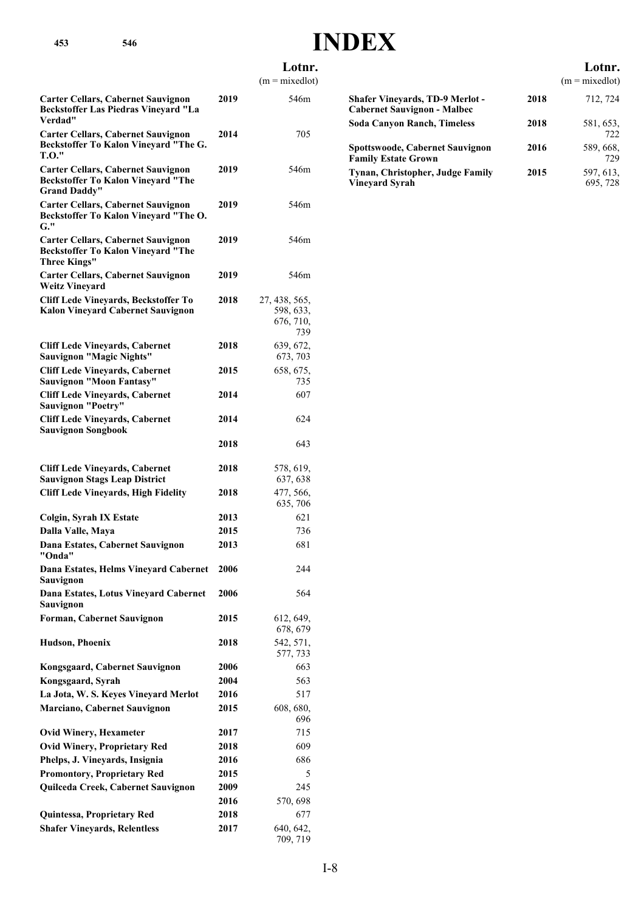# INDEX

| | | Lotnr. (m = mixedlot) |
|---|---|---|
| **Carter Cellars, Cabernet Sauvignon Beckstoffer Las Piedras Vineyard "La Verdad"** | **2019** | 546m |
| **Carter Cellars, Cabernet Sauvignon Beckstoffer To Kalon Vineyard "The G. T.O."** | **2014** | 705 |
| **Carter Cellars, Cabernet Sauvignon Beckstoffer To Kalon Vineyard "The Grand Daddy"** | **2019** | 546m |
| **Carter Cellars, Cabernet Sauvignon Beckstoffer To Kalon Vineyard "The O. G."** | **2019** | 546m |
| **Carter Cellars, Cabernet Sauvignon Beckstoffer To Kalon Vineyard "The Three Kings"** | **2019** | 546m |
| **Carter Cellars, Cabernet Sauvignon Weitz Vineyard** | **2019** | 546m |
| **Cliff Lede Vineyards, Beckstoffer To Kalon Vineyard Cabernet Sauvignon** | **2018** | 27, 438, 565, 598, 633, 676, 710, 739 |
| **Cliff Lede Vineyards, Cabernet Sauvignon "Magic Nights"** | **2018** | 639, 672, 673, 703 |
| **Cliff Lede Vineyards, Cabernet Sauvignon "Moon Fantasy"** | **2015** | 658, 675, 735 |
| **Cliff Lede Vineyards, Cabernet Sauvignon "Poetry"** | **2014** | 607 |
| **Cliff Lede Vineyards, Cabernet Sauvignon Songbook** | **2014** | 624 |
| | **2018** | 643 |
| **Cliff Lede Vineyards, Cabernet Sauvignon Stags Leap District** | **2018** | 578, 619, 637, 638 |
| **Cliff Lede Vineyards, High Fidelity** | **2018** | 477, 566, 635, 706 |
| **Colgin, Syrah IX Estate** | **2013** | 621 |
| **Dalla Valle, Maya** | **2015** | 736 |
| **Dana Estates, Cabernet Sauvignon "Onda"** | **2013** | 681 |
| **Dana Estates, Helms Vineyard Cabernet Sauvignon** | **2006** | 244 |
| **Dana Estates, Lotus Vineyard Cabernet Sauvignon** | **2006** | 564 |
| **Forman, Cabernet Sauvignon** | **2015** | 612, 649, 678, 679 |
| **Hudson, Phoenix** | **2018** | 542, 571, 577, 733 |
| **Kongsgaard, Cabernet Sauvignon** | **2006** | 663 |
| **Kongsgaard, Syrah** | **2004** | 563 |
| **La Jota, W. S. Keyes Vineyard Merlot** | **2016** | 517 |
| **Marciano, Cabernet Sauvignon** | **2015** | 608, 680, 696 |
| **Ovid Winery, Hexameter** | **2017** | 715 |
| **Ovid Winery, Proprietary Red** | **2018** | 609 |
| **Phelps, J. Vineyards, Insignia** | **2016** | 686 |
| **Promontory, Proprietary Red** | **2015** | 5 |
| **Quilceda Creek, Cabernet Sauvignon** | **2009** | 245 |
| | **2016** | 570, 698 |
| **Quintessa, Proprietary Red** | **2018** | 677 |
| **Shafer Vineyards, Relentless** | **2017** | 640, 642, 709, 719 |
| **Shafer Vineyards, TD-9 Merlot - Cabernet Sauvignon - Malbec** | **2018** | 712, 724 |
| **Soda Canyon Ranch, Timeless** | **2018** | 581, 653, 722 |
| **Spottswoode, Cabernet Sauvignon Family Estate Grown** | **2016** | 589, 668, 729 |
| **Tynan, Christopher, Judge Family Vineyard Syrah** | **2015** | 597, 613, 695, 728 |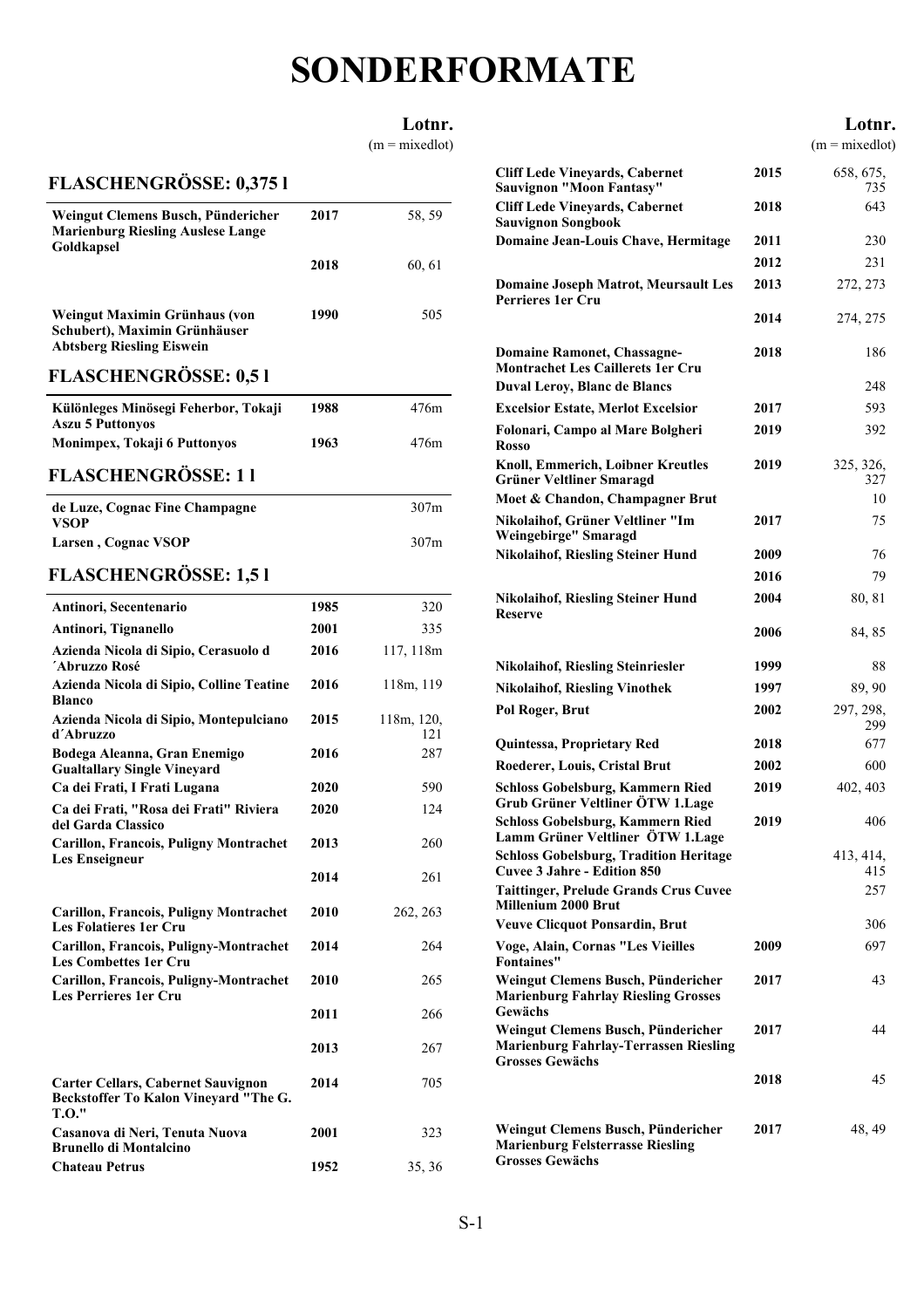# SONDERFORMATE

## FLASCHENGRÖSSE: 0,375 l

| | | Lotnr. (m = mixedlot) |
|---|---|---|
| Weingut Clemens Busch, Pündericher Marienburg Riesling Auslese Lange Goldkapsel | 2017 | 58, 59 |
| | 2018 | 60, 61 |
| Weingut Maximin Grünhaus (von Schubert), Maximin Grünhäuser Abtsberg Riesling Eiswein | 1990 | 505 |

## FLASCHENGRÖSSE: 0,5 l

| | | Lotnr. |
|---|---|---|
| Különleges Minösegi Feherbor, Tokaji Aszu 5 Puttonyos | 1988 | 476m |
| Monimpex, Tokaji 6 Puttonyos | 1963 | 476m |

## FLASCHENGRÖSSE: 1 l

| | | Lotnr. |
|---|---|---|
| de Luze, Cognac Fine Champagne VSOP | | 307m |
| Larsen , Cognac VSOP | | 307m |

## FLASCHENGRÖSSE: 1,5 l

| | | Lotnr. |
|---|---|---|
| Antinori, Secentenario | 1985 | 320 |
| Antinori, Tignanello | 2001 | 335 |
| Azienda Nicola di Sipio, Cerasuolo d ´Abruzzo Rosé | 2016 | 117, 118m |
| Azienda Nicola di Sipio, Colline Teatine Blanco | 2016 | 118m, 119 |
| Azienda Nicola di Sipio, Montepulciano d´Abruzzo | 2015 | 118m, 120, 121 |
| Bodega Aleanna, Gran Enemigo Gualtallary Single Vineyard | 2016 | 287 |
| Ca dei Frati, I Frati Lugana | 2020 | 590 |
| Ca dei Frati, "Rosa dei Frati" Riviera del Garda Classico | 2020 | 124 |
| Carillon, Francois, Puligny Montrachet Les Enseigneur | 2013 | 260 |
| | 2014 | 261 |
| Carillon, Francois, Puligny Montrachet Les Folatieres 1er Cru | 2010 | 262, 263 |
| Carillon, Francois, Puligny-Montrachet Les Combettes 1er Cru | 2014 | 264 |
| Carillon, Francois, Puligny-Montrachet Les Perrieres 1er Cru | 2010 | 265 |
| | 2011 | 266 |
| | 2013 | 267 |
| Carter Cellars, Cabernet Sauvignon Beckstoffer To Kalon Vineyard "The G. T.O." | 2014 | 705 |
| Casanova di Neri, Tenuta Nuova Brunello di Montalcino | 2001 | 323 |
| Chateau Petrus | 1952 | 35, 36 |
| Cliff Lede Vineyards, Cabernet Sauvignon "Moon Fantasy" | 2015 | 658, 675, 735 |
| Cliff Lede Vineyards, Cabernet Sauvignon Songbook | 2018 | 643 |
| Domaine Jean-Louis Chave, Hermitage | 2011 | 230 |
| | 2012 | 231 |
| Domaine Joseph Matrot, Meursault Les Perrieres 1er Cru | 2013 | 272, 273 |
| | 2014 | 274, 275 |
| Domaine Ramonet, Chassagne-Montrachet Les Caillerets 1er Cru | 2018 | 186 |
| Duval Leroy, Blanc de Blancs | | 248 |
| Excelsior Estate, Merlot Excelsior | 2017 | 593 |
| Folonari, Campo al Mare Bolgheri Rosso | 2019 | 392 |
| Knoll, Emmerich, Loibner Kreutles Grüner Veltliner Smaragd | 2019 | 325, 326, 327 |
| Moet & Chandon, Champagner Brut | | 10 |
| Nikolaihof, Grüner Veltliner "Im Weingebirge" Smaragd | 2017 | 75 |
| Nikolaihof, Riesling Steiner Hund | 2009 | 76 |
| | 2016 | 79 |
| Nikolaihof, Riesling Steiner Hund Reserve | 2004 | 80, 81 |
| | 2006 | 84, 85 |
| Nikolaihof, Riesling Steinriesler | 1999 | 88 |
| Nikolaihof, Riesling Vinothek | 1997 | 89, 90 |
| Pol Roger, Brut | 2002 | 297, 298, 299 |
| Quintessa, Proprietary Red | 2018 | 677 |
| Roederer, Louis, Cristal Brut | 2002 | 600 |
| Schloss Gobelsburg, Kammern Ried Grub Grüner Veltliner ÖTW 1.Lage | 2019 | 402, 403 |
| Schloss Gobelsburg, Kammern Ried Lamm Grüner Veltliner ÖTW 1.Lage | 2019 | 406 |
| Schloss Gobelsburg, Tradition Heritage Cuvee 3 Jahre - Edition 850 | | 413, 414, 415 |
| Taittinger, Prelude Grands Crus Cuvee Millenium 2000 Brut | | 257 |
| Veuve Clicquot Ponsardin, Brut | | 306 |
| Voge, Alain, Cornas "Les Vieilles Fontaines" | 2009 | 697 |
| Weingut Clemens Busch, Pündericher Marienburg Fahrlay Riesling Grosses Gewächs | 2017 | 43 |
| Weingut Clemens Busch, Pündericher Marienburg Fahrlay-Terrassen Riesling Grosses Gewächs | 2017 | 44 |
| | 2018 | 45 |
| Weingut Clemens Busch, Pündericher Marienburg Felsterrasse Riesling Grosses Gewächs | 2017 | 48, 49 |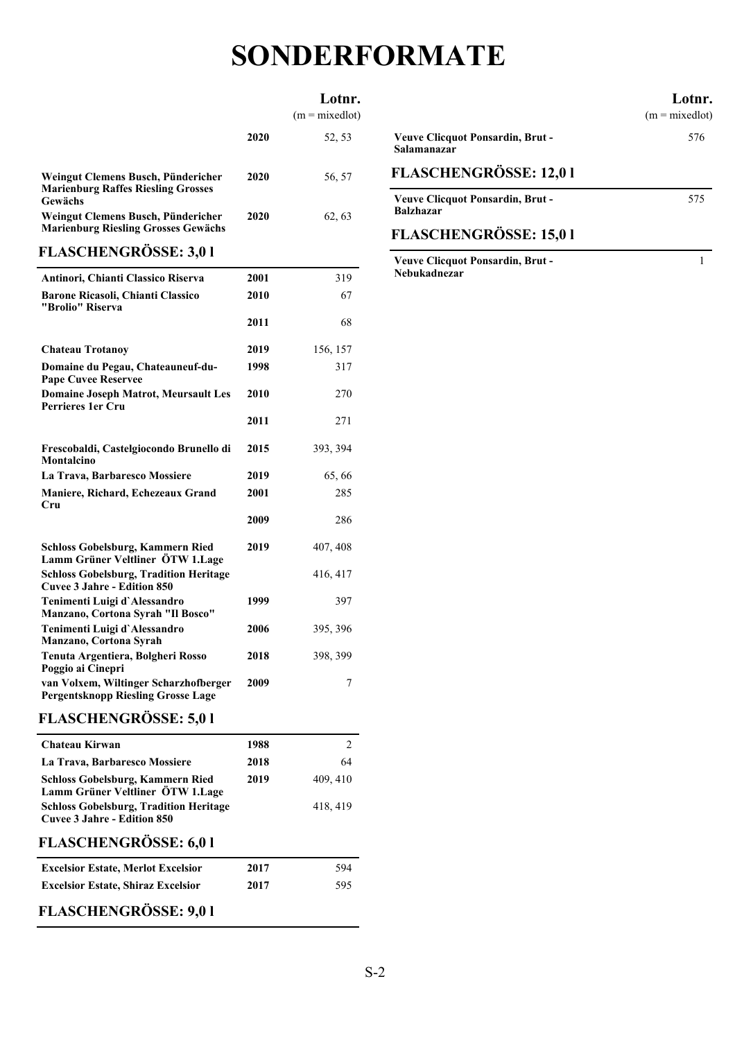# SONDERFORMATE

| | | Lotnr. (m = mixedlot) |
|---|---|---|
| | 2020 | 52, 53 |
| Weingut Clemens Busch, Pündericher Marienburg Raffes Riesling Grosses Gewächs | 2020 | 56, 57 |
| Weingut Clemens Busch, Pündericher Marienburg Riesling Grosses Gewächs | 2020 | 62, 63 |

## FLASCHENGRÖSSE: 3,0 l

| | | |
|---|---|---|
| Antinori, Chianti Classico Riserva | 2001 | 319 |
| Barone Ricasoli, Chianti Classico "Brolio" Riserva | 2010 | 67 |
| | 2011 | 68 |
| Chateau Trotanoy | 2019 | 156, 157 |
| Domaine du Pegau, Chateauneuf-du-Pape Cuvee Reservee | 1998 | 317 |
| Domaine Joseph Matrot, Meursault Les Perrieres 1er Cru | 2010 | 270 |
| | 2011 | 271 |
| Frescobaldi, Castelgiocondo Brunello di Montalcino | 2015 | 393, 394 |
| La Trava, Barbaresco Mossiere | 2019 | 65, 66 |
| Maniere, Richard, Echezeaux Grand Cru | 2001 | 285 |
| | 2009 | 286 |
| Schloss Gobelsburg, Kammern Ried Lamm Grüner Veltliner ÖTW 1.Lage | 2019 | 407, 408 |
| Schloss Gobelsburg, Tradition Heritage Cuvee 3 Jahre - Edition 850 | | 416, 417 |
| Tenimenti Luigi d`Alessandro Manzano, Cortona Syrah "Il Bosco" | 1999 | 397 |
| Tenimenti Luigi d`Alessandro Manzano, Cortona Syrah | 2006 | 395, 396 |
| Tenuta Argentiera, Bolgheri Rosso Poggio ai Cinepri | 2018 | 398, 399 |
| van Volxem, Wiltinger Scharzhofberger Pergentsknopp Riesling Grosse Lage | 2009 | 7 |

## FLASCHENGRÖSSE: 5,0 l

| | | |
|---|---|---|
| Chateau Kirwan | 1988 | 2 |
| La Trava, Barbaresco Mossiere | 2018 | 64 |
| Schloss Gobelsburg, Kammern Ried Lamm Grüner Veltliner ÖTW 1.Lage | 2019 | 409, 410 |
| Schloss Gobelsburg, Tradition Heritage Cuvee 3 Jahre - Edition 850 | | 418, 419 |

## FLASCHENGRÖSSE: 6,0 l

| | | |
|---|---|---|
| Excelsior Estate, Merlot Excelsior | 2017 | 594 |
| Excelsior Estate, Shiraz Excelsior | 2017 | 595 |

## FLASCHENGRÖSSE: 9,0 l

| | | Lotnr. (m = mixedlot) |
|---|---|---|
| Veuve Clicquot Ponsardin, Brut - Salamanazar | | 576 |

## FLASCHENGRÖSSE: 12,0 l

| | | |
|---|---|---|
| Veuve Clicquot Ponsardin, Brut - Balzhazar | | 575 |

## FLASCHENGRÖSSE: 15,0 l

| | | |
|---|---|---|
| Veuve Clicquot Ponsardin, Brut - Nebukadnezar | | 1 |